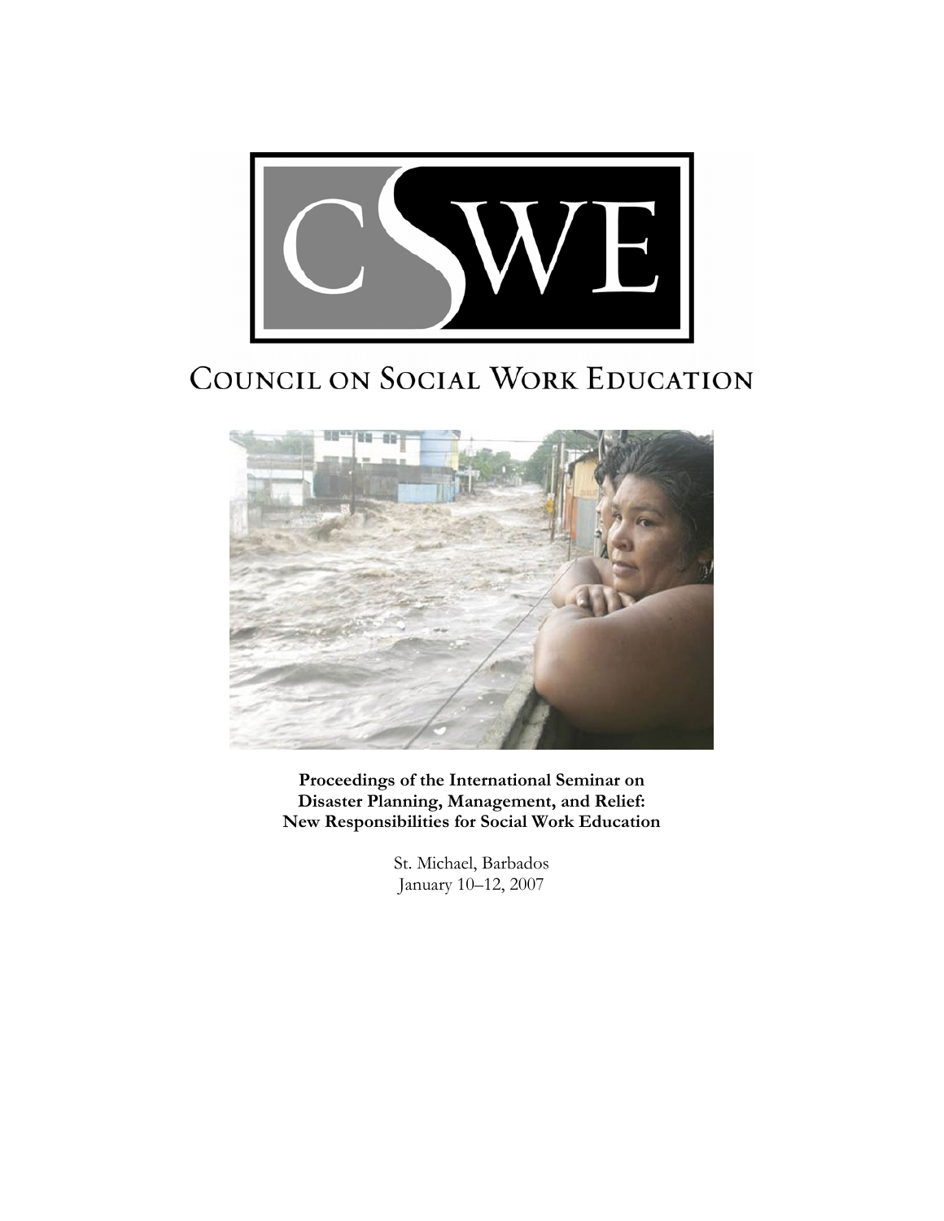CSWE

# Council on Social Work Education

**Proceedings of the International Seminar on Disaster Planning, Management, and Relief: New Responsibilities for Social Work Education**

St. Michael, Barbados
January 10–12, 2007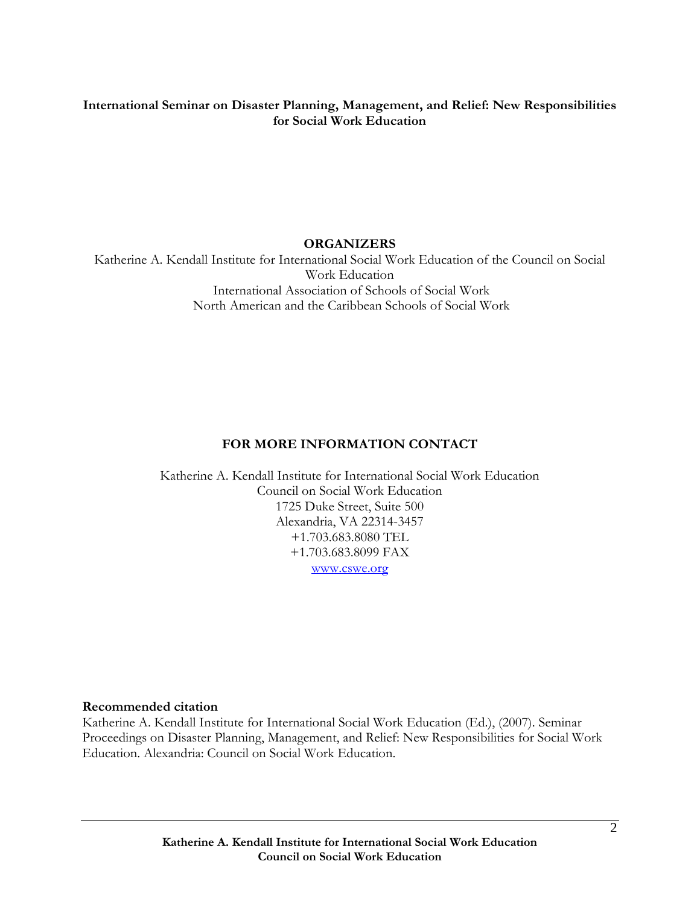**International Seminar on Disaster Planning, Management, and Relief: New Responsibilities for Social Work Education**

**ORGANIZERS**

Katherine A. Kendall Institute for International Social Work Education of the Council on Social Work Education
International Association of Schools of Social Work
North American and the Caribbean Schools of Social Work

**FOR MORE INFORMATION CONTACT**

Katherine A. Kendall Institute for International Social Work Education
Council on Social Work Education
1725 Duke Street, Suite 500
Alexandria, VA 22314-3457
+1.703.683.8080 TEL
+1.703.683.8099 FAX
www.cswe.org

**Recommended citation**

Katherine A. Kendall Institute for International Social Work Education (Ed.), (2007). Seminar Proceedings on Disaster Planning, Management, and Relief: New Responsibilities for Social Work Education. Alexandria: Council on Social Work Education.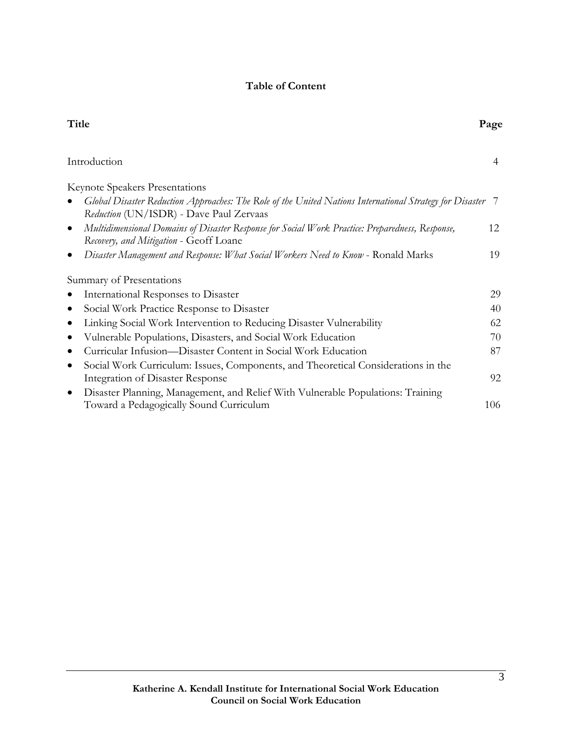# Table of Content

| Title | Page |
| --- | --- |
| Introduction | 4 |
| Keynote Speakers Presentations | |
| • *Global Disaster Reduction Approaches: The Role of the United Nations International Strategy for Disaster Reduction* (UN/ISDR) - Dave Paul Zervaas | 7 |
| • *Multidimensional Domains of Disaster Response for Social Work Practice: Preparedness, Response, Recovery, and Mitigation* - Geoff Loane | 12 |
| • *Disaster Management and Response: What Social Workers Need to Know* - Ronald Marks | 19 |
| Summary of Presentations | |
| • International Responses to Disaster | 29 |
| • Social Work Practice Response to Disaster | 40 |
| • Linking Social Work Intervention to Reducing Disaster Vulnerability | 62 |
| • Vulnerable Populations, Disasters, and Social Work Education | 70 |
| • Curricular Infusion—Disaster Content in Social Work Education | 87 |
| • Social Work Curriculum: Issues, Components, and Theoretical Considerations in the Integration of Disaster Response | 92 |
| • Disaster Planning, Management, and Relief With Vulnerable Populations: Training Toward a Pedagogically Sound Curriculum | 106 |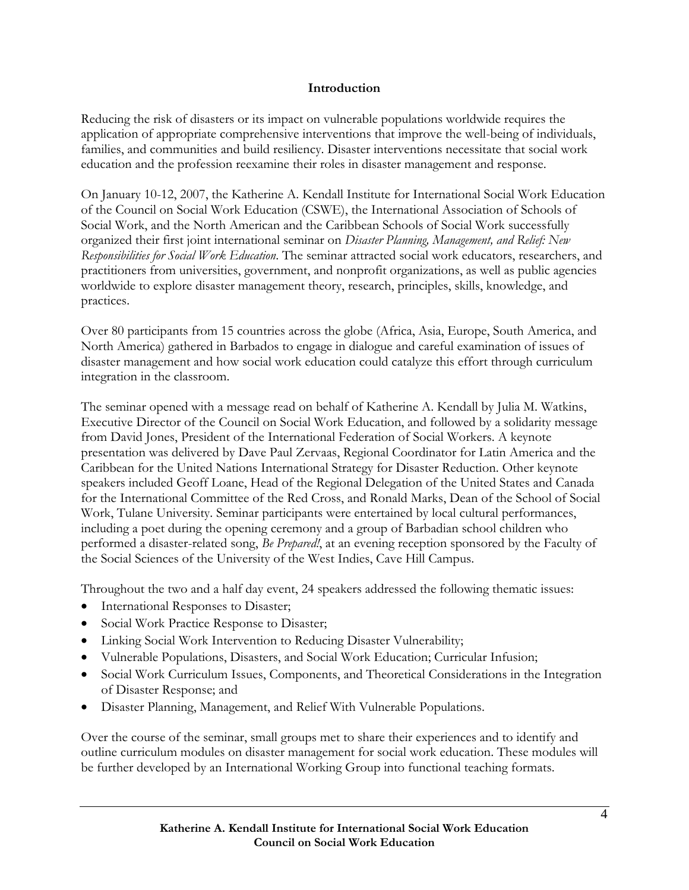## Introduction

Reducing the risk of disasters or its impact on vulnerable populations worldwide requires the application of appropriate comprehensive interventions that improve the well-being of individuals, families, and communities and build resiliency. Disaster interventions necessitate that social work education and the profession reexamine their roles in disaster management and response.

On January 10-12, 2007, the Katherine A. Kendall Institute for International Social Work Education of the Council on Social Work Education (CSWE), the International Association of Schools of Social Work, and the North American and the Caribbean Schools of Social Work successfully organized their first joint international seminar on *Disaster Planning, Management, and Relief: New Responsibilities for Social Work Education*. The seminar attracted social work educators, researchers, and practitioners from universities, government, and nonprofit organizations, as well as public agencies worldwide to explore disaster management theory, research, principles, skills, knowledge, and practices.

Over 80 participants from 15 countries across the globe (Africa, Asia, Europe, South America, and North America) gathered in Barbados to engage in dialogue and careful examination of issues of disaster management and how social work education could catalyze this effort through curriculum integration in the classroom.

The seminar opened with a message read on behalf of Katherine A. Kendall by Julia M. Watkins, Executive Director of the Council on Social Work Education, and followed by a solidarity message from David Jones, President of the International Federation of Social Workers. A keynote presentation was delivered by Dave Paul Zervaas, Regional Coordinator for Latin America and the Caribbean for the United Nations International Strategy for Disaster Reduction. Other keynote speakers included Geoff Loane, Head of the Regional Delegation of the United States and Canada for the International Committee of the Red Cross, and Ronald Marks, Dean of the School of Social Work, Tulane University. Seminar participants were entertained by local cultural performances, including a poet during the opening ceremony and a group of Barbadian school children who performed a disaster-related song, *Be Prepared!*, at an evening reception sponsored by the Faculty of the Social Sciences of the University of the West Indies, Cave Hill Campus.

Throughout the two and a half day event, 24 speakers addressed the following thematic issues:

- International Responses to Disaster;
- Social Work Practice Response to Disaster;
- Linking Social Work Intervention to Reducing Disaster Vulnerability;
- Vulnerable Populations, Disasters, and Social Work Education; Curricular Infusion;
- Social Work Curriculum Issues, Components, and Theoretical Considerations in the Integration of Disaster Response; and
- Disaster Planning, Management, and Relief With Vulnerable Populations.

Over the course of the seminar, small groups met to share their experiences and to identify and outline curriculum modules on disaster management for social work education. These modules will be further developed by an International Working Group into functional teaching formats.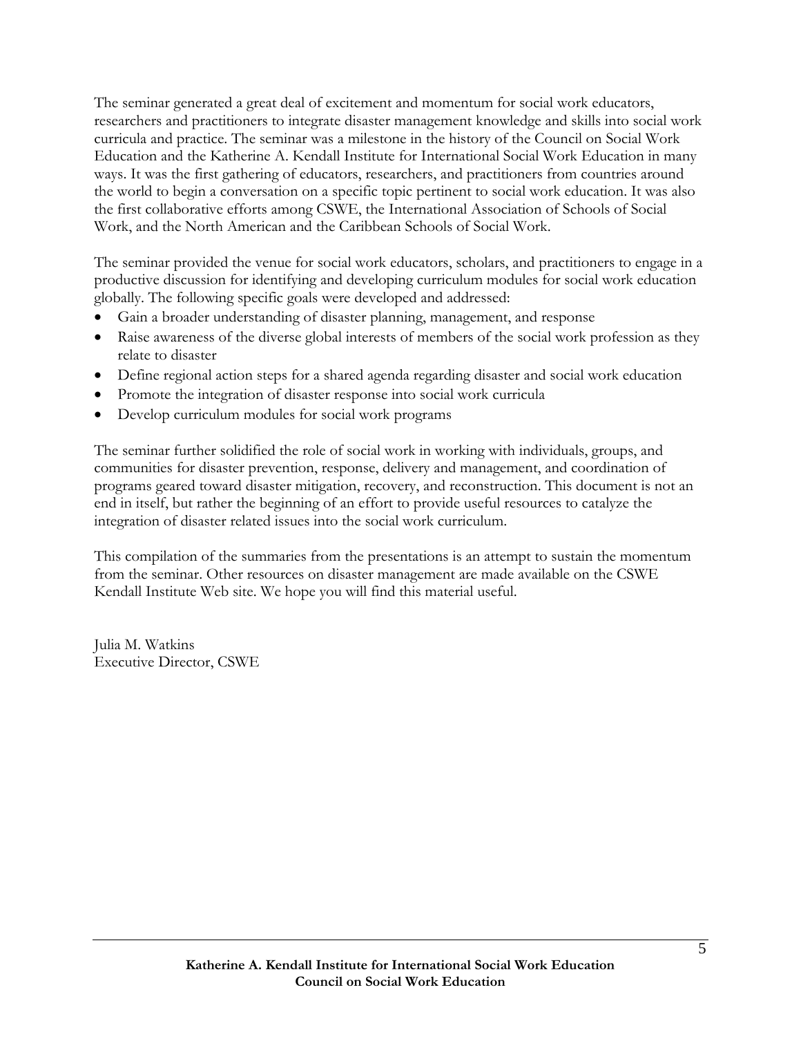The seminar generated a great deal of excitement and momentum for social work educators, researchers and practitioners to integrate disaster management knowledge and skills into social work curricula and practice. The seminar was a milestone in the history of the Council on Social Work Education and the Katherine A. Kendall Institute for International Social Work Education in many ways. It was the first gathering of educators, researchers, and practitioners from countries around the world to begin a conversation on a specific topic pertinent to social work education. It was also the first collaborative efforts among CSWE, the International Association of Schools of Social Work, and the North American and the Caribbean Schools of Social Work.

The seminar provided the venue for social work educators, scholars, and practitioners to engage in a productive discussion for identifying and developing curriculum modules for social work education globally. The following specific goals were developed and addressed:

- Gain a broader understanding of disaster planning, management, and response
- Raise awareness of the diverse global interests of members of the social work profession as they relate to disaster
- Define regional action steps for a shared agenda regarding disaster and social work education
- Promote the integration of disaster response into social work curricula
- Develop curriculum modules for social work programs

The seminar further solidified the role of social work in working with individuals, groups, and communities for disaster prevention, response, delivery and management, and coordination of programs geared toward disaster mitigation, recovery, and reconstruction. This document is not an end in itself, but rather the beginning of an effort to provide useful resources to catalyze the integration of disaster related issues into the social work curriculum.

This compilation of the summaries from the presentations is an attempt to sustain the momentum from the seminar. Other resources on disaster management are made available on the CSWE Kendall Institute Web site. We hope you will find this material useful.

Julia M. Watkins
Executive Director, CSWE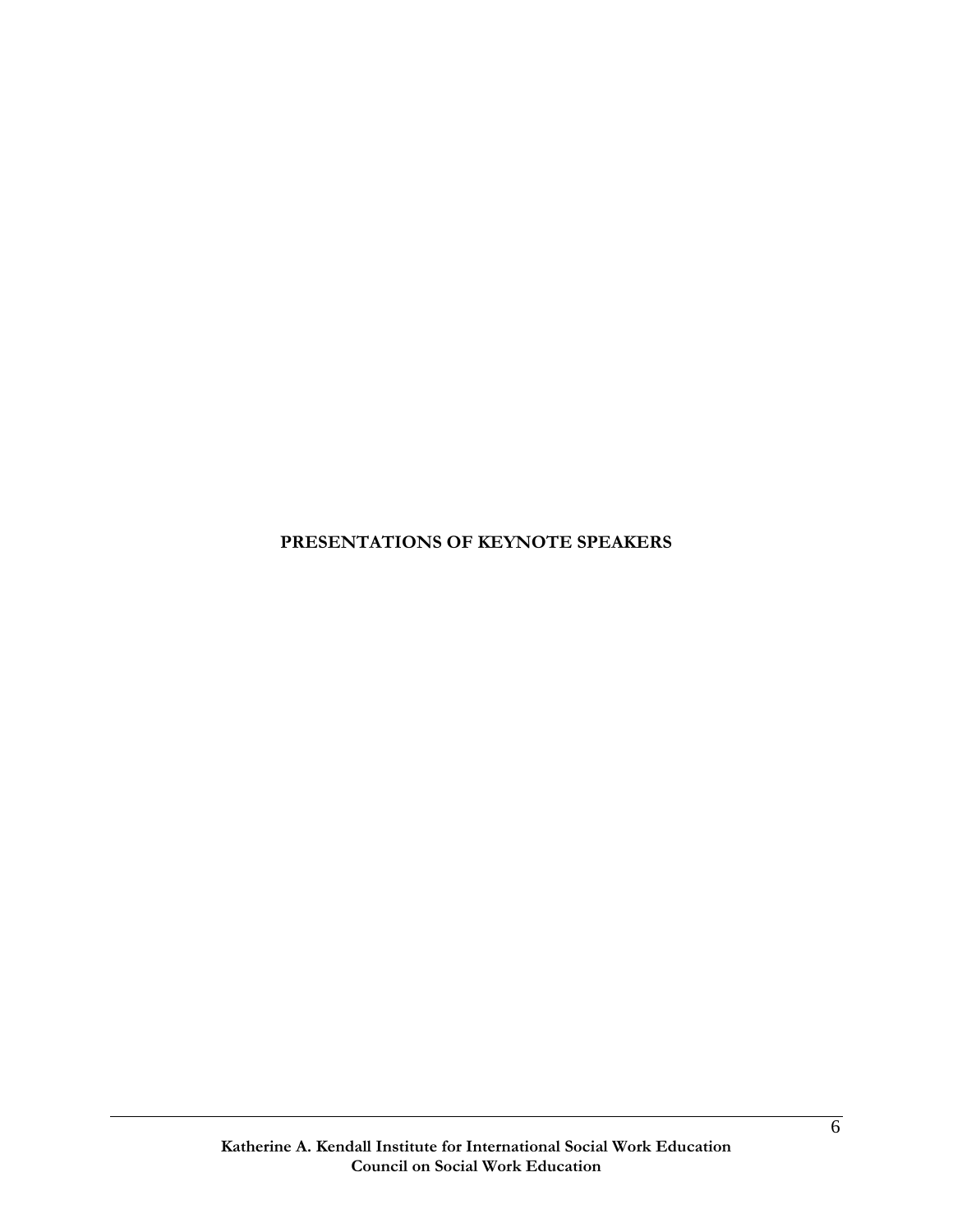# PRESENTATIONS OF KEYNOTE SPEAKERS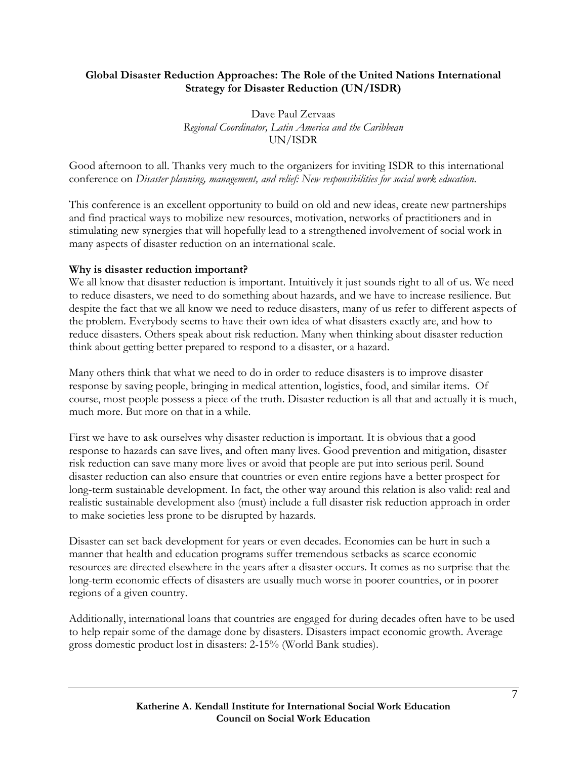**Global Disaster Reduction Approaches: The Role of the United Nations International Strategy for Disaster Reduction (UN/ISDR)**

Dave Paul Zervaas
*Regional Coordinator, Latin America and the Caribbean*
UN/ISDR

Good afternoon to all. Thanks very much to the organizers for inviting ISDR to this international conference on *Disaster planning, management, and relief: New responsibilities for social work education.*

This conference is an excellent opportunity to build on old and new ideas, create new partnerships and find practical ways to mobilize new resources, motivation, networks of practitioners and in stimulating new synergies that will hopefully lead to a strengthened involvement of social work in many aspects of disaster reduction on an international scale.

**Why is disaster reduction important?**

We all know that disaster reduction is important. Intuitively it just sounds right to all of us. We need to reduce disasters, we need to do something about hazards, and we have to increase resilience. But despite the fact that we all know we need to reduce disasters, many of us refer to different aspects of the problem. Everybody seems to have their own idea of what disasters exactly are, and how to reduce disasters. Others speak about risk reduction. Many when thinking about disaster reduction think about getting better prepared to respond to a disaster, or a hazard.

Many others think that what we need to do in order to reduce disasters is to improve disaster response by saving people, bringing in medical attention, logistics, food, and similar items. Of course, most people possess a piece of the truth. Disaster reduction is all that and actually it is much, much more. But more on that in a while.

First we have to ask ourselves why disaster reduction is important. It is obvious that a good response to hazards can save lives, and often many lives. Good prevention and mitigation, disaster risk reduction can save many more lives or avoid that people are put into serious peril. Sound disaster reduction can also ensure that countries or even entire regions have a better prospect for long-term sustainable development. In fact, the other way around this relation is also valid: real and realistic sustainable development also (must) include a full disaster risk reduction approach in order to make societies less prone to be disrupted by hazards.

Disaster can set back development for years or even decades. Economies can be hurt in such a manner that health and education programs suffer tremendous setbacks as scarce economic resources are directed elsewhere in the years after a disaster occurs. It comes as no surprise that the long-term economic effects of disasters are usually much worse in poorer countries, or in poorer regions of a given country.

Additionally, international loans that countries are engaged for during decades often have to be used to help repair some of the damage done by disasters. Disasters impact economic growth. Average gross domestic product lost in disasters: 2-15% (World Bank studies).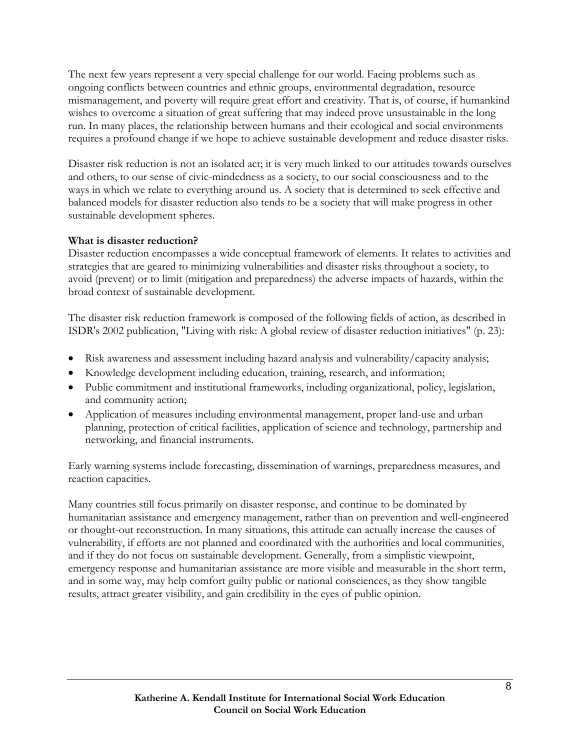The next few years represent a very special challenge for our world. Facing problems such as ongoing conflicts between countries and ethnic groups, environmental degradation, resource mismanagement, and poverty will require great effort and creativity. That is, of course, if humankind wishes to overcome a situation of great suffering that may indeed prove unsustainable in the long run. In many places, the relationship between humans and their ecological and social environments requires a profound change if we hope to achieve sustainable development and reduce disaster risks.

Disaster risk reduction is not an isolated act; it is very much linked to our attitudes towards ourselves and others, to our sense of civic-mindedness as a society, to our social consciousness and to the ways in which we relate to everything around us. A society that is determined to seek effective and balanced models for disaster reduction also tends to be a society that will make progress in other sustainable development spheres.

**What is disaster reduction?**

Disaster reduction encompasses a wide conceptual framework of elements. It relates to activities and strategies that are geared to minimizing vulnerabilities and disaster risks throughout a society, to avoid (prevent) or to limit (mitigation and preparedness) the adverse impacts of hazards, within the broad context of sustainable development.

The disaster risk reduction framework is composed of the following fields of action, as described in ISDR's 2002 publication, "Living with risk: A global review of disaster reduction initiatives" (p. 23):

- Risk awareness and assessment including hazard analysis and vulnerability/capacity analysis;
- Knowledge development including education, training, research, and information;
- Public commitment and institutional frameworks, including organizational, policy, legislation, and community action;
- Application of measures including environmental management, proper land-use and urban planning, protection of critical facilities, application of science and technology, partnership and networking, and financial instruments.

Early warning systems include forecasting, dissemination of warnings, preparedness measures, and reaction capacities.

Many countries still focus primarily on disaster response, and continue to be dominated by humanitarian assistance and emergency management, rather than on prevention and well-engineered or thought-out reconstruction. In many situations, this attitude can actually increase the causes of vulnerability, if efforts are not planned and coordinated with the authorities and local communities, and if they do not focus on sustainable development. Generally, from a simplistic viewpoint, emergency response and humanitarian assistance are more visible and measurable in the short term, and in some way, may help comfort guilty public or national consciences, as they show tangible results, attract greater visibility, and gain credibility in the eyes of public opinion.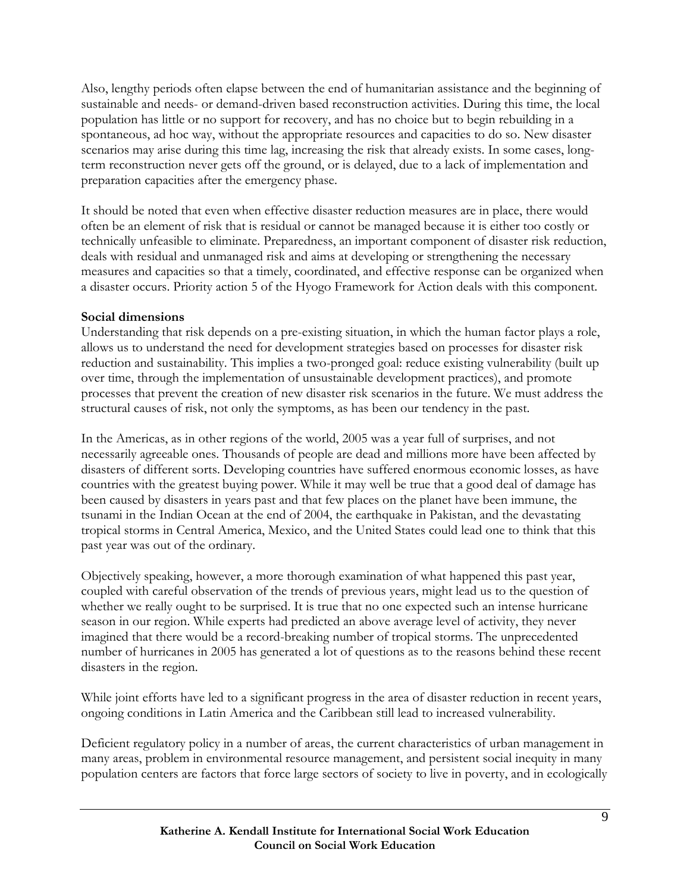Also, lengthy periods often elapse between the end of humanitarian assistance and the beginning of sustainable and needs- or demand-driven based reconstruction activities. During this time, the local population has little or no support for recovery, and has no choice but to begin rebuilding in a spontaneous, ad hoc way, without the appropriate resources and capacities to do so. New disaster scenarios may arise during this time lag, increasing the risk that already exists. In some cases, long-term reconstruction never gets off the ground, or is delayed, due to a lack of implementation and preparation capacities after the emergency phase.

It should be noted that even when effective disaster reduction measures are in place, there would often be an element of risk that is residual or cannot be managed because it is either too costly or technically unfeasible to eliminate. Preparedness, an important component of disaster risk reduction, deals with residual and unmanaged risk and aims at developing or strengthening the necessary measures and capacities so that a timely, coordinated, and effective response can be organized when a disaster occurs. Priority action 5 of the Hyogo Framework for Action deals with this component.

**Social dimensions**

Understanding that risk depends on a pre-existing situation, in which the human factor plays a role, allows us to understand the need for development strategies based on processes for disaster risk reduction and sustainability. This implies a two-pronged goal: reduce existing vulnerability (built up over time, through the implementation of unsustainable development practices), and promote processes that prevent the creation of new disaster risk scenarios in the future. We must address the structural causes of risk, not only the symptoms, as has been our tendency in the past.

In the Americas, as in other regions of the world, 2005 was a year full of surprises, and not necessarily agreeable ones. Thousands of people are dead and millions more have been affected by disasters of different sorts. Developing countries have suffered enormous economic losses, as have countries with the greatest buying power. While it may well be true that a good deal of damage has been caused by disasters in years past and that few places on the planet have been immune, the tsunami in the Indian Ocean at the end of 2004, the earthquake in Pakistan, and the devastating tropical storms in Central America, Mexico, and the United States could lead one to think that this past year was out of the ordinary.

Objectively speaking, however, a more thorough examination of what happened this past year, coupled with careful observation of the trends of previous years, might lead us to the question of whether we really ought to be surprised. It is true that no one expected such an intense hurricane season in our region. While experts had predicted an above average level of activity, they never imagined that there would be a record-breaking number of tropical storms. The unprecedented number of hurricanes in 2005 has generated a lot of questions as to the reasons behind these recent disasters in the region.

While joint efforts have led to a significant progress in the area of disaster reduction in recent years, ongoing conditions in Latin America and the Caribbean still lead to increased vulnerability.

Deficient regulatory policy in a number of areas, the current characteristics of urban management in many areas, problem in environmental resource management, and persistent social inequity in many population centers are factors that force large sectors of society to live in poverty, and in ecologically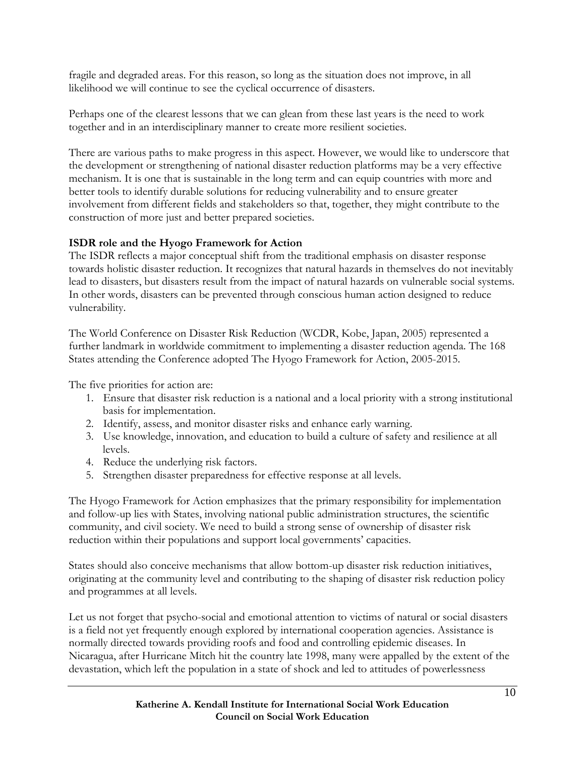fragile and degraded areas. For this reason, so long as the situation does not improve, in all likelihood we will continue to see the cyclical occurrence of disasters.

Perhaps one of the clearest lessons that we can glean from these last years is the need to work together and in an interdisciplinary manner to create more resilient societies.

There are various paths to make progress in this aspect. However, we would like to underscore that the development or strengthening of national disaster reduction platforms may be a very effective mechanism. It is one that is sustainable in the long term and can equip countries with more and better tools to identify durable solutions for reducing vulnerability and to ensure greater involvement from different fields and stakeholders so that, together, they might contribute to the construction of more just and better prepared societies.

**ISDR role and the Hyogo Framework for Action**

The ISDR reflects a major conceptual shift from the traditional emphasis on disaster response towards holistic disaster reduction. It recognizes that natural hazards in themselves do not inevitably lead to disasters, but disasters result from the impact of natural hazards on vulnerable social systems. In other words, disasters can be prevented through conscious human action designed to reduce vulnerability.

The World Conference on Disaster Risk Reduction (WCDR, Kobe, Japan, 2005) represented a further landmark in worldwide commitment to implementing a disaster reduction agenda. The 168 States attending the Conference adopted The Hyogo Framework for Action, 2005-2015.

The five priorities for action are:

1. Ensure that disaster risk reduction is a national and a local priority with a strong institutional basis for implementation.
2. Identify, assess, and monitor disaster risks and enhance early warning.
3. Use knowledge, innovation, and education to build a culture of safety and resilience at all levels.
4. Reduce the underlying risk factors.
5. Strengthen disaster preparedness for effective response at all levels.

The Hyogo Framework for Action emphasizes that the primary responsibility for implementation and follow-up lies with States, involving national public administration structures, the scientific community, and civil society. We need to build a strong sense of ownership of disaster risk reduction within their populations and support local governments' capacities.

States should also conceive mechanisms that allow bottom-up disaster risk reduction initiatives, originating at the community level and contributing to the shaping of disaster risk reduction policy and programmes at all levels.

Let us not forget that psycho-social and emotional attention to victims of natural or social disasters is a field not yet frequently enough explored by international cooperation agencies. Assistance is normally directed towards providing roofs and food and controlling epidemic diseases. In Nicaragua, after Hurricane Mitch hit the country late 1998, many were appalled by the extent of the devastation, which left the population in a state of shock and led to attitudes of powerlessness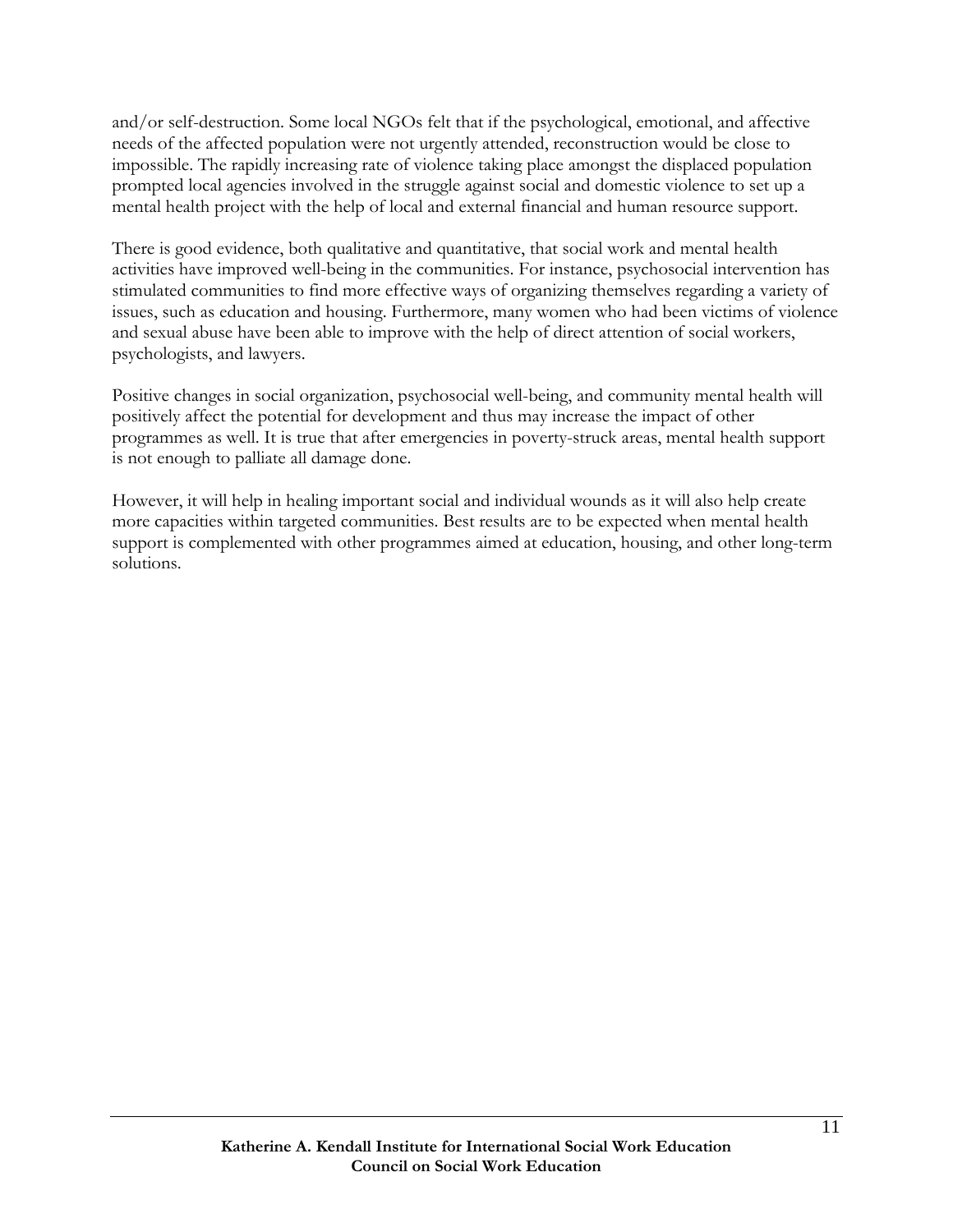and/or self-destruction. Some local NGOs felt that if the psychological, emotional, and affective needs of the affected population were not urgently attended, reconstruction would be close to impossible. The rapidly increasing rate of violence taking place amongst the displaced population prompted local agencies involved in the struggle against social and domestic violence to set up a mental health project with the help of local and external financial and human resource support.

There is good evidence, both qualitative and quantitative, that social work and mental health activities have improved well-being in the communities. For instance, psychosocial intervention has stimulated communities to find more effective ways of organizing themselves regarding a variety of issues, such as education and housing. Furthermore, many women who had been victims of violence and sexual abuse have been able to improve with the help of direct attention of social workers, psychologists, and lawyers.

Positive changes in social organization, psychosocial well-being, and community mental health will positively affect the potential for development and thus may increase the impact of other programmes as well. It is true that after emergencies in poverty-struck areas, mental health support is not enough to palliate all damage done.

However, it will help in healing important social and individual wounds as it will also help create more capacities within targeted communities. Best results are to be expected when mental health support is complemented with other programmes aimed at education, housing, and other long-term solutions.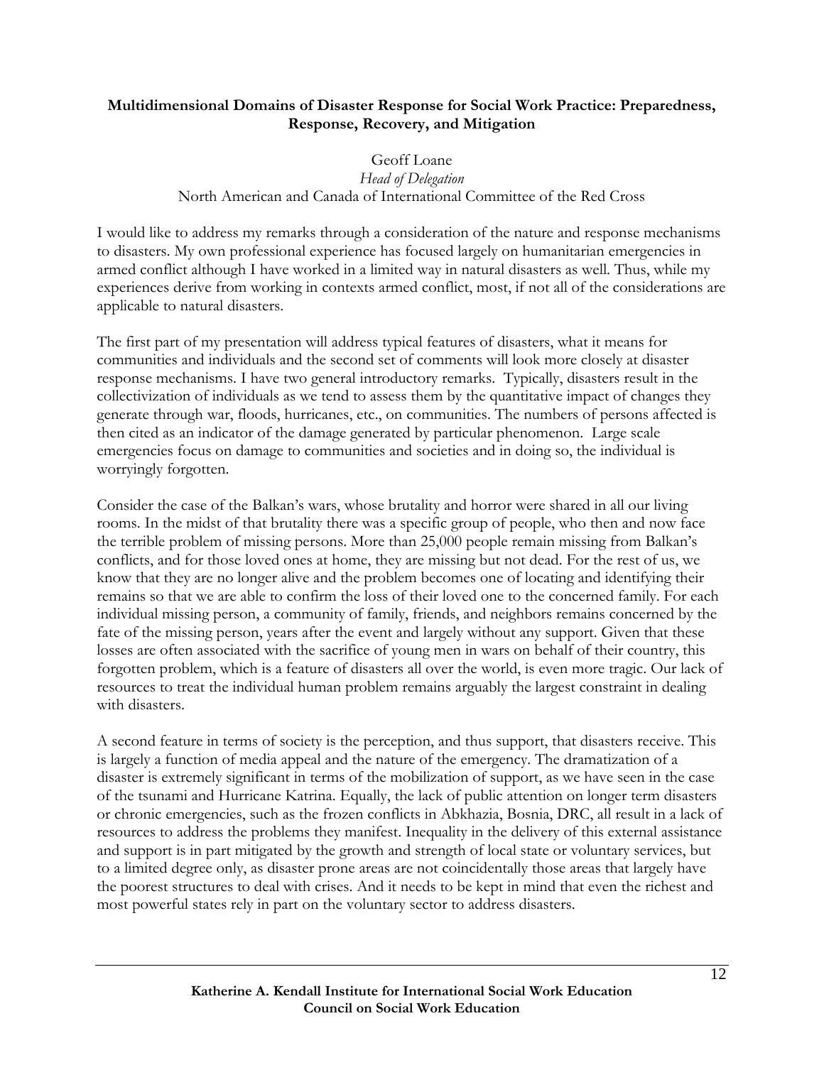**Multidimensional Domains of Disaster Response for Social Work Practice: Preparedness, Response, Recovery, and Mitigation**

Geoff Loane
*Head of Delegation*
North American and Canada of International Committee of the Red Cross

I would like to address my remarks through a consideration of the nature and response mechanisms to disasters. My own professional experience has focused largely on humanitarian emergencies in armed conflict although I have worked in a limited way in natural disasters as well. Thus, while my experiences derive from working in contexts armed conflict, most, if not all of the considerations are applicable to natural disasters.

The first part of my presentation will address typical features of disasters, what it means for communities and individuals and the second set of comments will look more closely at disaster response mechanisms. I have two general introductory remarks. Typically, disasters result in the collectivization of individuals as we tend to assess them by the quantitative impact of changes they generate through war, floods, hurricanes, etc., on communities. The numbers of persons affected is then cited as an indicator of the damage generated by particular phenomenon. Large scale emergencies focus on damage to communities and societies and in doing so, the individual is worryingly forgotten.

Consider the case of the Balkan's wars, whose brutality and horror were shared in all our living rooms. In the midst of that brutality there was a specific group of people, who then and now face the terrible problem of missing persons. More than 25,000 people remain missing from Balkan's conflicts, and for those loved ones at home, they are missing but not dead. For the rest of us, we know that they are no longer alive and the problem becomes one of locating and identifying their remains so that we are able to confirm the loss of their loved one to the concerned family. For each individual missing person, a community of family, friends, and neighbors remains concerned by the fate of the missing person, years after the event and largely without any support. Given that these losses are often associated with the sacrifice of young men in wars on behalf of their country, this forgotten problem, which is a feature of disasters all over the world, is even more tragic. Our lack of resources to treat the individual human problem remains arguably the largest constraint in dealing with disasters.

A second feature in terms of society is the perception, and thus support, that disasters receive. This is largely a function of media appeal and the nature of the emergency. The dramatization of a disaster is extremely significant in terms of the mobilization of support, as we have seen in the case of the tsunami and Hurricane Katrina. Equally, the lack of public attention on longer term disasters or chronic emergencies, such as the frozen conflicts in Abkhazia, Bosnia, DRC, all result in a lack of resources to address the problems they manifest. Inequality in the delivery of this external assistance and support is in part mitigated by the growth and strength of local state or voluntary services, but to a limited degree only, as disaster prone areas are not coincidentally those areas that largely have the poorest structures to deal with crises. And it needs to be kept in mind that even the richest and most powerful states rely in part on the voluntary sector to address disasters.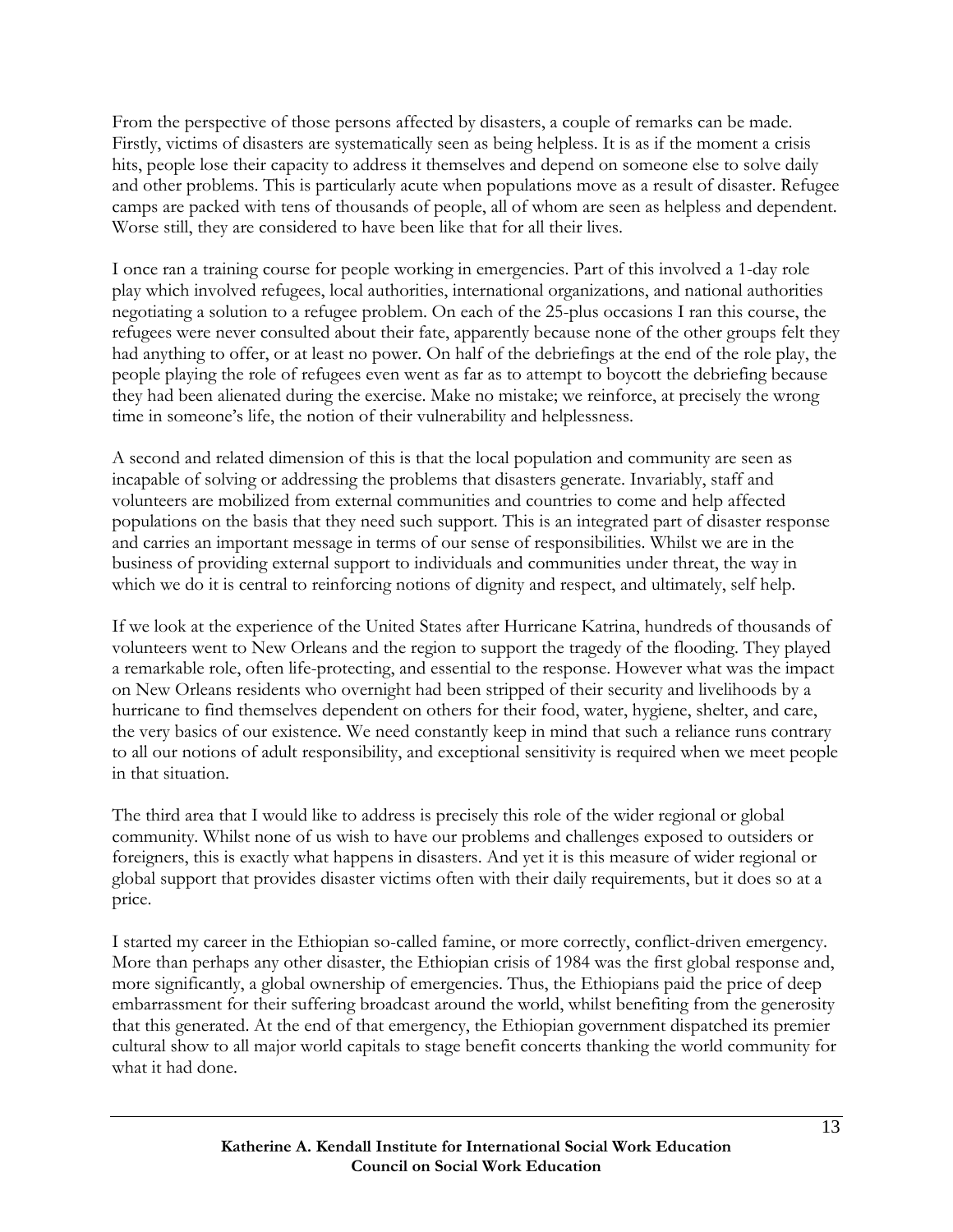From the perspective of those persons affected by disasters, a couple of remarks can be made. Firstly, victims of disasters are systematically seen as being helpless. It is as if the moment a crisis hits, people lose their capacity to address it themselves and depend on someone else to solve daily and other problems. This is particularly acute when populations move as a result of disaster. Refugee camps are packed with tens of thousands of people, all of whom are seen as helpless and dependent. Worse still, they are considered to have been like that for all their lives.

I once ran a training course for people working in emergencies. Part of this involved a 1-day role play which involved refugees, local authorities, international organizations, and national authorities negotiating a solution to a refugee problem. On each of the 25-plus occasions I ran this course, the refugees were never consulted about their fate, apparently because none of the other groups felt they had anything to offer, or at least no power. On half of the debriefings at the end of the role play, the people playing the role of refugees even went as far as to attempt to boycott the debriefing because they had been alienated during the exercise. Make no mistake; we reinforce, at precisely the wrong time in someone's life, the notion of their vulnerability and helplessness.

A second and related dimension of this is that the local population and community are seen as incapable of solving or addressing the problems that disasters generate. Invariably, staff and volunteers are mobilized from external communities and countries to come and help affected populations on the basis that they need such support. This is an integrated part of disaster response and carries an important message in terms of our sense of responsibilities. Whilst we are in the business of providing external support to individuals and communities under threat, the way in which we do it is central to reinforcing notions of dignity and respect, and ultimately, self help.

If we look at the experience of the United States after Hurricane Katrina, hundreds of thousands of volunteers went to New Orleans and the region to support the tragedy of the flooding. They played a remarkable role, often life-protecting, and essential to the response. However what was the impact on New Orleans residents who overnight had been stripped of their security and livelihoods by a hurricane to find themselves dependent on others for their food, water, hygiene, shelter, and care, the very basics of our existence. We need constantly keep in mind that such a reliance runs contrary to all our notions of adult responsibility, and exceptional sensitivity is required when we meet people in that situation.

The third area that I would like to address is precisely this role of the wider regional or global community. Whilst none of us wish to have our problems and challenges exposed to outsiders or foreigners, this is exactly what happens in disasters. And yet it is this measure of wider regional or global support that provides disaster victims often with their daily requirements, but it does so at a price.

I started my career in the Ethiopian so-called famine, or more correctly, conflict-driven emergency. More than perhaps any other disaster, the Ethiopian crisis of 1984 was the first global response and, more significantly, a global ownership of emergencies. Thus, the Ethiopians paid the price of deep embarrassment for their suffering broadcast around the world, whilst benefiting from the generosity that this generated. At the end of that emergency, the Ethiopian government dispatched its premier cultural show to all major world capitals to stage benefit concerts thanking the world community for what it had done.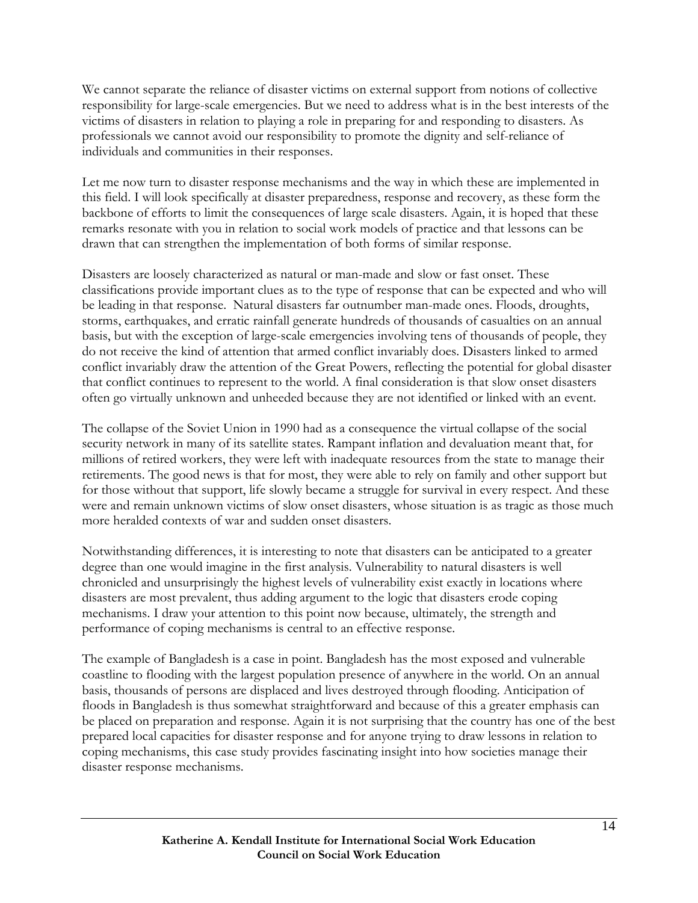We cannot separate the reliance of disaster victims on external support from notions of collective responsibility for large-scale emergencies. But we need to address what is in the best interests of the victims of disasters in relation to playing a role in preparing for and responding to disasters. As professionals we cannot avoid our responsibility to promote the dignity and self-reliance of individuals and communities in their responses.

Let me now turn to disaster response mechanisms and the way in which these are implemented in this field. I will look specifically at disaster preparedness, response and recovery, as these form the backbone of efforts to limit the consequences of large scale disasters. Again, it is hoped that these remarks resonate with you in relation to social work models of practice and that lessons can be drawn that can strengthen the implementation of both forms of similar response.

Disasters are loosely characterized as natural or man-made and slow or fast onset. These classifications provide important clues as to the type of response that can be expected and who will be leading in that response. Natural disasters far outnumber man-made ones. Floods, droughts, storms, earthquakes, and erratic rainfall generate hundreds of thousands of casualties on an annual basis, but with the exception of large-scale emergencies involving tens of thousands of people, they do not receive the kind of attention that armed conflict invariably does. Disasters linked to armed conflict invariably draw the attention of the Great Powers, reflecting the potential for global disaster that conflict continues to represent to the world. A final consideration is that slow onset disasters often go virtually unknown and unheeded because they are not identified or linked with an event.

The collapse of the Soviet Union in 1990 had as a consequence the virtual collapse of the social security network in many of its satellite states. Rampant inflation and devaluation meant that, for millions of retired workers, they were left with inadequate resources from the state to manage their retirements. The good news is that for most, they were able to rely on family and other support but for those without that support, life slowly became a struggle for survival in every respect. And these were and remain unknown victims of slow onset disasters, whose situation is as tragic as those much more heralded contexts of war and sudden onset disasters.

Notwithstanding differences, it is interesting to note that disasters can be anticipated to a greater degree than one would imagine in the first analysis. Vulnerability to natural disasters is well chronicled and unsurprisingly the highest levels of vulnerability exist exactly in locations where disasters are most prevalent, thus adding argument to the logic that disasters erode coping mechanisms. I draw your attention to this point now because, ultimately, the strength and performance of coping mechanisms is central to an effective response.

The example of Bangladesh is a case in point. Bangladesh has the most exposed and vulnerable coastline to flooding with the largest population presence of anywhere in the world. On an annual basis, thousands of persons are displaced and lives destroyed through flooding. Anticipation of floods in Bangladesh is thus somewhat straightforward and because of this a greater emphasis can be placed on preparation and response. Again it is not surprising that the country has one of the best prepared local capacities for disaster response and for anyone trying to draw lessons in relation to coping mechanisms, this case study provides fascinating insight into how societies manage their disaster response mechanisms.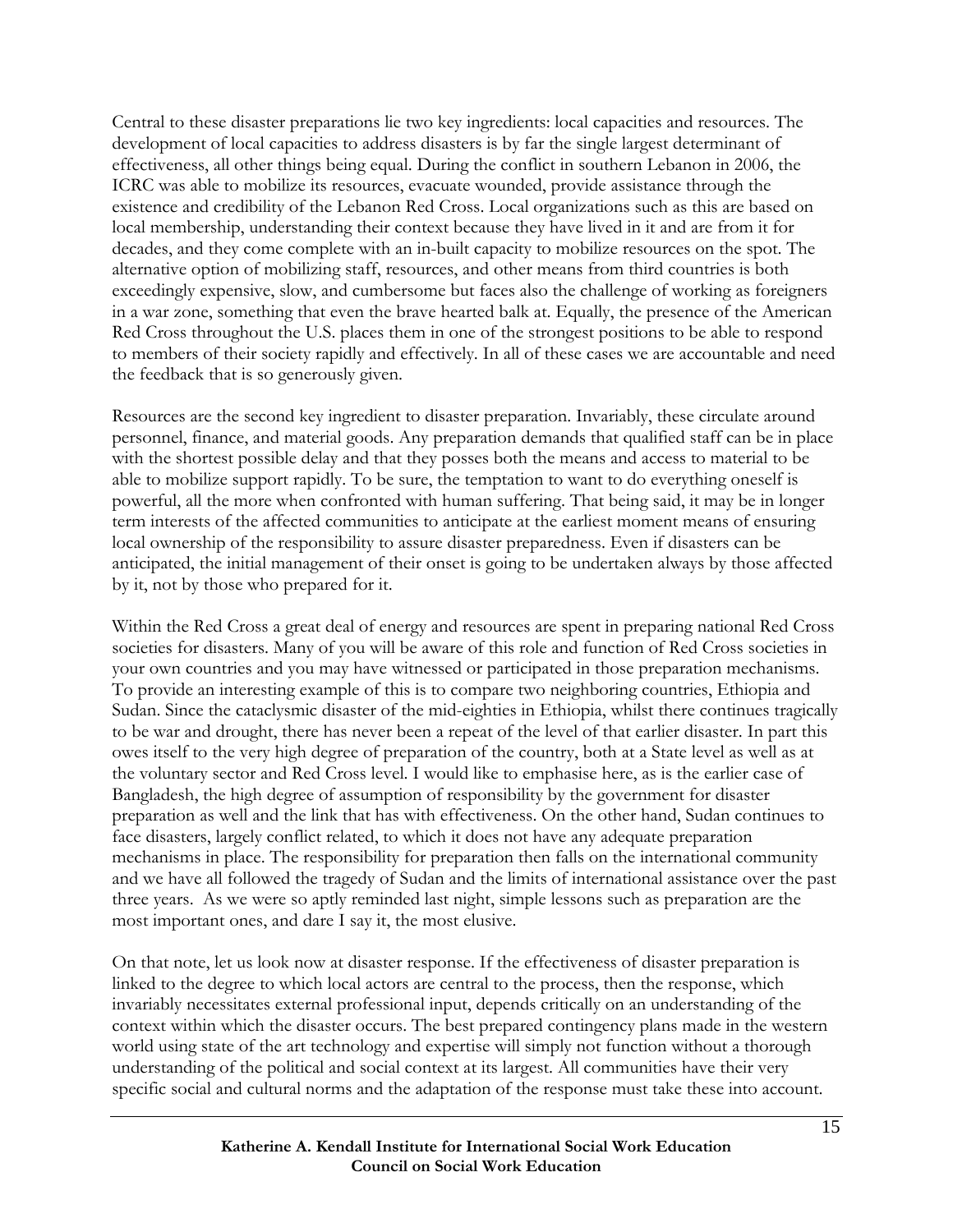Central to these disaster preparations lie two key ingredients: local capacities and resources. The development of local capacities to address disasters is by far the single largest determinant of effectiveness, all other things being equal. During the conflict in southern Lebanon in 2006, the ICRC was able to mobilize its resources, evacuate wounded, provide assistance through the existence and credibility of the Lebanon Red Cross. Local organizations such as this are based on local membership, understanding their context because they have lived in it and are from it for decades, and they come complete with an in-built capacity to mobilize resources on the spot. The alternative option of mobilizing staff, resources, and other means from third countries is both exceedingly expensive, slow, and cumbersome but faces also the challenge of working as foreigners in a war zone, something that even the brave hearted balk at. Equally, the presence of the American Red Cross throughout the U.S. places them in one of the strongest positions to be able to respond to members of their society rapidly and effectively. In all of these cases we are accountable and need the feedback that is so generously given.

Resources are the second key ingredient to disaster preparation. Invariably, these circulate around personnel, finance, and material goods. Any preparation demands that qualified staff can be in place with the shortest possible delay and that they posses both the means and access to material to be able to mobilize support rapidly. To be sure, the temptation to want to do everything oneself is powerful, all the more when confronted with human suffering. That being said, it may be in longer term interests of the affected communities to anticipate at the earliest moment means of ensuring local ownership of the responsibility to assure disaster preparedness. Even if disasters can be anticipated, the initial management of their onset is going to be undertaken always by those affected by it, not by those who prepared for it.

Within the Red Cross a great deal of energy and resources are spent in preparing national Red Cross societies for disasters. Many of you will be aware of this role and function of Red Cross societies in your own countries and you may have witnessed or participated in those preparation mechanisms. To provide an interesting example of this is to compare two neighboring countries, Ethiopia and Sudan. Since the cataclysmic disaster of the mid-eighties in Ethiopia, whilst there continues tragically to be war and drought, there has never been a repeat of the level of that earlier disaster. In part this owes itself to the very high degree of preparation of the country, both at a State level as well as at the voluntary sector and Red Cross level. I would like to emphasise here, as is the earlier case of Bangladesh, the high degree of assumption of responsibility by the government for disaster preparation as well and the link that has with effectiveness. On the other hand, Sudan continues to face disasters, largely conflict related, to which it does not have any adequate preparation mechanisms in place. The responsibility for preparation then falls on the international community and we have all followed the tragedy of Sudan and the limits of international assistance over the past three years. As we were so aptly reminded last night, simple lessons such as preparation are the most important ones, and dare I say it, the most elusive.

On that note, let us look now at disaster response. If the effectiveness of disaster preparation is linked to the degree to which local actors are central to the process, then the response, which invariably necessitates external professional input, depends critically on an understanding of the context within which the disaster occurs. The best prepared contingency plans made in the western world using state of the art technology and expertise will simply not function without a thorough understanding of the political and social context at its largest. All communities have their very specific social and cultural norms and the adaptation of the response must take these into account.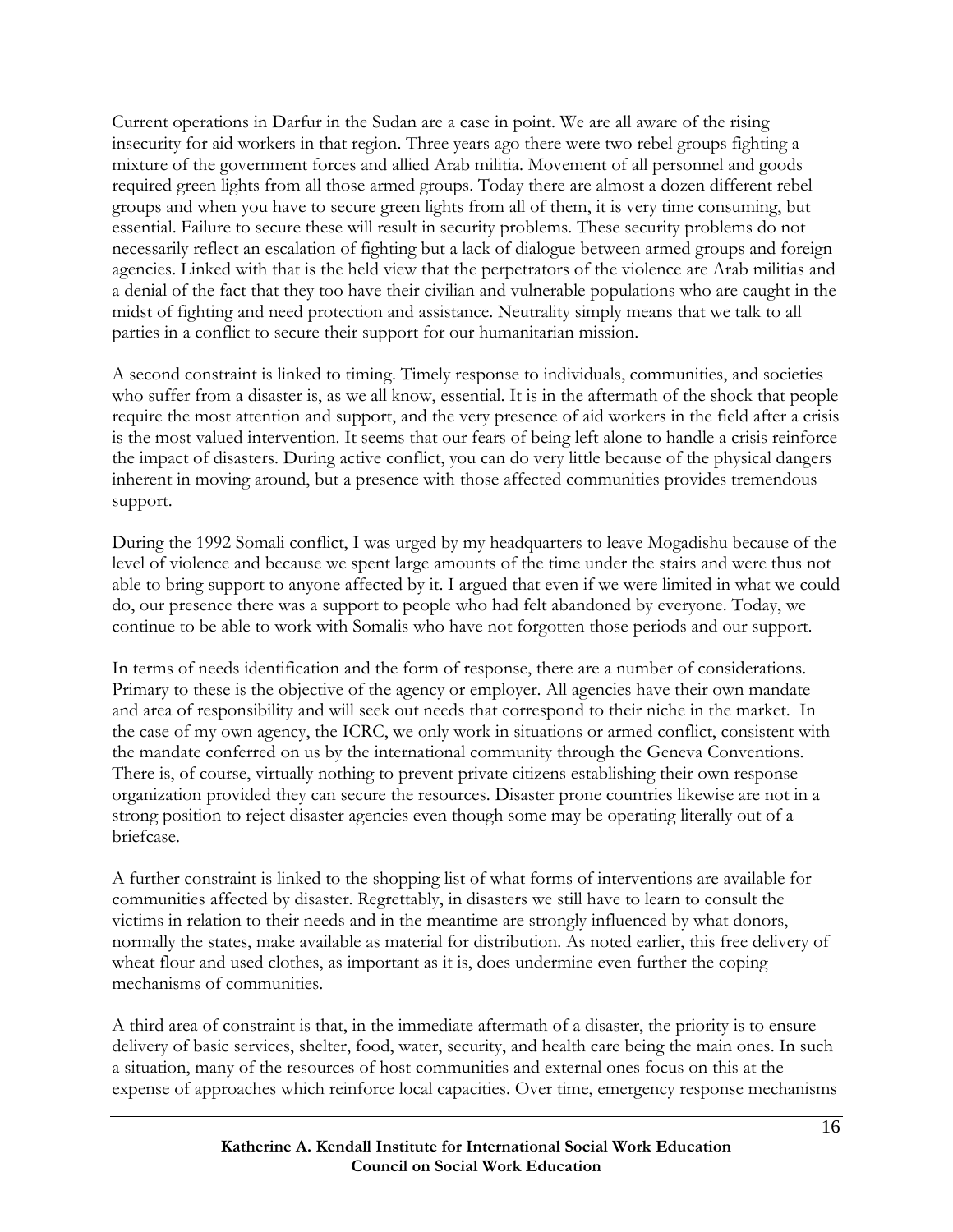Current operations in Darfur in the Sudan are a case in point. We are all aware of the rising insecurity for aid workers in that region. Three years ago there were two rebel groups fighting a mixture of the government forces and allied Arab militia. Movement of all personnel and goods required green lights from all those armed groups. Today there are almost a dozen different rebel groups and when you have to secure green lights from all of them, it is very time consuming, but essential. Failure to secure these will result in security problems. These security problems do not necessarily reflect an escalation of fighting but a lack of dialogue between armed groups and foreign agencies. Linked with that is the held view that the perpetrators of the violence are Arab militias and a denial of the fact that they too have their civilian and vulnerable populations who are caught in the midst of fighting and need protection and assistance. Neutrality simply means that we talk to all parties in a conflict to secure their support for our humanitarian mission.

A second constraint is linked to timing. Timely response to individuals, communities, and societies who suffer from a disaster is, as we all know, essential. It is in the aftermath of the shock that people require the most attention and support, and the very presence of aid workers in the field after a crisis is the most valued intervention. It seems that our fears of being left alone to handle a crisis reinforce the impact of disasters. During active conflict, you can do very little because of the physical dangers inherent in moving around, but a presence with those affected communities provides tremendous support.

During the 1992 Somali conflict, I was urged by my headquarters to leave Mogadishu because of the level of violence and because we spent large amounts of the time under the stairs and were thus not able to bring support to anyone affected by it. I argued that even if we were limited in what we could do, our presence there was a support to people who had felt abandoned by everyone. Today, we continue to be able to work with Somalis who have not forgotten those periods and our support.

In terms of needs identification and the form of response, there are a number of considerations. Primary to these is the objective of the agency or employer. All agencies have their own mandate and area of responsibility and will seek out needs that correspond to their niche in the market. In the case of my own agency, the ICRC, we only work in situations or armed conflict, consistent with the mandate conferred on us by the international community through the Geneva Conventions. There is, of course, virtually nothing to prevent private citizens establishing their own response organization provided they can secure the resources. Disaster prone countries likewise are not in a strong position to reject disaster agencies even though some may be operating literally out of a briefcase.

A further constraint is linked to the shopping list of what forms of interventions are available for communities affected by disaster. Regrettably, in disasters we still have to learn to consult the victims in relation to their needs and in the meantime are strongly influenced by what donors, normally the states, make available as material for distribution. As noted earlier, this free delivery of wheat flour and used clothes, as important as it is, does undermine even further the coping mechanisms of communities.

A third area of constraint is that, in the immediate aftermath of a disaster, the priority is to ensure delivery of basic services, shelter, food, water, security, and health care being the main ones. In such a situation, many of the resources of host communities and external ones focus on this at the expense of approaches which reinforce local capacities. Over time, emergency response mechanisms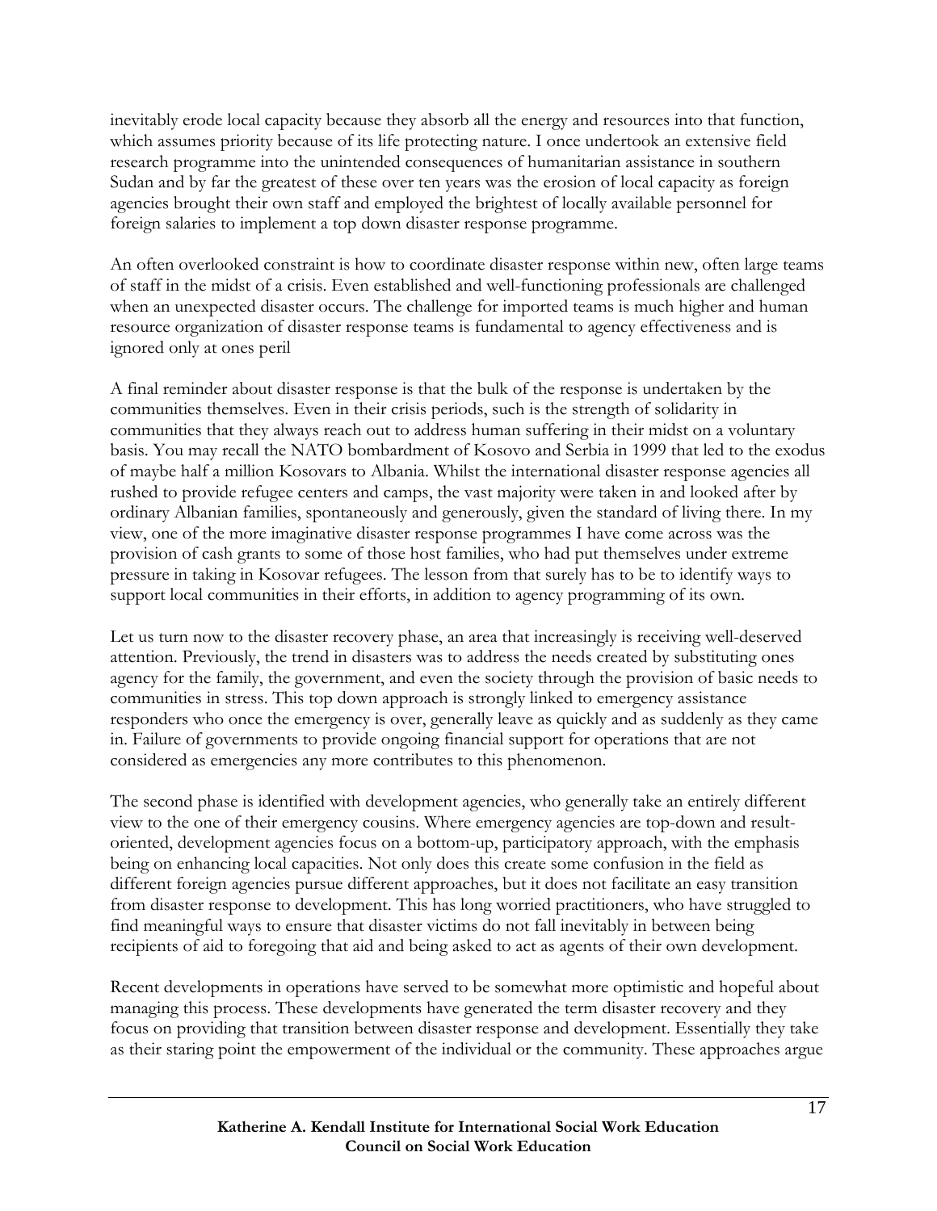inevitably erode local capacity because they absorb all the energy and resources into that function, which assumes priority because of its life protecting nature. I once undertook an extensive field research programme into the unintended consequences of humanitarian assistance in southern Sudan and by far the greatest of these over ten years was the erosion of local capacity as foreign agencies brought their own staff and employed the brightest of locally available personnel for foreign salaries to implement a top down disaster response programme.

An often overlooked constraint is how to coordinate disaster response within new, often large teams of staff in the midst of a crisis. Even established and well-functioning professionals are challenged when an unexpected disaster occurs. The challenge for imported teams is much higher and human resource organization of disaster response teams is fundamental to agency effectiveness and is ignored only at ones peril

A final reminder about disaster response is that the bulk of the response is undertaken by the communities themselves. Even in their crisis periods, such is the strength of solidarity in communities that they always reach out to address human suffering in their midst on a voluntary basis. You may recall the NATO bombardment of Kosovo and Serbia in 1999 that led to the exodus of maybe half a million Kosovars to Albania. Whilst the international disaster response agencies all rushed to provide refugee centers and camps, the vast majority were taken in and looked after by ordinary Albanian families, spontaneously and generously, given the standard of living there. In my view, one of the more imaginative disaster response programmes I have come across was the provision of cash grants to some of those host families, who had put themselves under extreme pressure in taking in Kosovar refugees. The lesson from that surely has to be to identify ways to support local communities in their efforts, in addition to agency programming of its own.

Let us turn now to the disaster recovery phase, an area that increasingly is receiving well-deserved attention. Previously, the trend in disasters was to address the needs created by substituting ones agency for the family, the government, and even the society through the provision of basic needs to communities in stress. This top down approach is strongly linked to emergency assistance responders who once the emergency is over, generally leave as quickly and as suddenly as they came in. Failure of governments to provide ongoing financial support for operations that are not considered as emergencies any more contributes to this phenomenon.

The second phase is identified with development agencies, who generally take an entirely different view to the one of their emergency cousins. Where emergency agencies are top-down and result-oriented, development agencies focus on a bottom-up, participatory approach, with the emphasis being on enhancing local capacities. Not only does this create some confusion in the field as different foreign agencies pursue different approaches, but it does not facilitate an easy transition from disaster response to development. This has long worried practitioners, who have struggled to find meaningful ways to ensure that disaster victims do not fall inevitably in between being recipients of aid to foregoing that aid and being asked to act as agents of their own development.

Recent developments in operations have served to be somewhat more optimistic and hopeful about managing this process. These developments have generated the term disaster recovery and they focus on providing that transition between disaster response and development. Essentially they take as their staring point the empowerment of the individual or the community. These approaches argue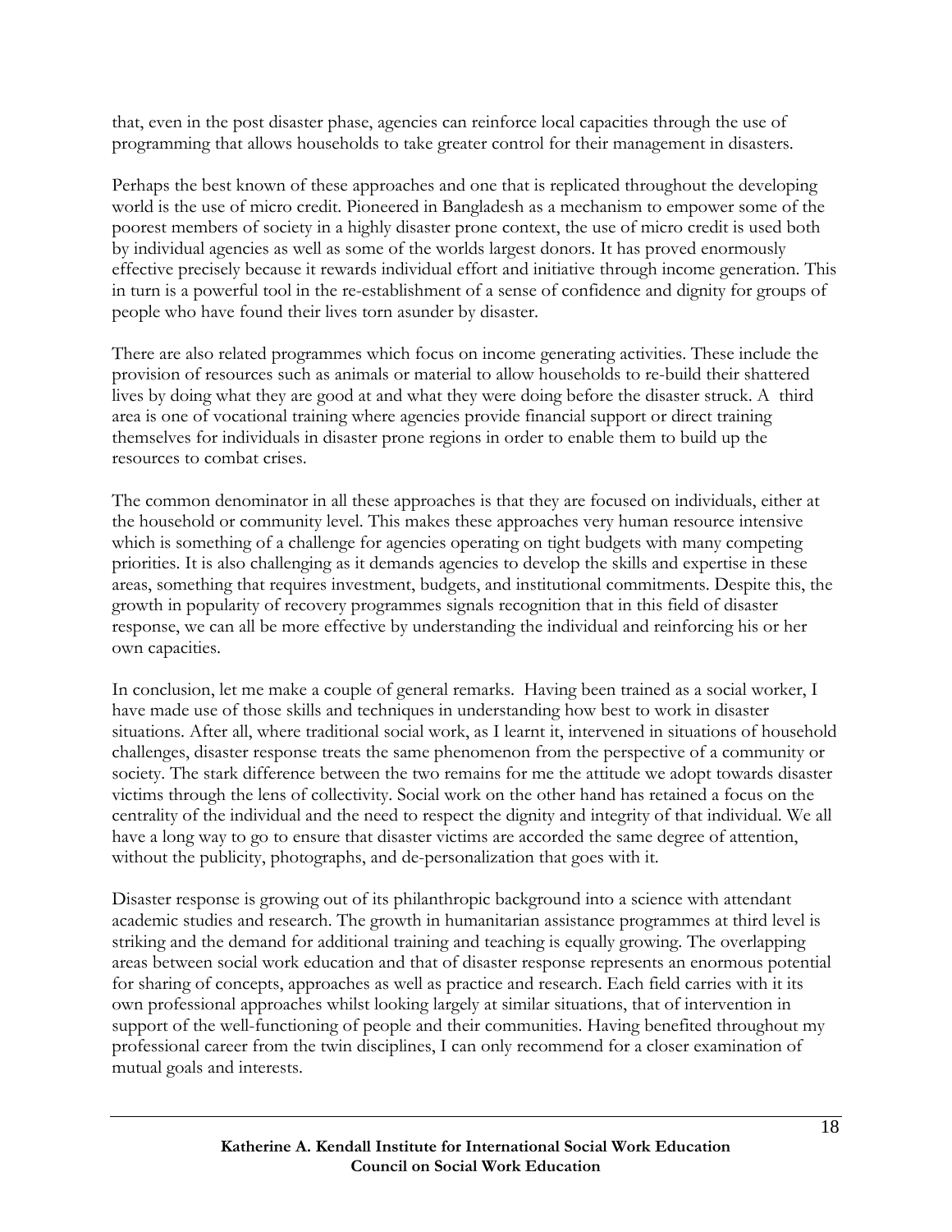that, even in the post disaster phase, agencies can reinforce local capacities through the use of programming that allows households to take greater control for their management in disasters.

Perhaps the best known of these approaches and one that is replicated throughout the developing world is the use of micro credit. Pioneered in Bangladesh as a mechanism to empower some of the poorest members of society in a highly disaster prone context, the use of micro credit is used both by individual agencies as well as some of the worlds largest donors. It has proved enormously effective precisely because it rewards individual effort and initiative through income generation. This in turn is a powerful tool in the re-establishment of a sense of confidence and dignity for groups of people who have found their lives torn asunder by disaster.

There are also related programmes which focus on income generating activities. These include the provision of resources such as animals or material to allow households to re-build their shattered lives by doing what they are good at and what they were doing before the disaster struck. A third area is one of vocational training where agencies provide financial support or direct training themselves for individuals in disaster prone regions in order to enable them to build up the resources to combat crises.

The common denominator in all these approaches is that they are focused on individuals, either at the household or community level. This makes these approaches very human resource intensive which is something of a challenge for agencies operating on tight budgets with many competing priorities. It is also challenging as it demands agencies to develop the skills and expertise in these areas, something that requires investment, budgets, and institutional commitments. Despite this, the growth in popularity of recovery programmes signals recognition that in this field of disaster response, we can all be more effective by understanding the individual and reinforcing his or her own capacities.

In conclusion, let me make a couple of general remarks. Having been trained as a social worker, I have made use of those skills and techniques in understanding how best to work in disaster situations. After all, where traditional social work, as I learnt it, intervened in situations of household challenges, disaster response treats the same phenomenon from the perspective of a community or society. The stark difference between the two remains for me the attitude we adopt towards disaster victims through the lens of collectivity. Social work on the other hand has retained a focus on the centrality of the individual and the need to respect the dignity and integrity of that individual. We all have a long way to go to ensure that disaster victims are accorded the same degree of attention, without the publicity, photographs, and de-personalization that goes with it.

Disaster response is growing out of its philanthropic background into a science with attendant academic studies and research. The growth in humanitarian assistance programmes at third level is striking and the demand for additional training and teaching is equally growing. The overlapping areas between social work education and that of disaster response represents an enormous potential for sharing of concepts, approaches as well as practice and research. Each field carries with it its own professional approaches whilst looking largely at similar situations, that of intervention in support of the well-functioning of people and their communities. Having benefited throughout my professional career from the twin disciplines, I can only recommend for a closer examination of mutual goals and interests.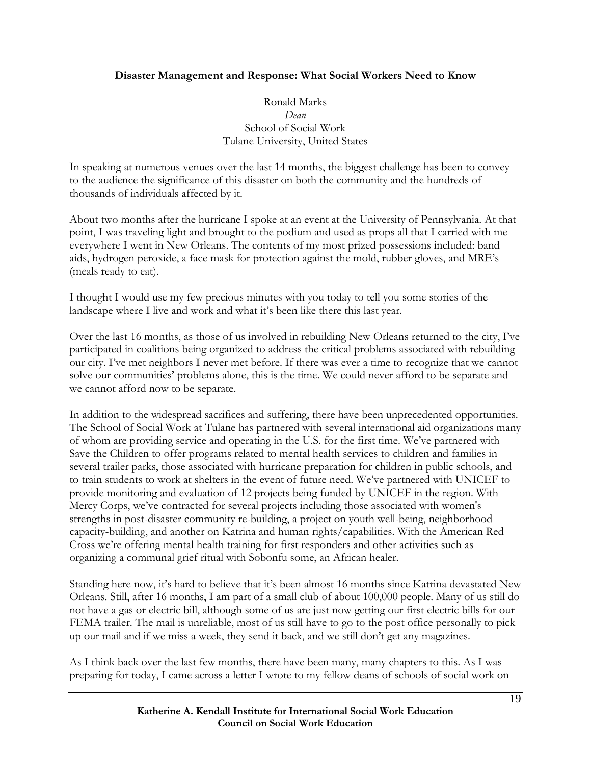**Disaster Management and Response: What Social Workers Need to Know**

Ronald Marks
*Dean*
School of Social Work
Tulane University, United States

In speaking at numerous venues over the last 14 months, the biggest challenge has been to convey to the audience the significance of this disaster on both the community and the hundreds of thousands of individuals affected by it.

About two months after the hurricane I spoke at an event at the University of Pennsylvania. At that point, I was traveling light and brought to the podium and used as props all that I carried with me everywhere I went in New Orleans. The contents of my most prized possessions included: band aids, hydrogen peroxide, a face mask for protection against the mold, rubber gloves, and MRE's (meals ready to eat).

I thought I would use my few precious minutes with you today to tell you some stories of the landscape where I live and work and what it's been like there this last year.

Over the last 16 months, as those of us involved in rebuilding New Orleans returned to the city, I've participated in coalitions being organized to address the critical problems associated with rebuilding our city. I've met neighbors I never met before. If there was ever a time to recognize that we cannot solve our communities' problems alone, this is the time. We could never afford to be separate and we cannot afford now to be separate.

In addition to the widespread sacrifices and suffering, there have been unprecedented opportunities. The School of Social Work at Tulane has partnered with several international aid organizations many of whom are providing service and operating in the U.S. for the first time. We've partnered with Save the Children to offer programs related to mental health services to children and families in several trailer parks, those associated with hurricane preparation for children in public schools, and to train students to work at shelters in the event of future need. We've partnered with UNICEF to provide monitoring and evaluation of 12 projects being funded by UNICEF in the region. With Mercy Corps, we've contracted for several projects including those associated with women's strengths in post-disaster community re-building, a project on youth well-being, neighborhood capacity-building, and another on Katrina and human rights/capabilities. With the American Red Cross we're offering mental health training for first responders and other activities such as organizing a communal grief ritual with Sobonfu some, an African healer.

Standing here now, it's hard to believe that it's been almost 16 months since Katrina devastated New Orleans. Still, after 16 months, I am part of a small club of about 100,000 people. Many of us still do not have a gas or electric bill, although some of us are just now getting our first electric bills for our FEMA trailer. The mail is unreliable, most of us still have to go to the post office personally to pick up our mail and if we miss a week, they send it back, and we still don't get any magazines.

As I think back over the last few months, there have been many, many chapters to this. As I was preparing for today, I came across a letter I wrote to my fellow deans of schools of social work on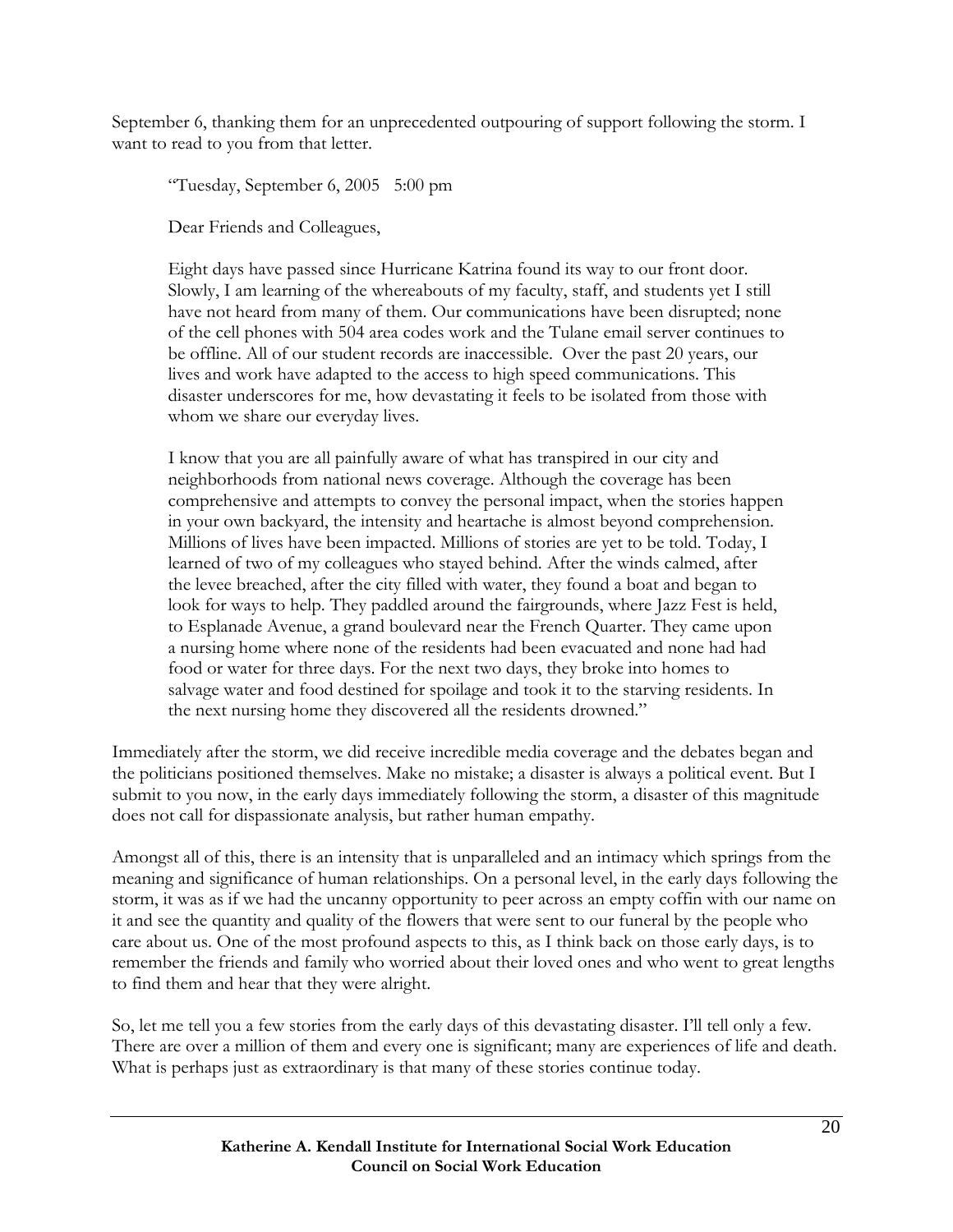September 6, thanking them for an unprecedented outpouring of support following the storm. I want to read to you from that letter.

> "Tuesday, September 6, 2005 5:00 pm
>
> Dear Friends and Colleagues,
>
> Eight days have passed since Hurricane Katrina found its way to our front door. Slowly, I am learning of the whereabouts of my faculty, staff, and students yet I still have not heard from many of them. Our communications have been disrupted; none of the cell phones with 504 area codes work and the Tulane email server continues to be offline. All of our student records are inaccessible. Over the past 20 years, our lives and work have adapted to the access to high speed communications. This disaster underscores for me, how devastating it feels to be isolated from those with whom we share our everyday lives.
>
> I know that you are all painfully aware of what has transpired in our city and neighborhoods from national news coverage. Although the coverage has been comprehensive and attempts to convey the personal impact, when the stories happen in your own backyard, the intensity and heartache is almost beyond comprehension. Millions of lives have been impacted. Millions of stories are yet to be told. Today, I learned of two of my colleagues who stayed behind. After the winds calmed, after the levee breached, after the city filled with water, they found a boat and began to look for ways to help. They paddled around the fairgrounds, where Jazz Fest is held, to Esplanade Avenue, a grand boulevard near the French Quarter. They came upon a nursing home where none of the residents had been evacuated and none had had food or water for three days. For the next two days, they broke into homes to salvage water and food destined for spoilage and took it to the starving residents. In the next nursing home they discovered all the residents drowned."

Immediately after the storm, we did receive incredible media coverage and the debates began and the politicians positioned themselves. Make no mistake; a disaster is always a political event. But I submit to you now, in the early days immediately following the storm, a disaster of this magnitude does not call for dispassionate analysis, but rather human empathy.

Amongst all of this, there is an intensity that is unparalleled and an intimacy which springs from the meaning and significance of human relationships. On a personal level, in the early days following the storm, it was as if we had the uncanny opportunity to peer across an empty coffin with our name on it and see the quantity and quality of the flowers that were sent to our funeral by the people who care about us. One of the most profound aspects to this, as I think back on those early days, is to remember the friends and family who worried about their loved ones and who went to great lengths to find them and hear that they were alright.

So, let me tell you a few stories from the early days of this devastating disaster. I'll tell only a few. There are over a million of them and every one is significant; many are experiences of life and death. What is perhaps just as extraordinary is that many of these stories continue today.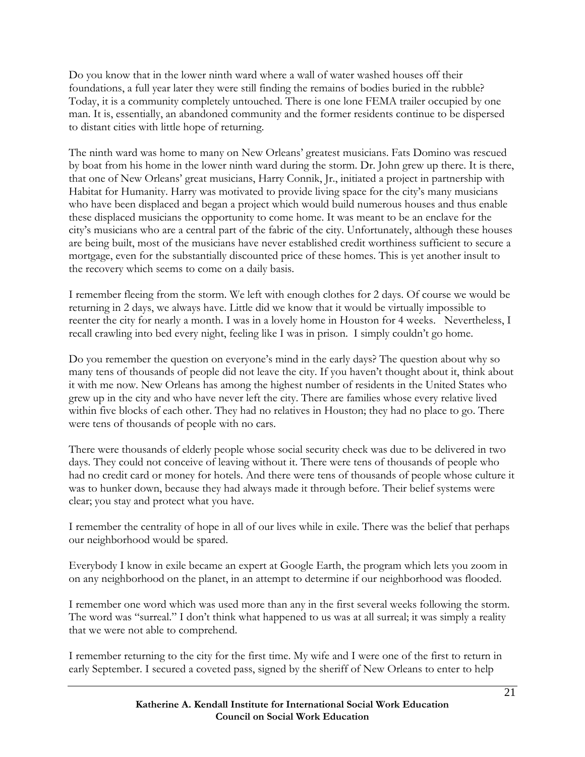Do you know that in the lower ninth ward where a wall of water washed houses off their foundations, a full year later they were still finding the remains of bodies buried in the rubble? Today, it is a community completely untouched. There is one lone FEMA trailer occupied by one man. It is, essentially, an abandoned community and the former residents continue to be dispersed to distant cities with little hope of returning.

The ninth ward was home to many on New Orleans' greatest musicians. Fats Domino was rescued by boat from his home in the lower ninth ward during the storm. Dr. John grew up there. It is there, that one of New Orleans' great musicians, Harry Connik, Jr., initiated a project in partnership with Habitat for Humanity. Harry was motivated to provide living space for the city's many musicians who have been displaced and began a project which would build numerous houses and thus enable these displaced musicians the opportunity to come home. It was meant to be an enclave for the city's musicians who are a central part of the fabric of the city. Unfortunately, although these houses are being built, most of the musicians have never established credit worthiness sufficient to secure a mortgage, even for the substantially discounted price of these homes. This is yet another insult to the recovery which seems to come on a daily basis.

I remember fleeing from the storm. We left with enough clothes for 2 days. Of course we would be returning in 2 days, we always have. Little did we know that it would be virtually impossible to reenter the city for nearly a month. I was in a lovely home in Houston for 4 weeks. Nevertheless, I recall crawling into bed every night, feeling like I was in prison. I simply couldn't go home.

Do you remember the question on everyone's mind in the early days? The question about why so many tens of thousands of people did not leave the city. If you haven't thought about it, think about it with me now. New Orleans has among the highest number of residents in the United States who grew up in the city and who have never left the city. There are families whose every relative lived within five blocks of each other. They had no relatives in Houston; they had no place to go. There were tens of thousands of people with no cars.

There were thousands of elderly people whose social security check was due to be delivered in two days. They could not conceive of leaving without it. There were tens of thousands of people who had no credit card or money for hotels. And there were tens of thousands of people whose culture it was to hunker down, because they had always made it through before. Their belief systems were clear; you stay and protect what you have.

I remember the centrality of hope in all of our lives while in exile. There was the belief that perhaps our neighborhood would be spared.

Everybody I know in exile became an expert at Google Earth, the program which lets you zoom in on any neighborhood on the planet, in an attempt to determine if our neighborhood was flooded.

I remember one word which was used more than any in the first several weeks following the storm. The word was "surreal." I don't think what happened to us was at all surreal; it was simply a reality that we were not able to comprehend.

I remember returning to the city for the first time. My wife and I were one of the first to return in early September. I secured a coveted pass, signed by the sheriff of New Orleans to enter to help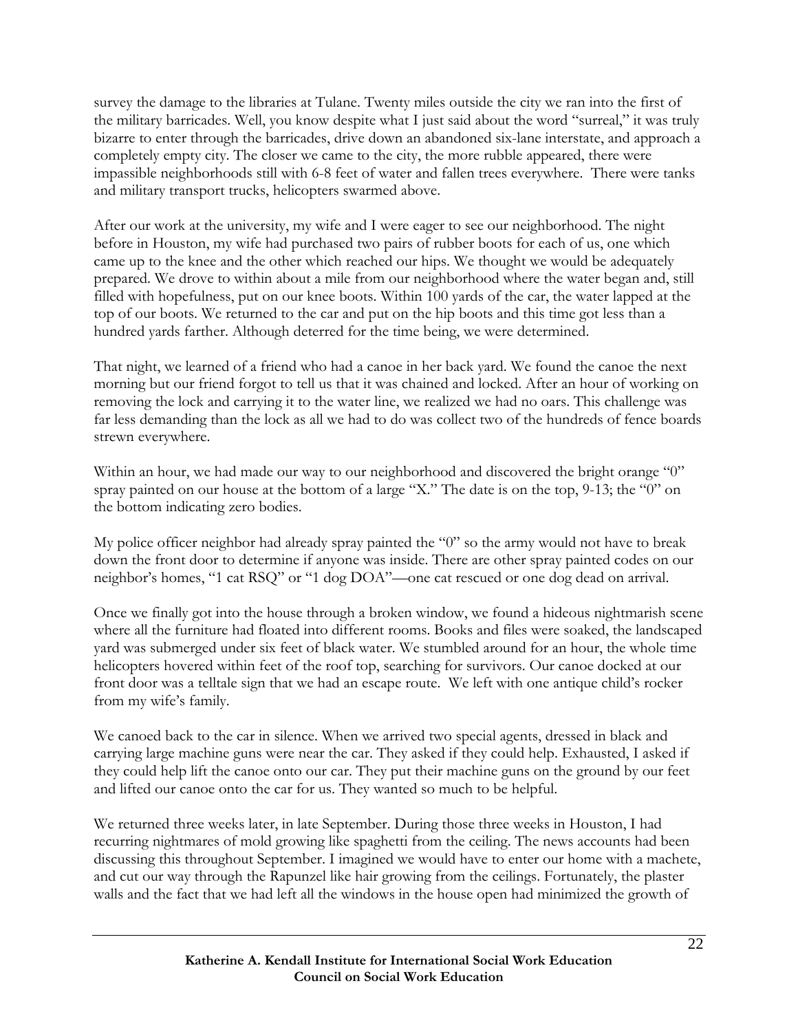survey the damage to the libraries at Tulane. Twenty miles outside the city we ran into the first of the military barricades. Well, you know despite what I just said about the word "surreal," it was truly bizarre to enter through the barricades, drive down an abandoned six-lane interstate, and approach a completely empty city. The closer we came to the city, the more rubble appeared, there were impassible neighborhoods still with 6-8 feet of water and fallen trees everywhere. There were tanks and military transport trucks, helicopters swarmed above.

After our work at the university, my wife and I were eager to see our neighborhood. The night before in Houston, my wife had purchased two pairs of rubber boots for each of us, one which came up to the knee and the other which reached our hips. We thought we would be adequately prepared. We drove to within about a mile from our neighborhood where the water began and, still filled with hopefulness, put on our knee boots. Within 100 yards of the car, the water lapped at the top of our boots. We returned to the car and put on the hip boots and this time got less than a hundred yards farther. Although deterred for the time being, we were determined.

That night, we learned of a friend who had a canoe in her back yard. We found the canoe the next morning but our friend forgot to tell us that it was chained and locked. After an hour of working on removing the lock and carrying it to the water line, we realized we had no oars. This challenge was far less demanding than the lock as all we had to do was collect two of the hundreds of fence boards strewn everywhere.

Within an hour, we had made our way to our neighborhood and discovered the bright orange "0" spray painted on our house at the bottom of a large "X." The date is on the top, 9-13; the "0" on the bottom indicating zero bodies.

My police officer neighbor had already spray painted the "0" so the army would not have to break down the front door to determine if anyone was inside. There are other spray painted codes on our neighbor's homes, "1 cat RSQ" or "1 dog DOA"—one cat rescued or one dog dead on arrival.

Once we finally got into the house through a broken window, we found a hideous nightmarish scene where all the furniture had floated into different rooms. Books and files were soaked, the landscaped yard was submerged under six feet of black water. We stumbled around for an hour, the whole time helicopters hovered within feet of the roof top, searching for survivors. Our canoe docked at our front door was a telltale sign that we had an escape route. We left with one antique child's rocker from my wife's family.

We canoed back to the car in silence. When we arrived two special agents, dressed in black and carrying large machine guns were near the car. They asked if they could help. Exhausted, I asked if they could help lift the canoe onto our car. They put their machine guns on the ground by our feet and lifted our canoe onto the car for us. They wanted so much to be helpful.

We returned three weeks later, in late September. During those three weeks in Houston, I had recurring nightmares of mold growing like spaghetti from the ceiling. The news accounts had been discussing this throughout September. I imagined we would have to enter our home with a machete, and cut our way through the Rapunzel like hair growing from the ceilings. Fortunately, the plaster walls and the fact that we had left all the windows in the house open had minimized the growth of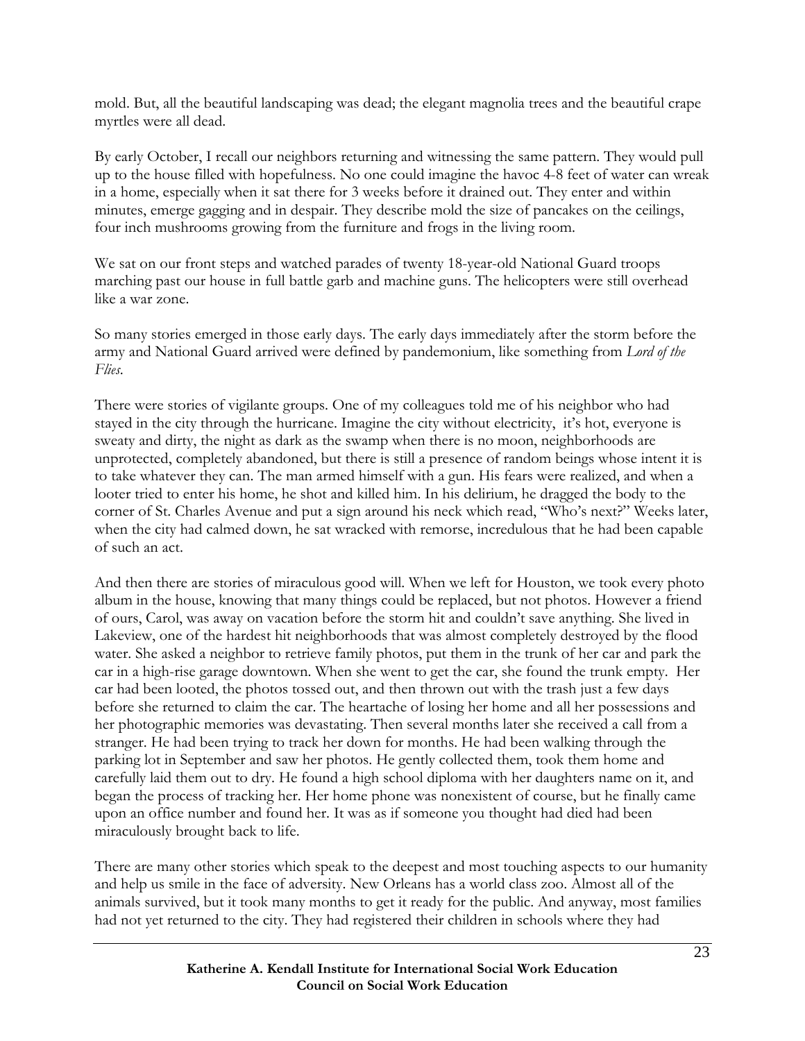mold. But, all the beautiful landscaping was dead; the elegant magnolia trees and the beautiful crape myrtles were all dead.

By early October, I recall our neighbors returning and witnessing the same pattern. They would pull up to the house filled with hopefulness. No one could imagine the havoc 4-8 feet of water can wreak in a home, especially when it sat there for 3 weeks before it drained out. They enter and within minutes, emerge gagging and in despair. They describe mold the size of pancakes on the ceilings, four inch mushrooms growing from the furniture and frogs in the living room.

We sat on our front steps and watched parades of twenty 18-year-old National Guard troops marching past our house in full battle garb and machine guns. The helicopters were still overhead like a war zone.

So many stories emerged in those early days. The early days immediately after the storm before the army and National Guard arrived were defined by pandemonium, like something from *Lord of the Flies*.

There were stories of vigilante groups. One of my colleagues told me of his neighbor who had stayed in the city through the hurricane. Imagine the city without electricity, it's hot, everyone is sweaty and dirty, the night as dark as the swamp when there is no moon, neighborhoods are unprotected, completely abandoned, but there is still a presence of random beings whose intent it is to take whatever they can. The man armed himself with a gun. His fears were realized, and when a looter tried to enter his home, he shot and killed him. In his delirium, he dragged the body to the corner of St. Charles Avenue and put a sign around his neck which read, "Who's next?" Weeks later, when the city had calmed down, he sat wracked with remorse, incredulous that he had been capable of such an act.

And then there are stories of miraculous good will. When we left for Houston, we took every photo album in the house, knowing that many things could be replaced, but not photos. However a friend of ours, Carol, was away on vacation before the storm hit and couldn't save anything. She lived in Lakeview, one of the hardest hit neighborhoods that was almost completely destroyed by the flood water. She asked a neighbor to retrieve family photos, put them in the trunk of her car and park the car in a high-rise garage downtown. When she went to get the car, she found the trunk empty. Her car had been looted, the photos tossed out, and then thrown out with the trash just a few days before she returned to claim the car. The heartache of losing her home and all her possessions and her photographic memories was devastating. Then several months later she received a call from a stranger. He had been trying to track her down for months. He had been walking through the parking lot in September and saw her photos. He gently collected them, took them home and carefully laid them out to dry. He found a high school diploma with her daughters name on it, and began the process of tracking her. Her home phone was nonexistent of course, but he finally came upon an office number and found her. It was as if someone you thought had died had been miraculously brought back to life.

There are many other stories which speak to the deepest and most touching aspects to our humanity and help us smile in the face of adversity. New Orleans has a world class zoo. Almost all of the animals survived, but it took many months to get it ready for the public. And anyway, most families had not yet returned to the city. They had registered their children in schools where they had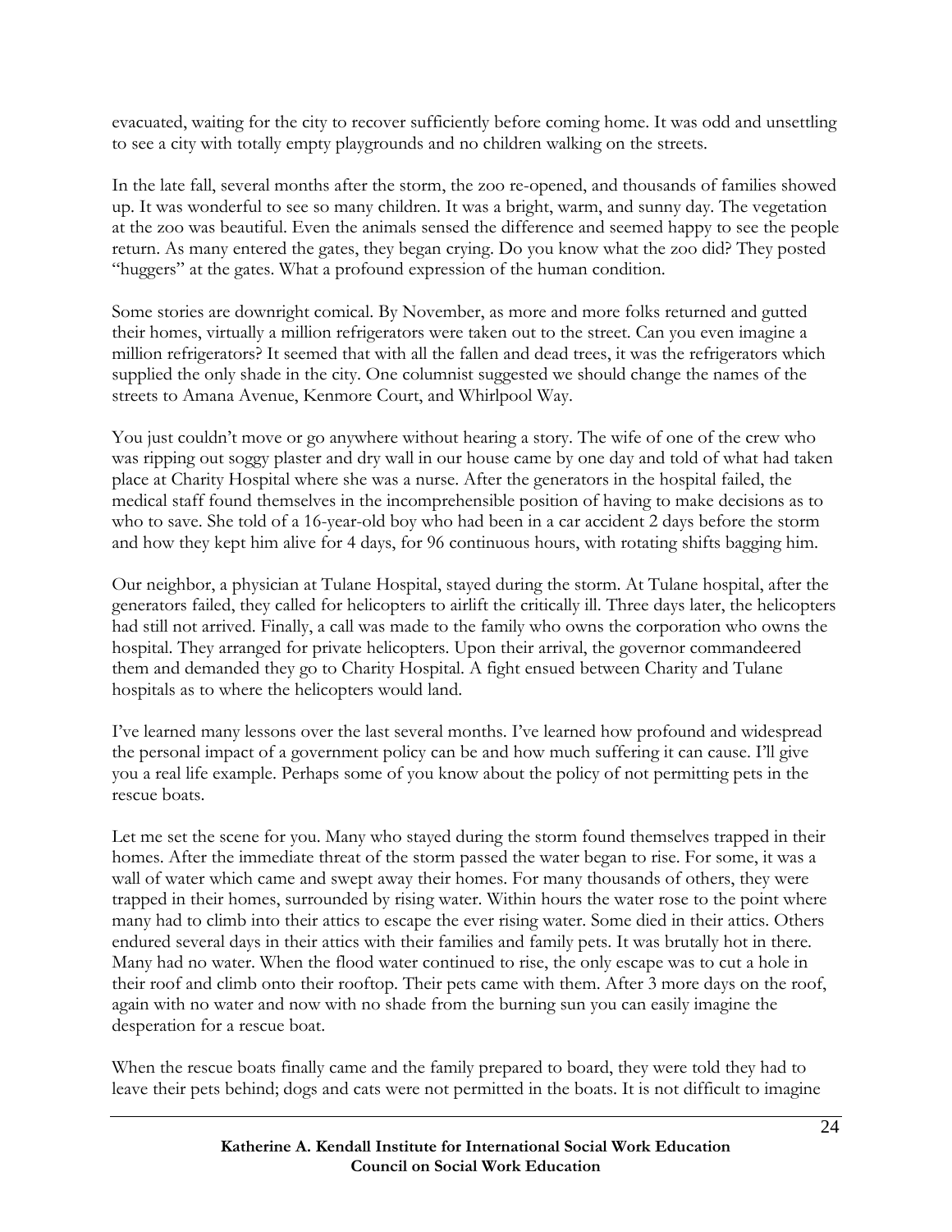evacuated, waiting for the city to recover sufficiently before coming home. It was odd and unsettling to see a city with totally empty playgrounds and no children walking on the streets.

In the late fall, several months after the storm, the zoo re-opened, and thousands of families showed up. It was wonderful to see so many children. It was a bright, warm, and sunny day. The vegetation at the zoo was beautiful. Even the animals sensed the difference and seemed happy to see the people return. As many entered the gates, they began crying. Do you know what the zoo did? They posted "huggers" at the gates. What a profound expression of the human condition.

Some stories are downright comical. By November, as more and more folks returned and gutted their homes, virtually a million refrigerators were taken out to the street. Can you even imagine a million refrigerators? It seemed that with all the fallen and dead trees, it was the refrigerators which supplied the only shade in the city. One columnist suggested we should change the names of the streets to Amana Avenue, Kenmore Court, and Whirlpool Way.

You just couldn't move or go anywhere without hearing a story. The wife of one of the crew who was ripping out soggy plaster and dry wall in our house came by one day and told of what had taken place at Charity Hospital where she was a nurse. After the generators in the hospital failed, the medical staff found themselves in the incomprehensible position of having to make decisions as to who to save. She told of a 16-year-old boy who had been in a car accident 2 days before the storm and how they kept him alive for 4 days, for 96 continuous hours, with rotating shifts bagging him.

Our neighbor, a physician at Tulane Hospital, stayed during the storm. At Tulane hospital, after the generators failed, they called for helicopters to airlift the critically ill. Three days later, the helicopters had still not arrived. Finally, a call was made to the family who owns the corporation who owns the hospital. They arranged for private helicopters. Upon their arrival, the governor commandeered them and demanded they go to Charity Hospital. A fight ensued between Charity and Tulane hospitals as to where the helicopters would land.

I've learned many lessons over the last several months. I've learned how profound and widespread the personal impact of a government policy can be and how much suffering it can cause. I'll give you a real life example. Perhaps some of you know about the policy of not permitting pets in the rescue boats.

Let me set the scene for you. Many who stayed during the storm found themselves trapped in their homes. After the immediate threat of the storm passed the water began to rise. For some, it was a wall of water which came and swept away their homes. For many thousands of others, they were trapped in their homes, surrounded by rising water. Within hours the water rose to the point where many had to climb into their attics to escape the ever rising water. Some died in their attics. Others endured several days in their attics with their families and family pets. It was brutally hot in there. Many had no water. When the flood water continued to rise, the only escape was to cut a hole in their roof and climb onto their rooftop. Their pets came with them. After 3 more days on the roof, again with no water and now with no shade from the burning sun you can easily imagine the desperation for a rescue boat.

When the rescue boats finally came and the family prepared to board, they were told they had to leave their pets behind; dogs and cats were not permitted in the boats. It is not difficult to imagine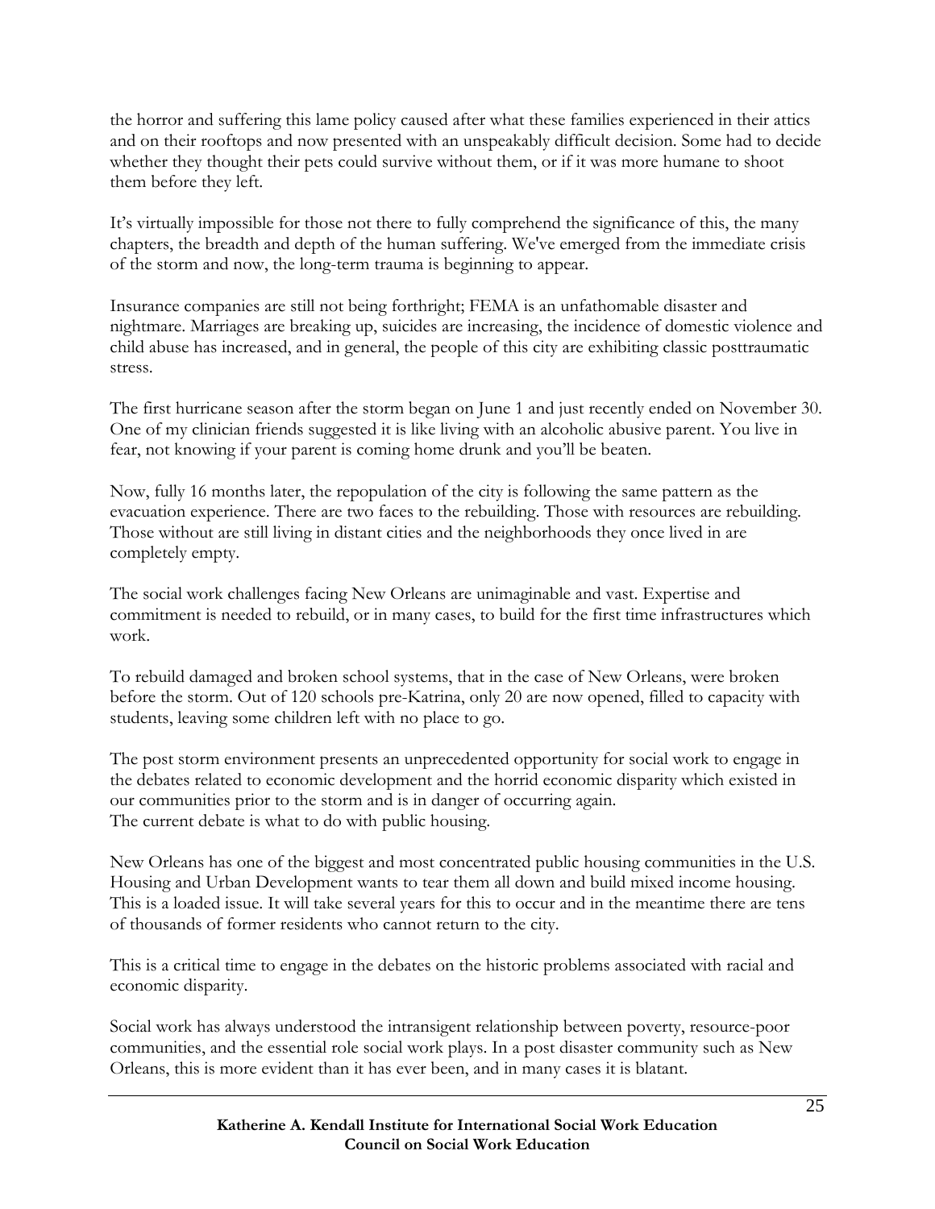the horror and suffering this lame policy caused after what these families experienced in their attics and on their rooftops and now presented with an unspeakably difficult decision. Some had to decide whether they thought their pets could survive without them, or if it was more humane to shoot them before they left.

It's virtually impossible for those not there to fully comprehend the significance of this, the many chapters, the breadth and depth of the human suffering. We've emerged from the immediate crisis of the storm and now, the long-term trauma is beginning to appear.

Insurance companies are still not being forthright; FEMA is an unfathomable disaster and nightmare. Marriages are breaking up, suicides are increasing, the incidence of domestic violence and child abuse has increased, and in general, the people of this city are exhibiting classic posttraumatic stress.

The first hurricane season after the storm began on June 1 and just recently ended on November 30. One of my clinician friends suggested it is like living with an alcoholic abusive parent. You live in fear, not knowing if your parent is coming home drunk and you'll be beaten.

Now, fully 16 months later, the repopulation of the city is following the same pattern as the evacuation experience. There are two faces to the rebuilding. Those with resources are rebuilding. Those without are still living in distant cities and the neighborhoods they once lived in are completely empty.

The social work challenges facing New Orleans are unimaginable and vast. Expertise and commitment is needed to rebuild, or in many cases, to build for the first time infrastructures which work.

To rebuild damaged and broken school systems, that in the case of New Orleans, were broken before the storm. Out of 120 schools pre-Katrina, only 20 are now opened, filled to capacity with students, leaving some children left with no place to go.

The post storm environment presents an unprecedented opportunity for social work to engage in the debates related to economic development and the horrid economic disparity which existed in our communities prior to the storm and is in danger of occurring again.
The current debate is what to do with public housing.

New Orleans has one of the biggest and most concentrated public housing communities in the U.S. Housing and Urban Development wants to tear them all down and build mixed income housing. This is a loaded issue. It will take several years for this to occur and in the meantime there are tens of thousands of former residents who cannot return to the city.

This is a critical time to engage in the debates on the historic problems associated with racial and economic disparity.

Social work has always understood the intransigent relationship between poverty, resource-poor communities, and the essential role social work plays. In a post disaster community such as New Orleans, this is more evident than it has ever been, and in many cases it is blatant.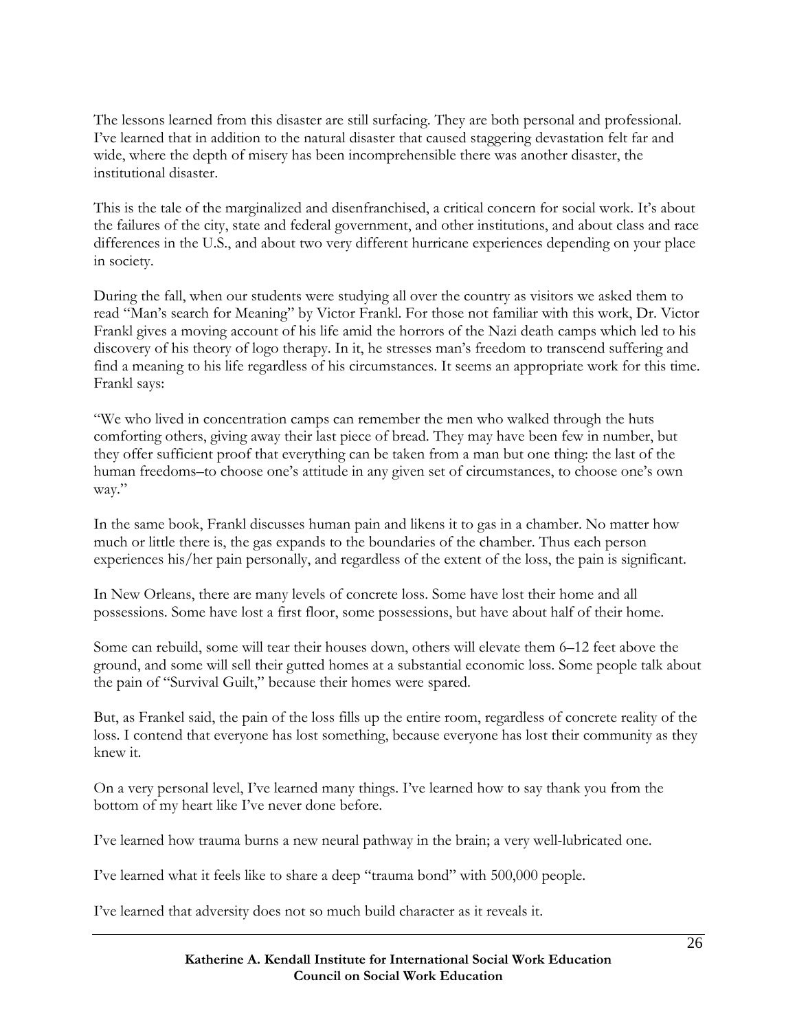The lessons learned from this disaster are still surfacing. They are both personal and professional. I've learned that in addition to the natural disaster that caused staggering devastation felt far and wide, where the depth of misery has been incomprehensible there was another disaster, the institutional disaster.

This is the tale of the marginalized and disenfranchised, a critical concern for social work. It's about the failures of the city, state and federal government, and other institutions, and about class and race differences in the U.S., and about two very different hurricane experiences depending on your place in society.

During the fall, when our students were studying all over the country as visitors we asked them to read "Man's search for Meaning" by Victor Frankl. For those not familiar with this work, Dr. Victor Frankl gives a moving account of his life amid the horrors of the Nazi death camps which led to his discovery of his theory of logo therapy. In it, he stresses man's freedom to transcend suffering and find a meaning to his life regardless of his circumstances. It seems an appropriate work for this time. Frankl says:

"We who lived in concentration camps can remember the men who walked through the huts comforting others, giving away their last piece of bread. They may have been few in number, but they offer sufficient proof that everything can be taken from a man but one thing: the last of the human freedoms–to choose one's attitude in any given set of circumstances, to choose one's own way."

In the same book, Frankl discusses human pain and likens it to gas in a chamber. No matter how much or little there is, the gas expands to the boundaries of the chamber. Thus each person experiences his/her pain personally, and regardless of the extent of the loss, the pain is significant.

In New Orleans, there are many levels of concrete loss. Some have lost their home and all possessions. Some have lost a first floor, some possessions, but have about half of their home.

Some can rebuild, some will tear their houses down, others will elevate them 6–12 feet above the ground, and some will sell their gutted homes at a substantial economic loss. Some people talk about the pain of "Survival Guilt," because their homes were spared.

But, as Frankel said, the pain of the loss fills up the entire room, regardless of concrete reality of the loss. I contend that everyone has lost something, because everyone has lost their community as they knew it.

On a very personal level, I've learned many things. I've learned how to say thank you from the bottom of my heart like I've never done before.

I've learned how trauma burns a new neural pathway in the brain; a very well-lubricated one.

I've learned what it feels like to share a deep "trauma bond" with 500,000 people.

I've learned that adversity does not so much build character as it reveals it.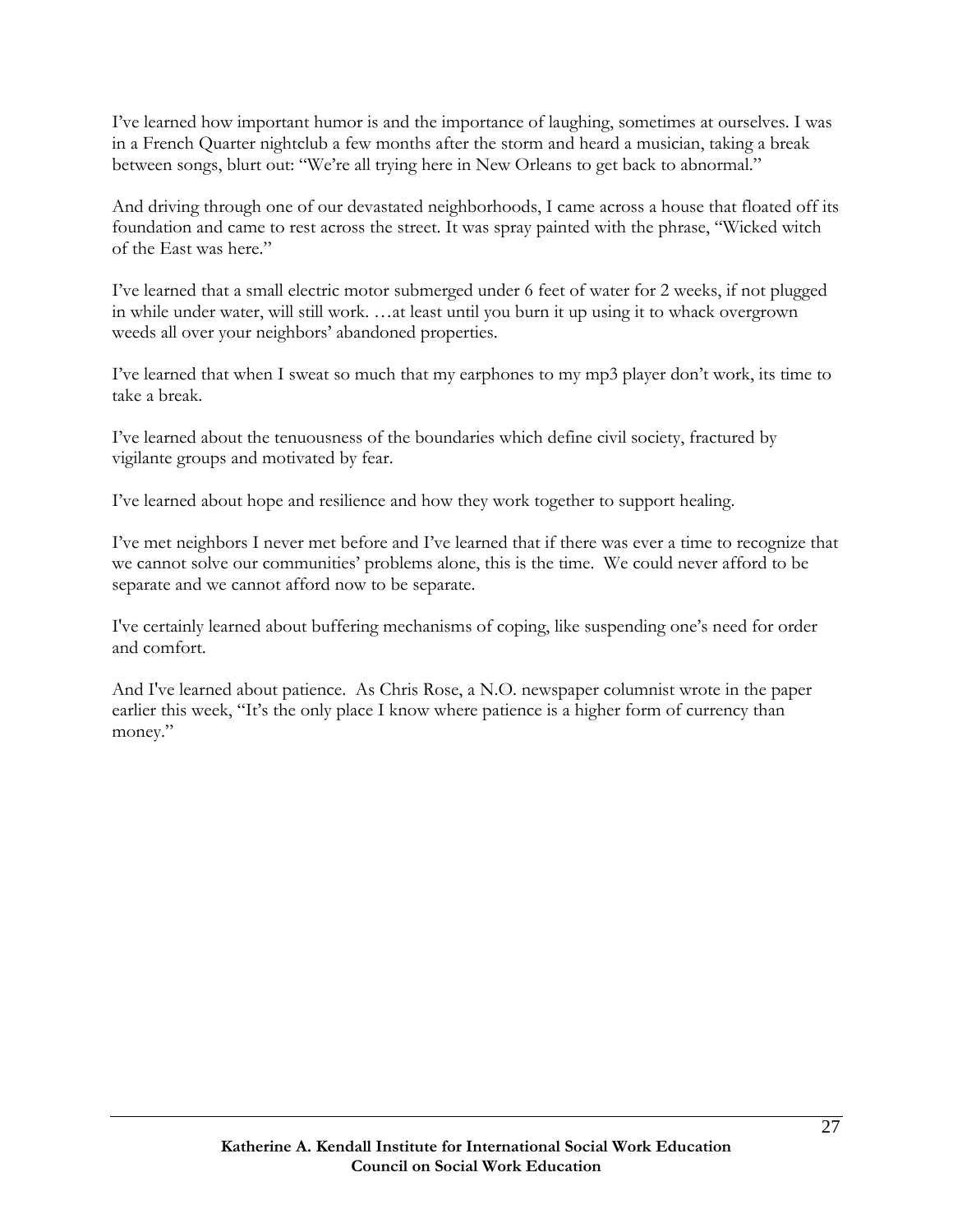I've learned how important humor is and the importance of laughing, sometimes at ourselves. I was in a French Quarter nightclub a few months after the storm and heard a musician, taking a break between songs, blurt out: "We're all trying here in New Orleans to get back to abnormal."

And driving through one of our devastated neighborhoods, I came across a house that floated off its foundation and came to rest across the street. It was spray painted with the phrase, "Wicked witch of the East was here."

I've learned that a small electric motor submerged under 6 feet of water for 2 weeks, if not plugged in while under water, will still work. …at least until you burn it up using it to whack overgrown weeds all over your neighbors' abandoned properties.

I've learned that when I sweat so much that my earphones to my mp3 player don't work, its time to take a break.

I've learned about the tenuousness of the boundaries which define civil society, fractured by vigilante groups and motivated by fear.

I've learned about hope and resilience and how they work together to support healing.

I've met neighbors I never met before and I've learned that if there was ever a time to recognize that we cannot solve our communities' problems alone, this is the time. We could never afford to be separate and we cannot afford now to be separate.

I've certainly learned about buffering mechanisms of coping, like suspending one's need for order and comfort.

And I've learned about patience. As Chris Rose, a N.O. newspaper columnist wrote in the paper earlier this week, "It's the only place I know where patience is a higher form of currency than money."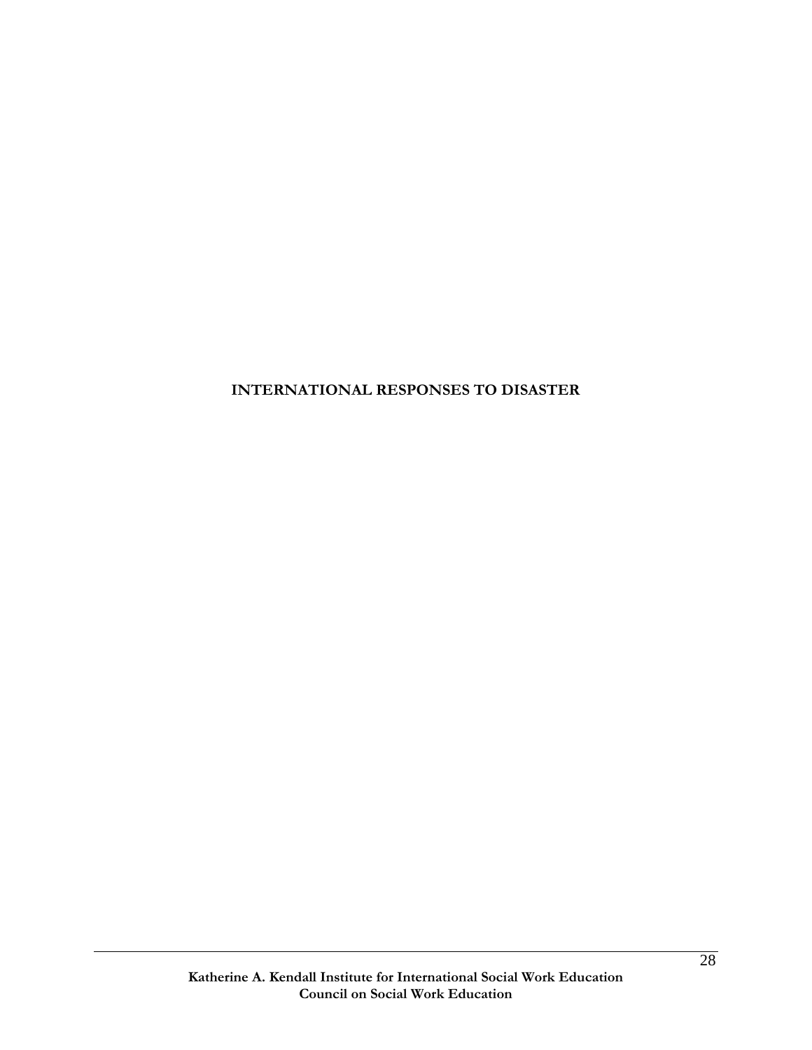# INTERNATIONAL RESPONSES TO DISASTER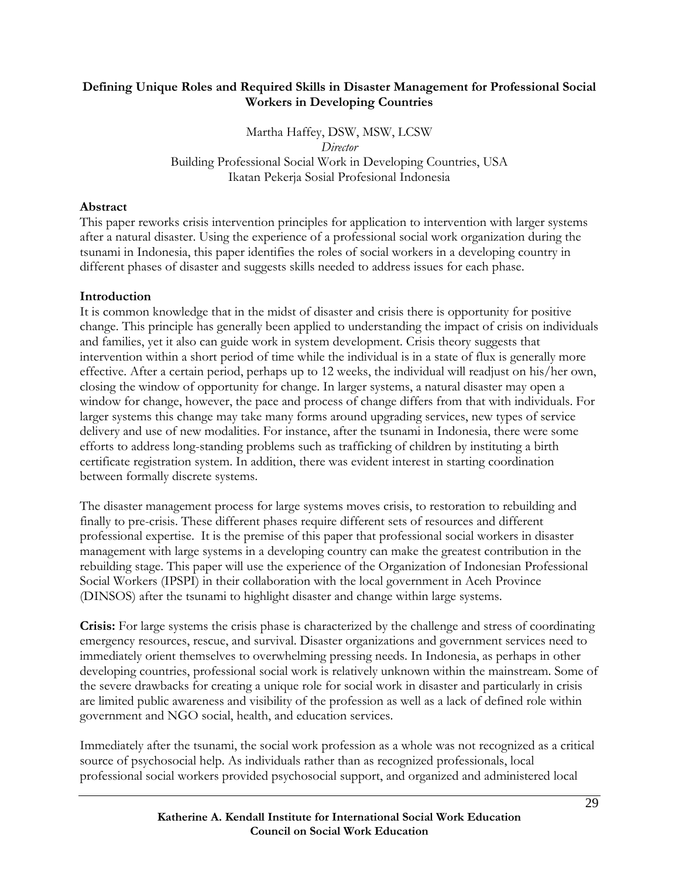## Defining Unique Roles and Required Skills in Disaster Management for Professional Social Workers in Developing Countries

Martha Haffey, DSW, MSW, LCSW
*Director*
Building Professional Social Work in Developing Countries, USA
Ikatan Pekerja Sosial Profesional Indonesia

### Abstract

This paper reworks crisis intervention principles for application to intervention with larger systems after a natural disaster. Using the experience of a professional social work organization during the tsunami in Indonesia, this paper identifies the roles of social workers in a developing country in different phases of disaster and suggests skills needed to address issues for each phase.

### Introduction

It is common knowledge that in the midst of disaster and crisis there is opportunity for positive change. This principle has generally been applied to understanding the impact of crisis on individuals and families, yet it also can guide work in system development. Crisis theory suggests that intervention within a short period of time while the individual is in a state of flux is generally more effective. After a certain period, perhaps up to 12 weeks, the individual will readjust on his/her own, closing the window of opportunity for change. In larger systems, a natural disaster may open a window for change, however, the pace and process of change differs from that with individuals. For larger systems this change may take many forms around upgrading services, new types of service delivery and use of new modalities. For instance, after the tsunami in Indonesia, there were some efforts to address long-standing problems such as trafficking of children by instituting a birth certificate registration system. In addition, there was evident interest in starting coordination between formally discrete systems.

The disaster management process for large systems moves crisis, to restoration to rebuilding and finally to pre-crisis. These different phases require different sets of resources and different professional expertise. It is the premise of this paper that professional social workers in disaster management with large systems in a developing country can make the greatest contribution in the rebuilding stage. This paper will use the experience of the Organization of Indonesian Professional Social Workers (IPSPI) in their collaboration with the local government in Aceh Province (DINSOS) after the tsunami to highlight disaster and change within large systems.

**Crisis:** For large systems the crisis phase is characterized by the challenge and stress of coordinating emergency resources, rescue, and survival. Disaster organizations and government services need to immediately orient themselves to overwhelming pressing needs. In Indonesia, as perhaps in other developing countries, professional social work is relatively unknown within the mainstream. Some of the severe drawbacks for creating a unique role for social work in disaster and particularly in crisis are limited public awareness and visibility of the profession as well as a lack of defined role within government and NGO social, health, and education services.

Immediately after the tsunami, the social work profession as a whole was not recognized as a critical source of psychosocial help. As individuals rather than as recognized professionals, local professional social workers provided psychosocial support, and organized and administered local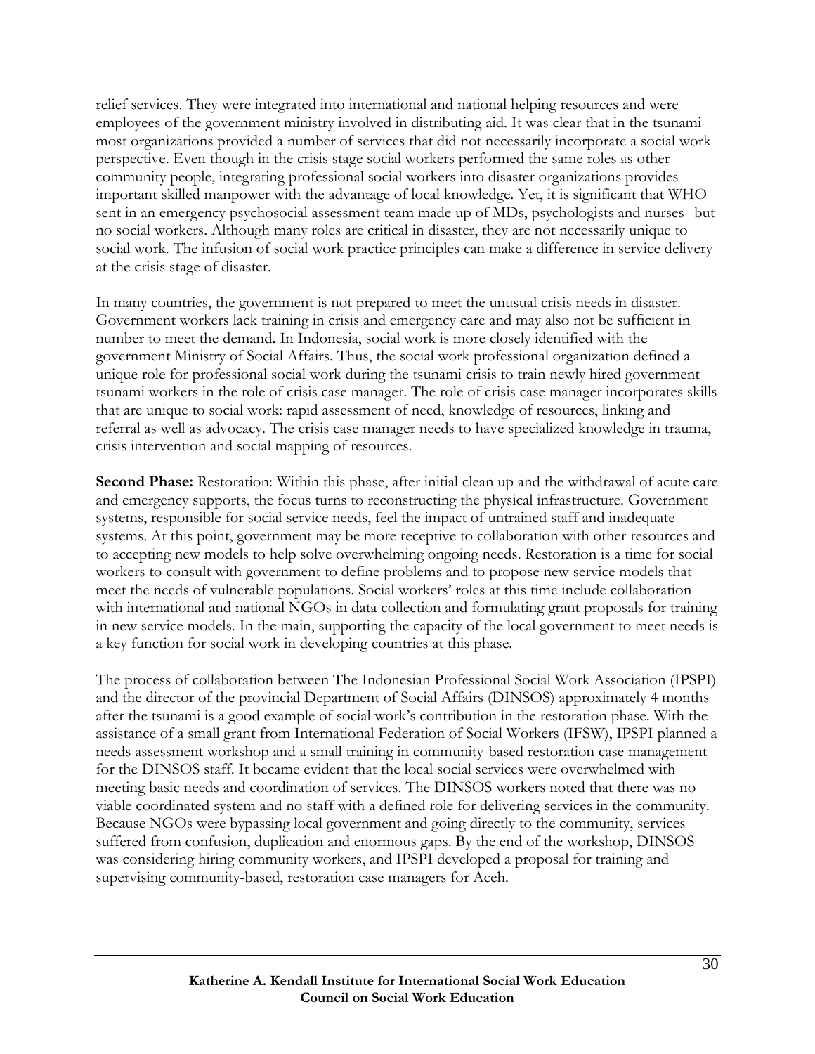relief services. They were integrated into international and national helping resources and were employees of the government ministry involved in distributing aid. It was clear that in the tsunami most organizations provided a number of services that did not necessarily incorporate a social work perspective. Even though in the crisis stage social workers performed the same roles as other community people, integrating professional social workers into disaster organizations provides important skilled manpower with the advantage of local knowledge. Yet, it is significant that WHO sent in an emergency psychosocial assessment team made up of MDs, psychologists and nurses--but no social workers. Although many roles are critical in disaster, they are not necessarily unique to social work. The infusion of social work practice principles can make a difference in service delivery at the crisis stage of disaster.

In many countries, the government is not prepared to meet the unusual crisis needs in disaster. Government workers lack training in crisis and emergency care and may also not be sufficient in number to meet the demand. In Indonesia, social work is more closely identified with the government Ministry of Social Affairs. Thus, the social work professional organization defined a unique role for professional social work during the tsunami crisis to train newly hired government tsunami workers in the role of crisis case manager. The role of crisis case manager incorporates skills that are unique to social work: rapid assessment of need, knowledge of resources, linking and referral as well as advocacy. The crisis case manager needs to have specialized knowledge in trauma, crisis intervention and social mapping of resources.

**Second Phase:** Restoration: Within this phase, after initial clean up and the withdrawal of acute care and emergency supports, the focus turns to reconstructing the physical infrastructure. Government systems, responsible for social service needs, feel the impact of untrained staff and inadequate systems. At this point, government may be more receptive to collaboration with other resources and to accepting new models to help solve overwhelming ongoing needs. Restoration is a time for social workers to consult with government to define problems and to propose new service models that meet the needs of vulnerable populations. Social workers' roles at this time include collaboration with international and national NGOs in data collection and formulating grant proposals for training in new service models. In the main, supporting the capacity of the local government to meet needs is a key function for social work in developing countries at this phase.

The process of collaboration between The Indonesian Professional Social Work Association (IPSPI) and the director of the provincial Department of Social Affairs (DINSOS) approximately 4 months after the tsunami is a good example of social work's contribution in the restoration phase. With the assistance of a small grant from International Federation of Social Workers (IFSW), IPSPI planned a needs assessment workshop and a small training in community-based restoration case management for the DINSOS staff. It became evident that the local social services were overwhelmed with meeting basic needs and coordination of services. The DINSOS workers noted that there was no viable coordinated system and no staff with a defined role for delivering services in the community. Because NGOs were bypassing local government and going directly to the community, services suffered from confusion, duplication and enormous gaps. By the end of the workshop, DINSOS was considering hiring community workers, and IPSPI developed a proposal for training and supervising community-based, restoration case managers for Aceh.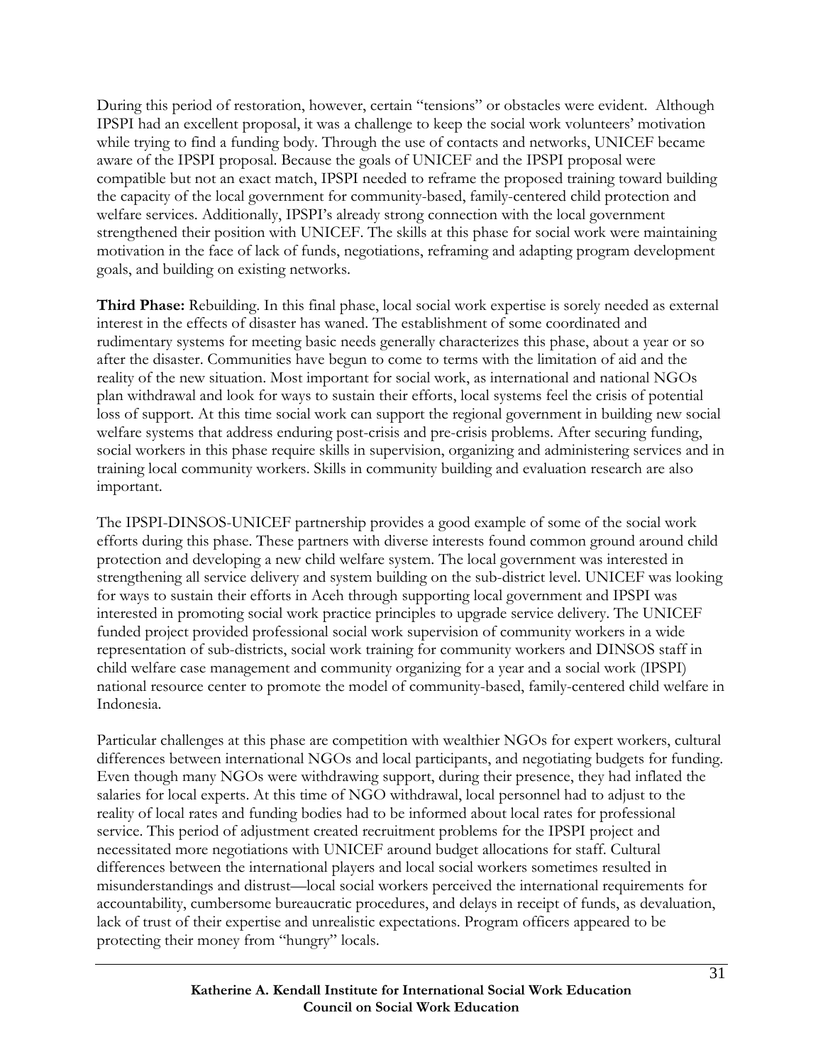During this period of restoration, however, certain "tensions" or obstacles were evident. Although IPSPI had an excellent proposal, it was a challenge to keep the social work volunteers' motivation while trying to find a funding body. Through the use of contacts and networks, UNICEF became aware of the IPSPI proposal. Because the goals of UNICEF and the IPSPI proposal were compatible but not an exact match, IPSPI needed to reframe the proposed training toward building the capacity of the local government for community-based, family-centered child protection and welfare services. Additionally, IPSPI's already strong connection with the local government strengthened their position with UNICEF. The skills at this phase for social work were maintaining motivation in the face of lack of funds, negotiations, reframing and adapting program development goals, and building on existing networks.

**Third Phase:** Rebuilding. In this final phase, local social work expertise is sorely needed as external interest in the effects of disaster has waned. The establishment of some coordinated and rudimentary systems for meeting basic needs generally characterizes this phase, about a year or so after the disaster. Communities have begun to come to terms with the limitation of aid and the reality of the new situation. Most important for social work, as international and national NGOs plan withdrawal and look for ways to sustain their efforts, local systems feel the crisis of potential loss of support. At this time social work can support the regional government in building new social welfare systems that address enduring post-crisis and pre-crisis problems. After securing funding, social workers in this phase require skills in supervision, organizing and administering services and in training local community workers. Skills in community building and evaluation research are also important.

The IPSPI-DINSOS-UNICEF partnership provides a good example of some of the social work efforts during this phase. These partners with diverse interests found common ground around child protection and developing a new child welfare system. The local government was interested in strengthening all service delivery and system building on the sub-district level. UNICEF was looking for ways to sustain their efforts in Aceh through supporting local government and IPSPI was interested in promoting social work practice principles to upgrade service delivery. The UNICEF funded project provided professional social work supervision of community workers in a wide representation of sub-districts, social work training for community workers and DINSOS staff in child welfare case management and community organizing for a year and a social work (IPSPI) national resource center to promote the model of community-based, family-centered child welfare in Indonesia.

Particular challenges at this phase are competition with wealthier NGOs for expert workers, cultural differences between international NGOs and local participants, and negotiating budgets for funding. Even though many NGOs were withdrawing support, during their presence, they had inflated the salaries for local experts. At this time of NGO withdrawal, local personnel had to adjust to the reality of local rates and funding bodies had to be informed about local rates for professional service. This period of adjustment created recruitment problems for the IPSPI project and necessitated more negotiations with UNICEF around budget allocations for staff. Cultural differences between the international players and local social workers sometimes resulted in misunderstandings and distrust—local social workers perceived the international requirements for accountability, cumbersome bureaucratic procedures, and delays in receipt of funds, as devaluation, lack of trust of their expertise and unrealistic expectations. Program officers appeared to be protecting their money from "hungry" locals.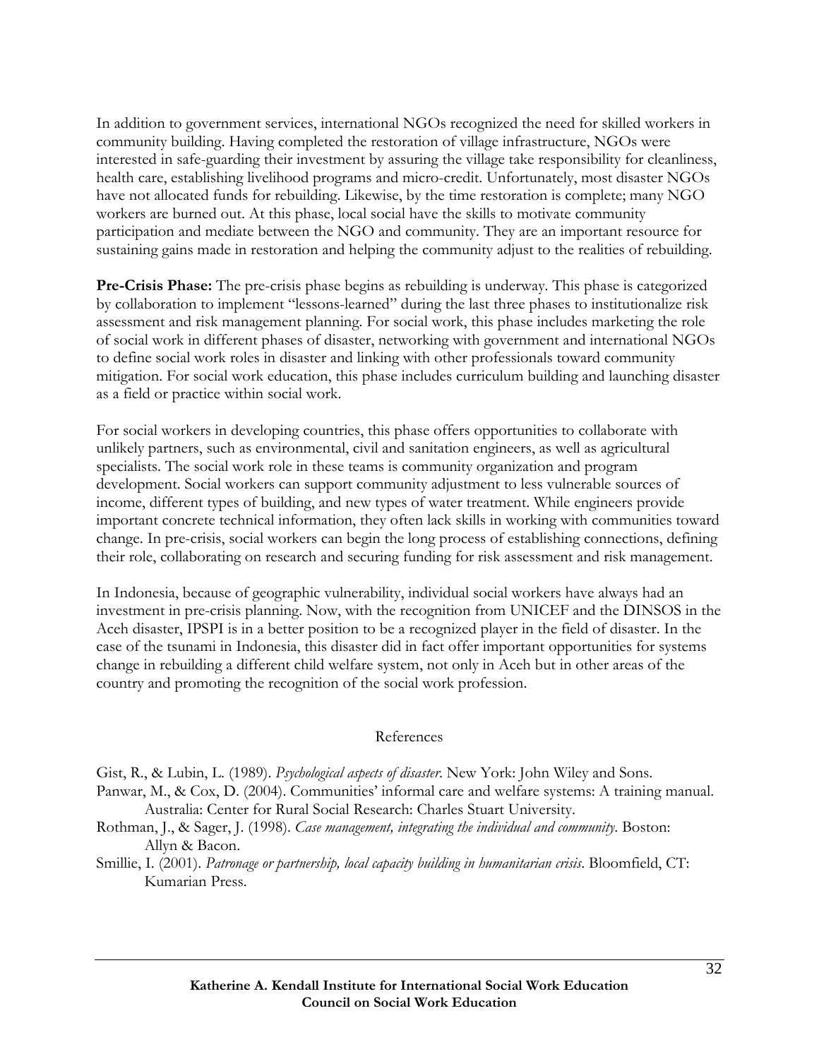In addition to government services, international NGOs recognized the need for skilled workers in community building. Having completed the restoration of village infrastructure, NGOs were interested in safe-guarding their investment by assuring the village take responsibility for cleanliness, health care, establishing livelihood programs and micro-credit. Unfortunately, most disaster NGOs have not allocated funds for rebuilding. Likewise, by the time restoration is complete; many NGO workers are burned out. At this phase, local social have the skills to motivate community participation and mediate between the NGO and community. They are an important resource for sustaining gains made in restoration and helping the community adjust to the realities of rebuilding.

**Pre-Crisis Phase:** The pre-crisis phase begins as rebuilding is underway. This phase is categorized by collaboration to implement "lessons-learned" during the last three phases to institutionalize risk assessment and risk management planning. For social work, this phase includes marketing the role of social work in different phases of disaster, networking with government and international NGOs to define social work roles in disaster and linking with other professionals toward community mitigation. For social work education, this phase includes curriculum building and launching disaster as a field or practice within social work.

For social workers in developing countries, this phase offers opportunities to collaborate with unlikely partners, such as environmental, civil and sanitation engineers, as well as agricultural specialists. The social work role in these teams is community organization and program development. Social workers can support community adjustment to less vulnerable sources of income, different types of building, and new types of water treatment. While engineers provide important concrete technical information, they often lack skills in working with communities toward change. In pre-crisis, social workers can begin the long process of establishing connections, defining their role, collaborating on research and securing funding for risk assessment and risk management.

In Indonesia, because of geographic vulnerability, individual social workers have always had an investment in pre-crisis planning. Now, with the recognition from UNICEF and the DINSOS in the Aceh disaster, IPSPI is in a better position to be a recognized player in the field of disaster. In the case of the tsunami in Indonesia, this disaster did in fact offer important opportunities for systems change in rebuilding a different child welfare system, not only in Aceh but in other areas of the country and promoting the recognition of the social work profession.

## References

Gist, R., & Lubin, L. (1989). *Psychological aspects of disaster*. New York: John Wiley and Sons.

Panwar, M., & Cox, D. (2004). Communities' informal care and welfare systems: A training manual. Australia: Center for Rural Social Research: Charles Stuart University.

Rothman, J., & Sager, J. (1998). *Case management, integrating the individual and community*. Boston: Allyn & Bacon.

Smillie, I. (2001). *Patronage or partnership, local capacity building in humanitarian crisis*. Bloomfield, CT: Kumarian Press.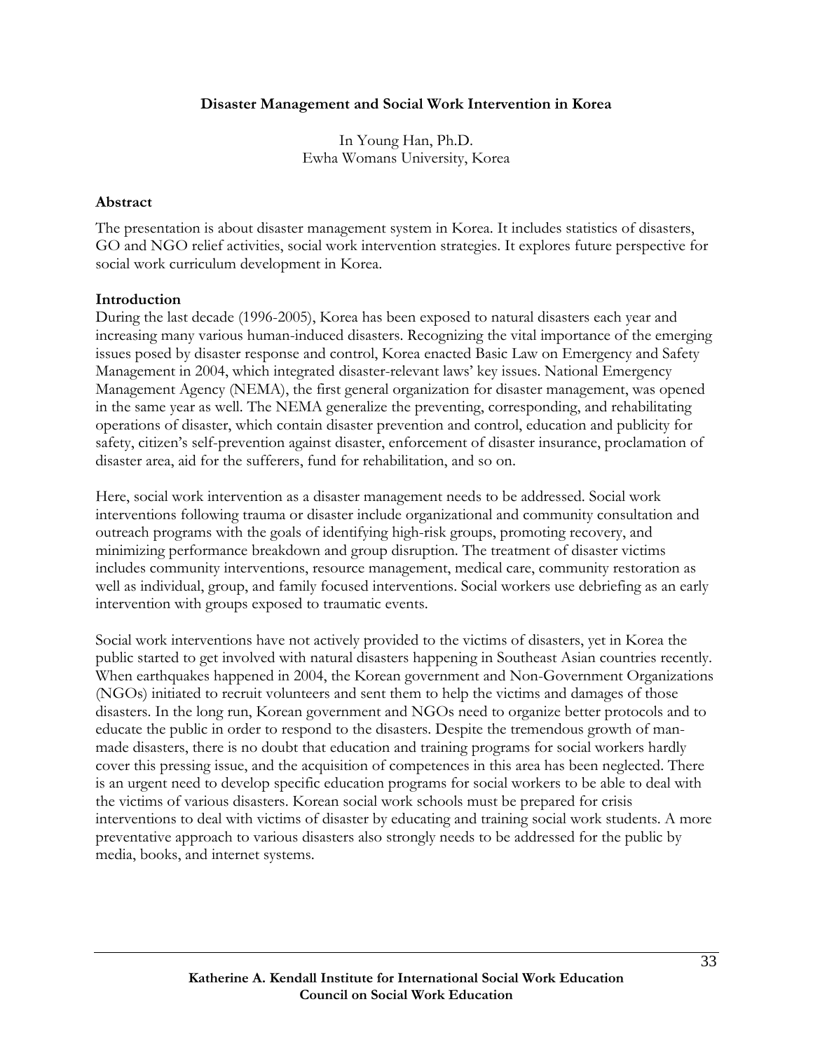**Disaster Management and Social Work Intervention in Korea**

In Young Han, Ph.D.
Ewha Womans University, Korea

**Abstract**

The presentation is about disaster management system in Korea. It includes statistics of disasters, GO and NGO relief activities, social work intervention strategies. It explores future perspective for social work curriculum development in Korea.

**Introduction**

During the last decade (1996-2005), Korea has been exposed to natural disasters each year and increasing many various human-induced disasters. Recognizing the vital importance of the emerging issues posed by disaster response and control, Korea enacted Basic Law on Emergency and Safety Management in 2004, which integrated disaster-relevant laws' key issues. National Emergency Management Agency (NEMA), the first general organization for disaster management, was opened in the same year as well. The NEMA generalize the preventing, corresponding, and rehabilitating operations of disaster, which contain disaster prevention and control, education and publicity for safety, citizen's self-prevention against disaster, enforcement of disaster insurance, proclamation of disaster area, aid for the sufferers, fund for rehabilitation, and so on.

Here, social work intervention as a disaster management needs to be addressed. Social work interventions following trauma or disaster include organizational and community consultation and outreach programs with the goals of identifying high-risk groups, promoting recovery, and minimizing performance breakdown and group disruption. The treatment of disaster victims includes community interventions, resource management, medical care, community restoration as well as individual, group, and family focused interventions. Social workers use debriefing as an early intervention with groups exposed to traumatic events.

Social work interventions have not actively provided to the victims of disasters, yet in Korea the public started to get involved with natural disasters happening in Southeast Asian countries recently. When earthquakes happened in 2004, the Korean government and Non-Government Organizations (NGOs) initiated to recruit volunteers and sent them to help the victims and damages of those disasters. In the long run, Korean government and NGOs need to organize better protocols and to educate the public in order to respond to the disasters. Despite the tremendous growth of man-made disasters, there is no doubt that education and training programs for social workers hardly cover this pressing issue, and the acquisition of competences in this area has been neglected. There is an urgent need to develop specific education programs for social workers to be able to deal with the victims of various disasters. Korean social work schools must be prepared for crisis interventions to deal with victims of disaster by educating and training social work students. A more preventative approach to various disasters also strongly needs to be addressed for the public by media, books, and internet systems.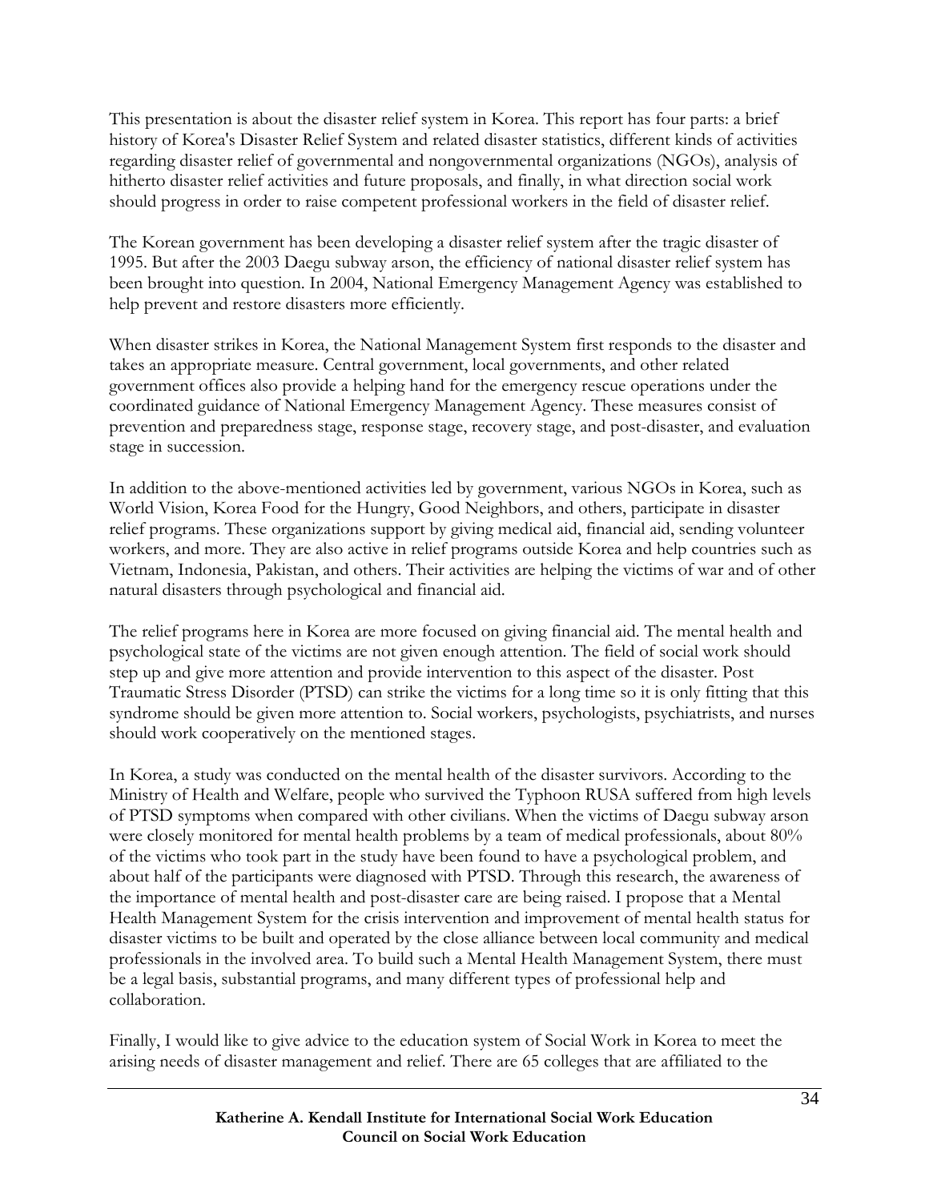This presentation is about the disaster relief system in Korea. This report has four parts: a brief history of Korea's Disaster Relief System and related disaster statistics, different kinds of activities regarding disaster relief of governmental and nongovernmental organizations (NGOs), analysis of hitherto disaster relief activities and future proposals, and finally, in what direction social work should progress in order to raise competent professional workers in the field of disaster relief.

The Korean government has been developing a disaster relief system after the tragic disaster of 1995. But after the 2003 Daegu subway arson, the efficiency of national disaster relief system has been brought into question. In 2004, National Emergency Management Agency was established to help prevent and restore disasters more efficiently.

When disaster strikes in Korea, the National Management System first responds to the disaster and takes an appropriate measure. Central government, local governments, and other related government offices also provide a helping hand for the emergency rescue operations under the coordinated guidance of National Emergency Management Agency. These measures consist of prevention and preparedness stage, response stage, recovery stage, and post-disaster, and evaluation stage in succession.

In addition to the above-mentioned activities led by government, various NGOs in Korea, such as World Vision, Korea Food for the Hungry, Good Neighbors, and others, participate in disaster relief programs. These organizations support by giving medical aid, financial aid, sending volunteer workers, and more. They are also active in relief programs outside Korea and help countries such as Vietnam, Indonesia, Pakistan, and others. Their activities are helping the victims of war and of other natural disasters through psychological and financial aid.

The relief programs here in Korea are more focused on giving financial aid. The mental health and psychological state of the victims are not given enough attention. The field of social work should step up and give more attention and provide intervention to this aspect of the disaster. Post Traumatic Stress Disorder (PTSD) can strike the victims for a long time so it is only fitting that this syndrome should be given more attention to. Social workers, psychologists, psychiatrists, and nurses should work cooperatively on the mentioned stages.

In Korea, a study was conducted on the mental health of the disaster survivors. According to the Ministry of Health and Welfare, people who survived the Typhoon RUSA suffered from high levels of PTSD symptoms when compared with other civilians. When the victims of Daegu subway arson were closely monitored for mental health problems by a team of medical professionals, about 80% of the victims who took part in the study have been found to have a psychological problem, and about half of the participants were diagnosed with PTSD. Through this research, the awareness of the importance of mental health and post-disaster care are being raised. I propose that a Mental Health Management System for the crisis intervention and improvement of mental health status for disaster victims to be built and operated by the close alliance between local community and medical professionals in the involved area. To build such a Mental Health Management System, there must be a legal basis, substantial programs, and many different types of professional help and collaboration.

Finally, I would like to give advice to the education system of Social Work in Korea to meet the arising needs of disaster management and relief. There are 65 colleges that are affiliated to the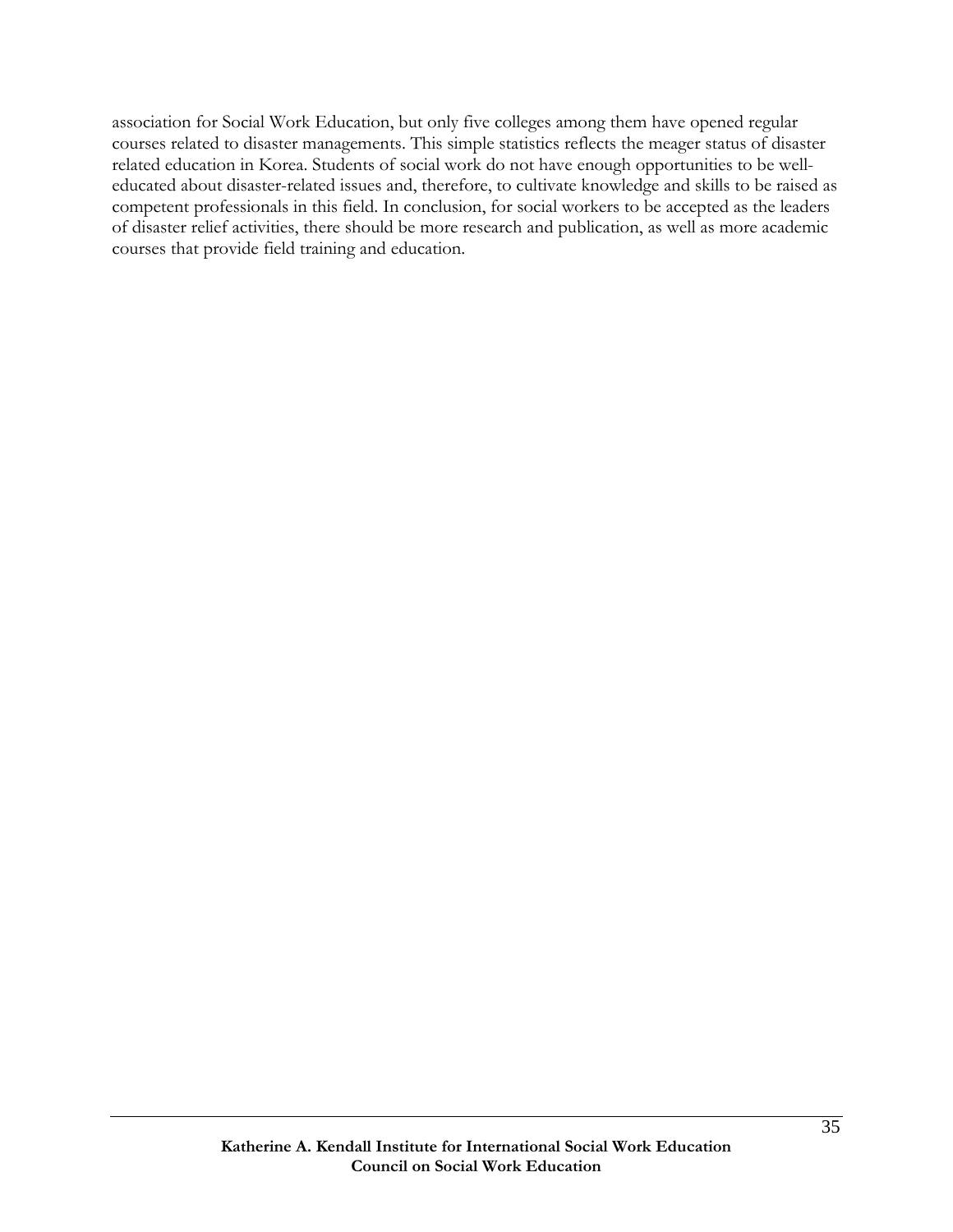association for Social Work Education, but only five colleges among them have opened regular courses related to disaster managements. This simple statistics reflects the meager status of disaster related education in Korea. Students of social work do not have enough opportunities to be well-educated about disaster-related issues and, therefore, to cultivate knowledge and skills to be raised as competent professionals in this field. In conclusion, for social workers to be accepted as the leaders of disaster relief activities, there should be more research and publication, as well as more academic courses that provide field training and education.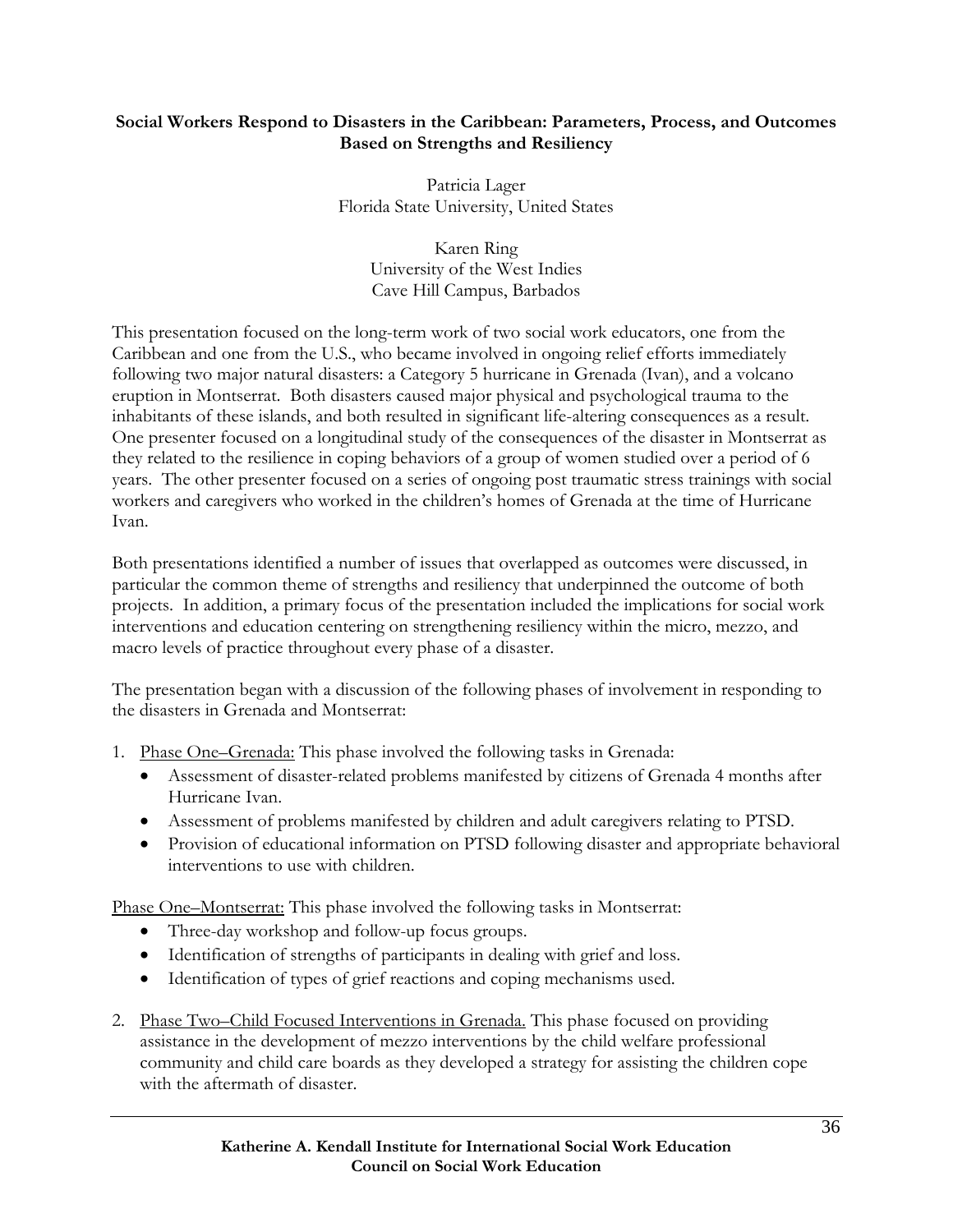## Social Workers Respond to Disasters in the Caribbean: Parameters, Process, and Outcomes Based on Strengths and Resiliency

Patricia Lager
Florida State University, United States

Karen Ring
University of the West Indies
Cave Hill Campus, Barbados

This presentation focused on the long-term work of two social work educators, one from the Caribbean and one from the U.S., who became involved in ongoing relief efforts immediately following two major natural disasters: a Category 5 hurricane in Grenada (Ivan), and a volcano eruption in Montserrat. Both disasters caused major physical and psychological trauma to the inhabitants of these islands, and both resulted in significant life-altering consequences as a result. One presenter focused on a longitudinal study of the consequences of the disaster in Montserrat as they related to the resilience in coping behaviors of a group of women studied over a period of 6 years. The other presenter focused on a series of ongoing post traumatic stress trainings with social workers and caregivers who worked in the children's homes of Grenada at the time of Hurricane Ivan.

Both presentations identified a number of issues that overlapped as outcomes were discussed, in particular the common theme of strengths and resiliency that underpinned the outcome of both projects. In addition, a primary focus of the presentation included the implications for social work interventions and education centering on strengthening resiliency within the micro, mezzo, and macro levels of practice throughout every phase of a disaster.

The presentation began with a discussion of the following phases of involvement in responding to the disasters in Grenada and Montserrat:

1. Phase One–Grenada: This phase involved the following tasks in Grenada:
   - Assessment of disaster-related problems manifested by citizens of Grenada 4 months after Hurricane Ivan.
   - Assessment of problems manifested by children and adult caregivers relating to PTSD.
   - Provision of educational information on PTSD following disaster and appropriate behavioral interventions to use with children.

   Phase One–Montserrat: This phase involved the following tasks in Montserrat:
   - Three-day workshop and follow-up focus groups.
   - Identification of strengths of participants in dealing with grief and loss.
   - Identification of types of grief reactions and coping mechanisms used.

2. Phase Two–Child Focused Interventions in Grenada. This phase focused on providing assistance in the development of mezzo interventions by the child welfare professional community and child care boards as they developed a strategy for assisting the children cope with the aftermath of disaster.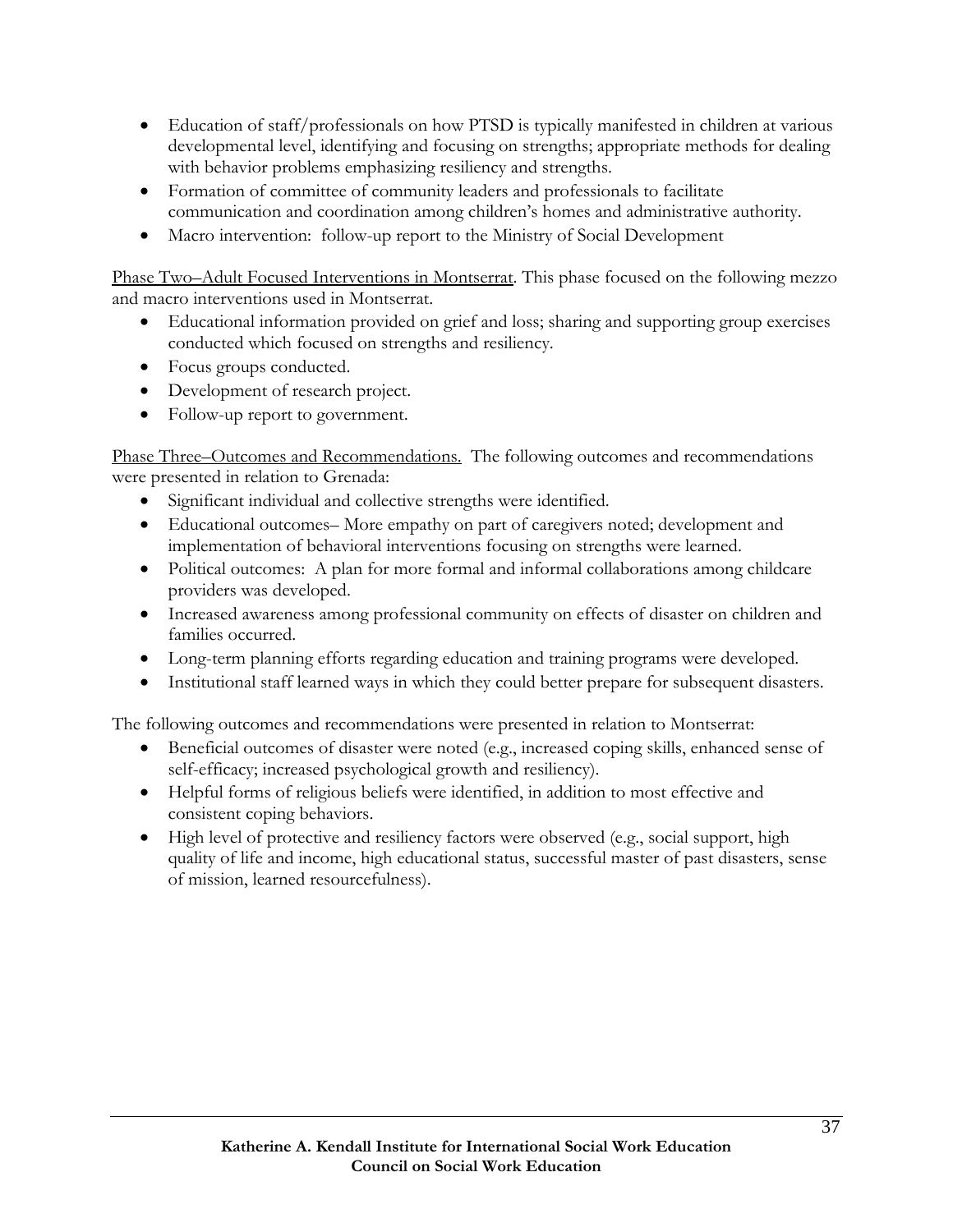- Education of staff/professionals on how PTSD is typically manifested in children at various developmental level, identifying and focusing on strengths; appropriate methods for dealing with behavior problems emphasizing resiliency and strengths.
- Formation of committee of community leaders and professionals to facilitate communication and coordination among children's homes and administrative authority.
- Macro intervention: follow-up report to the Ministry of Social Development

<u>Phase Two–Adult Focused Interventions in Montserrat</u>. This phase focused on the following mezzo and macro interventions used in Montserrat.

- Educational information provided on grief and loss; sharing and supporting group exercises conducted which focused on strengths and resiliency.
- Focus groups conducted.
- Development of research project.
- Follow-up report to government.

<u>Phase Three–Outcomes and Recommendations.</u> The following outcomes and recommendations were presented in relation to Grenada:

- Significant individual and collective strengths were identified.
- Educational outcomes– More empathy on part of caregivers noted; development and implementation of behavioral interventions focusing on strengths were learned.
- Political outcomes: A plan for more formal and informal collaborations among childcare providers was developed.
- Increased awareness among professional community on effects of disaster on children and families occurred.
- Long-term planning efforts regarding education and training programs were developed.
- Institutional staff learned ways in which they could better prepare for subsequent disasters.

The following outcomes and recommendations were presented in relation to Montserrat:

- Beneficial outcomes of disaster were noted (e.g., increased coping skills, enhanced sense of self-efficacy; increased psychological growth and resiliency).
- Helpful forms of religious beliefs were identified, in addition to most effective and consistent coping behaviors.
- High level of protective and resiliency factors were observed (e.g., social support, high quality of life and income, high educational status, successful master of past disasters, sense of mission, learned resourcefulness).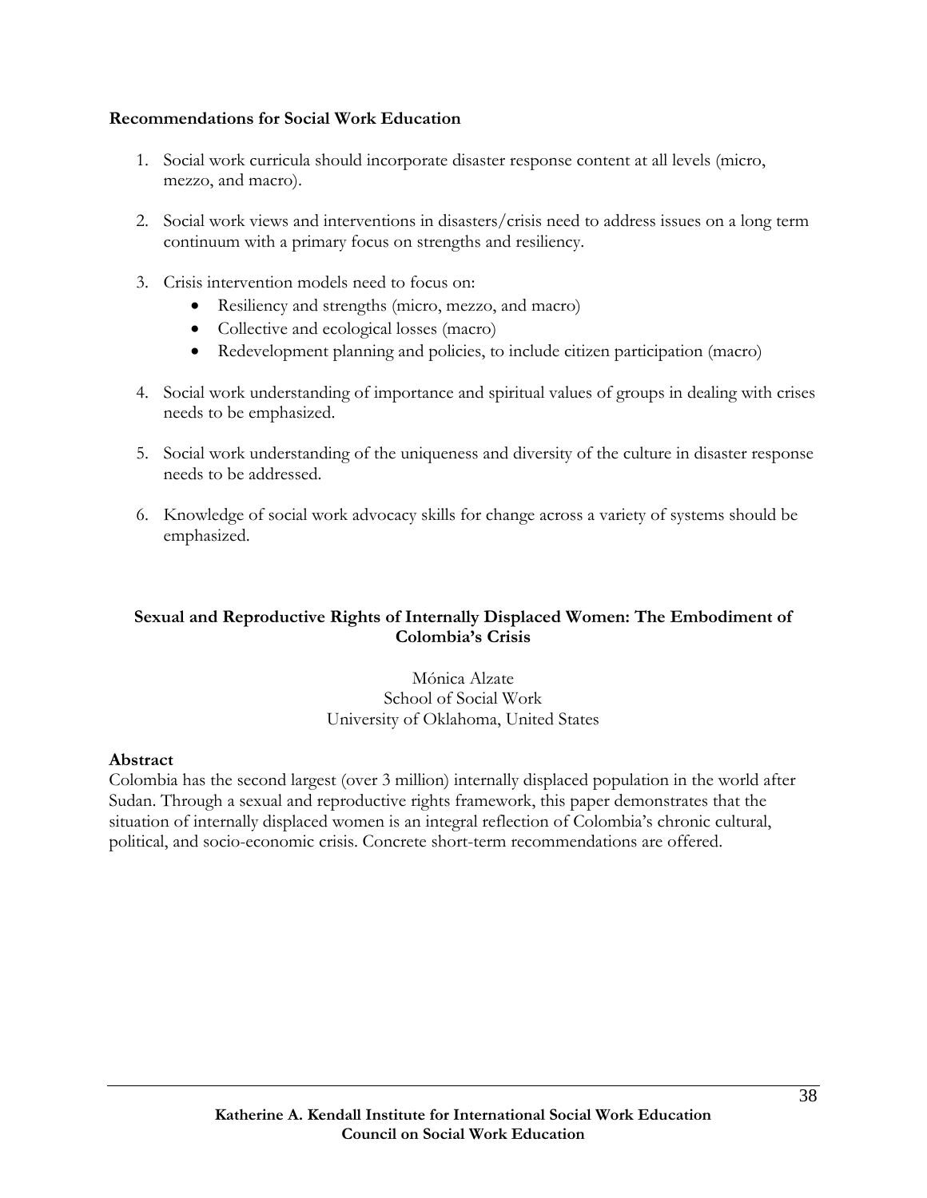**Recommendations for Social Work Education**

1. Social work curricula should incorporate disaster response content at all levels (micro, mezzo, and macro).

2. Social work views and interventions in disasters/crisis need to address issues on a long term continuum with a primary focus on strengths and resiliency.

3. Crisis intervention models need to focus on:
   - Resiliency and strengths (micro, mezzo, and macro)
   - Collective and ecological losses (macro)
   - Redevelopment planning and policies, to include citizen participation (macro)

4. Social work understanding of importance and spiritual values of groups in dealing with crises needs to be emphasized.

5. Social work understanding of the uniqueness and diversity of the culture in disaster response needs to be addressed.

6. Knowledge of social work advocacy skills for change across a variety of systems should be emphasized.

## Sexual and Reproductive Rights of Internally Displaced Women: The Embodiment of Colombia's Crisis

Mónica Alzate
School of Social Work
University of Oklahoma, United States

**Abstract**
Colombia has the second largest (over 3 million) internally displaced population in the world after Sudan. Through a sexual and reproductive rights framework, this paper demonstrates that the situation of internally displaced women is an integral reflection of Colombia's chronic cultural, political, and socio-economic crisis. Concrete short-term recommendations are offered.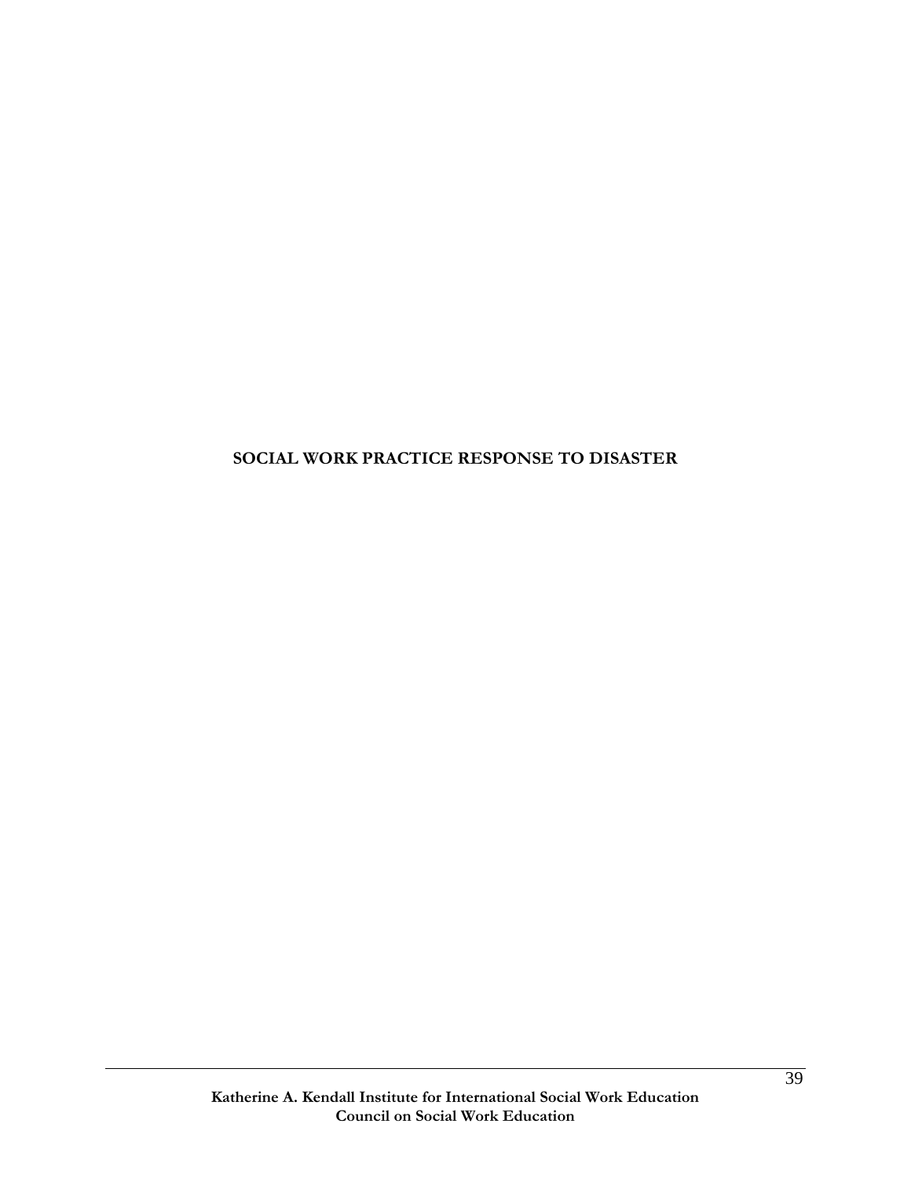# SOCIAL WORK PRACTICE RESPONSE TO DISASTER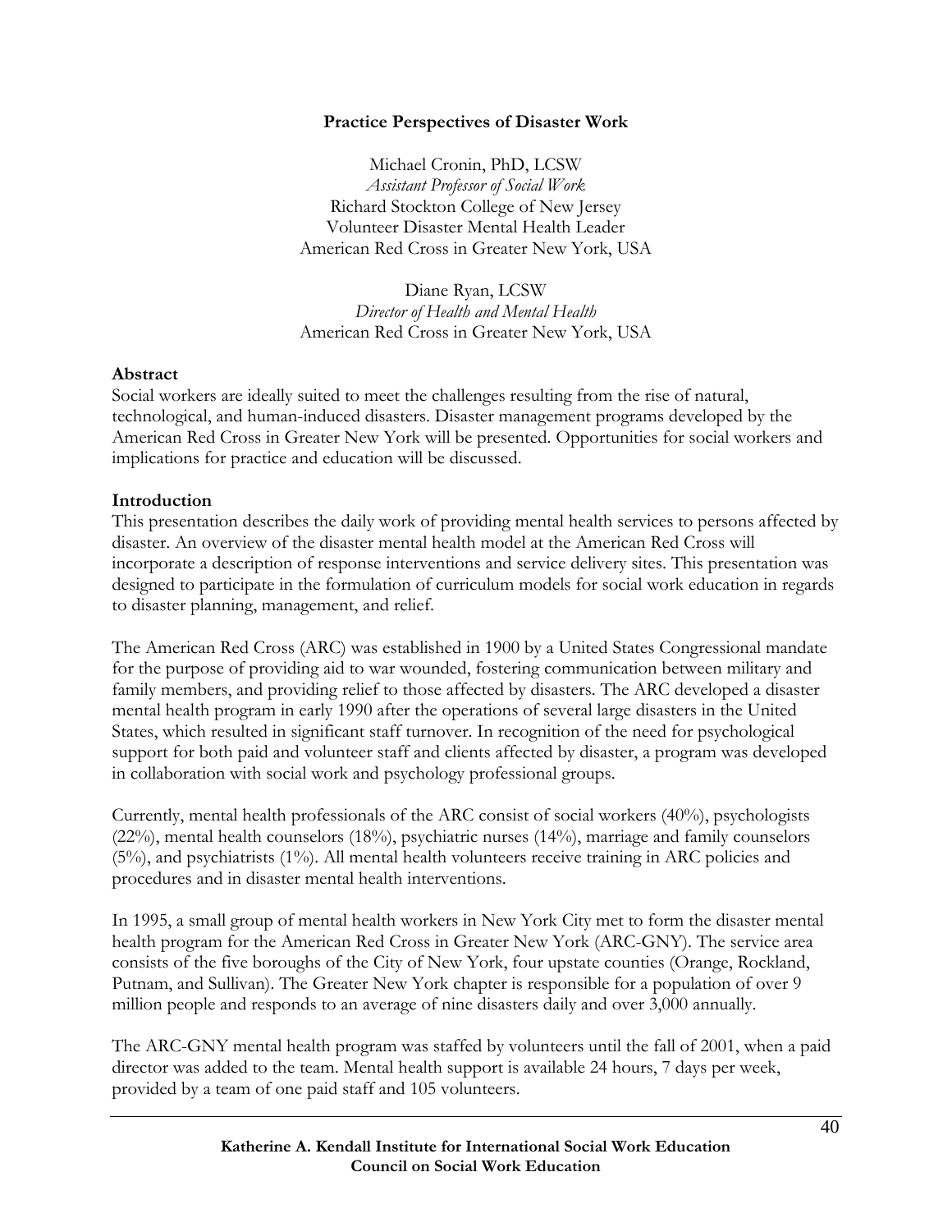# Practice Perspectives of Disaster Work

Michael Cronin, PhD, LCSW
*Assistant Professor of Social Work*
Richard Stockton College of New Jersey
Volunteer Disaster Mental Health Leader
American Red Cross in Greater New York, USA

Diane Ryan, LCSW
*Director of Health and Mental Health*
American Red Cross in Greater New York, USA

**Abstract**

Social workers are ideally suited to meet the challenges resulting from the rise of natural, technological, and human-induced disasters. Disaster management programs developed by the American Red Cross in Greater New York will be presented. Opportunities for social workers and implications for practice and education will be discussed.

**Introduction**

This presentation describes the daily work of providing mental health services to persons affected by disaster. An overview of the disaster mental health model at the American Red Cross will incorporate a description of response interventions and service delivery sites. This presentation was designed to participate in the formulation of curriculum models for social work education in regards to disaster planning, management, and relief.

The American Red Cross (ARC) was established in 1900 by a United States Congressional mandate for the purpose of providing aid to war wounded, fostering communication between military and family members, and providing relief to those affected by disasters. The ARC developed a disaster mental health program in early 1990 after the operations of several large disasters in the United States, which resulted in significant staff turnover. In recognition of the need for psychological support for both paid and volunteer staff and clients affected by disaster, a program was developed in collaboration with social work and psychology professional groups.

Currently, mental health professionals of the ARC consist of social workers (40%), psychologists (22%), mental health counselors (18%), psychiatric nurses (14%), marriage and family counselors (5%), and psychiatrists (1%). All mental health volunteers receive training in ARC policies and procedures and in disaster mental health interventions.

In 1995, a small group of mental health workers in New York City met to form the disaster mental health program for the American Red Cross in Greater New York (ARC-GNY). The service area consists of the five boroughs of the City of New York, four upstate counties (Orange, Rockland, Putnam, and Sullivan). The Greater New York chapter is responsible for a population of over 9 million people and responds to an average of nine disasters daily and over 3,000 annually.

The ARC-GNY mental health program was staffed by volunteers until the fall of 2001, when a paid director was added to the team. Mental health support is available 24 hours, 7 days per week, provided by a team of one paid staff and 105 volunteers.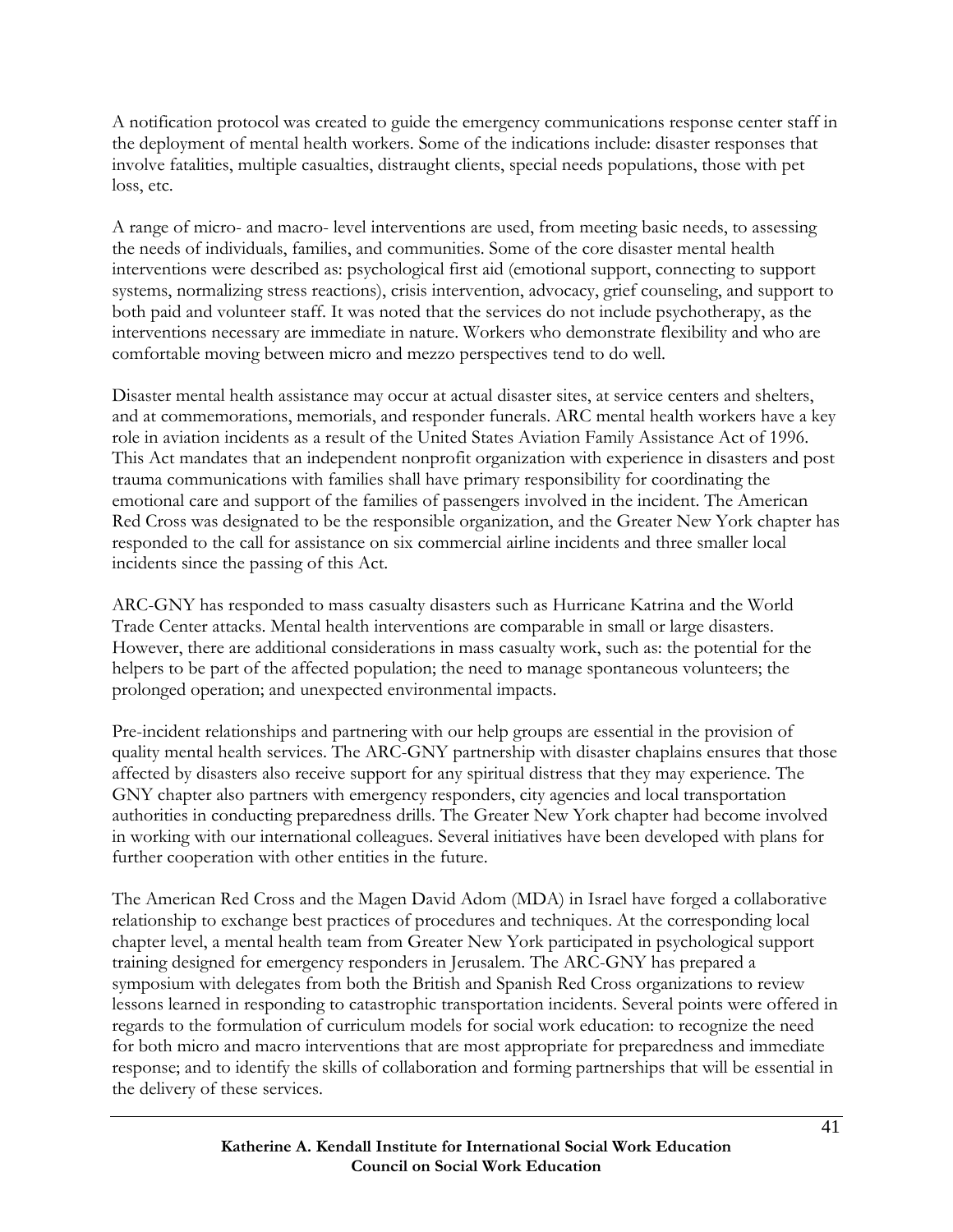A notification protocol was created to guide the emergency communications response center staff in the deployment of mental health workers. Some of the indications include: disaster responses that involve fatalities, multiple casualties, distraught clients, special needs populations, those with pet loss, etc.

A range of micro- and macro- level interventions are used, from meeting basic needs, to assessing the needs of individuals, families, and communities. Some of the core disaster mental health interventions were described as: psychological first aid (emotional support, connecting to support systems, normalizing stress reactions), crisis intervention, advocacy, grief counseling, and support to both paid and volunteer staff. It was noted that the services do not include psychotherapy, as the interventions necessary are immediate in nature. Workers who demonstrate flexibility and who are comfortable moving between micro and mezzo perspectives tend to do well.

Disaster mental health assistance may occur at actual disaster sites, at service centers and shelters, and at commemorations, memorials, and responder funerals. ARC mental health workers have a key role in aviation incidents as a result of the United States Aviation Family Assistance Act of 1996. This Act mandates that an independent nonprofit organization with experience in disasters and post trauma communications with families shall have primary responsibility for coordinating the emotional care and support of the families of passengers involved in the incident. The American Red Cross was designated to be the responsible organization, and the Greater New York chapter has responded to the call for assistance on six commercial airline incidents and three smaller local incidents since the passing of this Act.

ARC-GNY has responded to mass casualty disasters such as Hurricane Katrina and the World Trade Center attacks. Mental health interventions are comparable in small or large disasters. However, there are additional considerations in mass casualty work, such as: the potential for the helpers to be part of the affected population; the need to manage spontaneous volunteers; the prolonged operation; and unexpected environmental impacts.

Pre-incident relationships and partnering with our help groups are essential in the provision of quality mental health services. The ARC-GNY partnership with disaster chaplains ensures that those affected by disasters also receive support for any spiritual distress that they may experience. The GNY chapter also partners with emergency responders, city agencies and local transportation authorities in conducting preparedness drills. The Greater New York chapter had become involved in working with our international colleagues. Several initiatives have been developed with plans for further cooperation with other entities in the future.

The American Red Cross and the Magen David Adom (MDA) in Israel have forged a collaborative relationship to exchange best practices of procedures and techniques. At the corresponding local chapter level, a mental health team from Greater New York participated in psychological support training designed for emergency responders in Jerusalem. The ARC-GNY has prepared a symposium with delegates from both the British and Spanish Red Cross organizations to review lessons learned in responding to catastrophic transportation incidents. Several points were offered in regards to the formulation of curriculum models for social work education: to recognize the need for both micro and macro interventions that are most appropriate for preparedness and immediate response; and to identify the skills of collaboration and forming partnerships that will be essential in the delivery of these services.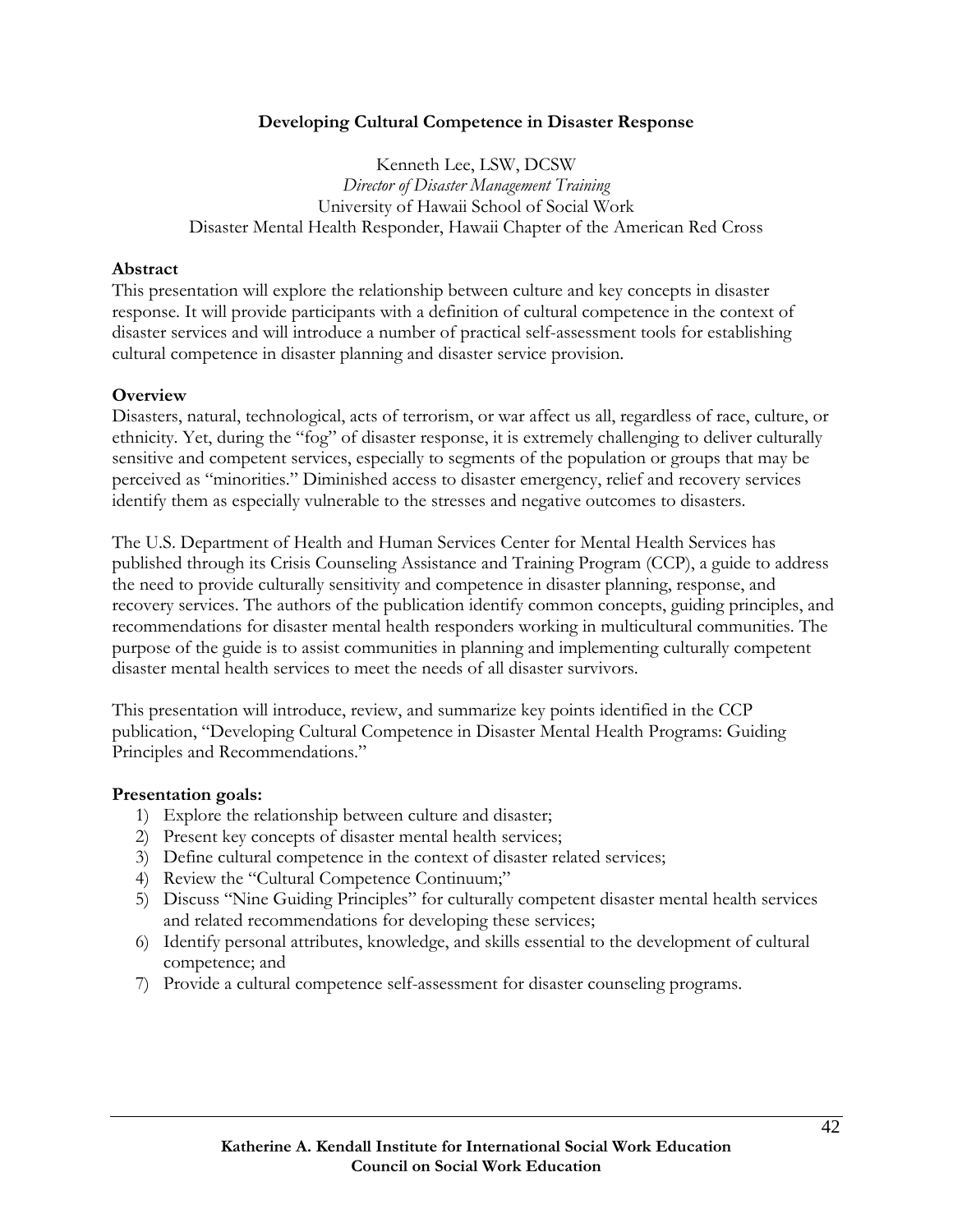# Developing Cultural Competence in Disaster Response

Kenneth Lee, LSW, DCSW
*Director of Disaster Management Training*
University of Hawaii School of Social Work
Disaster Mental Health Responder, Hawaii Chapter of the American Red Cross

**Abstract**

This presentation will explore the relationship between culture and key concepts in disaster response. It will provide participants with a definition of cultural competence in the context of disaster services and will introduce a number of practical self-assessment tools for establishing cultural competence in disaster planning and disaster service provision.

**Overview**

Disasters, natural, technological, acts of terrorism, or war affect us all, regardless of race, culture, or ethnicity. Yet, during the "fog" of disaster response, it is extremely challenging to deliver culturally sensitive and competent services, especially to segments of the population or groups that may be perceived as "minorities." Diminished access to disaster emergency, relief and recovery services identify them as especially vulnerable to the stresses and negative outcomes to disasters.

The U.S. Department of Health and Human Services Center for Mental Health Services has published through its Crisis Counseling Assistance and Training Program (CCP), a guide to address the need to provide culturally sensitivity and competence in disaster planning, response, and recovery services. The authors of the publication identify common concepts, guiding principles, and recommendations for disaster mental health responders working in multicultural communities. The purpose of the guide is to assist communities in planning and implementing culturally competent disaster mental health services to meet the needs of all disaster survivors.

This presentation will introduce, review, and summarize key points identified in the CCP publication, "Developing Cultural Competence in Disaster Mental Health Programs: Guiding Principles and Recommendations."

**Presentation goals:**

1) Explore the relationship between culture and disaster;
2) Present key concepts of disaster mental health services;
3) Define cultural competence in the context of disaster related services;
4) Review the "Cultural Competence Continuum;"
5) Discuss "Nine Guiding Principles" for culturally competent disaster mental health services and related recommendations for developing these services;
6) Identify personal attributes, knowledge, and skills essential to the development of cultural competence; and
7) Provide a cultural competence self-assessment for disaster counseling programs.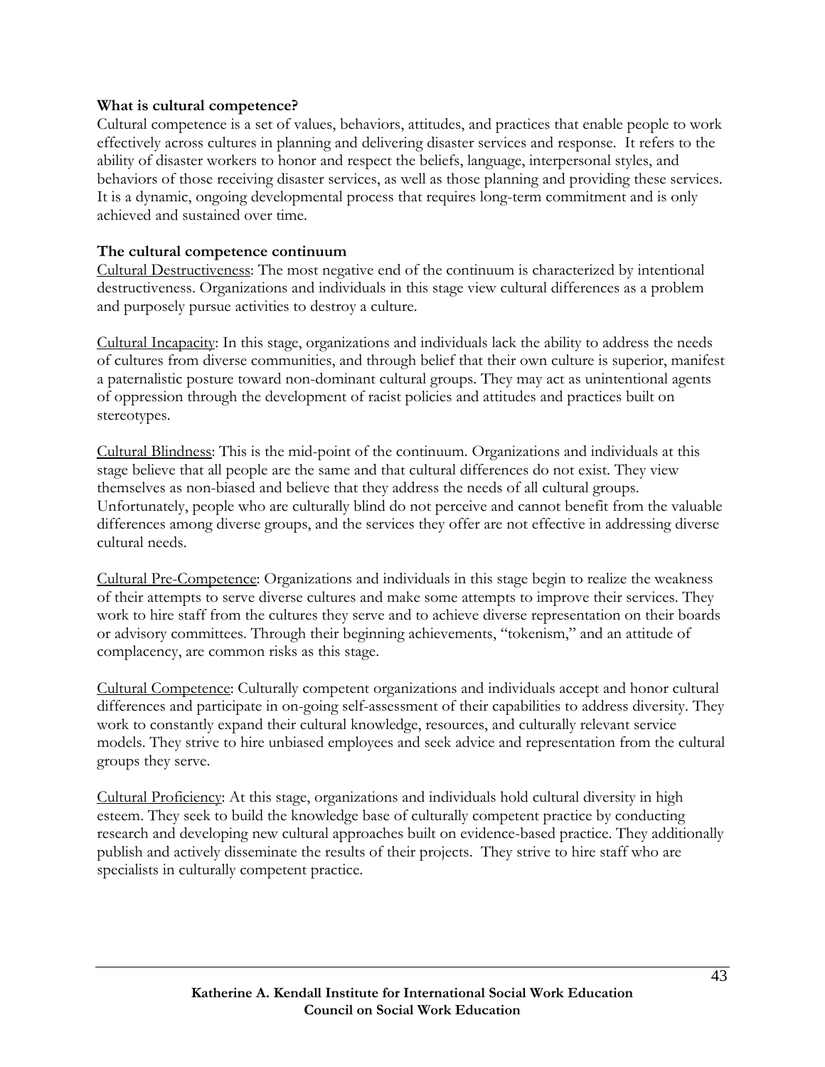**What is cultural competence?**

Cultural competence is a set of values, behaviors, attitudes, and practices that enable people to work effectively across cultures in planning and delivering disaster services and response. It refers to the ability of disaster workers to honor and respect the beliefs, language, interpersonal styles, and behaviors of those receiving disaster services, as well as those planning and providing these services. It is a dynamic, ongoing developmental process that requires long-term commitment and is only achieved and sustained over time.

**The cultural competence continuum**

<u>Cultural Destructiveness</u>: The most negative end of the continuum is characterized by intentional destructiveness. Organizations and individuals in this stage view cultural differences as a problem and purposely pursue activities to destroy a culture.

<u>Cultural Incapacity</u>: In this stage, organizations and individuals lack the ability to address the needs of cultures from diverse communities, and through belief that their own culture is superior, manifest a paternalistic posture toward non-dominant cultural groups. They may act as unintentional agents of oppression through the development of racist policies and attitudes and practices built on stereotypes.

<u>Cultural Blindness</u>: This is the mid-point of the continuum. Organizations and individuals at this stage believe that all people are the same and that cultural differences do not exist. They view themselves as non-biased and believe that they address the needs of all cultural groups. Unfortunately, people who are culturally blind do not perceive and cannot benefit from the valuable differences among diverse groups, and the services they offer are not effective in addressing diverse cultural needs.

<u>Cultural Pre-Competence</u>: Organizations and individuals in this stage begin to realize the weakness of their attempts to serve diverse cultures and make some attempts to improve their services. They work to hire staff from the cultures they serve and to achieve diverse representation on their boards or advisory committees. Through their beginning achievements, "tokenism," and an attitude of complacency, are common risks as this stage.

<u>Cultural Competence</u>: Culturally competent organizations and individuals accept and honor cultural differences and participate in on-going self-assessment of their capabilities to address diversity. They work to constantly expand their cultural knowledge, resources, and culturally relevant service models. They strive to hire unbiased employees and seek advice and representation from the cultural groups they serve.

<u>Cultural Proficiency</u>: At this stage, organizations and individuals hold cultural diversity in high esteem. They seek to build the knowledge base of culturally competent practice by conducting research and developing new cultural approaches built on evidence-based practice. They additionally publish and actively disseminate the results of their projects. They strive to hire staff who are specialists in culturally competent practice.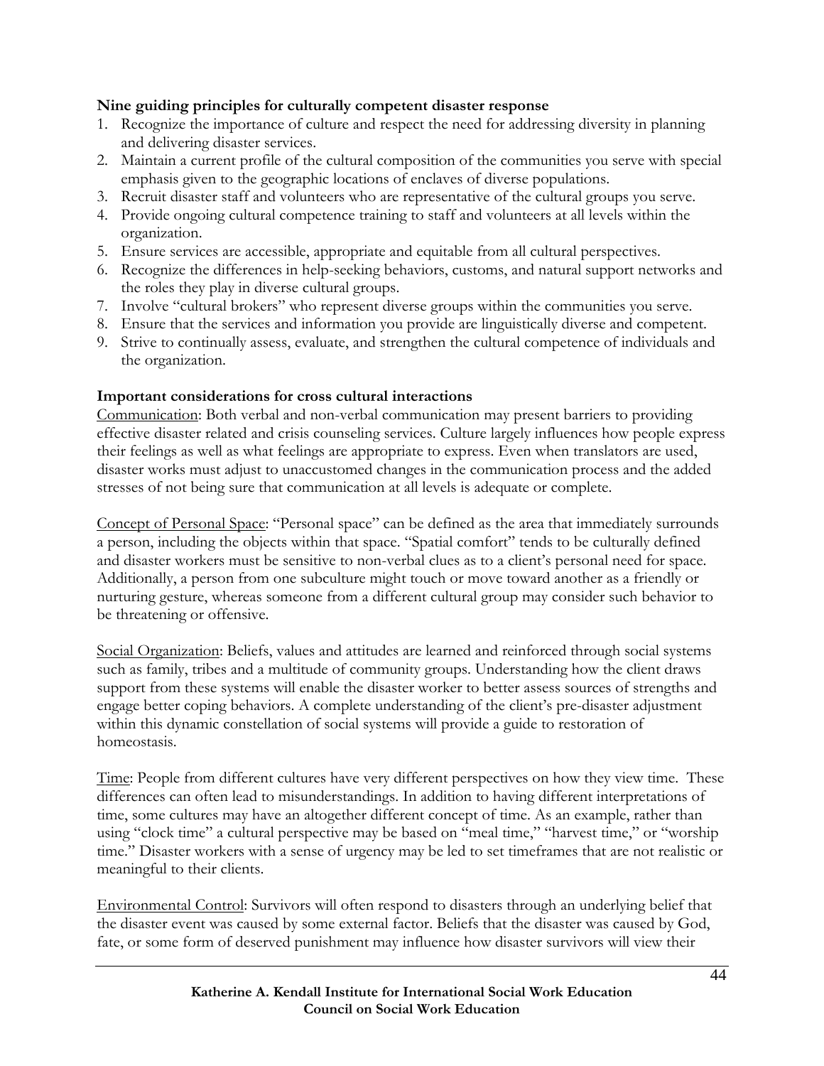**Nine guiding principles for culturally competent disaster response**

1. Recognize the importance of culture and respect the need for addressing diversity in planning and delivering disaster services.
2. Maintain a current profile of the cultural composition of the communities you serve with special emphasis given to the geographic locations of enclaves of diverse populations.
3. Recruit disaster staff and volunteers who are representative of the cultural groups you serve.
4. Provide ongoing cultural competence training to staff and volunteers at all levels within the organization.
5. Ensure services are accessible, appropriate and equitable from all cultural perspectives.
6. Recognize the differences in help-seeking behaviors, customs, and natural support networks and the roles they play in diverse cultural groups.
7. Involve "cultural brokers" who represent diverse groups within the communities you serve.
8. Ensure that the services and information you provide are linguistically diverse and competent.
9. Strive to continually assess, evaluate, and strengthen the cultural competence of individuals and the organization.

**Important considerations for cross cultural interactions**

<u>Communication</u>: Both verbal and non-verbal communication may present barriers to providing effective disaster related and crisis counseling services. Culture largely influences how people express their feelings as well as what feelings are appropriate to express. Even when translators are used, disaster works must adjust to unaccustomed changes in the communication process and the added stresses of not being sure that communication at all levels is adequate or complete.

<u>Concept of Personal Space</u>: "Personal space" can be defined as the area that immediately surrounds a person, including the objects within that space. "Spatial comfort" tends to be culturally defined and disaster workers must be sensitive to non-verbal clues as to a client's personal need for space. Additionally, a person from one subculture might touch or move toward another as a friendly or nurturing gesture, whereas someone from a different cultural group may consider such behavior to be threatening or offensive.

<u>Social Organization</u>: Beliefs, values and attitudes are learned and reinforced through social systems such as family, tribes and a multitude of community groups. Understanding how the client draws support from these systems will enable the disaster worker to better assess sources of strengths and engage better coping behaviors. A complete understanding of the client's pre-disaster adjustment within this dynamic constellation of social systems will provide a guide to restoration of homeostasis.

<u>Time</u>: People from different cultures have very different perspectives on how they view time. These differences can often lead to misunderstandings. In addition to having different interpretations of time, some cultures may have an altogether different concept of time. As an example, rather than using "clock time" a cultural perspective may be based on "meal time," "harvest time," or "worship time." Disaster workers with a sense of urgency may be led to set timeframes that are not realistic or meaningful to their clients.

<u>Environmental Control</u>: Survivors will often respond to disasters through an underlying belief that the disaster event was caused by some external factor. Beliefs that the disaster was caused by God, fate, or some form of deserved punishment may influence how disaster survivors will view their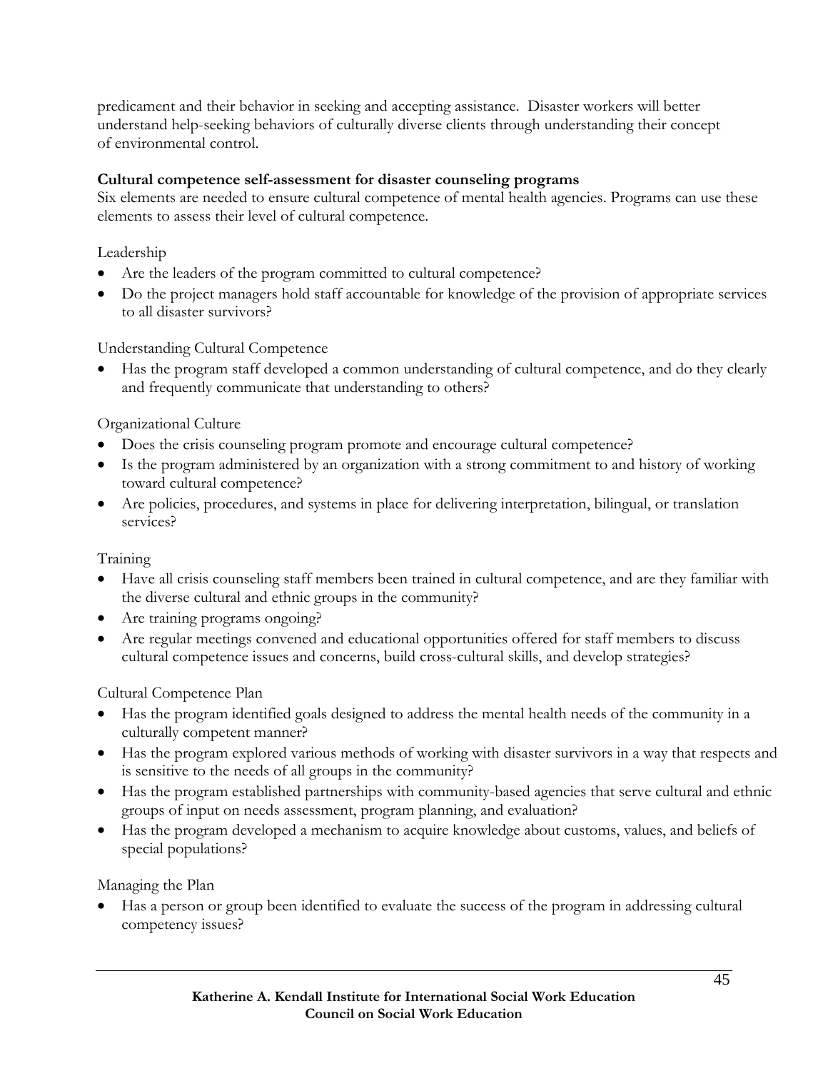predicament and their behavior in seeking and accepting assistance. Disaster workers will better understand help-seeking behaviors of culturally diverse clients through understanding their concept of environmental control.

**Cultural competence self-assessment for disaster counseling programs**

Six elements are needed to ensure cultural competence of mental health agencies. Programs can use these elements to assess their level of cultural competence.

Leadership

- Are the leaders of the program committed to cultural competence?
- Do the project managers hold staff accountable for knowledge of the provision of appropriate services to all disaster survivors?

Understanding Cultural Competence

- Has the program staff developed a common understanding of cultural competence, and do they clearly and frequently communicate that understanding to others?

Organizational Culture

- Does the crisis counseling program promote and encourage cultural competence?
- Is the program administered by an organization with a strong commitment to and history of working toward cultural competence?
- Are policies, procedures, and systems in place for delivering interpretation, bilingual, or translation services?

Training

- Have all crisis counseling staff members been trained in cultural competence, and are they familiar with the diverse cultural and ethnic groups in the community?
- Are training programs ongoing?
- Are regular meetings convened and educational opportunities offered for staff members to discuss cultural competence issues and concerns, build cross-cultural skills, and develop strategies?

Cultural Competence Plan

- Has the program identified goals designed to address the mental health needs of the community in a culturally competent manner?
- Has the program explored various methods of working with disaster survivors in a way that respects and is sensitive to the needs of all groups in the community?
- Has the program established partnerships with community-based agencies that serve cultural and ethnic groups of input on needs assessment, program planning, and evaluation?
- Has the program developed a mechanism to acquire knowledge about customs, values, and beliefs of special populations?

Managing the Plan

- Has a person or group been identified to evaluate the success of the program in addressing cultural competency issues?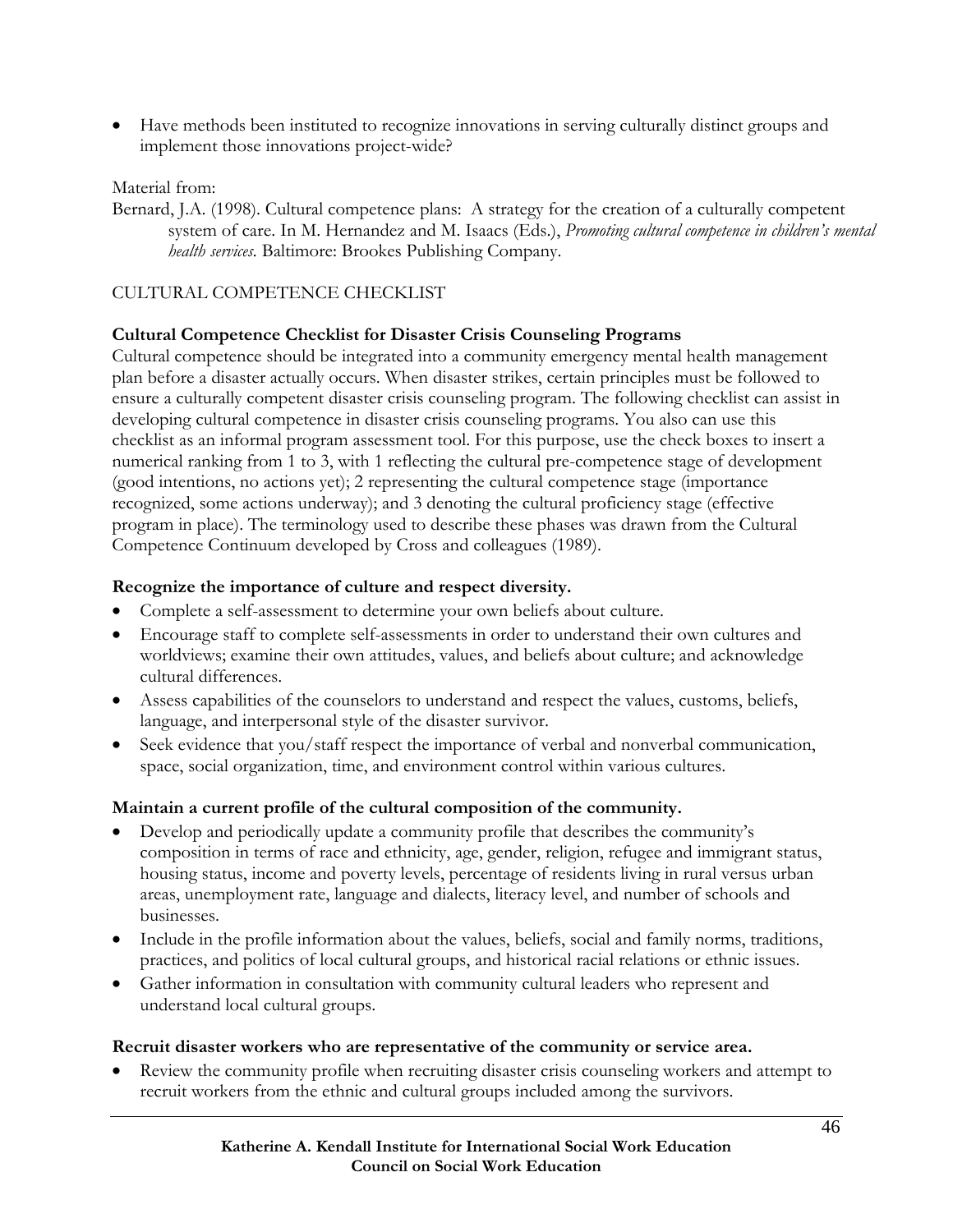- Have methods been instituted to recognize innovations in serving culturally distinct groups and implement those innovations project-wide?

Material from:

Bernard, J.A. (1998). Cultural competence plans: A strategy for the creation of a culturally competent system of care. In M. Hernandez and M. Isaacs (Eds.), *Promoting cultural competence in children's mental health services.* Baltimore: Brookes Publishing Company.

CULTURAL COMPETENCE CHECKLIST

**Cultural Competence Checklist for Disaster Crisis Counseling Programs**

Cultural competence should be integrated into a community emergency mental health management plan before a disaster actually occurs. When disaster strikes, certain principles must be followed to ensure a culturally competent disaster crisis counseling program. The following checklist can assist in developing cultural competence in disaster crisis counseling programs. You also can use this checklist as an informal program assessment tool. For this purpose, use the check boxes to insert a numerical ranking from 1 to 3, with 1 reflecting the cultural pre-competence stage of development (good intentions, no actions yet); 2 representing the cultural competence stage (importance recognized, some actions underway); and 3 denoting the cultural proficiency stage (effective program in place). The terminology used to describe these phases was drawn from the Cultural Competence Continuum developed by Cross and colleagues (1989).

**Recognize the importance of culture and respect diversity.**

- Complete a self-assessment to determine your own beliefs about culture.
- Encourage staff to complete self-assessments in order to understand their own cultures and worldviews; examine their own attitudes, values, and beliefs about culture; and acknowledge cultural differences.
- Assess capabilities of the counselors to understand and respect the values, customs, beliefs, language, and interpersonal style of the disaster survivor.
- Seek evidence that you/staff respect the importance of verbal and nonverbal communication, space, social organization, time, and environment control within various cultures.

**Maintain a current profile of the cultural composition of the community.**

- Develop and periodically update a community profile that describes the community's composition in terms of race and ethnicity, age, gender, religion, refugee and immigrant status, housing status, income and poverty levels, percentage of residents living in rural versus urban areas, unemployment rate, language and dialects, literacy level, and number of schools and businesses.
- Include in the profile information about the values, beliefs, social and family norms, traditions, practices, and politics of local cultural groups, and historical racial relations or ethnic issues.
- Gather information in consultation with community cultural leaders who represent and understand local cultural groups.

**Recruit disaster workers who are representative of the community or service area.**

- Review the community profile when recruiting disaster crisis counseling workers and attempt to recruit workers from the ethnic and cultural groups included among the survivors.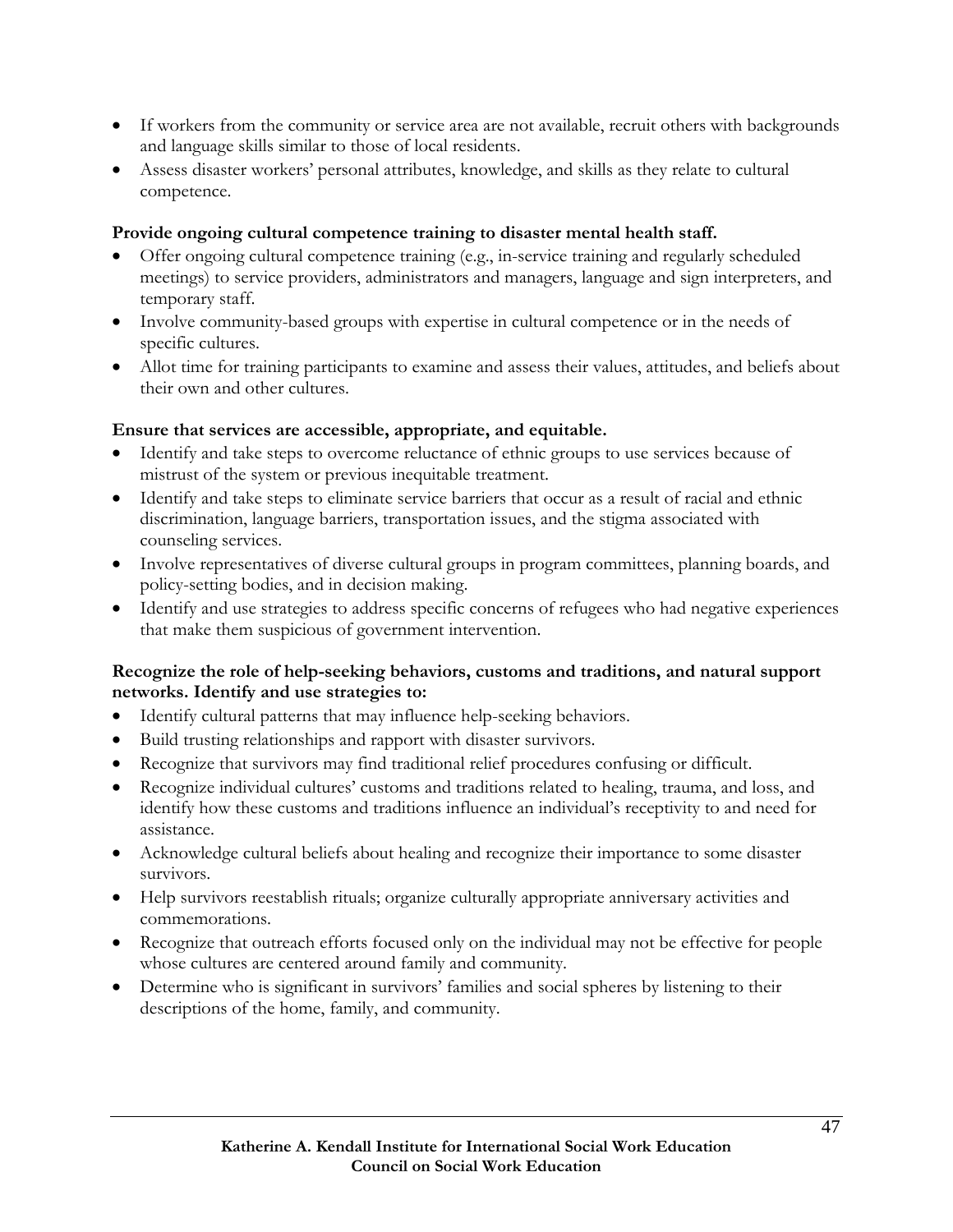- If workers from the community or service area are not available, recruit others with backgrounds and language skills similar to those of local residents.
- Assess disaster workers' personal attributes, knowledge, and skills as they relate to cultural competence.

**Provide ongoing cultural competence training to disaster mental health staff.**

- Offer ongoing cultural competence training (e.g., in-service training and regularly scheduled meetings) to service providers, administrators and managers, language and sign interpreters, and temporary staff.
- Involve community-based groups with expertise in cultural competence or in the needs of specific cultures.
- Allot time for training participants to examine and assess their values, attitudes, and beliefs about their own and other cultures.

**Ensure that services are accessible, appropriate, and equitable.**

- Identify and take steps to overcome reluctance of ethnic groups to use services because of mistrust of the system or previous inequitable treatment.
- Identify and take steps to eliminate service barriers that occur as a result of racial and ethnic discrimination, language barriers, transportation issues, and the stigma associated with counseling services.
- Involve representatives of diverse cultural groups in program committees, planning boards, and policy-setting bodies, and in decision making.
- Identify and use strategies to address specific concerns of refugees who had negative experiences that make them suspicious of government intervention.

**Recognize the role of help-seeking behaviors, customs and traditions, and natural support networks. Identify and use strategies to:**

- Identify cultural patterns that may influence help-seeking behaviors.
- Build trusting relationships and rapport with disaster survivors.
- Recognize that survivors may find traditional relief procedures confusing or difficult.
- Recognize individual cultures' customs and traditions related to healing, trauma, and loss, and identify how these customs and traditions influence an individual's receptivity to and need for assistance.
- Acknowledge cultural beliefs about healing and recognize their importance to some disaster survivors.
- Help survivors reestablish rituals; organize culturally appropriate anniversary activities and commemorations.
- Recognize that outreach efforts focused only on the individual may not be effective for people whose cultures are centered around family and community.
- Determine who is significant in survivors' families and social spheres by listening to their descriptions of the home, family, and community.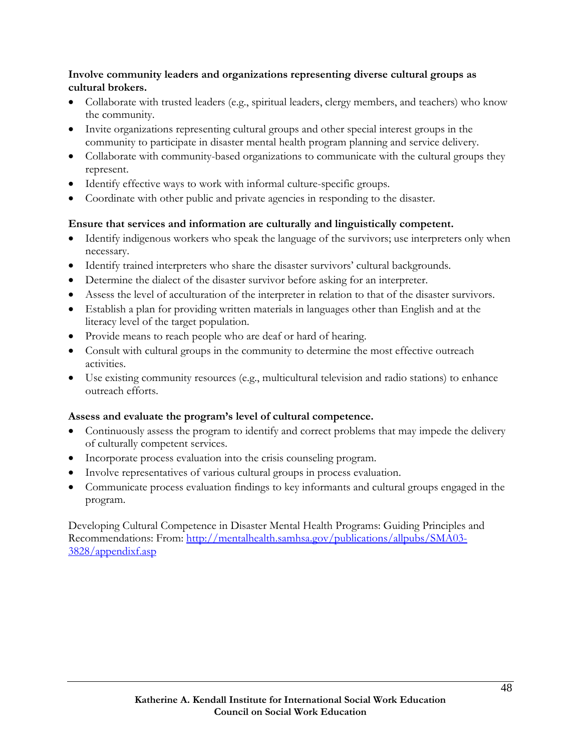**Involve community leaders and organizations representing diverse cultural groups as cultural brokers.**

- Collaborate with trusted leaders (e.g., spiritual leaders, clergy members, and teachers) who know the community.
- Invite organizations representing cultural groups and other special interest groups in the community to participate in disaster mental health program planning and service delivery.
- Collaborate with community-based organizations to communicate with the cultural groups they represent.
- Identify effective ways to work with informal culture-specific groups.
- Coordinate with other public and private agencies in responding to the disaster.

**Ensure that services and information are culturally and linguistically competent.**

- Identify indigenous workers who speak the language of the survivors; use interpreters only when necessary.
- Identify trained interpreters who share the disaster survivors' cultural backgrounds.
- Determine the dialect of the disaster survivor before asking for an interpreter.
- Assess the level of acculturation of the interpreter in relation to that of the disaster survivors.
- Establish a plan for providing written materials in languages other than English and at the literacy level of the target population.
- Provide means to reach people who are deaf or hard of hearing.
- Consult with cultural groups in the community to determine the most effective outreach activities.
- Use existing community resources (e.g., multicultural television and radio stations) to enhance outreach efforts.

**Assess and evaluate the program's level of cultural competence.**

- Continuously assess the program to identify and correct problems that may impede the delivery of culturally competent services.
- Incorporate process evaluation into the crisis counseling program.
- Involve representatives of various cultural groups in process evaluation.
- Communicate process evaluation findings to key informants and cultural groups engaged in the program.

Developing Cultural Competence in Disaster Mental Health Programs: Guiding Principles and Recommendations: From: [http://mentalhealth.samhsa.gov/publications/allpubs/SMA03-3828/appendixf.asp](http://mentalhealth.samhsa.gov/publications/allpubs/SMA03-3828/appendixf.asp)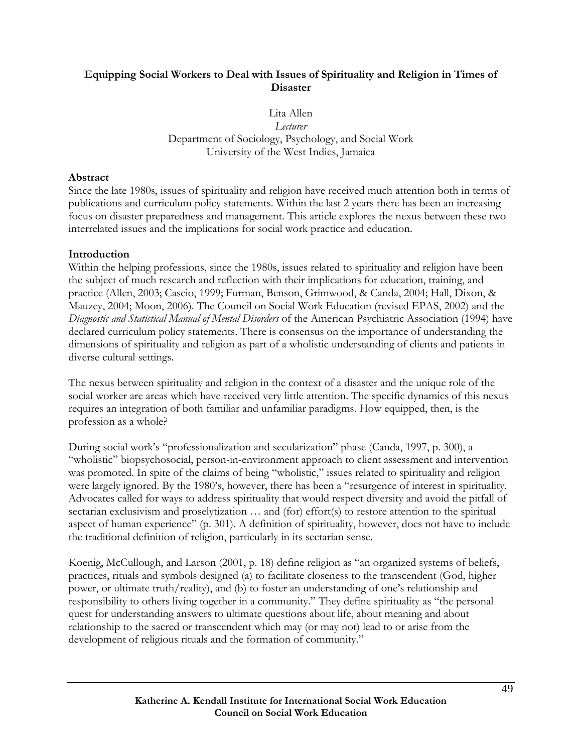# Equipping Social Workers to Deal with Issues of Spirituality and Religion in Times of Disaster

Lita Allen
*Lecturer*
Department of Sociology, Psychology, and Social Work
University of the West Indies, Jamaica

## Abstract

Since the late 1980s, issues of spirituality and religion have received much attention both in terms of publications and curriculum policy statements. Within the last 2 years there has been an increasing focus on disaster preparedness and management. This article explores the nexus between these two interrelated issues and the implications for social work practice and education.

## Introduction

Within the helping professions, since the 1980s, issues related to spirituality and religion have been the subject of much research and reflection with their implications for education, training, and practice (Allen, 2003; Cascio, 1999; Furman, Benson, Grimwood, & Canda, 2004; Hall, Dixon, & Mauzey, 2004; Moon, 2006). The Council on Social Work Education (revised EPAS, 2002) and the *Diagnostic and Statistical Manual of Mental Disorders* of the American Psychiatric Association (1994) have declared curriculum policy statements. There is consensus on the importance of understanding the dimensions of spirituality and religion as part of a wholistic understanding of clients and patients in diverse cultural settings.

The nexus between spirituality and religion in the context of a disaster and the unique role of the social worker are areas which have received very little attention. The specific dynamics of this nexus requires an integration of both familiar and unfamiliar paradigms. How equipped, then, is the profession as a whole?

During social work's "professionalization and secularization" phase (Canda, 1997, p. 300), a "wholistic" biopsychosocial, person-in-environment approach to client assessment and intervention was promoted. In spite of the claims of being "wholistic," issues related to spirituality and religion were largely ignored. By the 1980's, however, there has been a "resurgence of interest in spirituality. Advocates called for ways to address spirituality that would respect diversity and avoid the pitfall of sectarian exclusivism and proselytization … and (for) effort(s) to restore attention to the spiritual aspect of human experience" (p. 301). A definition of spirituality, however, does not have to include the traditional definition of religion, particularly in its sectarian sense.

Koenig, McCullough, and Larson (2001, p. 18) define religion as "an organized systems of beliefs, practices, rituals and symbols designed (a) to facilitate closeness to the transcendent (God, higher power, or ultimate truth/reality), and (b) to foster an understanding of one's relationship and responsibility to others living together in a community." They define spirituality as "the personal quest for understanding answers to ultimate questions about life, about meaning and about relationship to the sacred or transcendent which may (or may not) lead to or arise from the development of religious rituals and the formation of community."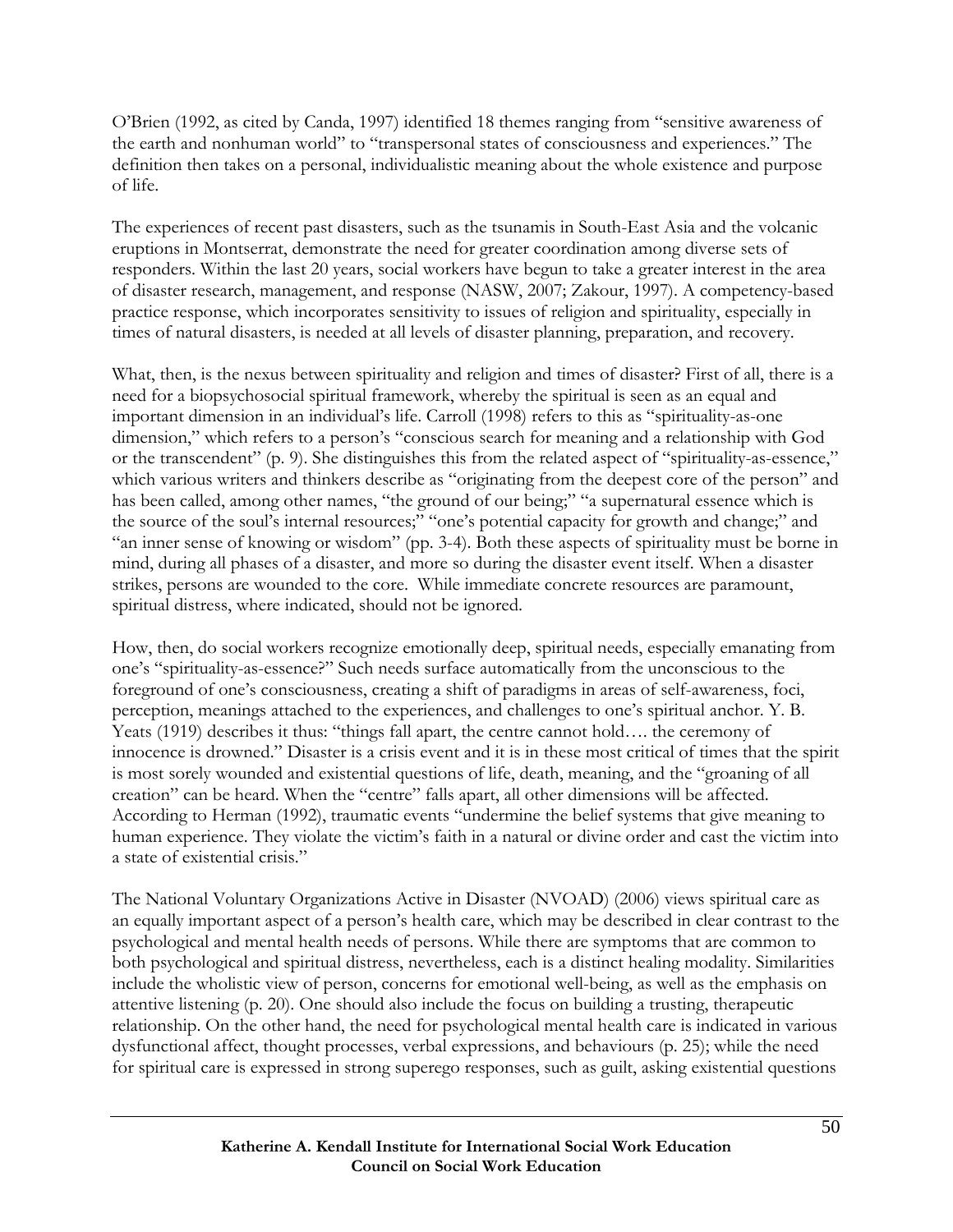O'Brien (1992, as cited by Canda, 1997) identified 18 themes ranging from "sensitive awareness of the earth and nonhuman world" to "transpersonal states of consciousness and experiences." The definition then takes on a personal, individualistic meaning about the whole existence and purpose of life.

The experiences of recent past disasters, such as the tsunamis in South-East Asia and the volcanic eruptions in Montserrat, demonstrate the need for greater coordination among diverse sets of responders. Within the last 20 years, social workers have begun to take a greater interest in the area of disaster research, management, and response (NASW, 2007; Zakour, 1997). A competency-based practice response, which incorporates sensitivity to issues of religion and spirituality, especially in times of natural disasters, is needed at all levels of disaster planning, preparation, and recovery.

What, then, is the nexus between spirituality and religion and times of disaster? First of all, there is a need for a biopsychosocial spiritual framework, whereby the spiritual is seen as an equal and important dimension in an individual's life. Carroll (1998) refers to this as "spirituality-as-one dimension," which refers to a person's "conscious search for meaning and a relationship with God or the transcendent" (p. 9). She distinguishes this from the related aspect of "spirituality-as-essence," which various writers and thinkers describe as "originating from the deepest core of the person" and has been called, among other names, "the ground of our being;" "a supernatural essence which is the source of the soul's internal resources;" "one's potential capacity for growth and change;" and "an inner sense of knowing or wisdom" (pp. 3-4). Both these aspects of spirituality must be borne in mind, during all phases of a disaster, and more so during the disaster event itself. When a disaster strikes, persons are wounded to the core. While immediate concrete resources are paramount, spiritual distress, where indicated, should not be ignored.

How, then, do social workers recognize emotionally deep, spiritual needs, especially emanating from one's "spirituality-as-essence?" Such needs surface automatically from the unconscious to the foreground of one's consciousness, creating a shift of paradigms in areas of self-awareness, foci, perception, meanings attached to the experiences, and challenges to one's spiritual anchor. Y. B. Yeats (1919) describes it thus: "things fall apart, the centre cannot hold…. the ceremony of innocence is drowned." Disaster is a crisis event and it is in these most critical of times that the spirit is most sorely wounded and existential questions of life, death, meaning, and the "groaning of all creation" can be heard. When the "centre" falls apart, all other dimensions will be affected. According to Herman (1992), traumatic events "undermine the belief systems that give meaning to human experience. They violate the victim's faith in a natural or divine order and cast the victim into a state of existential crisis."

The National Voluntary Organizations Active in Disaster (NVOAD) (2006) views spiritual care as an equally important aspect of a person's health care, which may be described in clear contrast to the psychological and mental health needs of persons. While there are symptoms that are common to both psychological and spiritual distress, nevertheless, each is a distinct healing modality. Similarities include the wholistic view of person, concerns for emotional well-being, as well as the emphasis on attentive listening (p. 20). One should also include the focus on building a trusting, therapeutic relationship. On the other hand, the need for psychological mental health care is indicated in various dysfunctional affect, thought processes, verbal expressions, and behaviours (p. 25); while the need for spiritual care is expressed in strong superego responses, such as guilt, asking existential questions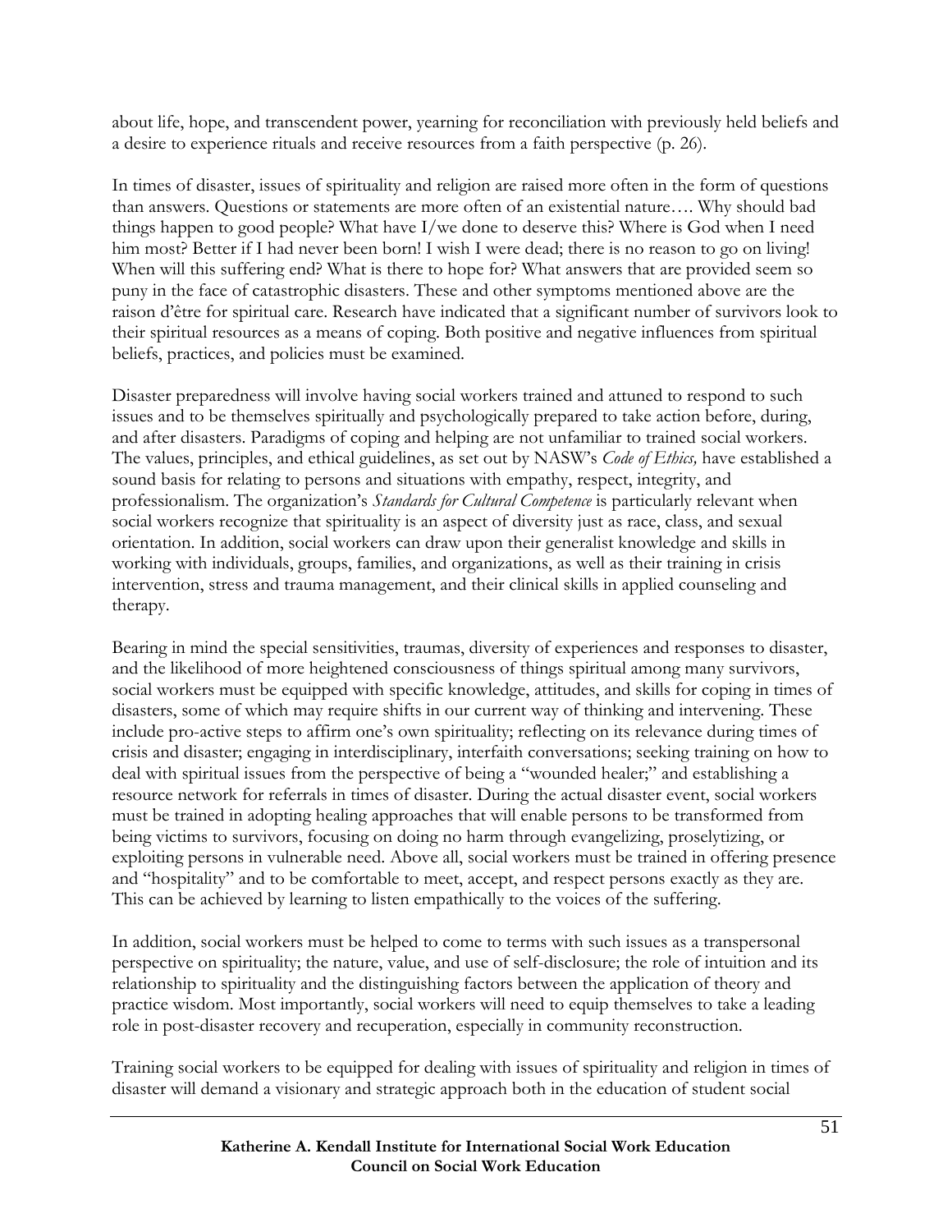about life, hope, and transcendent power, yearning for reconciliation with previously held beliefs and a desire to experience rituals and receive resources from a faith perspective (p. 26).

In times of disaster, issues of spirituality and religion are raised more often in the form of questions than answers. Questions or statements are more often of an existential nature…. Why should bad things happen to good people? What have I/we done to deserve this? Where is God when I need him most? Better if I had never been born! I wish I were dead; there is no reason to go on living! When will this suffering end? What is there to hope for? What answers that are provided seem so puny in the face of catastrophic disasters. These and other symptoms mentioned above are the raison d'être for spiritual care. Research have indicated that a significant number of survivors look to their spiritual resources as a means of coping. Both positive and negative influences from spiritual beliefs, practices, and policies must be examined.

Disaster preparedness will involve having social workers trained and attuned to respond to such issues and to be themselves spiritually and psychologically prepared to take action before, during, and after disasters. Paradigms of coping and helping are not unfamiliar to trained social workers. The values, principles, and ethical guidelines, as set out by NASW's *Code of Ethics,* have established a sound basis for relating to persons and situations with empathy, respect, integrity, and professionalism. The organization's *Standards for Cultural Competence* is particularly relevant when social workers recognize that spirituality is an aspect of diversity just as race, class, and sexual orientation. In addition, social workers can draw upon their generalist knowledge and skills in working with individuals, groups, families, and organizations, as well as their training in crisis intervention, stress and trauma management, and their clinical skills in applied counseling and therapy.

Bearing in mind the special sensitivities, traumas, diversity of experiences and responses to disaster, and the likelihood of more heightened consciousness of things spiritual among many survivors, social workers must be equipped with specific knowledge, attitudes, and skills for coping in times of disasters, some of which may require shifts in our current way of thinking and intervening. These include pro-active steps to affirm one's own spirituality; reflecting on its relevance during times of crisis and disaster; engaging in interdisciplinary, interfaith conversations; seeking training on how to deal with spiritual issues from the perspective of being a "wounded healer;" and establishing a resource network for referrals in times of disaster. During the actual disaster event, social workers must be trained in adopting healing approaches that will enable persons to be transformed from being victims to survivors, focusing on doing no harm through evangelizing, proselytizing, or exploiting persons in vulnerable need. Above all, social workers must be trained in offering presence and "hospitality" and to be comfortable to meet, accept, and respect persons exactly as they are. This can be achieved by learning to listen empathically to the voices of the suffering.

In addition, social workers must be helped to come to terms with such issues as a transpersonal perspective on spirituality; the nature, value, and use of self-disclosure; the role of intuition and its relationship to spirituality and the distinguishing factors between the application of theory and practice wisdom. Most importantly, social workers will need to equip themselves to take a leading role in post-disaster recovery and recuperation, especially in community reconstruction.

Training social workers to be equipped for dealing with issues of spirituality and religion in times of disaster will demand a visionary and strategic approach both in the education of student social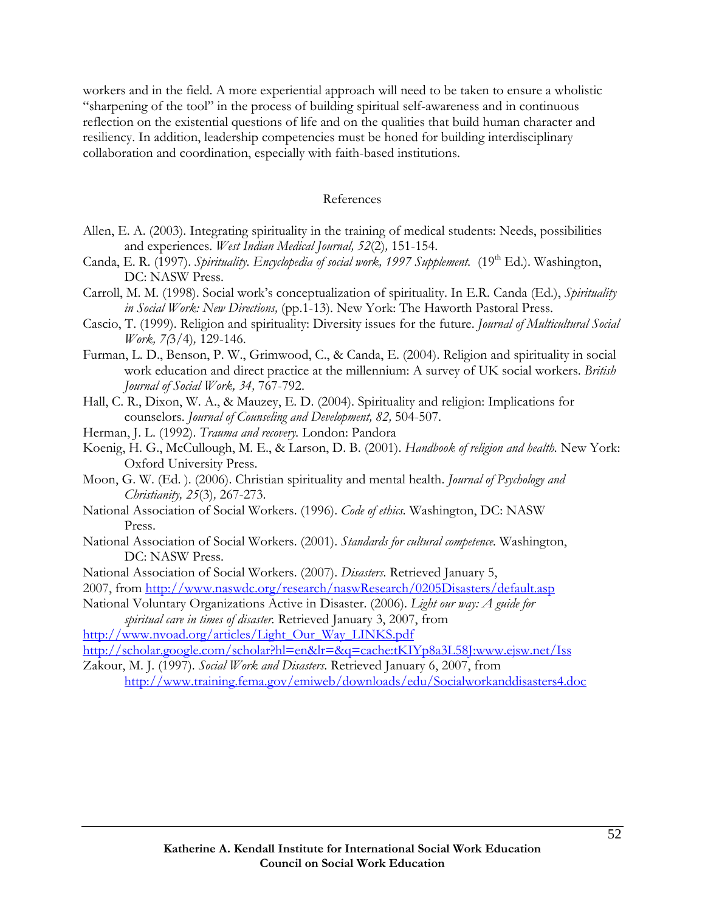workers and in the field. A more experiential approach will need to be taken to ensure a wholistic "sharpening of the tool" in the process of building spiritual self-awareness and in continuous reflection on the existential questions of life and on the qualities that build human character and resiliency. In addition, leadership competencies must be honed for building interdisciplinary collaboration and coordination, especially with faith-based institutions.

## References

Allen, E. A. (2003). Integrating spirituality in the training of medical students: Needs, possibilities and experiences. *West Indian Medical Journal, 52*(2), 151-154.

Canda, E. R. (1997). *Spirituality. Encyclopedia of social work, 1997 Supplement.* (19th Ed.). Washington, DC: NASW Press.

Carroll, M. M. (1998). Social work's conceptualization of spirituality. In E.R. Canda (Ed.), *Spirituality in Social Work: New Directions,* (pp.1-13). New York: The Haworth Pastoral Press.

Cascio, T. (1999). Religion and spirituality: Diversity issues for the future. *Journal of Multicultural Social Work, 7(*3/4), 129-146.

Furman, L. D., Benson, P. W., Grimwood, C., & Canda, E. (2004). Religion and spirituality in social work education and direct practice at the millennium: A survey of UK social workers. *British Journal of Social Work, 34,* 767-792.

Hall, C. R., Dixon, W. A., & Mauzey, E. D. (2004). Spirituality and religion: Implications for counselors. *Journal of Counseling and Development, 82,* 504-507.

Herman, J. L. (1992). *Trauma and recovery.* London: Pandora

Koenig, H. G., McCullough, M. E., & Larson, D. B. (2001). *Handbook of religion and health.* New York: Oxford University Press.

Moon, G. W. (Ed. ). (2006). Christian spirituality and mental health. *Journal of Psychology and Christianity, 25*(3), 267-273.

National Association of Social Workers. (1996). *Code of ethics.* Washington, DC: NASW Press.

National Association of Social Workers. (2001). *Standards for cultural competence.* Washington, DC: NASW Press.

National Association of Social Workers. (2007). *Disasters.* Retrieved January 5, 2007, from http://www.naswdc.org/research/naswResearch/0205Disasters/default.asp

National Voluntary Organizations Active in Disaster. (2006). *Light our way: A guide for spiritual care in times of disaster.* Retrieved January 3, 2007, from http://www.nvoad.org/articles/Light_Our_Way_LINKS.pdf

http://scholar.google.com/scholar?hl=en&lr=&q=cache:tKIYp8a3L58J:www.ejsw.net/Iss

Zakour, M. J. (1997). *Social Work and Disasters.* Retrieved January 6, 2007, from http://www.training.fema.gov/emiweb/downloads/edu/Socialworkanddisasters4.doc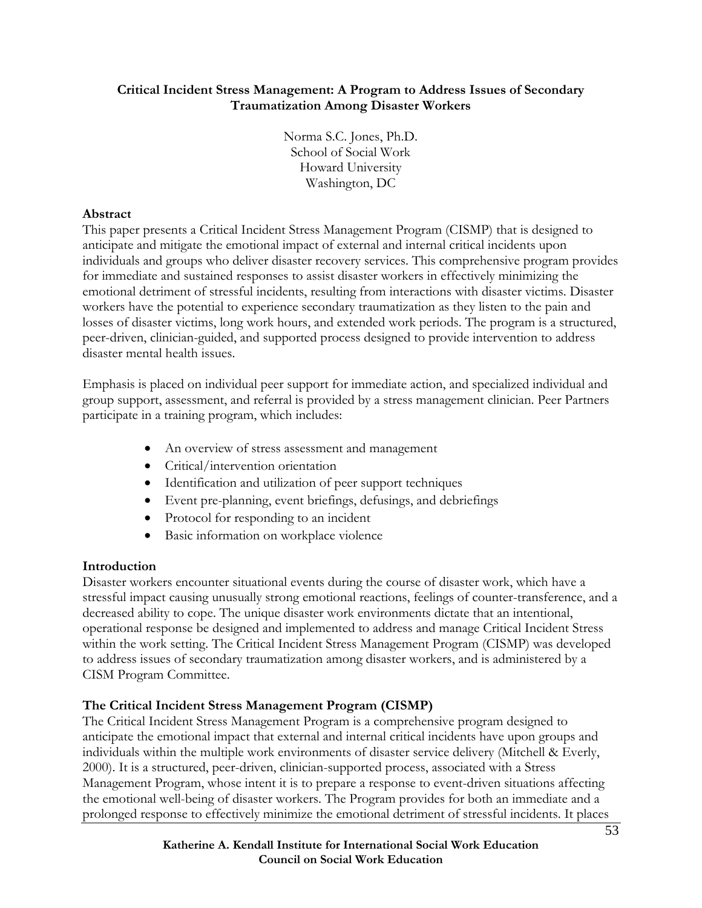# Critical Incident Stress Management: A Program to Address Issues of Secondary Traumatization Among Disaster Workers

Norma S.C. Jones, Ph.D.
School of Social Work
Howard University
Washington, DC

## Abstract

This paper presents a Critical Incident Stress Management Program (CISMP) that is designed to anticipate and mitigate the emotional impact of external and internal critical incidents upon individuals and groups who deliver disaster recovery services. This comprehensive program provides for immediate and sustained responses to assist disaster workers in effectively minimizing the emotional detriment of stressful incidents, resulting from interactions with disaster victims. Disaster workers have the potential to experience secondary traumatization as they listen to the pain and losses of disaster victims, long work hours, and extended work periods. The program is a structured, peer-driven, clinician-guided, and supported process designed to provide intervention to address disaster mental health issues.

Emphasis is placed on individual peer support for immediate action, and specialized individual and group support, assessment, and referral is provided by a stress management clinician. Peer Partners participate in a training program, which includes:

- An overview of stress assessment and management
- Critical/intervention orientation
- Identification and utilization of peer support techniques
- Event pre-planning, event briefings, defusings, and debriefings
- Protocol for responding to an incident
- Basic information on workplace violence

## Introduction

Disaster workers encounter situational events during the course of disaster work, which have a stressful impact causing unusually strong emotional reactions, feelings of counter-transference, and a decreased ability to cope. The unique disaster work environments dictate that an intentional, operational response be designed and implemented to address and manage Critical Incident Stress within the work setting. The Critical Incident Stress Management Program (CISMP) was developed to address issues of secondary traumatization among disaster workers, and is administered by a CISM Program Committee.

## The Critical Incident Stress Management Program (CISMP)

The Critical Incident Stress Management Program is a comprehensive program designed to anticipate the emotional impact that external and internal critical incidents have upon groups and individuals within the multiple work environments of disaster service delivery (Mitchell & Everly, 2000). It is a structured, peer-driven, clinician-supported process, associated with a Stress Management Program, whose intent it is to prepare a response to event-driven situations affecting the emotional well-being of disaster workers. The Program provides for both an immediate and a prolonged response to effectively minimize the emotional detriment of stressful incidents. It places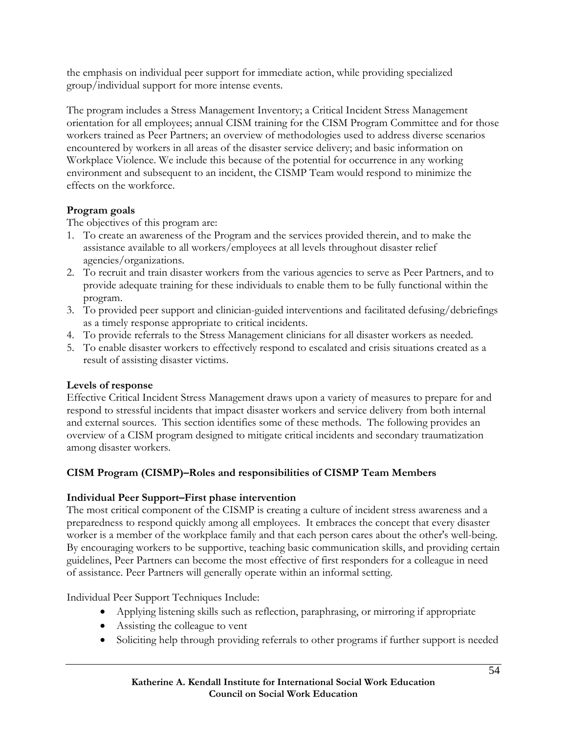the emphasis on individual peer support for immediate action, while providing specialized group/individual support for more intense events.

The program includes a Stress Management Inventory; a Critical Incident Stress Management orientation for all employees; annual CISM training for the CISM Program Committee and for those workers trained as Peer Partners; an overview of methodologies used to address diverse scenarios encountered by workers in all areas of the disaster service delivery; and basic information on Workplace Violence. We include this because of the potential for occurrence in any working environment and subsequent to an incident, the CISMP Team would respond to minimize the effects on the workforce.

**Program goals**

The objectives of this program are:

1. To create an awareness of the Program and the services provided therein, and to make the assistance available to all workers/employees at all levels throughout disaster relief agencies/organizations.
2. To recruit and train disaster workers from the various agencies to serve as Peer Partners, and to provide adequate training for these individuals to enable them to be fully functional within the program.
3. To provided peer support and clinician-guided interventions and facilitated defusing/debriefings as a timely response appropriate to critical incidents.
4. To provide referrals to the Stress Management clinicians for all disaster workers as needed.
5. To enable disaster workers to effectively respond to escalated and crisis situations created as a result of assisting disaster victims.

**Levels of response**

Effective Critical Incident Stress Management draws upon a variety of measures to prepare for and respond to stressful incidents that impact disaster workers and service delivery from both internal and external sources. This section identifies some of these methods. The following provides an overview of a CISM program designed to mitigate critical incidents and secondary traumatization among disaster workers.

**CISM Program (CISMP)–Roles and responsibilities of CISMP Team Members**

**Individual Peer Support–First phase intervention**

The most critical component of the CISMP is creating a culture of incident stress awareness and a preparedness to respond quickly among all employees. It embraces the concept that every disaster worker is a member of the workplace family and that each person cares about the other's well-being. By encouraging workers to be supportive, teaching basic communication skills, and providing certain guidelines, Peer Partners can become the most effective of first responders for a colleague in need of assistance. Peer Partners will generally operate within an informal setting.

Individual Peer Support Techniques Include:

- Applying listening skills such as reflection, paraphrasing, or mirroring if appropriate
- Assisting the colleague to vent
- Soliciting help through providing referrals to other programs if further support is needed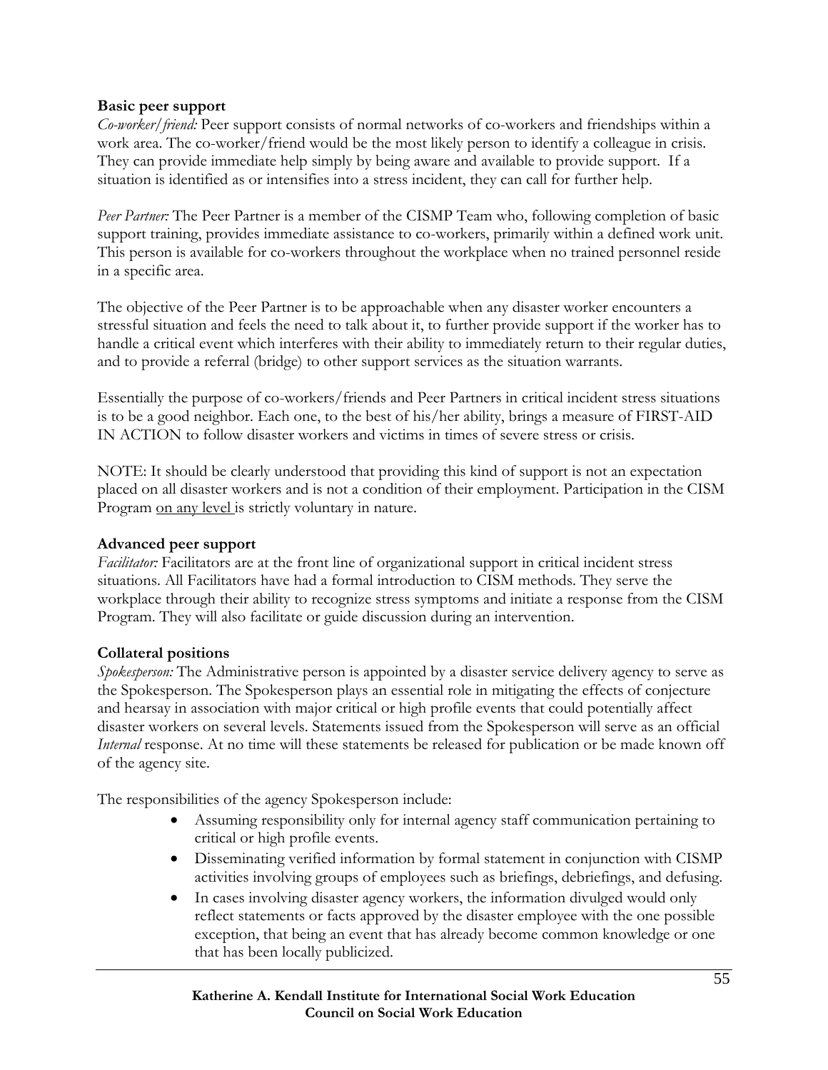**Basic peer support**

*Co-worker/friend:* Peer support consists of normal networks of co-workers and friendships within a work area. The co-worker/friend would be the most likely person to identify a colleague in crisis. They can provide immediate help simply by being aware and available to provide support. If a situation is identified as or intensifies into a stress incident, they can call for further help.

*Peer Partner:* The Peer Partner is a member of the CISMP Team who, following completion of basic support training, provides immediate assistance to co-workers, primarily within a defined work unit. This person is available for co-workers throughout the workplace when no trained personnel reside in a specific area.

The objective of the Peer Partner is to be approachable when any disaster worker encounters a stressful situation and feels the need to talk about it, to further provide support if the worker has to handle a critical event which interferes with their ability to immediately return to their regular duties, and to provide a referral (bridge) to other support services as the situation warrants.

Essentially the purpose of co-workers/friends and Peer Partners in critical incident stress situations is to be a good neighbor. Each one, to the best of his/her ability, brings a measure of FIRST-AID IN ACTION to follow disaster workers and victims in times of severe stress or crisis.

NOTE: It should be clearly understood that providing this kind of support is not an expectation placed on all disaster workers and is not a condition of their employment. Participation in the CISM Program <u>on any level</u> is strictly voluntary in nature.

**Advanced peer support**

*Facilitator:* Facilitators are at the front line of organizational support in critical incident stress situations. All Facilitators have had a formal introduction to CISM methods. They serve the workplace through their ability to recognize stress symptoms and initiate a response from the CISM Program. They will also facilitate or guide discussion during an intervention.

**Collateral positions**

*Spokesperson:* The Administrative person is appointed by a disaster service delivery agency to serve as the Spokesperson. The Spokesperson plays an essential role in mitigating the effects of conjecture and hearsay in association with major critical or high profile events that could potentially affect disaster workers on several levels. Statements issued from the Spokesperson will serve as an official *Internal* response. At no time will these statements be released for publication or be made known off of the agency site.

The responsibilities of the agency Spokesperson include:

- Assuming responsibility only for internal agency staff communication pertaining to critical or high profile events.
- Disseminating verified information by formal statement in conjunction with CISMP activities involving groups of employees such as briefings, debriefings, and defusing.
- In cases involving disaster agency workers, the information divulged would only reflect statements or facts approved by the disaster employee with the one possible exception, that being an event that has already become common knowledge or one that has been locally publicized.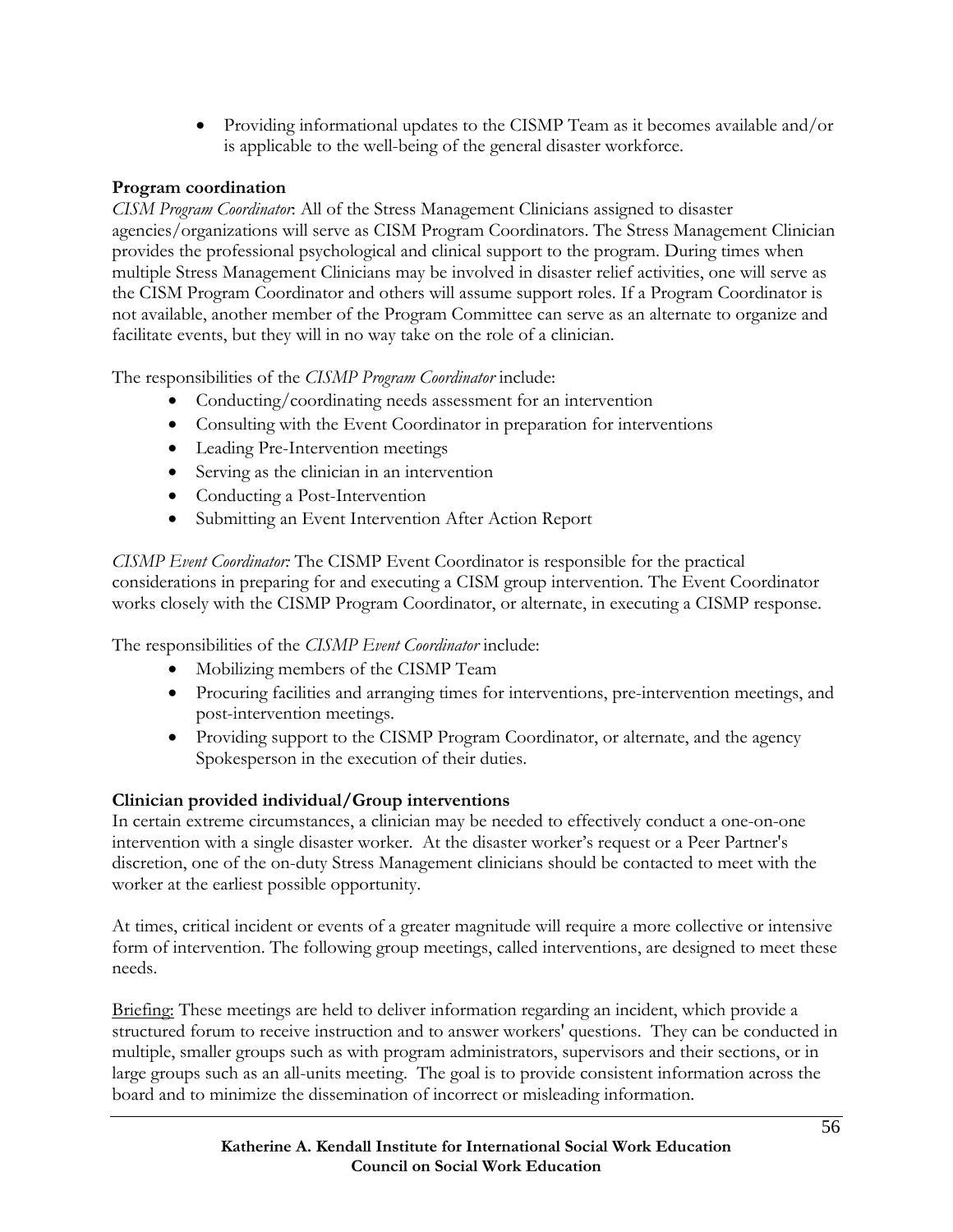- Providing informational updates to the CISMP Team as it becomes available and/or is applicable to the well-being of the general disaster workforce.

**Program coordination**

*CISM Program Coordinator*: All of the Stress Management Clinicians assigned to disaster agencies/organizations will serve as CISM Program Coordinators. The Stress Management Clinician provides the professional psychological and clinical support to the program. During times when multiple Stress Management Clinicians may be involved in disaster relief activities, one will serve as the CISM Program Coordinator and others will assume support roles. If a Program Coordinator is not available, another member of the Program Committee can serve as an alternate to organize and facilitate events, but they will in no way take on the role of a clinician.

The responsibilities of the *CISMP Program Coordinator* include:

- Conducting/coordinating needs assessment for an intervention
- Consulting with the Event Coordinator in preparation for interventions
- Leading Pre-Intervention meetings
- Serving as the clinician in an intervention
- Conducting a Post-Intervention
- Submitting an Event Intervention After Action Report

*CISMP Event Coordinator:* The CISMP Event Coordinator is responsible for the practical considerations in preparing for and executing a CISM group intervention. The Event Coordinator works closely with the CISMP Program Coordinator, or alternate, in executing a CISMP response.

The responsibilities of the *CISMP Event Coordinator* include:

- Mobilizing members of the CISMP Team
- Procuring facilities and arranging times for interventions, pre-intervention meetings, and post-intervention meetings.
- Providing support to the CISMP Program Coordinator, or alternate, and the agency Spokesperson in the execution of their duties.

**Clinician provided individual/Group interventions**

In certain extreme circumstances, a clinician may be needed to effectively conduct a one-on-one intervention with a single disaster worker. At the disaster worker's request or a Peer Partner's discretion, one of the on-duty Stress Management clinicians should be contacted to meet with the worker at the earliest possible opportunity.

At times, critical incident or events of a greater magnitude will require a more collective or intensive form of intervention. The following group meetings, called interventions, are designed to meet these needs.

<u>Briefing:</u> These meetings are held to deliver information regarding an incident, which provide a structured forum to receive instruction and to answer workers' questions. They can be conducted in multiple, smaller groups such as with program administrators, supervisors and their sections, or in large groups such as an all-units meeting. The goal is to provide consistent information across the board and to minimize the dissemination of incorrect or misleading information.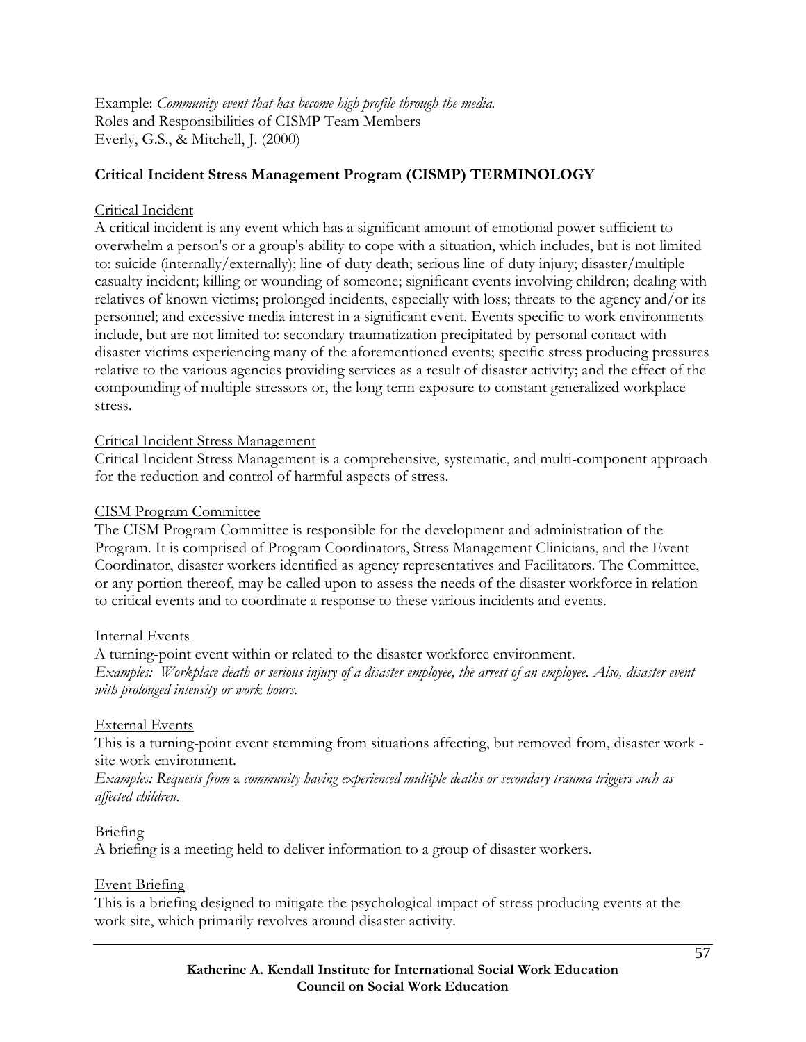Example: *Community event that has become high profile through the media.*
Roles and Responsibilities of CISMP Team Members
Everly, G.S., & Mitchell, J. (2000)

**Critical Incident Stress Management Program (CISMP) TERMINOLOGY**

<u>Critical Incident</u>
A critical incident is any event which has a significant amount of emotional power sufficient to overwhelm a person's or a group's ability to cope with a situation, which includes, but is not limited to: suicide (internally/externally); line-of-duty death; serious line-of-duty injury; disaster/multiple casualty incident; killing or wounding of someone; significant events involving children; dealing with relatives of known victims; prolonged incidents, especially with loss; threats to the agency and/or its personnel; and excessive media interest in a significant event. Events specific to work environments include, but are not limited to: secondary traumatization precipitated by personal contact with disaster victims experiencing many of the aforementioned events; specific stress producing pressures relative to the various agencies providing services as a result of disaster activity; and the effect of the compounding of multiple stressors or, the long term exposure to constant generalized workplace stress.

<u>Critical Incident Stress Management</u>
Critical Incident Stress Management is a comprehensive, systematic, and multi-component approach for the reduction and control of harmful aspects of stress.

<u>CISM Program Committee</u>
The CISM Program Committee is responsible for the development and administration of the Program. It is comprised of Program Coordinators, Stress Management Clinicians, and the Event Coordinator, disaster workers identified as agency representatives and Facilitators. The Committee, or any portion thereof, may be called upon to assess the needs of the disaster workforce in relation to critical events and to coordinate a response to these various incidents and events.

<u>Internal Events</u>
A turning-point event within or related to the disaster workforce environment.
*Examples: Workplace death or serious injury of a disaster employee, the arrest of an employee. Also, disaster event with prolonged intensity or work hours.*

<u>External Events</u>
This is a turning-point event stemming from situations affecting, but removed from, disaster work - site work environment.
*Examples: Requests from* a *community having experienced multiple deaths or secondary trauma triggers such as affected children.*

<u>Briefing</u>
A briefing is a meeting held to deliver information to a group of disaster workers.

<u>Event Briefing</u>
This is a briefing designed to mitigate the psychological impact of stress producing events at the work site, which primarily revolves around disaster activity.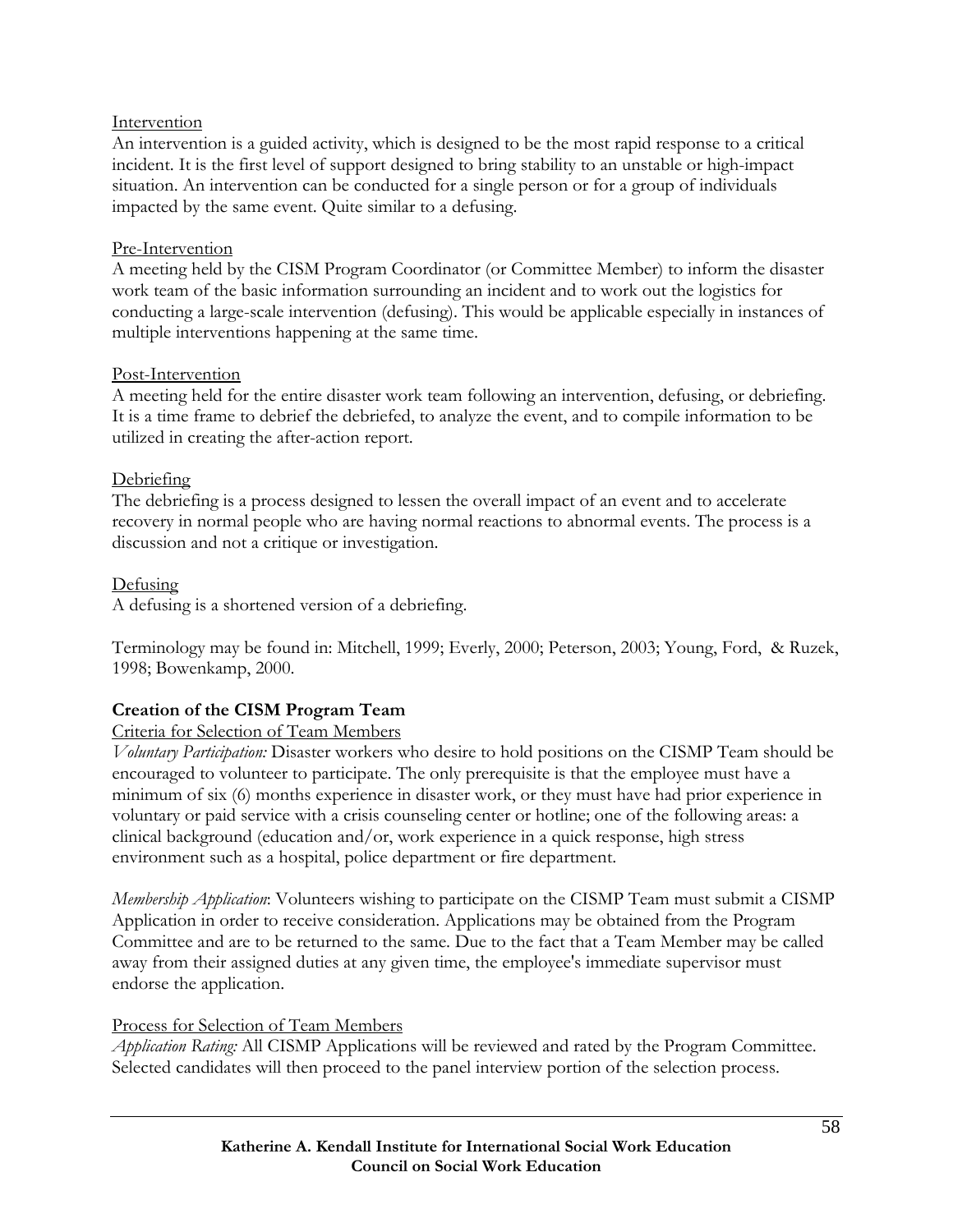Intervention

An intervention is a guided activity, which is designed to be the most rapid response to a critical incident. It is the first level of support designed to bring stability to an unstable or high-impact situation. An intervention can be conducted for a single person or for a group of individuals impacted by the same event. Quite similar to a defusing.

Pre-Intervention

A meeting held by the CISM Program Coordinator (or Committee Member) to inform the disaster work team of the basic information surrounding an incident and to work out the logistics for conducting a large-scale intervention (defusing). This would be applicable especially in instances of multiple interventions happening at the same time.

Post-Intervention

A meeting held for the entire disaster work team following an intervention, defusing, or debriefing. It is a time frame to debrief the debriefed, to analyze the event, and to compile information to be utilized in creating the after-action report.

Debriefing

The debriefing is a process designed to lessen the overall impact of an event and to accelerate recovery in normal people who are having normal reactions to abnormal events. The process is a discussion and not a critique or investigation.

Defusing

A defusing is a shortened version of a debriefing.

Terminology may be found in: Mitchell, 1999; Everly, 2000; Peterson, 2003; Young, Ford, & Ruzek, 1998; Bowenkamp, 2000.

**Creation of the CISM Program Team**

Criteria for Selection of Team Members

*Voluntary Participation:* Disaster workers who desire to hold positions on the CISMP Team should be encouraged to volunteer to participate. The only prerequisite is that the employee must have a minimum of six (6) months experience in disaster work, or they must have had prior experience in voluntary or paid service with a crisis counseling center or hotline; one of the following areas: a clinical background (education and/or, work experience in a quick response, high stress environment such as a hospital, police department or fire department.

*Membership Application*: Volunteers wishing to participate on the CISMP Team must submit a CISMP Application in order to receive consideration. Applications may be obtained from the Program Committee and are to be returned to the same. Due to the fact that a Team Member may be called away from their assigned duties at any given time, the employee's immediate supervisor must endorse the application.

Process for Selection of Team Members

*Application Rating:* All CISMP Applications will be reviewed and rated by the Program Committee. Selected candidates will then proceed to the panel interview portion of the selection process.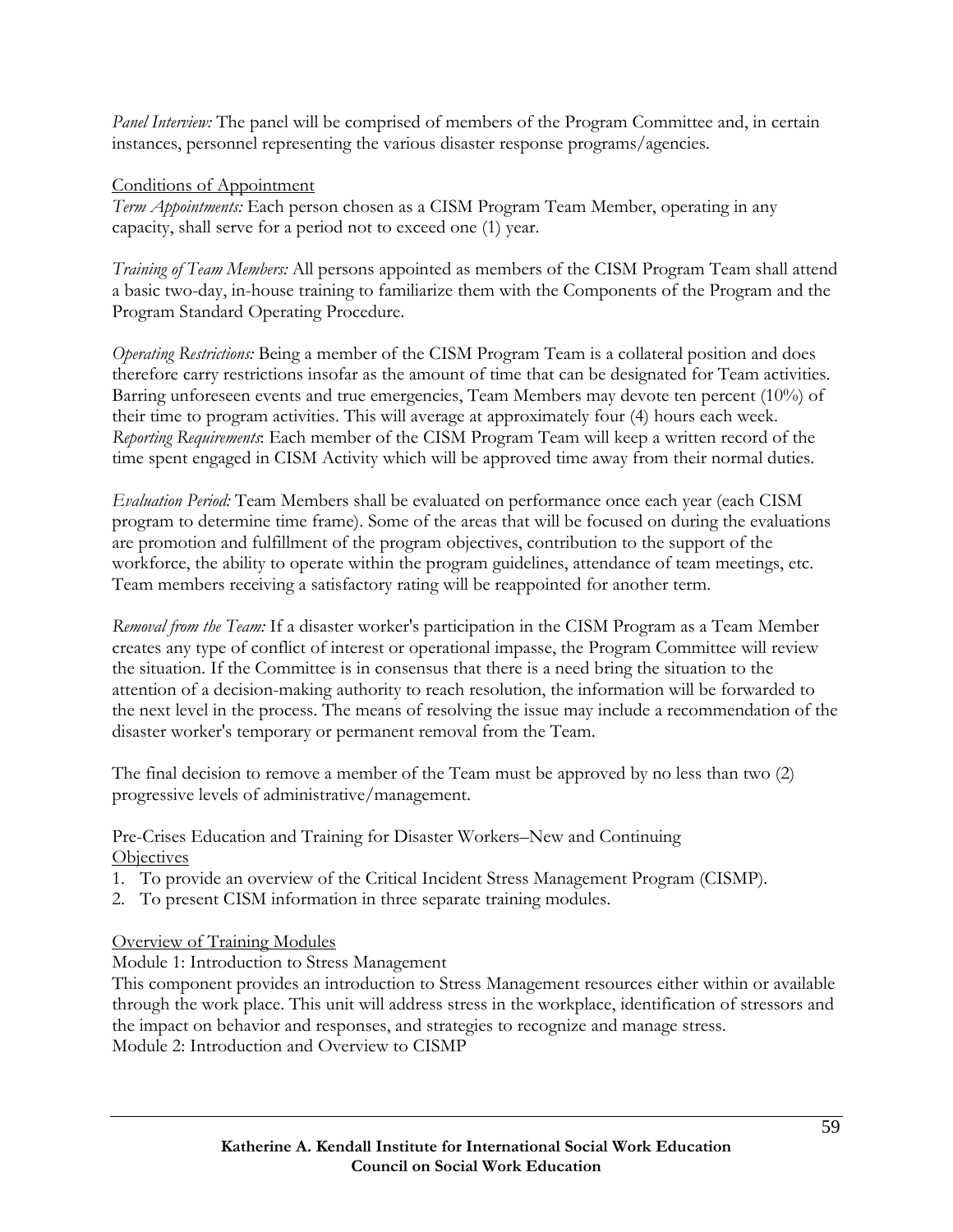*Panel Interview:* The panel will be comprised of members of the Program Committee and, in certain instances, personnel representing the various disaster response programs/agencies.

Conditions of Appointment

*Term Appointments:* Each person chosen as a CISM Program Team Member, operating in any capacity, shall serve for a period not to exceed one (1) year.

*Training of Team Members:* All persons appointed as members of the CISM Program Team shall attend a basic two-day, in-house training to familiarize them with the Components of the Program and the Program Standard Operating Procedure.

*Operating Restrictions:* Being a member of the CISM Program Team is a collateral position and does therefore carry restrictions insofar as the amount of time that can be designated for Team activities. Barring unforeseen events and true emergencies, Team Members may devote ten percent (10%) of their time to program activities. This will average at approximately four (4) hours each week.
*Reporting Requirements*: Each member of the CISM Program Team will keep a written record of the time spent engaged in CISM Activity which will be approved time away from their normal duties.

*Evaluation Period:* Team Members shall be evaluated on performance once each year (each CISM program to determine time frame). Some of the areas that will be focused on during the evaluations are promotion and fulfillment of the program objectives, contribution to the support of the workforce, the ability to operate within the program guidelines, attendance of team meetings, etc. Team members receiving a satisfactory rating will be reappointed for another term.

*Removal from the Team:* If a disaster worker's participation in the CISM Program as a Team Member creates any type of conflict of interest or operational impasse, the Program Committee will review the situation. If the Committee is in consensus that there is a need bring the situation to the attention of a decision-making authority to reach resolution, the information will be forwarded to the next level in the process. The means of resolving the issue may include a recommendation of the disaster worker's temporary or permanent removal from the Team.

The final decision to remove a member of the Team must be approved by no less than two (2) progressive levels of administrative/management.

Pre-Crises Education and Training for Disaster Workers–New and Continuing

Objectives

1. To provide an overview of the Critical Incident Stress Management Program (CISMP).
2. To present CISM information in three separate training modules.

Overview of Training Modules

Module 1: Introduction to Stress Management

This component provides an introduction to Stress Management resources either within or available through the work place. This unit will address stress in the workplace, identification of stressors and the impact on behavior and responses, and strategies to recognize and manage stress.

Module 2: Introduction and Overview to CISMP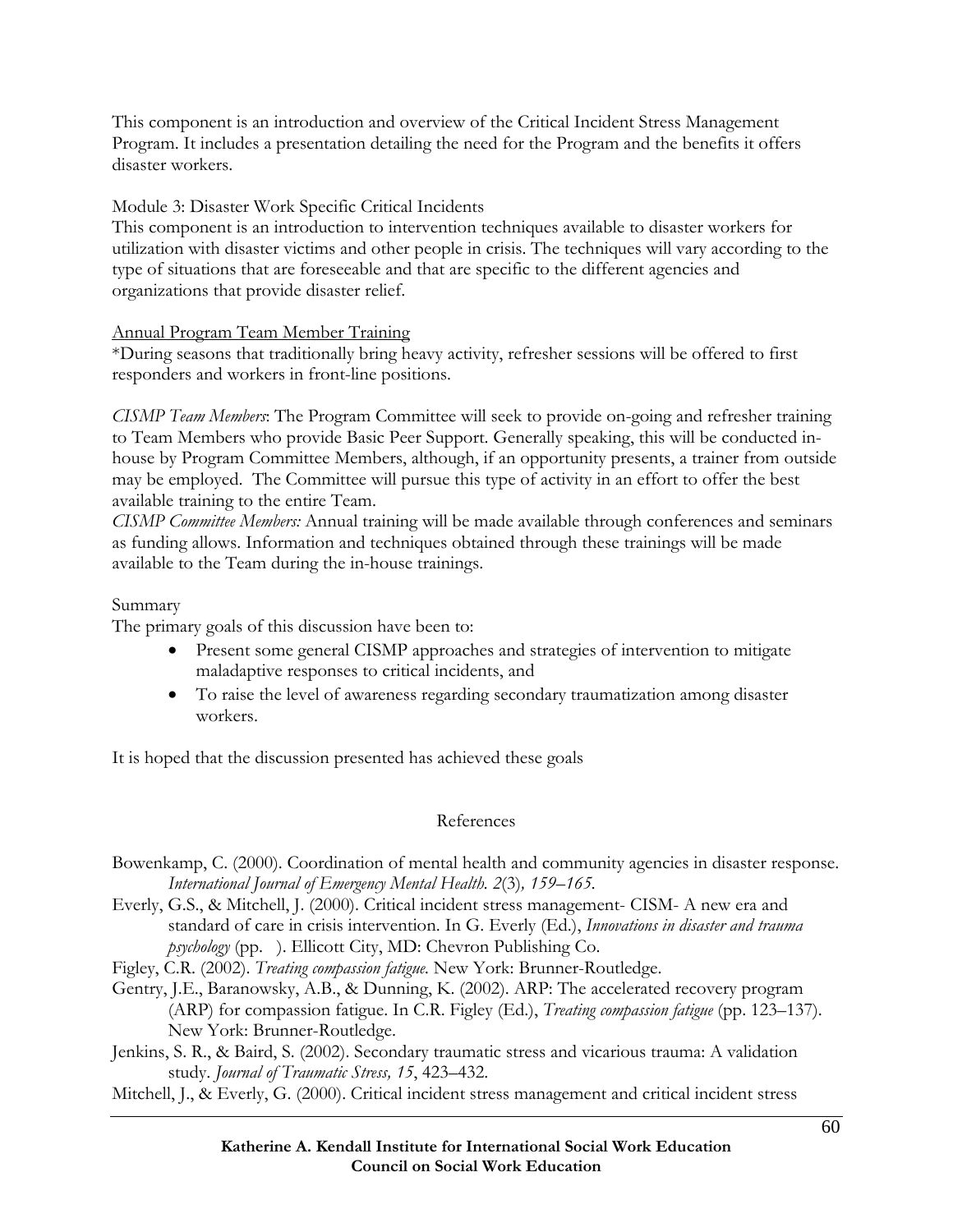This component is an introduction and overview of the Critical Incident Stress Management Program. It includes a presentation detailing the need for the Program and the benefits it offers disaster workers.

Module 3: Disaster Work Specific Critical Incidents
This component is an introduction to intervention techniques available to disaster workers for utilization with disaster victims and other people in crisis. The techniques will vary according to the type of situations that are foreseeable and that are specific to the different agencies and organizations that provide disaster relief.

Annual Program Team Member Training
*During seasons that traditionally bring heavy activity, refresher sessions will be offered to first responders and workers in front-line positions.

*CISMP Team Members*: The Program Committee will seek to provide on-going and refresher training to Team Members who provide Basic Peer Support. Generally speaking, this will be conducted in-house by Program Committee Members, although, if an opportunity presents, a trainer from outside may be employed. The Committee will pursue this type of activity in an effort to offer the best available training to the entire Team.
*CISMP Committee Members:* Annual training will be made available through conferences and seminars as funding allows. Information and techniques obtained through these trainings will be made available to the Team during the in-house trainings.

Summary
The primary goals of this discussion have been to:

- Present some general CISMP approaches and strategies of intervention to mitigate maladaptive responses to critical incidents, and
- To raise the level of awareness regarding secondary traumatization among disaster workers.

It is hoped that the discussion presented has achieved these goals

## References

Bowenkamp, C. (2000). Coordination of mental health and community agencies in disaster response. *International Journal of Emergency Mental Health. 2*(3)*, 159–165.*

Everly, G.S., & Mitchell, J. (2000). Critical incident stress management- CISM- A new era and standard of care in crisis intervention. In G. Everly (Ed.), *Innovations in disaster and trauma psychology* (pp. ). Ellicott City, MD: Chevron Publishing Co.

Figley, C.R. (2002). *Treating compassion fatigue.* New York: Brunner-Routledge.

Gentry, J.E., Baranowsky, A.B., & Dunning, K. (2002). ARP: The accelerated recovery program (ARP) for compassion fatigue. In C.R. Figley (Ed.), *Treating compassion fatigue* (pp. 123–137). New York: Brunner-Routledge.

Jenkins, S. R., & Baird, S. (2002). Secondary traumatic stress and vicarious trauma: A validation study. *Journal of Traumatic Stress, 15*, 423–432.

Mitchell, J., & Everly, G. (2000). Critical incident stress management and critical incident stress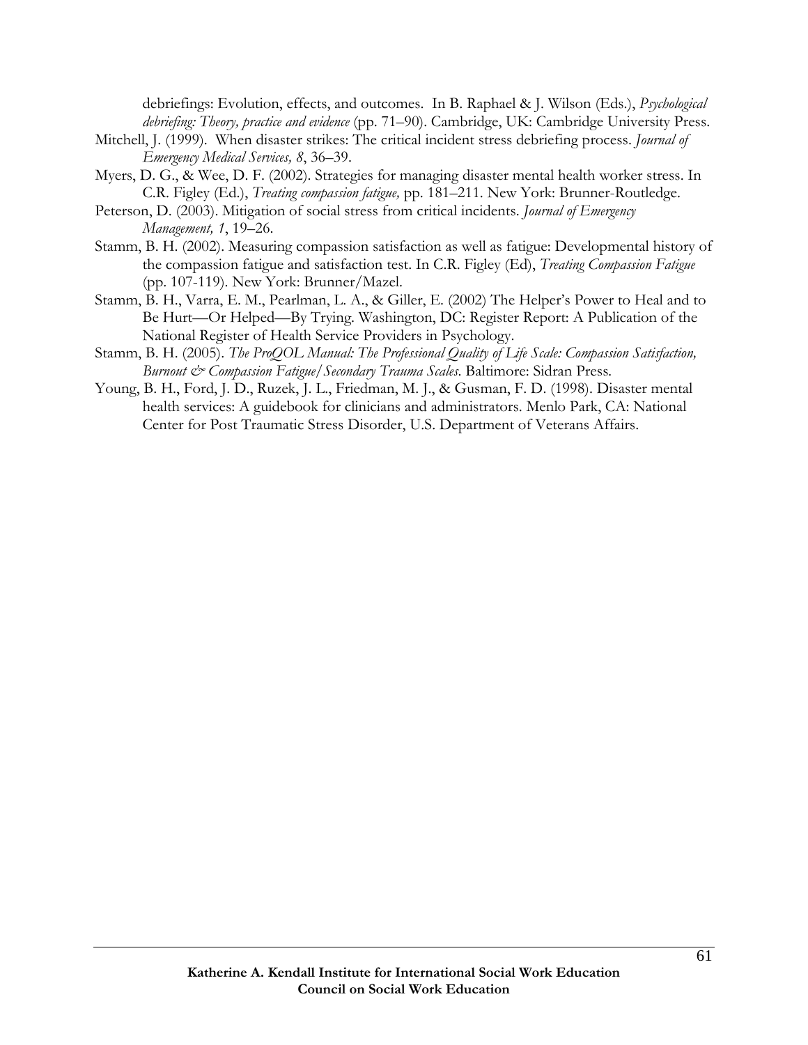debriefings: Evolution, effects, and outcomes. In B. Raphael & J. Wilson (Eds.), *Psychological debriefing: Theory, practice and evidence* (pp. 71–90). Cambridge, UK: Cambridge University Press.

Mitchell, J. (1999). When disaster strikes: The critical incident stress debriefing process. *Journal of Emergency Medical Services, 8*, 36–39.

Myers, D. G., & Wee, D. F. (2002). Strategies for managing disaster mental health worker stress. In C.R. Figley (Ed.), *Treating compassion fatigue,* pp. 181–211. New York: Brunner-Routledge.

Peterson, D. (2003). Mitigation of social stress from critical incidents. *Journal of Emergency Management, 1*, 19–26.

Stamm, B. H. (2002). Measuring compassion satisfaction as well as fatigue: Developmental history of the compassion fatigue and satisfaction test. In C.R. Figley (Ed), *Treating Compassion Fatigue* (pp. 107-119). New York: Brunner/Mazel.

Stamm, B. H., Varra, E. M., Pearlman, L. A., & Giller, E. (2002) The Helper's Power to Heal and to Be Hurt—Or Helped—By Trying. Washington, DC: Register Report: A Publication of the National Register of Health Service Providers in Psychology.

Stamm, B. H. (2005). *The ProQOL Manual: The Professional Quality of Life Scale: Compassion Satisfaction, Burnout & Compassion Fatigue/Secondary Trauma Scales.* Baltimore: Sidran Press.

Young, B. H., Ford, J. D., Ruzek, J. L., Friedman, M. J., & Gusman, F. D. (1998). Disaster mental health services: A guidebook for clinicians and administrators. Menlo Park, CA: National Center for Post Traumatic Stress Disorder, U.S. Department of Veterans Affairs.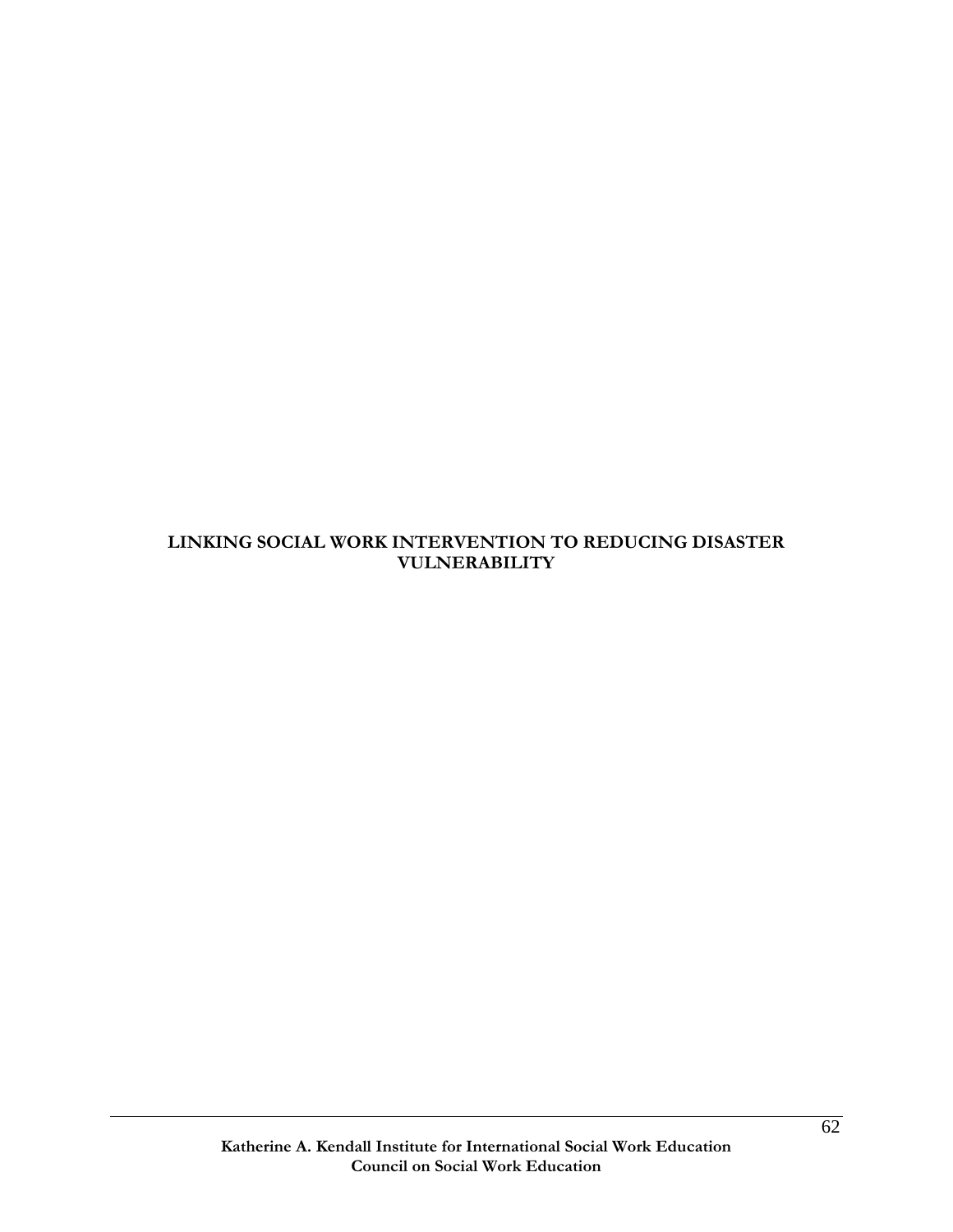# LINKING SOCIAL WORK INTERVENTION TO REDUCING DISASTER VULNERABILITY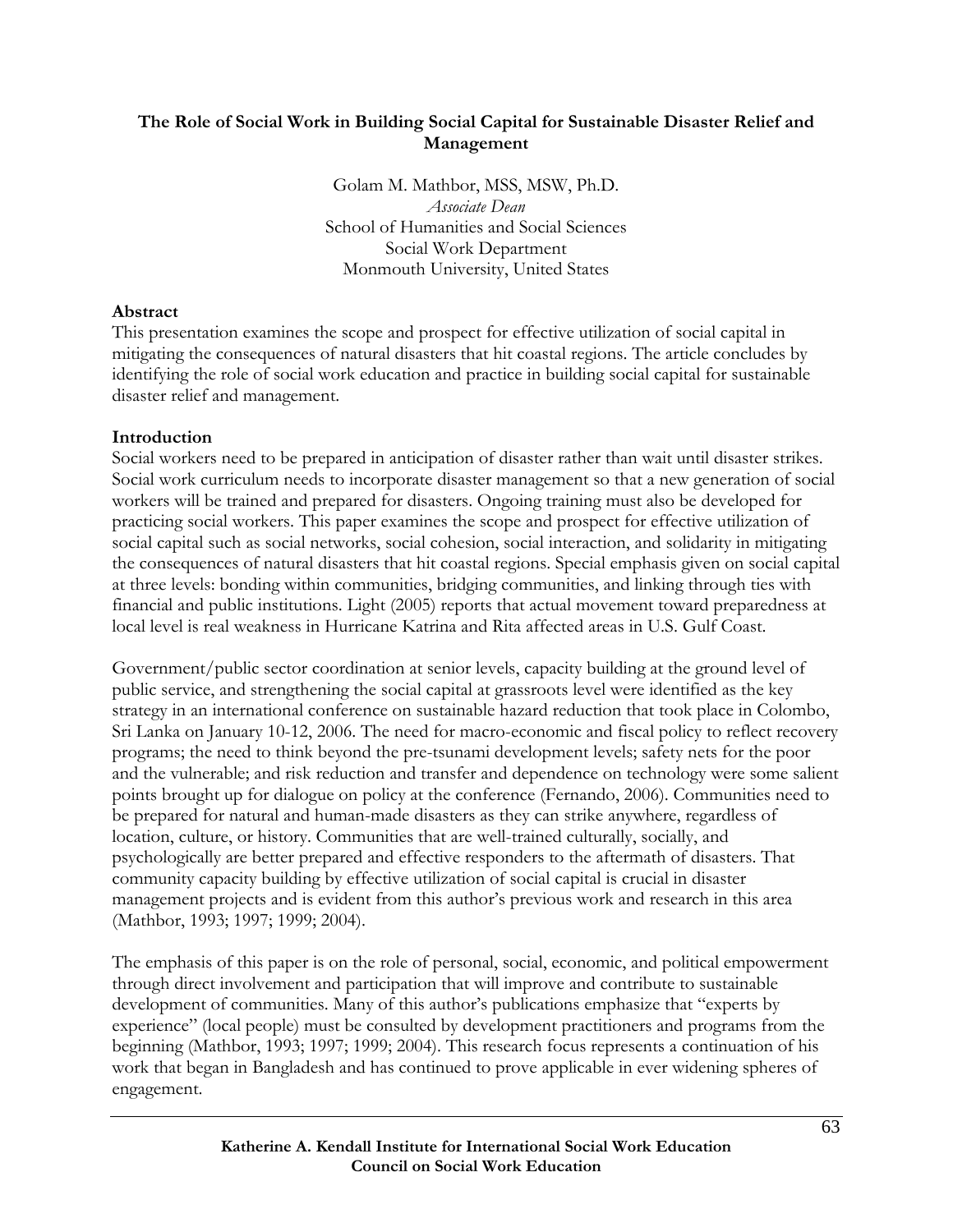# The Role of Social Work in Building Social Capital for Sustainable Disaster Relief and Management

Golam M. Mathbor, MSS, MSW, Ph.D.
*Associate Dean*
School of Humanities and Social Sciences
Social Work Department
Monmouth University, United States

## Abstract

This presentation examines the scope and prospect for effective utilization of social capital in mitigating the consequences of natural disasters that hit coastal regions. The article concludes by identifying the role of social work education and practice in building social capital for sustainable disaster relief and management.

## Introduction

Social workers need to be prepared in anticipation of disaster rather than wait until disaster strikes. Social work curriculum needs to incorporate disaster management so that a new generation of social workers will be trained and prepared for disasters. Ongoing training must also be developed for practicing social workers. This paper examines the scope and prospect for effective utilization of social capital such as social networks, social cohesion, social interaction, and solidarity in mitigating the consequences of natural disasters that hit coastal regions. Special emphasis given on social capital at three levels: bonding within communities, bridging communities, and linking through ties with financial and public institutions. Light (2005) reports that actual movement toward preparedness at local level is real weakness in Hurricane Katrina and Rita affected areas in U.S. Gulf Coast.

Government/public sector coordination at senior levels, capacity building at the ground level of public service, and strengthening the social capital at grassroots level were identified as the key strategy in an international conference on sustainable hazard reduction that took place in Colombo, Sri Lanka on January 10-12, 2006. The need for macro-economic and fiscal policy to reflect recovery programs; the need to think beyond the pre-tsunami development levels; safety nets for the poor and the vulnerable; and risk reduction and transfer and dependence on technology were some salient points brought up for dialogue on policy at the conference (Fernando, 2006). Communities need to be prepared for natural and human-made disasters as they can strike anywhere, regardless of location, culture, or history. Communities that are well-trained culturally, socially, and psychologically are better prepared and effective responders to the aftermath of disasters. That community capacity building by effective utilization of social capital is crucial in disaster management projects and is evident from this author's previous work and research in this area (Mathbor, 1993; 1997; 1999; 2004).

The emphasis of this paper is on the role of personal, social, economic, and political empowerment through direct involvement and participation that will improve and contribute to sustainable development of communities. Many of this author's publications emphasize that "experts by experience" (local people) must be consulted by development practitioners and programs from the beginning (Mathbor, 1993; 1997; 1999; 2004). This research focus represents a continuation of his work that began in Bangladesh and has continued to prove applicable in ever widening spheres of engagement.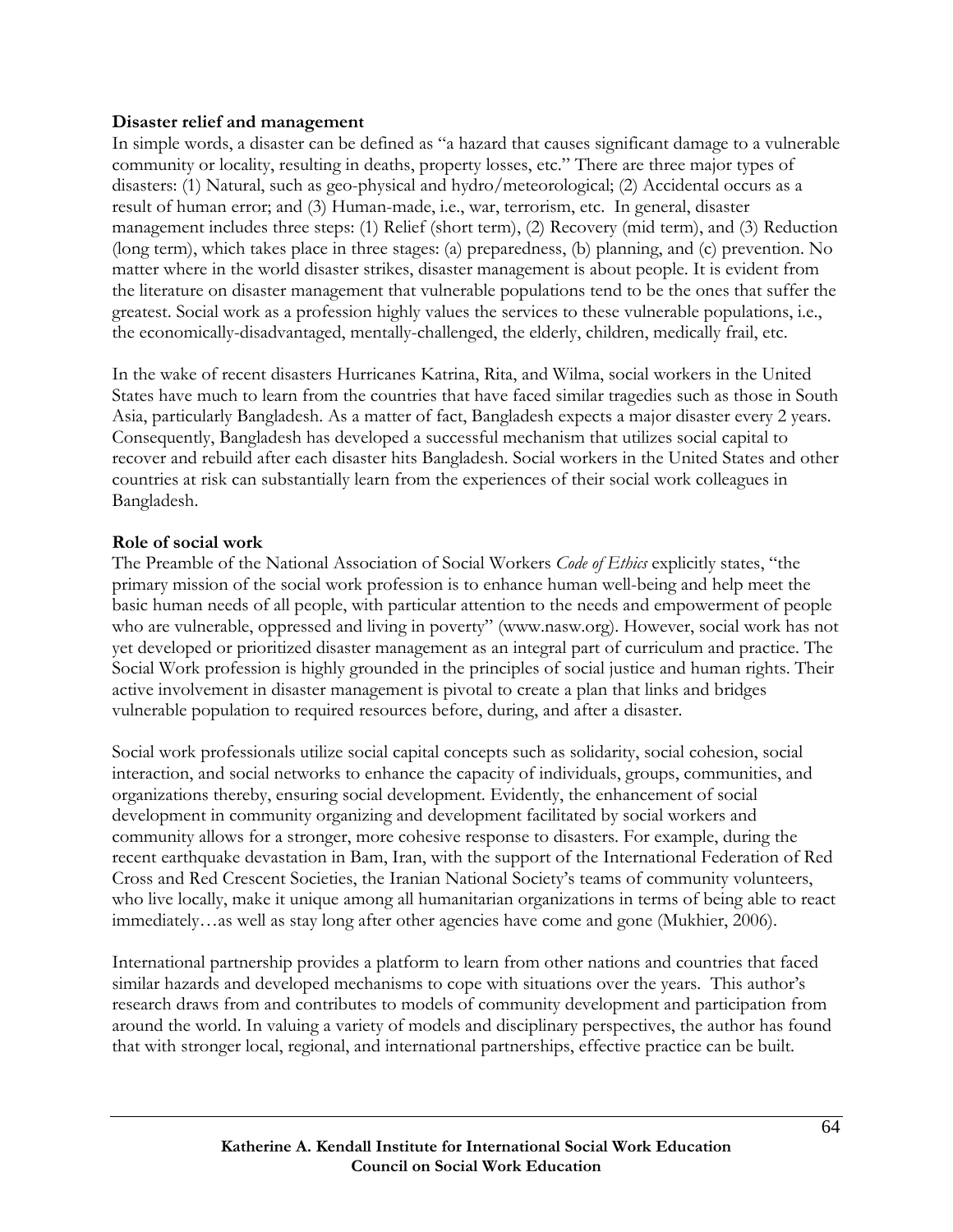**Disaster relief and management**

In simple words, a disaster can be defined as "a hazard that causes significant damage to a vulnerable community or locality, resulting in deaths, property losses, etc." There are three major types of disasters: (1) Natural, such as geo-physical and hydro/meteorological; (2) Accidental occurs as a result of human error; and (3) Human-made, i.e., war, terrorism, etc. In general, disaster management includes three steps: (1) Relief (short term), (2) Recovery (mid term), and (3) Reduction (long term), which takes place in three stages: (a) preparedness, (b) planning, and (c) prevention. No matter where in the world disaster strikes, disaster management is about people. It is evident from the literature on disaster management that vulnerable populations tend to be the ones that suffer the greatest. Social work as a profession highly values the services to these vulnerable populations, i.e., the economically-disadvantaged, mentally-challenged, the elderly, children, medically frail, etc.

In the wake of recent disasters Hurricanes Katrina, Rita, and Wilma, social workers in the United States have much to learn from the countries that have faced similar tragedies such as those in South Asia, particularly Bangladesh. As a matter of fact, Bangladesh expects a major disaster every 2 years. Consequently, Bangladesh has developed a successful mechanism that utilizes social capital to recover and rebuild after each disaster hits Bangladesh. Social workers in the United States and other countries at risk can substantially learn from the experiences of their social work colleagues in Bangladesh.

**Role of social work**

The Preamble of the National Association of Social Workers *Code of Ethics* explicitly states, "the primary mission of the social work profession is to enhance human well-being and help meet the basic human needs of all people, with particular attention to the needs and empowerment of people who are vulnerable, oppressed and living in poverty" (www.nasw.org). However, social work has not yet developed or prioritized disaster management as an integral part of curriculum and practice. The Social Work profession is highly grounded in the principles of social justice and human rights. Their active involvement in disaster management is pivotal to create a plan that links and bridges vulnerable population to required resources before, during, and after a disaster.

Social work professionals utilize social capital concepts such as solidarity, social cohesion, social interaction, and social networks to enhance the capacity of individuals, groups, communities, and organizations thereby, ensuring social development. Evidently, the enhancement of social development in community organizing and development facilitated by social workers and community allows for a stronger, more cohesive response to disasters. For example, during the recent earthquake devastation in Bam, Iran, with the support of the International Federation of Red Cross and Red Crescent Societies, the Iranian National Society's teams of community volunteers, who live locally, make it unique among all humanitarian organizations in terms of being able to react immediately…as well as stay long after other agencies have come and gone (Mukhier, 2006).

International partnership provides a platform to learn from other nations and countries that faced similar hazards and developed mechanisms to cope with situations over the years. This author's research draws from and contributes to models of community development and participation from around the world. In valuing a variety of models and disciplinary perspectives, the author has found that with stronger local, regional, and international partnerships, effective practice can be built.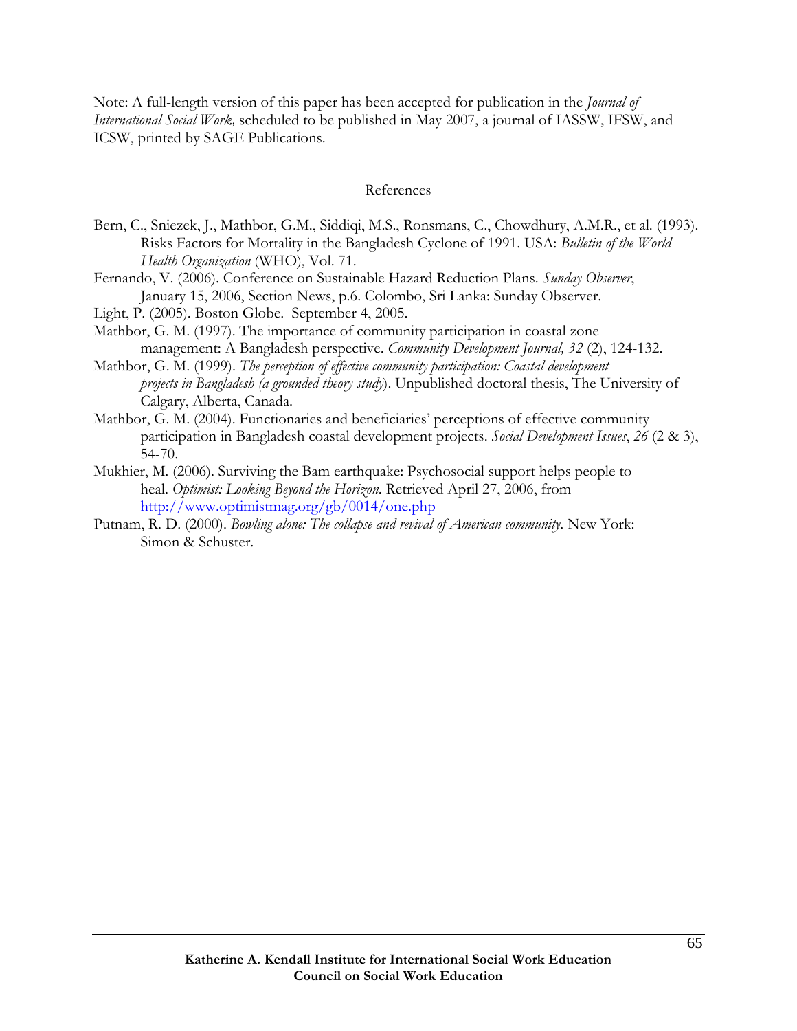Note: A full-length version of this paper has been accepted for publication in the *Journal of International Social Work,* scheduled to be published in May 2007, a journal of IASSW, IFSW, and ICSW, printed by SAGE Publications.

## References

Bern, C., Sniezek, J., Mathbor, G.M., Siddiqi, M.S., Ronsmans, C., Chowdhury, A.M.R., et al. (1993). Risks Factors for Mortality in the Bangladesh Cyclone of 1991. USA: *Bulletin of the World Health Organization* (WHO), Vol. 71.

Fernando, V. (2006). Conference on Sustainable Hazard Reduction Plans. *Sunday Observer*, January 15, 2006, Section News, p.6. Colombo, Sri Lanka: Sunday Observer.

Light, P. (2005). Boston Globe. September 4, 2005.

Mathbor, G. M. (1997). The importance of community participation in coastal zone management: A Bangladesh perspective. *Community Development Journal, 32* (2), 124-132.

Mathbor, G. M. (1999). *The perception of effective community participation: Coastal development projects in Bangladesh (a grounded theory study*). Unpublished doctoral thesis, The University of Calgary, Alberta, Canada.

Mathbor, G. M. (2004). Functionaries and beneficiaries' perceptions of effective community participation in Bangladesh coastal development projects. *Social Development Issues*, *26* (2 & 3), 54-70.

Mukhier, M. (2006). Surviving the Bam earthquake: Psychosocial support helps people to heal. *Optimist: Looking Beyond the Horizon.* Retrieved April 27, 2006, from http://www.optimistmag.org/gb/0014/one.php

Putnam, R. D. (2000). *Bowling alone: The collapse and revival of American community.* New York: Simon & Schuster.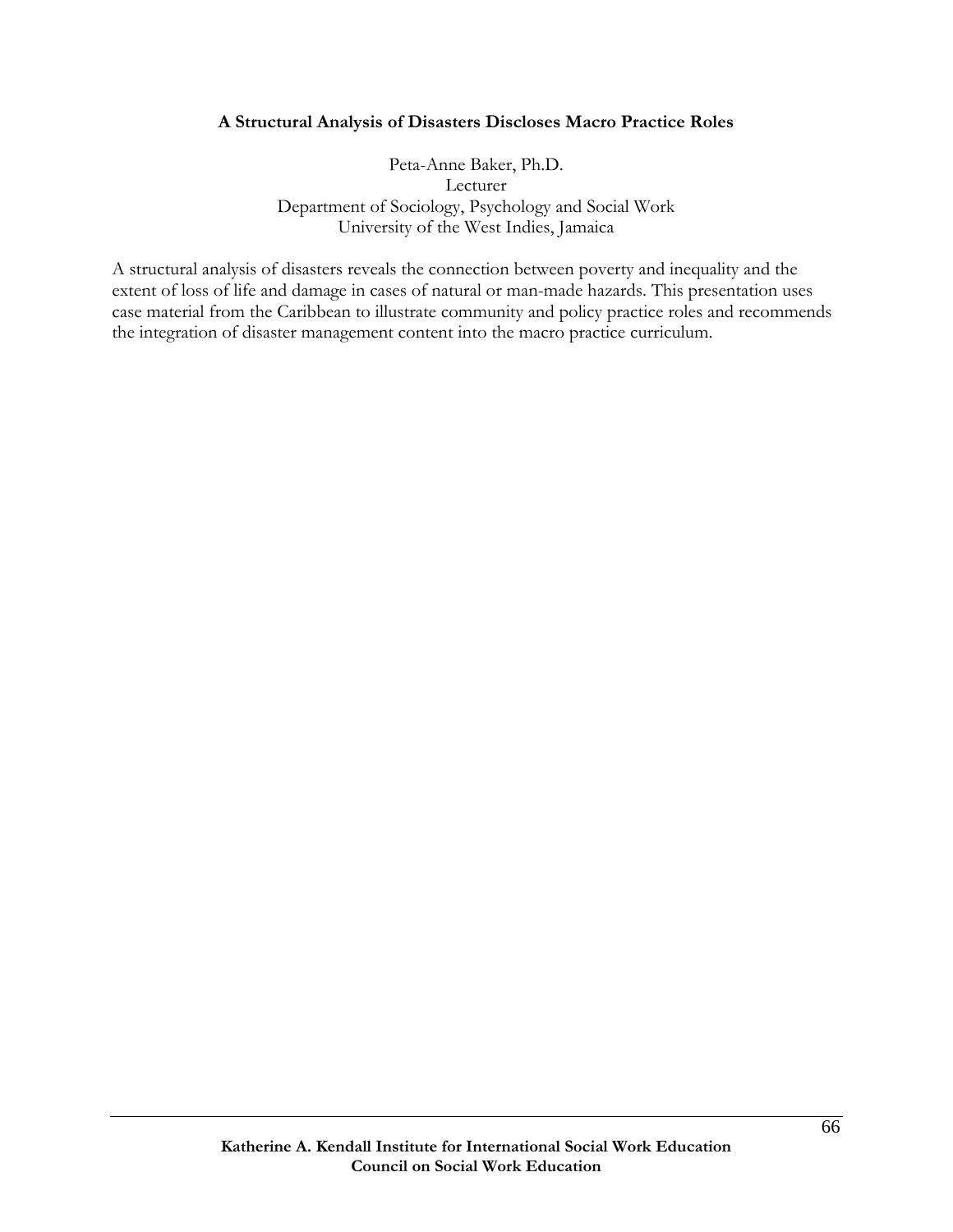## A Structural Analysis of Disasters Discloses Macro Practice Roles

Peta-Anne Baker, Ph.D.
Lecturer
Department of Sociology, Psychology and Social Work
University of the West Indies, Jamaica

A structural analysis of disasters reveals the connection between poverty and inequality and the extent of loss of life and damage in cases of natural or man-made hazards. This presentation uses case material from the Caribbean to illustrate community and policy practice roles and recommends the integration of disaster management content into the macro practice curriculum.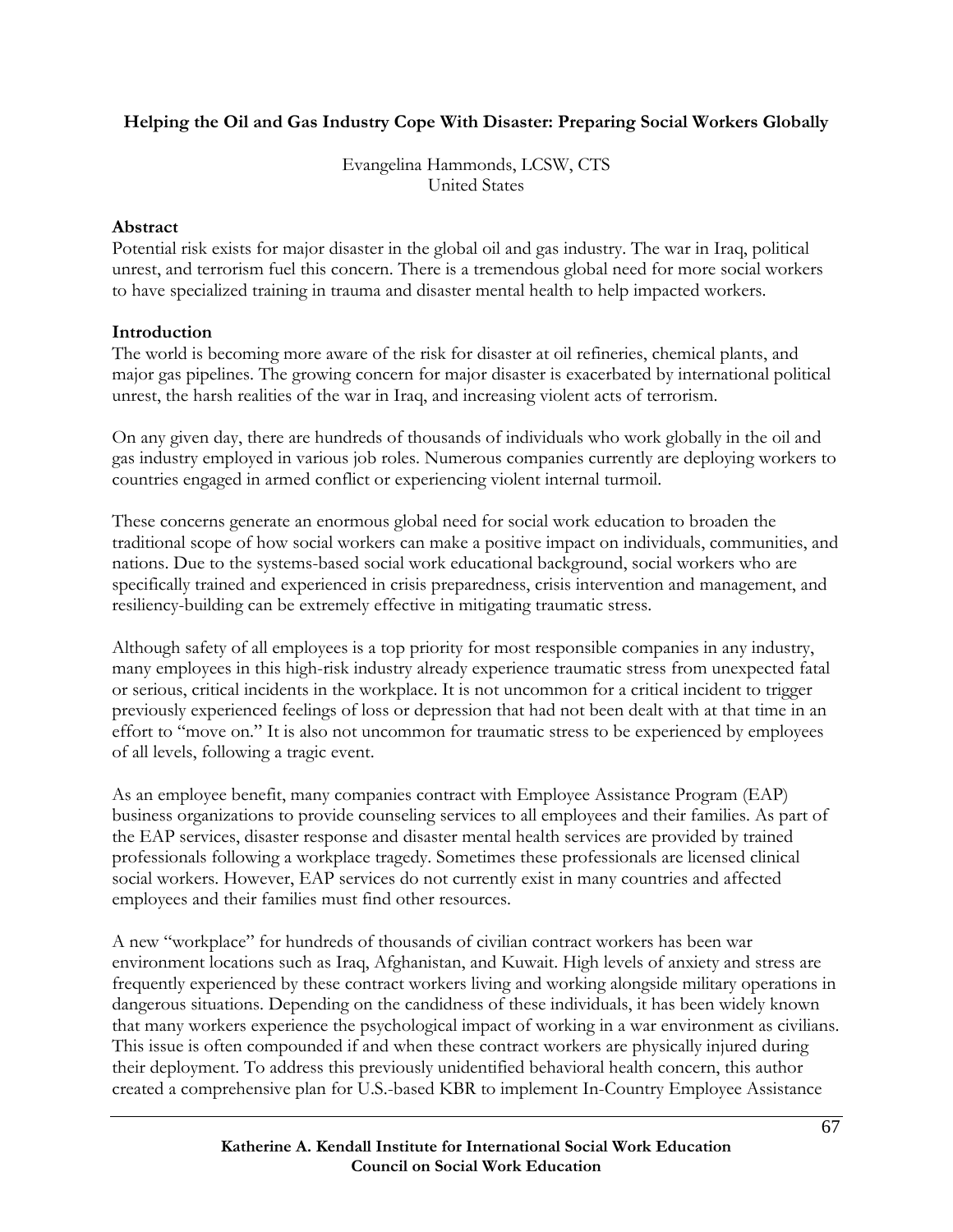**Helping the Oil and Gas Industry Cope With Disaster: Preparing Social Workers Globally**

Evangelina Hammonds, LCSW, CTS
United States

**Abstract**

Potential risk exists for major disaster in the global oil and gas industry. The war in Iraq, political unrest, and terrorism fuel this concern. There is a tremendous global need for more social workers to have specialized training in trauma and disaster mental health to help impacted workers.

**Introduction**

The world is becoming more aware of the risk for disaster at oil refineries, chemical plants, and major gas pipelines. The growing concern for major disaster is exacerbated by international political unrest, the harsh realities of the war in Iraq, and increasing violent acts of terrorism.

On any given day, there are hundreds of thousands of individuals who work globally in the oil and gas industry employed in various job roles. Numerous companies currently are deploying workers to countries engaged in armed conflict or experiencing violent internal turmoil.

These concerns generate an enormous global need for social work education to broaden the traditional scope of how social workers can make a positive impact on individuals, communities, and nations. Due to the systems-based social work educational background, social workers who are specifically trained and experienced in crisis preparedness, crisis intervention and management, and resiliency-building can be extremely effective in mitigating traumatic stress.

Although safety of all employees is a top priority for most responsible companies in any industry, many employees in this high-risk industry already experience traumatic stress from unexpected fatal or serious, critical incidents in the workplace. It is not uncommon for a critical incident to trigger previously experienced feelings of loss or depression that had not been dealt with at that time in an effort to "move on." It is also not uncommon for traumatic stress to be experienced by employees of all levels, following a tragic event.

As an employee benefit, many companies contract with Employee Assistance Program (EAP) business organizations to provide counseling services to all employees and their families. As part of the EAP services, disaster response and disaster mental health services are provided by trained professionals following a workplace tragedy. Sometimes these professionals are licensed clinical social workers. However, EAP services do not currently exist in many countries and affected employees and their families must find other resources.

A new "workplace" for hundreds of thousands of civilian contract workers has been war environment locations such as Iraq, Afghanistan, and Kuwait. High levels of anxiety and stress are frequently experienced by these contract workers living and working alongside military operations in dangerous situations. Depending on the candidness of these individuals, it has been widely known that many workers experience the psychological impact of working in a war environment as civilians. This issue is often compounded if and when these contract workers are physically injured during their deployment. To address this previously unidentified behavioral health concern, this author created a comprehensive plan for U.S.-based KBR to implement In-Country Employee Assistance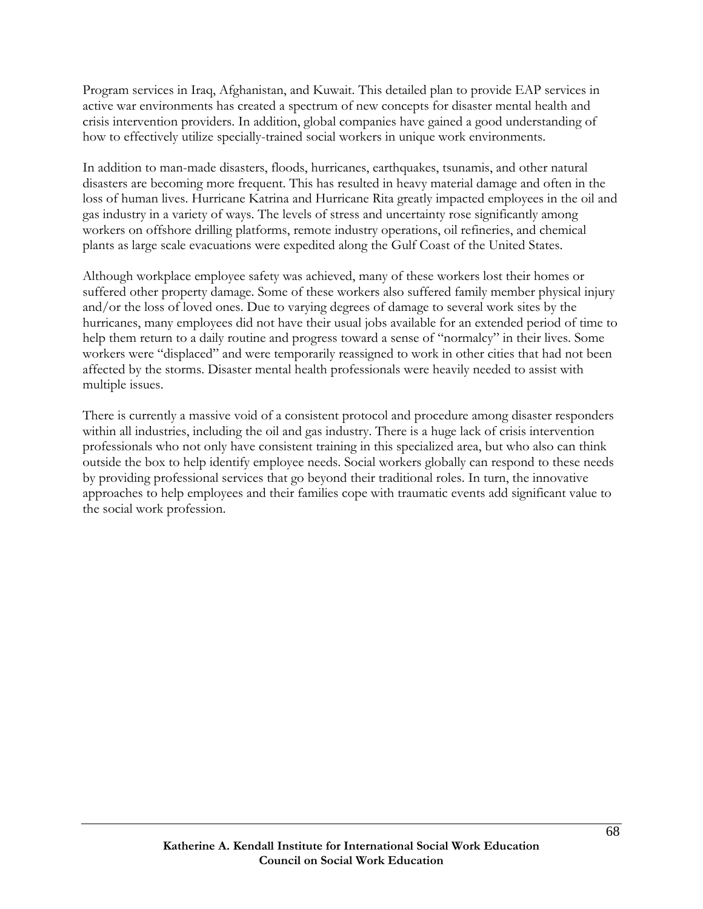Program services in Iraq, Afghanistan, and Kuwait. This detailed plan to provide EAP services in active war environments has created a spectrum of new concepts for disaster mental health and crisis intervention providers. In addition, global companies have gained a good understanding of how to effectively utilize specially-trained social workers in unique work environments.

In addition to man-made disasters, floods, hurricanes, earthquakes, tsunamis, and other natural disasters are becoming more frequent. This has resulted in heavy material damage and often in the loss of human lives. Hurricane Katrina and Hurricane Rita greatly impacted employees in the oil and gas industry in a variety of ways. The levels of stress and uncertainty rose significantly among workers on offshore drilling platforms, remote industry operations, oil refineries, and chemical plants as large scale evacuations were expedited along the Gulf Coast of the United States.

Although workplace employee safety was achieved, many of these workers lost their homes or suffered other property damage. Some of these workers also suffered family member physical injury and/or the loss of loved ones. Due to varying degrees of damage to several work sites by the hurricanes, many employees did not have their usual jobs available for an extended period of time to help them return to a daily routine and progress toward a sense of "normalcy" in their lives. Some workers were "displaced" and were temporarily reassigned to work in other cities that had not been affected by the storms. Disaster mental health professionals were heavily needed to assist with multiple issues.

There is currently a massive void of a consistent protocol and procedure among disaster responders within all industries, including the oil and gas industry. There is a huge lack of crisis intervention professionals who not only have consistent training in this specialized area, but who also can think outside the box to help identify employee needs. Social workers globally can respond to these needs by providing professional services that go beyond their traditional roles. In turn, the innovative approaches to help employees and their families cope with traumatic events add significant value to the social work profession.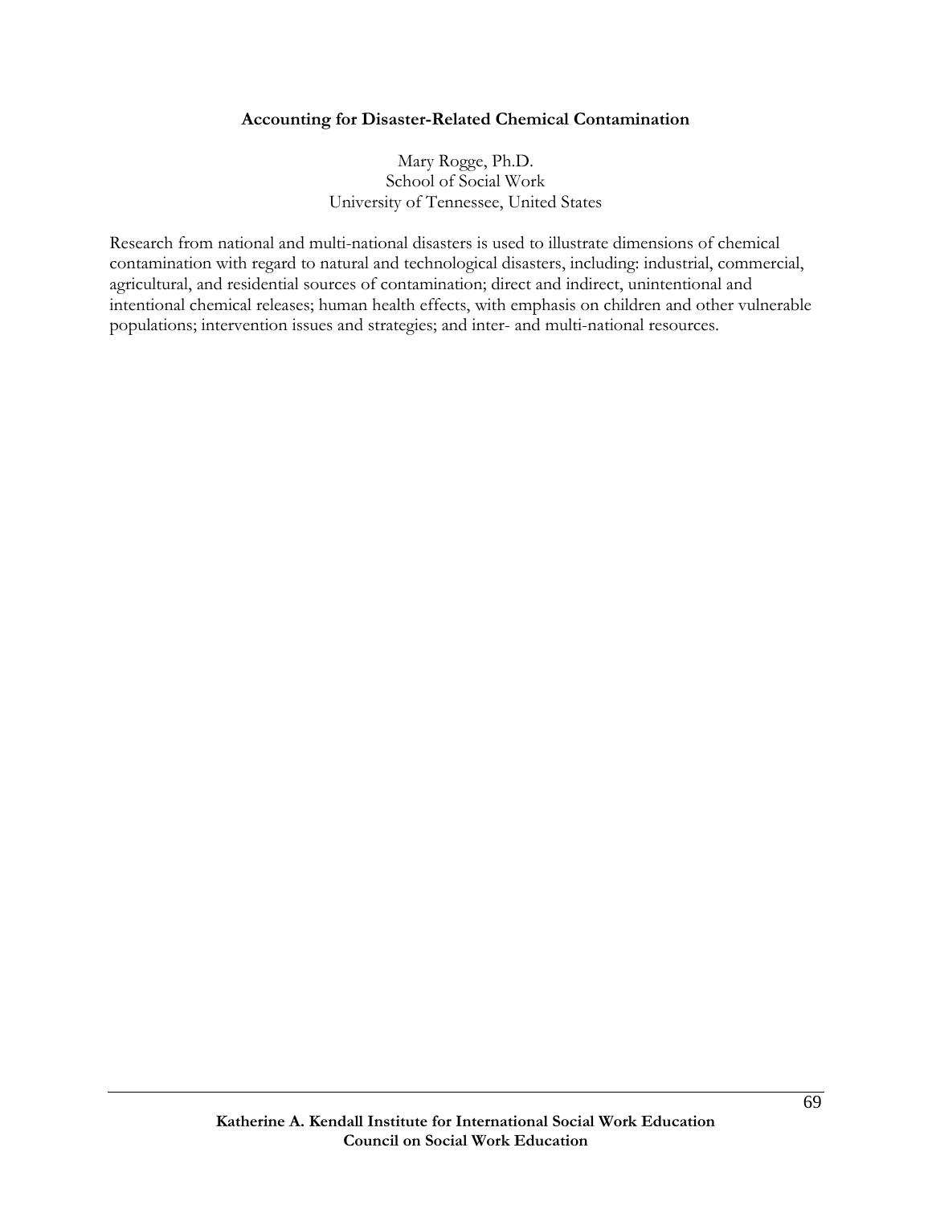## Accounting for Disaster-Related Chemical Contamination

Mary Rogge, Ph.D.
School of Social Work
University of Tennessee, United States

Research from national and multi-national disasters is used to illustrate dimensions of chemical contamination with regard to natural and technological disasters, including: industrial, commercial, agricultural, and residential sources of contamination; direct and indirect, unintentional and intentional chemical releases; human health effects, with emphasis on children and other vulnerable populations; intervention issues and strategies; and inter- and multi-national resources.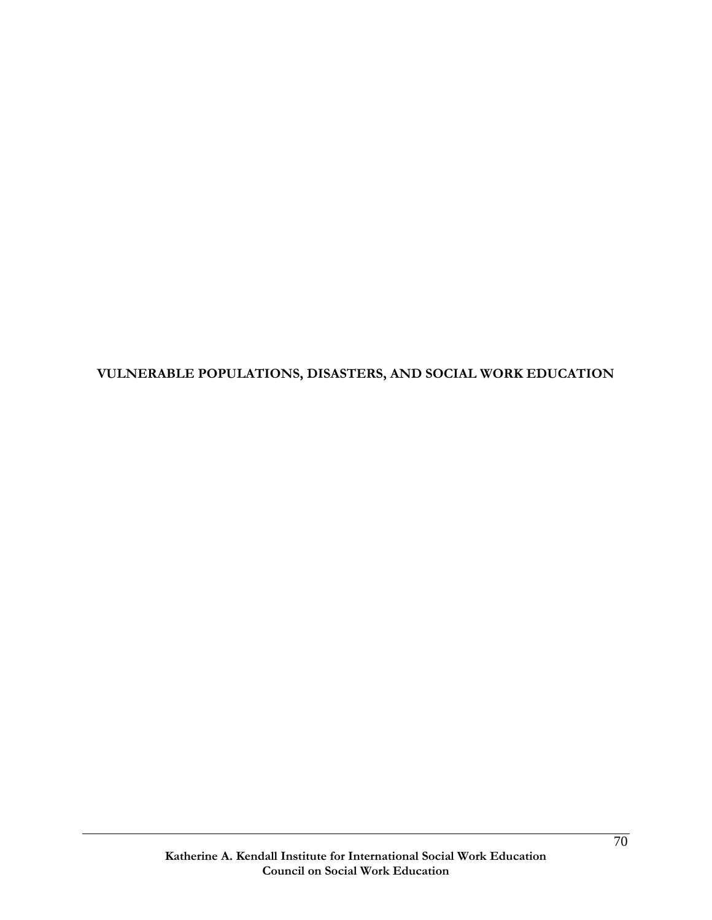# VULNERABLE POPULATIONS, DISASTERS, AND SOCIAL WORK EDUCATION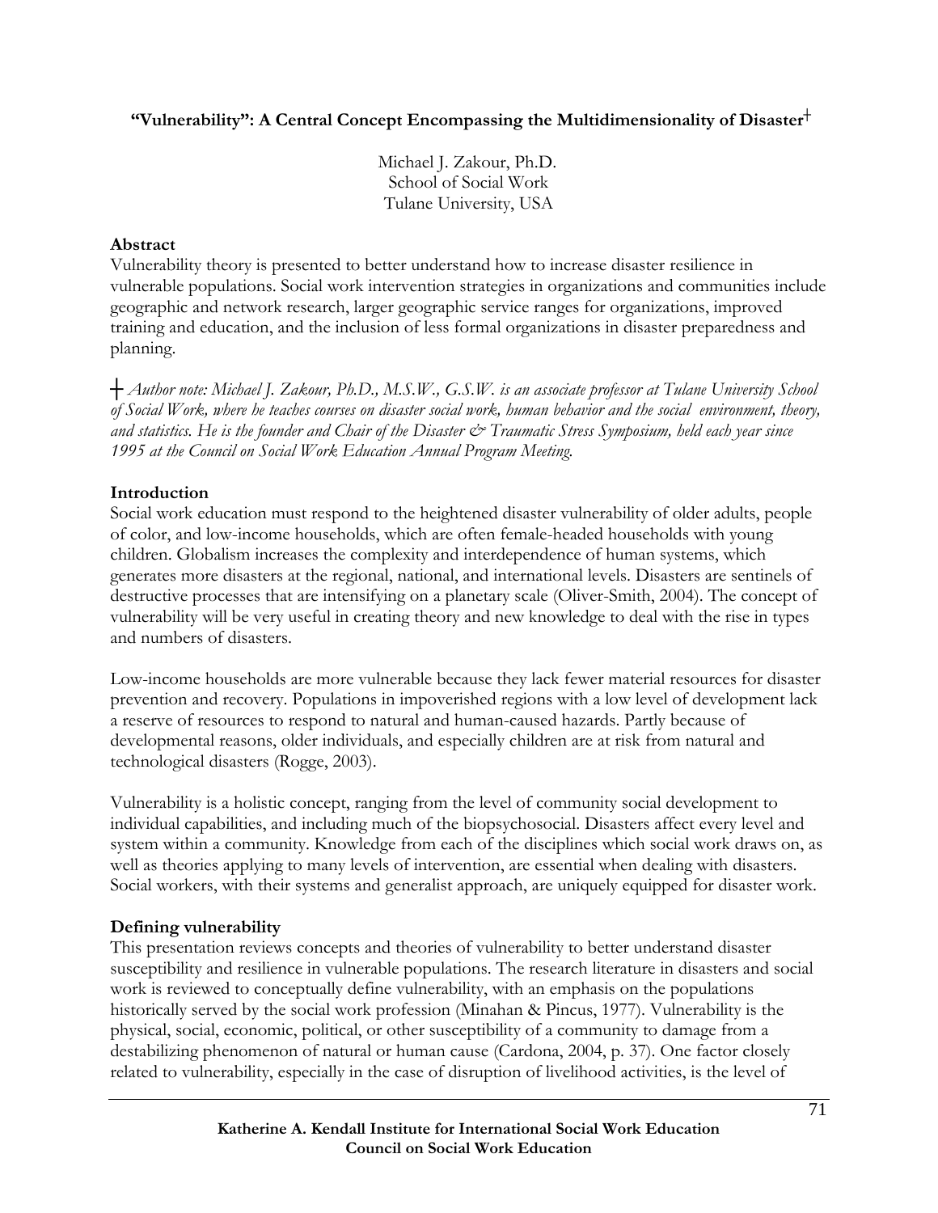**"Vulnerability": A Central Concept Encompassing the Multidimensionality of Disaster**┼

Michael J. Zakour, Ph.D.
School of Social Work
Tulane University, USA

**Abstract**

Vulnerability theory is presented to better understand how to increase disaster resilience in vulnerable populations. Social work intervention strategies in organizations and communities include geographic and network research, larger geographic service ranges for organizations, improved training and education, and the inclusion of less formal organizations in disaster preparedness and planning.

┼ *Author note: Michael J. Zakour, Ph.D., M.S.W., G.S.W. is an associate professor at Tulane University School of Social Work, where he teaches courses on disaster social work, human behavior and the social environment, theory, and statistics. He is the founder and Chair of the Disaster & Traumatic Stress Symposium, held each year since 1995 at the Council on Social Work Education Annual Program Meeting.*

**Introduction**

Social work education must respond to the heightened disaster vulnerability of older adults, people of color, and low-income households, which are often female-headed households with young children. Globalism increases the complexity and interdependence of human systems, which generates more disasters at the regional, national, and international levels. Disasters are sentinels of destructive processes that are intensifying on a planetary scale (Oliver-Smith, 2004). The concept of vulnerability will be very useful in creating theory and new knowledge to deal with the rise in types and numbers of disasters.

Low-income households are more vulnerable because they lack fewer material resources for disaster prevention and recovery. Populations in impoverished regions with a low level of development lack a reserve of resources to respond to natural and human-caused hazards. Partly because of developmental reasons, older individuals, and especially children are at risk from natural and technological disasters (Rogge, 2003).

Vulnerability is a holistic concept, ranging from the level of community social development to individual capabilities, and including much of the biopsychosocial. Disasters affect every level and system within a community. Knowledge from each of the disciplines which social work draws on, as well as theories applying to many levels of intervention, are essential when dealing with disasters. Social workers, with their systems and generalist approach, are uniquely equipped for disaster work.

**Defining vulnerability**

This presentation reviews concepts and theories of vulnerability to better understand disaster susceptibility and resilience in vulnerable populations. The research literature in disasters and social work is reviewed to conceptually define vulnerability, with an emphasis on the populations historically served by the social work profession (Minahan & Pincus, 1977). Vulnerability is the physical, social, economic, political, or other susceptibility of a community to damage from a destabilizing phenomenon of natural or human cause (Cardona, 2004, p. 37). One factor closely related to vulnerability, especially in the case of disruption of livelihood activities, is the level of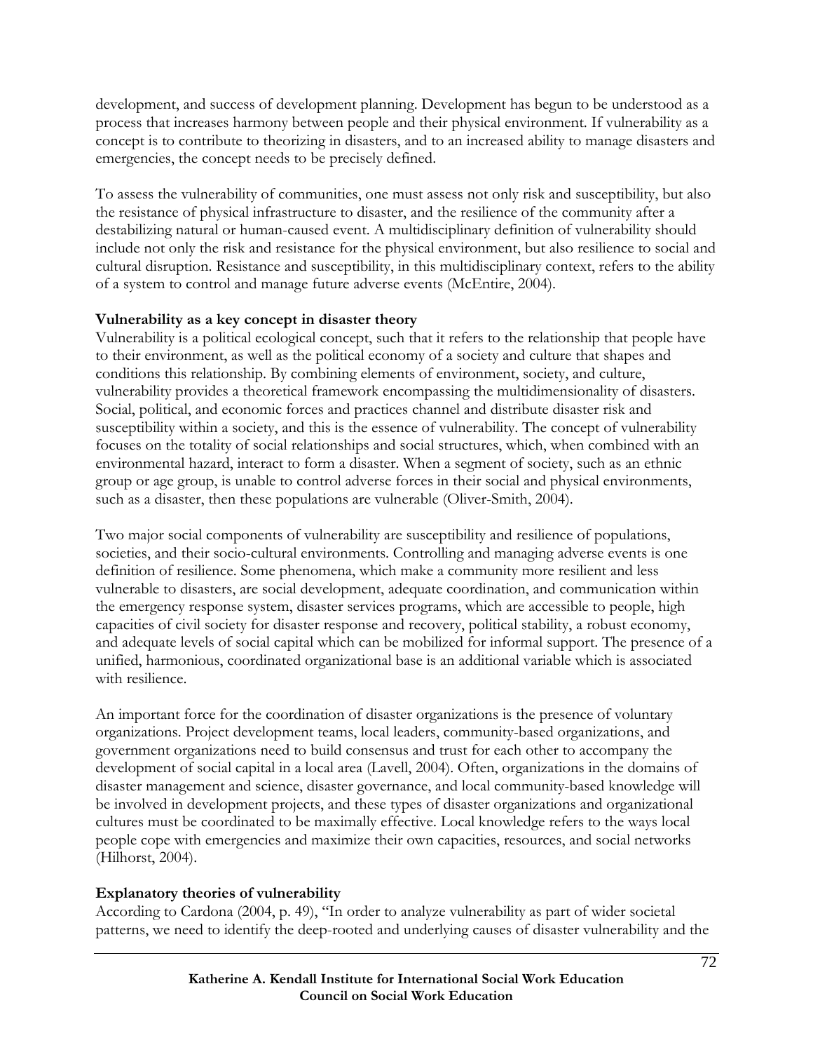development, and success of development planning. Development has begun to be understood as a process that increases harmony between people and their physical environment. If vulnerability as a concept is to contribute to theorizing in disasters, and to an increased ability to manage disasters and emergencies, the concept needs to be precisely defined.

To assess the vulnerability of communities, one must assess not only risk and susceptibility, but also the resistance of physical infrastructure to disaster, and the resilience of the community after a destabilizing natural or human-caused event. A multidisciplinary definition of vulnerability should include not only the risk and resistance for the physical environment, but also resilience to social and cultural disruption. Resistance and susceptibility, in this multidisciplinary context, refers to the ability of a system to control and manage future adverse events (McEntire, 2004).

**Vulnerability as a key concept in disaster theory**

Vulnerability is a political ecological concept, such that it refers to the relationship that people have to their environment, as well as the political economy of a society and culture that shapes and conditions this relationship. By combining elements of environment, society, and culture, vulnerability provides a theoretical framework encompassing the multidimensionality of disasters. Social, political, and economic forces and practices channel and distribute disaster risk and susceptibility within a society, and this is the essence of vulnerability. The concept of vulnerability focuses on the totality of social relationships and social structures, which, when combined with an environmental hazard, interact to form a disaster. When a segment of society, such as an ethnic group or age group, is unable to control adverse forces in their social and physical environments, such as a disaster, then these populations are vulnerable (Oliver-Smith, 2004).

Two major social components of vulnerability are susceptibility and resilience of populations, societies, and their socio-cultural environments. Controlling and managing adverse events is one definition of resilience. Some phenomena, which make a community more resilient and less vulnerable to disasters, are social development, adequate coordination, and communication within the emergency response system, disaster services programs, which are accessible to people, high capacities of civil society for disaster response and recovery, political stability, a robust economy, and adequate levels of social capital which can be mobilized for informal support. The presence of a unified, harmonious, coordinated organizational base is an additional variable which is associated with resilience.

An important force for the coordination of disaster organizations is the presence of voluntary organizations. Project development teams, local leaders, community-based organizations, and government organizations need to build consensus and trust for each other to accompany the development of social capital in a local area (Lavell, 2004). Often, organizations in the domains of disaster management and science, disaster governance, and local community-based knowledge will be involved in development projects, and these types of disaster organizations and organizational cultures must be coordinated to be maximally effective. Local knowledge refers to the ways local people cope with emergencies and maximize their own capacities, resources, and social networks (Hilhorst, 2004).

**Explanatory theories of vulnerability**

According to Cardona (2004, p. 49), "In order to analyze vulnerability as part of wider societal patterns, we need to identify the deep-rooted and underlying causes of disaster vulnerability and the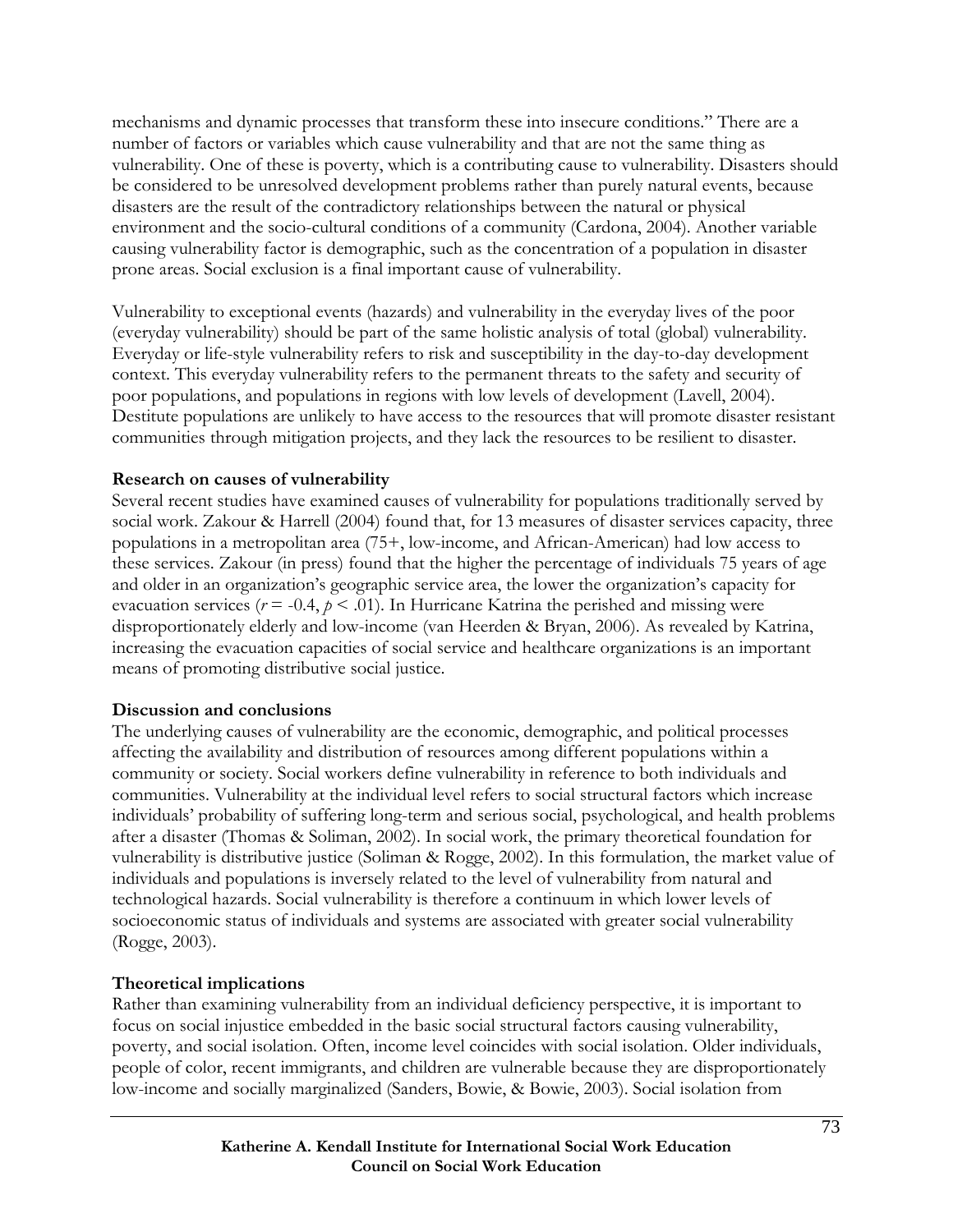mechanisms and dynamic processes that transform these into insecure conditions." There are a number of factors or variables which cause vulnerability and that are not the same thing as vulnerability. One of these is poverty, which is a contributing cause to vulnerability. Disasters should be considered to be unresolved development problems rather than purely natural events, because disasters are the result of the contradictory relationships between the natural or physical environment and the socio-cultural conditions of a community (Cardona, 2004). Another variable causing vulnerability factor is demographic, such as the concentration of a population in disaster prone areas. Social exclusion is a final important cause of vulnerability.

Vulnerability to exceptional events (hazards) and vulnerability in the everyday lives of the poor (everyday vulnerability) should be part of the same holistic analysis of total (global) vulnerability. Everyday or life-style vulnerability refers to risk and susceptibility in the day-to-day development context. This everyday vulnerability refers to the permanent threats to the safety and security of poor populations, and populations in regions with low levels of development (Lavell, 2004). Destitute populations are unlikely to have access to the resources that will promote disaster resistant communities through mitigation projects, and they lack the resources to be resilient to disaster.

**Research on causes of vulnerability**

Several recent studies have examined causes of vulnerability for populations traditionally served by social work. Zakour & Harrell (2004) found that, for 13 measures of disaster services capacity, three populations in a metropolitan area (75+, low-income, and African-American) had low access to these services. Zakour (in press) found that the higher the percentage of individuals 75 years of age and older in an organization's geographic service area, the lower the organization's capacity for evacuation services ($r = -0.4$, $p < .01$). In Hurricane Katrina the perished and missing were disproportionately elderly and low-income (van Heerden & Bryan, 2006). As revealed by Katrina, increasing the evacuation capacities of social service and healthcare organizations is an important means of promoting distributive social justice.

**Discussion and conclusions**

The underlying causes of vulnerability are the economic, demographic, and political processes affecting the availability and distribution of resources among different populations within a community or society. Social workers define vulnerability in reference to both individuals and communities. Vulnerability at the individual level refers to social structural factors which increase individuals' probability of suffering long-term and serious social, psychological, and health problems after a disaster (Thomas & Soliman, 2002). In social work, the primary theoretical foundation for vulnerability is distributive justice (Soliman & Rogge, 2002). In this formulation, the market value of individuals and populations is inversely related to the level of vulnerability from natural and technological hazards. Social vulnerability is therefore a continuum in which lower levels of socioeconomic status of individuals and systems are associated with greater social vulnerability (Rogge, 2003).

**Theoretical implications**

Rather than examining vulnerability from an individual deficiency perspective, it is important to focus on social injustice embedded in the basic social structural factors causing vulnerability, poverty, and social isolation. Often, income level coincides with social isolation. Older individuals, people of color, recent immigrants, and children are vulnerable because they are disproportionately low-income and socially marginalized (Sanders, Bowie, & Bowie, 2003). Social isolation from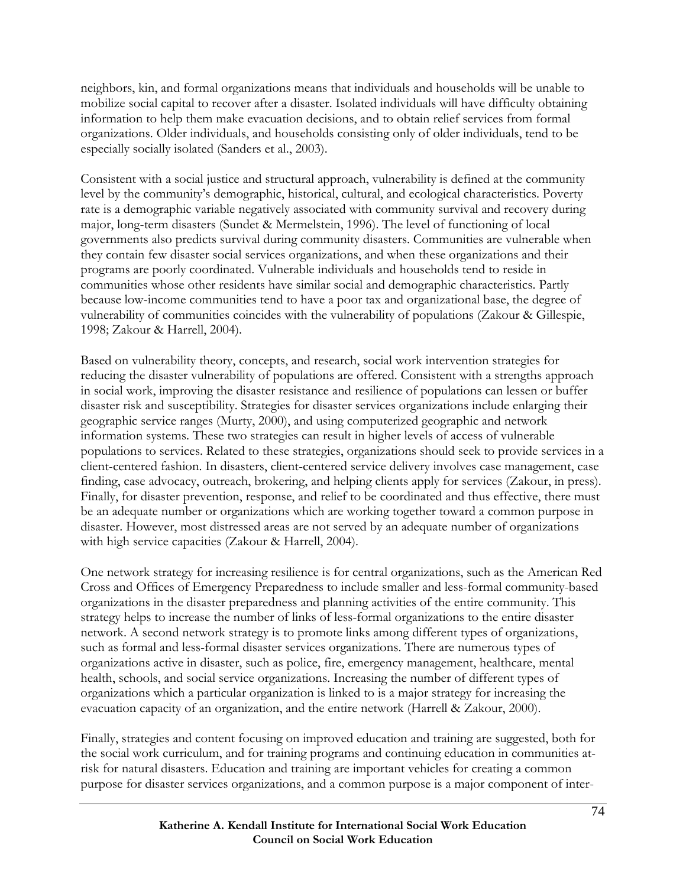neighbors, kin, and formal organizations means that individuals and households will be unable to mobilize social capital to recover after a disaster. Isolated individuals will have difficulty obtaining information to help them make evacuation decisions, and to obtain relief services from formal organizations. Older individuals, and households consisting only of older individuals, tend to be especially socially isolated (Sanders et al., 2003).

Consistent with a social justice and structural approach, vulnerability is defined at the community level by the community's demographic, historical, cultural, and ecological characteristics. Poverty rate is a demographic variable negatively associated with community survival and recovery during major, long-term disasters (Sundet & Mermelstein, 1996). The level of functioning of local governments also predicts survival during community disasters. Communities are vulnerable when they contain few disaster social services organizations, and when these organizations and their programs are poorly coordinated. Vulnerable individuals and households tend to reside in communities whose other residents have similar social and demographic characteristics. Partly because low-income communities tend to have a poor tax and organizational base, the degree of vulnerability of communities coincides with the vulnerability of populations (Zakour & Gillespie, 1998; Zakour & Harrell, 2004).

Based on vulnerability theory, concepts, and research, social work intervention strategies for reducing the disaster vulnerability of populations are offered. Consistent with a strengths approach in social work, improving the disaster resistance and resilience of populations can lessen or buffer disaster risk and susceptibility. Strategies for disaster services organizations include enlarging their geographic service ranges (Murty, 2000), and using computerized geographic and network information systems. These two strategies can result in higher levels of access of vulnerable populations to services. Related to these strategies, organizations should seek to provide services in a client-centered fashion. In disasters, client-centered service delivery involves case management, case finding, case advocacy, outreach, brokering, and helping clients apply for services (Zakour, in press). Finally, for disaster prevention, response, and relief to be coordinated and thus effective, there must be an adequate number or organizations which are working together toward a common purpose in disaster. However, most distressed areas are not served by an adequate number of organizations with high service capacities (Zakour & Harrell, 2004).

One network strategy for increasing resilience is for central organizations, such as the American Red Cross and Offices of Emergency Preparedness to include smaller and less-formal community-based organizations in the disaster preparedness and planning activities of the entire community. This strategy helps to increase the number of links of less-formal organizations to the entire disaster network. A second network strategy is to promote links among different types of organizations, such as formal and less-formal disaster services organizations. There are numerous types of organizations active in disaster, such as police, fire, emergency management, healthcare, mental health, schools, and social service organizations. Increasing the number of different types of organizations which a particular organization is linked to is a major strategy for increasing the evacuation capacity of an organization, and the entire network (Harrell & Zakour, 2000).

Finally, strategies and content focusing on improved education and training are suggested, both for the social work curriculum, and for training programs and continuing education in communities at-risk for natural disasters. Education and training are important vehicles for creating a common purpose for disaster services organizations, and a common purpose is a major component of inter-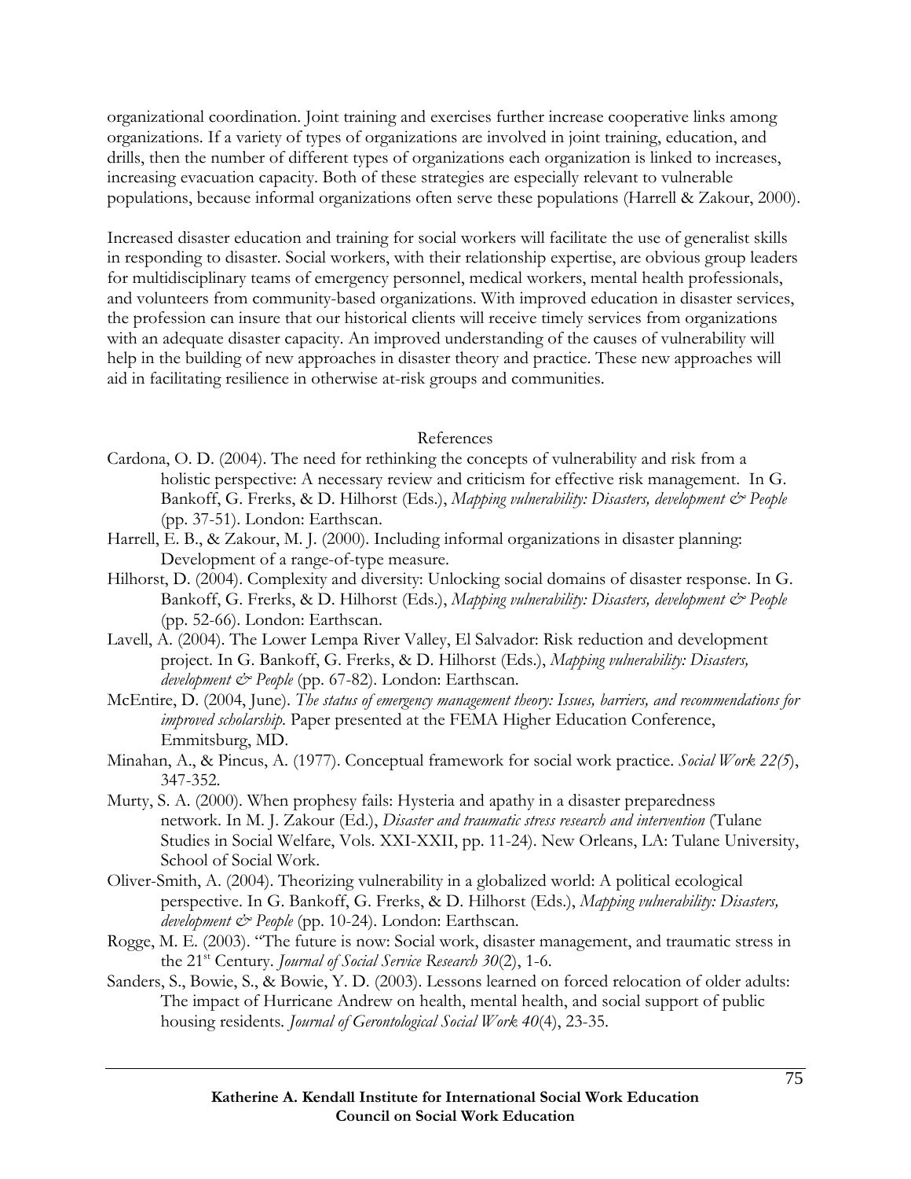organizational coordination. Joint training and exercises further increase cooperative links among organizations. If a variety of types of organizations are involved in joint training, education, and drills, then the number of different types of organizations each organization is linked to increases, increasing evacuation capacity. Both of these strategies are especially relevant to vulnerable populations, because informal organizations often serve these populations (Harrell & Zakour, 2000).

Increased disaster education and training for social workers will facilitate the use of generalist skills in responding to disaster. Social workers, with their relationship expertise, are obvious group leaders for multidisciplinary teams of emergency personnel, medical workers, mental health professionals, and volunteers from community-based organizations. With improved education in disaster services, the profession can insure that our historical clients will receive timely services from organizations with an adequate disaster capacity. An improved understanding of the causes of vulnerability will help in the building of new approaches in disaster theory and practice. These new approaches will aid in facilitating resilience in otherwise at-risk groups and communities.

## References

Cardona, O. D. (2004). The need for rethinking the concepts of vulnerability and risk from a holistic perspective: A necessary review and criticism for effective risk management. In G. Bankoff, G. Frerks, & D. Hilhorst (Eds.), *Mapping vulnerability: Disasters, development & People* (pp. 37-51). London: Earthscan.

Harrell, E. B., & Zakour, M. J. (2000). Including informal organizations in disaster planning: Development of a range-of-type measure.

Hilhorst, D. (2004). Complexity and diversity: Unlocking social domains of disaster response. In G. Bankoff, G. Frerks, & D. Hilhorst (Eds.), *Mapping vulnerability: Disasters, development & People* (pp. 52-66). London: Earthscan.

Lavell, A. (2004). The Lower Lempa River Valley, El Salvador: Risk reduction and development project. In G. Bankoff, G. Frerks, & D. Hilhorst (Eds.), *Mapping vulnerability: Disasters, development & People* (pp. 67-82). London: Earthscan.

McEntire, D. (2004, June). *The status of emergency management theory: Issues, barriers, and recommendations for improved scholarship.* Paper presented at the FEMA Higher Education Conference, Emmitsburg, MD.

Minahan, A., & Pincus, A. (1977). Conceptual framework for social work practice. *Social Work 22(5*), 347-352.

Murty, S. A. (2000). When prophesy fails: Hysteria and apathy in a disaster preparedness network. In M. J. Zakour (Ed.), *Disaster and traumatic stress research and intervention* (Tulane Studies in Social Welfare, Vols. XXI-XXII, pp. 11-24). New Orleans, LA: Tulane University, School of Social Work.

Oliver-Smith, A. (2004). Theorizing vulnerability in a globalized world: A political ecological perspective. In G. Bankoff, G. Frerks, & D. Hilhorst (Eds.), *Mapping vulnerability: Disasters, development & People* (pp. 10-24). London: Earthscan.

Rogge, M. E. (2003). "The future is now: Social work, disaster management, and traumatic stress in the 21st Century. *Journal of Social Service Research 30*(2), 1-6.

Sanders, S., Bowie, S., & Bowie, Y. D. (2003). Lessons learned on forced relocation of older adults: The impact of Hurricane Andrew on health, mental health, and social support of public housing residents. *Journal of Gerontological Social Work 40*(4), 23-35.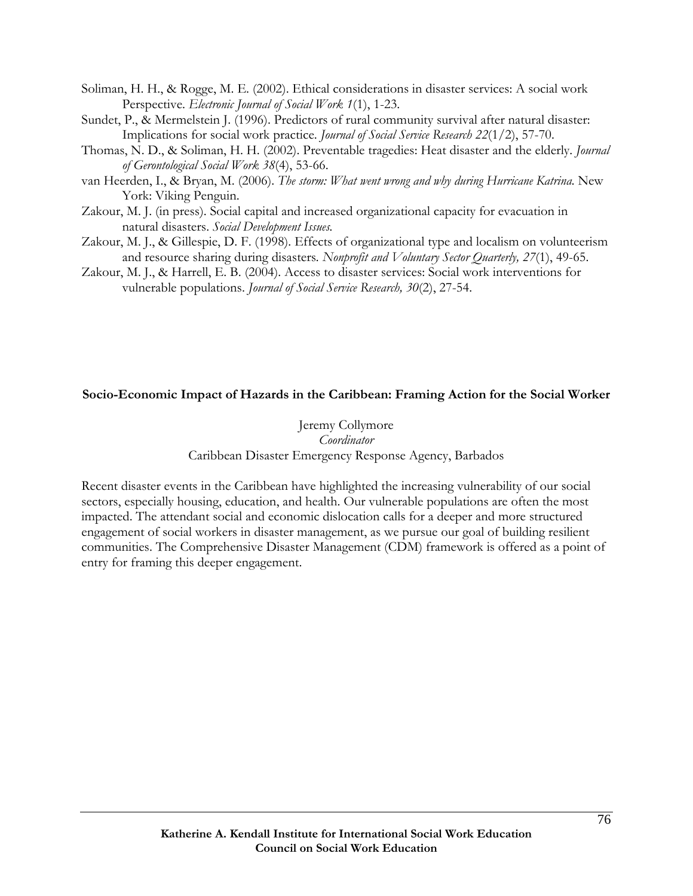Soliman, H. H., & Rogge, M. E. (2002). Ethical considerations in disaster services: A social work Perspective. *Electronic Journal of Social Work 1*(1), 1-23.

Sundet, P., & Mermelstein J. (1996). Predictors of rural community survival after natural disaster: Implications for social work practice. *Journal of Social Service Research 22*(1/2), 57-70.

Thomas, N. D., & Soliman, H. H. (2002). Preventable tragedies: Heat disaster and the elderly. *Journal of Gerontological Social Work 38*(4), 53-66.

van Heerden, I., & Bryan, M. (2006). *The storm: What went wrong and why during Hurricane Katrina.* New York: Viking Penguin.

Zakour, M. J. (in press). Social capital and increased organizational capacity for evacuation in natural disasters. *Social Development Issues.*

Zakour, M. J., & Gillespie, D. F. (1998). Effects of organizational type and localism on volunteerism and resource sharing during disasters. *Nonprofit and Voluntary Sector Quarterly, 27*(1), 49-65.

Zakour, M. J., & Harrell, E. B. (2004). Access to disaster services: Social work interventions for vulnerable populations. *Journal of Social Service Research, 30*(2), 27-54.

## Socio-Economic Impact of Hazards in the Caribbean: Framing Action for the Social Worker

Jeremy Collymore
*Coordinator*
Caribbean Disaster Emergency Response Agency, Barbados

Recent disaster events in the Caribbean have highlighted the increasing vulnerability of our social sectors, especially housing, education, and health. Our vulnerable populations are often the most impacted. The attendant social and economic dislocation calls for a deeper and more structured engagement of social workers in disaster management, as we pursue our goal of building resilient communities. The Comprehensive Disaster Management (CDM) framework is offered as a point of entry for framing this deeper engagement.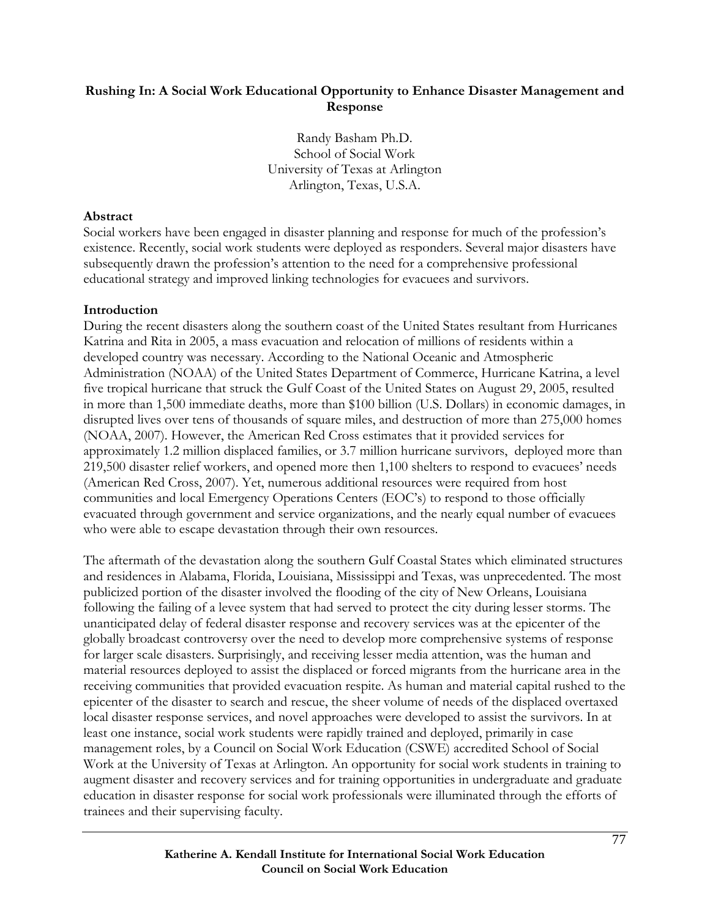# Rushing In: A Social Work Educational Opportunity to Enhance Disaster Management and Response

Randy Basham Ph.D.
School of Social Work
University of Texas at Arlington
Arlington, Texas, U.S.A.

## Abstract

Social workers have been engaged in disaster planning and response for much of the profession's existence. Recently, social work students were deployed as responders. Several major disasters have subsequently drawn the profession's attention to the need for a comprehensive professional educational strategy and improved linking technologies for evacuees and survivors.

## Introduction

During the recent disasters along the southern coast of the United States resultant from Hurricanes Katrina and Rita in 2005, a mass evacuation and relocation of millions of residents within a developed country was necessary. According to the National Oceanic and Atmospheric Administration (NOAA) of the United States Department of Commerce, Hurricane Katrina, a level five tropical hurricane that struck the Gulf Coast of the United States on August 29, 2005, resulted in more than 1,500 immediate deaths, more than $100 billion (U.S. Dollars) in economic damages, in disrupted lives over tens of thousands of square miles, and destruction of more than 275,000 homes (NOAA, 2007). However, the American Red Cross estimates that it provided services for approximately 1.2 million displaced families, or 3.7 million hurricane survivors, deployed more than 219,500 disaster relief workers, and opened more then 1,100 shelters to respond to evacuees' needs (American Red Cross, 2007). Yet, numerous additional resources were required from host communities and local Emergency Operations Centers (EOC's) to respond to those officially evacuated through government and service organizations, and the nearly equal number of evacuees who were able to escape devastation through their own resources.

The aftermath of the devastation along the southern Gulf Coastal States which eliminated structures and residences in Alabama, Florida, Louisiana, Mississippi and Texas, was unprecedented. The most publicized portion of the disaster involved the flooding of the city of New Orleans, Louisiana following the failing of a levee system that had served to protect the city during lesser storms. The unanticipated delay of federal disaster response and recovery services was at the epicenter of the globally broadcast controversy over the need to develop more comprehensive systems of response for larger scale disasters. Surprisingly, and receiving lesser media attention, was the human and material resources deployed to assist the displaced or forced migrants from the hurricane area in the receiving communities that provided evacuation respite. As human and material capital rushed to the epicenter of the disaster to search and rescue, the sheer volume of needs of the displaced overtaxed local disaster response services, and novel approaches were developed to assist the survivors. In at least one instance, social work students were rapidly trained and deployed, primarily in case management roles, by a Council on Social Work Education (CSWE) accredited School of Social Work at the University of Texas at Arlington. An opportunity for social work students in training to augment disaster and recovery services and for training opportunities in undergraduate and graduate education in disaster response for social work professionals were illuminated through the efforts of trainees and their supervising faculty.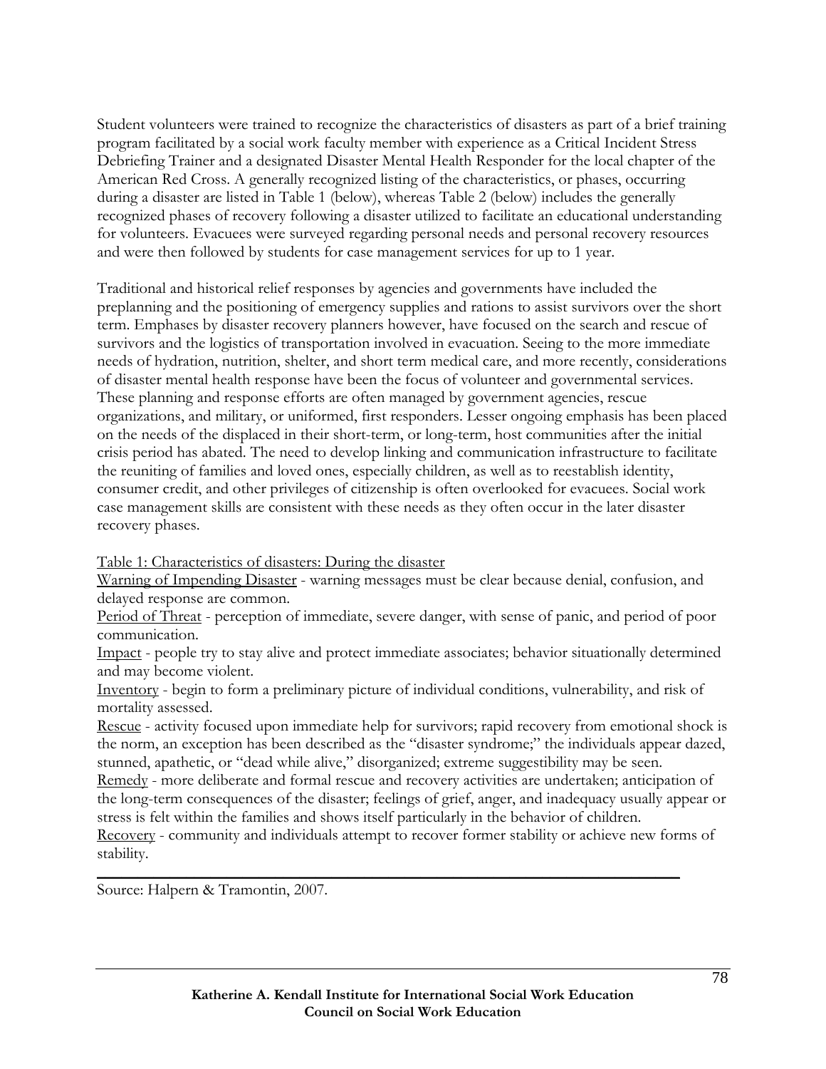Student volunteers were trained to recognize the characteristics of disasters as part of a brief training program facilitated by a social work faculty member with experience as a Critical Incident Stress Debriefing Trainer and a designated Disaster Mental Health Responder for the local chapter of the American Red Cross. A generally recognized listing of the characteristics, or phases, occurring during a disaster are listed in Table 1 (below), whereas Table 2 (below) includes the generally recognized phases of recovery following a disaster utilized to facilitate an educational understanding for volunteers. Evacuees were surveyed regarding personal needs and personal recovery resources and were then followed by students for case management services for up to 1 year.

Traditional and historical relief responses by agencies and governments have included the preplanning and the positioning of emergency supplies and rations to assist survivors over the short term. Emphases by disaster recovery planners however, have focused on the search and rescue of survivors and the logistics of transportation involved in evacuation. Seeing to the more immediate needs of hydration, nutrition, shelter, and short term medical care, and more recently, considerations of disaster mental health response have been the focus of volunteer and governmental services. These planning and response efforts are often managed by government agencies, rescue organizations, and military, or uniformed, first responders. Lesser ongoing emphasis has been placed on the needs of the displaced in their short-term, or long-term, host communities after the initial crisis period has abated. The need to develop linking and communication infrastructure to facilitate the reuniting of families and loved ones, especially children, as well as to reestablish identity, consumer credit, and other privileges of citizenship is often overlooked for evacuees. Social work case management skills are consistent with these needs as they often occur in the later disaster recovery phases.

<u>Table 1: Characteristics of disasters: During the disaster</u>

<u>Warning of Impending Disaster</u> - warning messages must be clear because denial, confusion, and delayed response are common.

<u>Period of Threat</u> - perception of immediate, severe danger, with sense of panic, and period of poor communication.

<u>Impact</u> - people try to stay alive and protect immediate associates; behavior situationally determined and may become violent.

<u>Inventory</u> - begin to form a preliminary picture of individual conditions, vulnerability, and risk of mortality assessed.

<u>Rescue</u> - activity focused upon immediate help for survivors; rapid recovery from emotional shock is the norm, an exception has been described as the "disaster syndrome;" the individuals appear dazed, stunned, apathetic, or "dead while alive," disorganized; extreme suggestibility may be seen.

<u>Remedy</u> - more deliberate and formal rescue and recovery activities are undertaken; anticipation of the long-term consequences of the disaster; feelings of grief, anger, and inadequacy usually appear or stress is felt within the families and shows itself particularly in the behavior of children.

<u>Recovery</u> - community and individuals attempt to recover former stability or achieve new forms of stability.

Source: Halpern & Tramontin, 2007.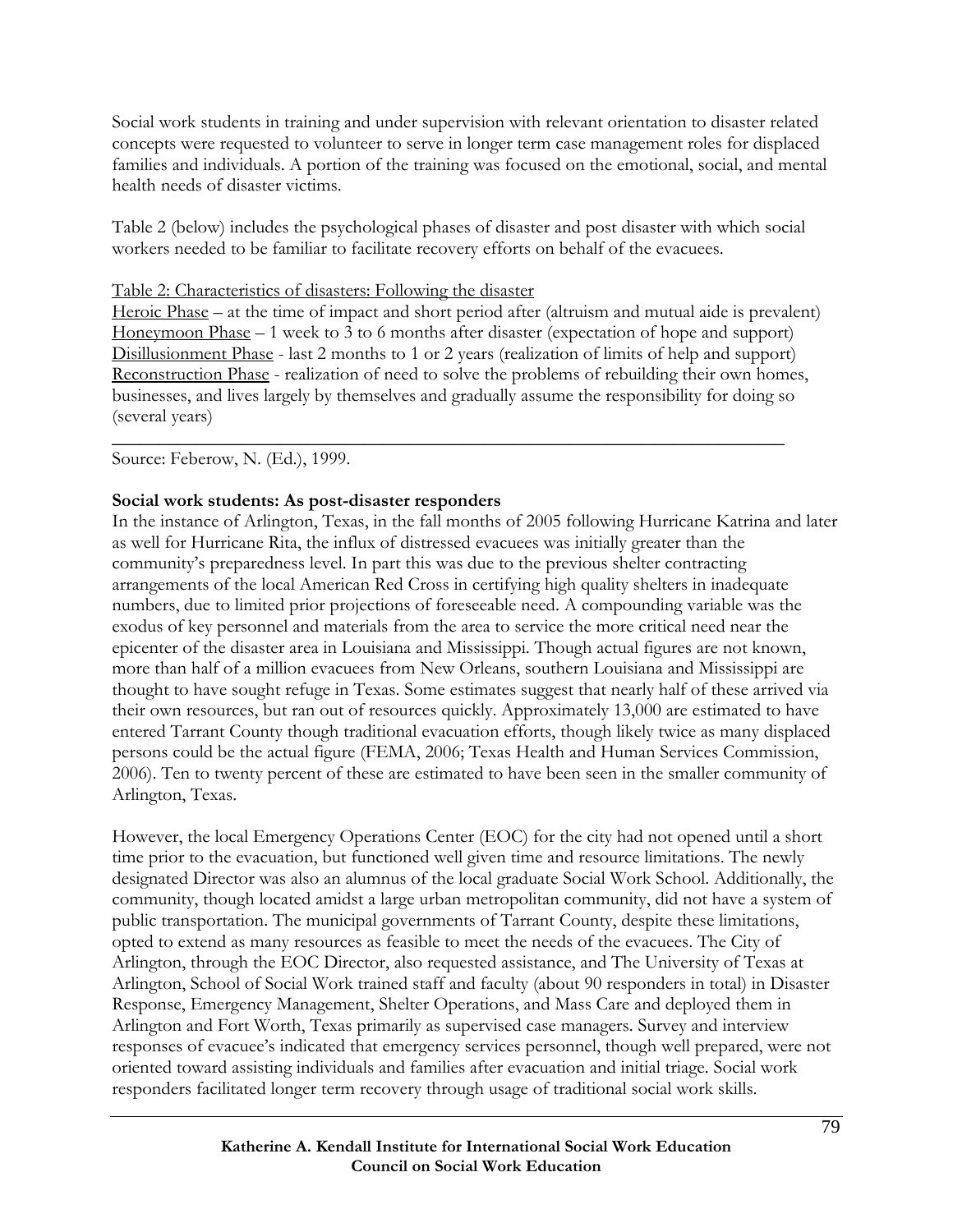Social work students in training and under supervision with relevant orientation to disaster related concepts were requested to volunteer to serve in longer term case management roles for displaced families and individuals. A portion of the training was focused on the emotional, social, and mental health needs of disaster victims.

Table 2 (below) includes the psychological phases of disaster and post disaster with which social workers needed to be familiar to facilitate recovery efforts on behalf of the evacuees.

<u>Table 2: Characteristics of disasters: Following the disaster</u>

<u>Heroic Phase</u> – at the time of impact and short period after (altruism and mutual aide is prevalent)
<u>Honeymoon Phase</u> – 1 week to 3 to 6 months after disaster (expectation of hope and support)
<u>Disillusionment Phase</u> - last 2 months to 1 or 2 years (realization of limits of help and support)
<u>Reconstruction Phase</u> - realization of need to solve the problems of rebuilding their own homes, businesses, and lives largely by themselves and gradually assume the responsibility for doing so (several years)

Source: Feberow, N. (Ed.), 1999.

**Social work students: As post-disaster responders**

In the instance of Arlington, Texas, in the fall months of 2005 following Hurricane Katrina and later as well for Hurricane Rita, the influx of distressed evacuees was initially greater than the community's preparedness level. In part this was due to the previous shelter contracting arrangements of the local American Red Cross in certifying high quality shelters in inadequate numbers, due to limited prior projections of foreseeable need. A compounding variable was the exodus of key personnel and materials from the area to service the more critical need near the epicenter of the disaster area in Louisiana and Mississippi. Though actual figures are not known, more than half of a million evacuees from New Orleans, southern Louisiana and Mississippi are thought to have sought refuge in Texas. Some estimates suggest that nearly half of these arrived via their own resources, but ran out of resources quickly. Approximately 13,000 are estimated to have entered Tarrant County though traditional evacuation efforts, though likely twice as many displaced persons could be the actual figure (FEMA, 2006; Texas Health and Human Services Commission, 2006). Ten to twenty percent of these are estimated to have been seen in the smaller community of Arlington, Texas.

However, the local Emergency Operations Center (EOC) for the city had not opened until a short time prior to the evacuation, but functioned well given time and resource limitations. The newly designated Director was also an alumnus of the local graduate Social Work School. Additionally, the community, though located amidst a large urban metropolitan community, did not have a system of public transportation. The municipal governments of Tarrant County, despite these limitations, opted to extend as many resources as feasible to meet the needs of the evacuees. The City of Arlington, through the EOC Director, also requested assistance, and The University of Texas at Arlington, School of Social Work trained staff and faculty (about 90 responders in total) in Disaster Response, Emergency Management, Shelter Operations, and Mass Care and deployed them in Arlington and Fort Worth, Texas primarily as supervised case managers. Survey and interview responses of evacuee's indicated that emergency services personnel, though well prepared, were not oriented toward assisting individuals and families after evacuation and initial triage. Social work responders facilitated longer term recovery through usage of traditional social work skills.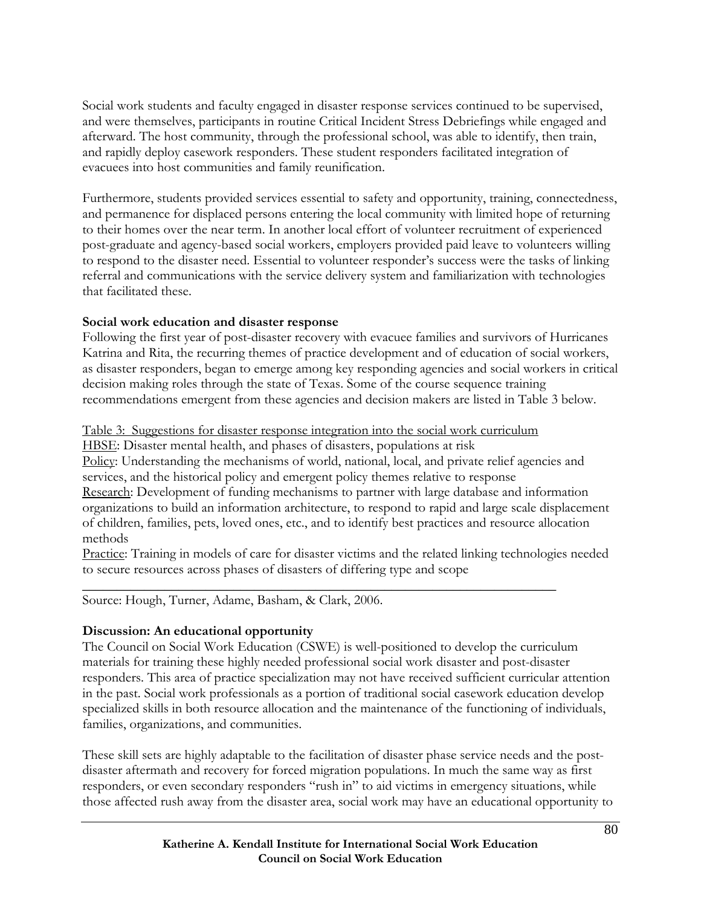Social work students and faculty engaged in disaster response services continued to be supervised, and were themselves, participants in routine Critical Incident Stress Debriefings while engaged and afterward. The host community, through the professional school, was able to identify, then train, and rapidly deploy casework responders. These student responders facilitated integration of evacuees into host communities and family reunification.

Furthermore, students provided services essential to safety and opportunity, training, connectedness, and permanence for displaced persons entering the local community with limited hope of returning to their homes over the near term. In another local effort of volunteer recruitment of experienced post-graduate and agency-based social workers, employers provided paid leave to volunteers willing to respond to the disaster need. Essential to volunteer responder's success were the tasks of linking referral and communications with the service delivery system and familiarization with technologies that facilitated these.

**Social work education and disaster response**

Following the first year of post-disaster recovery with evacuee families and survivors of Hurricanes Katrina and Rita, the recurring themes of practice development and of education of social workers, as disaster responders, began to emerge among key responding agencies and social workers in critical decision making roles through the state of Texas. Some of the course sequence training recommendations emergent from these agencies and decision makers are listed in Table 3 below.

<u>Table 3: Suggestions for disaster response integration into the social work curriculum</u>

<u>HBSE</u>: Disaster mental health, and phases of disasters, populations at risk

<u>Policy</u>: Understanding the mechanisms of world, national, local, and private relief agencies and services, and the historical policy and emergent policy themes relative to response

<u>Research</u>: Development of funding mechanisms to partner with large database and information organizations to build an information architecture, to respond to rapid and large scale displacement of children, families, pets, loved ones, etc., and to identify best practices and resource allocation methods

<u>Practice</u>: Training in models of care for disaster victims and the related linking technologies needed to secure resources across phases of disasters of differing type and scope

---

Source: Hough, Turner, Adame, Basham, & Clark, 2006.

**Discussion: An educational opportunity**

The Council on Social Work Education (CSWE) is well-positioned to develop the curriculum materials for training these highly needed professional social work disaster and post-disaster responders. This area of practice specialization may not have received sufficient curricular attention in the past. Social work professionals as a portion of traditional social casework education develop specialized skills in both resource allocation and the maintenance of the functioning of individuals, families, organizations, and communities.

These skill sets are highly adaptable to the facilitation of disaster phase service needs and the post-disaster aftermath and recovery for forced migration populations. In much the same way as first responders, or even secondary responders "rush in" to aid victims in emergency situations, while those affected rush away from the disaster area, social work may have an educational opportunity to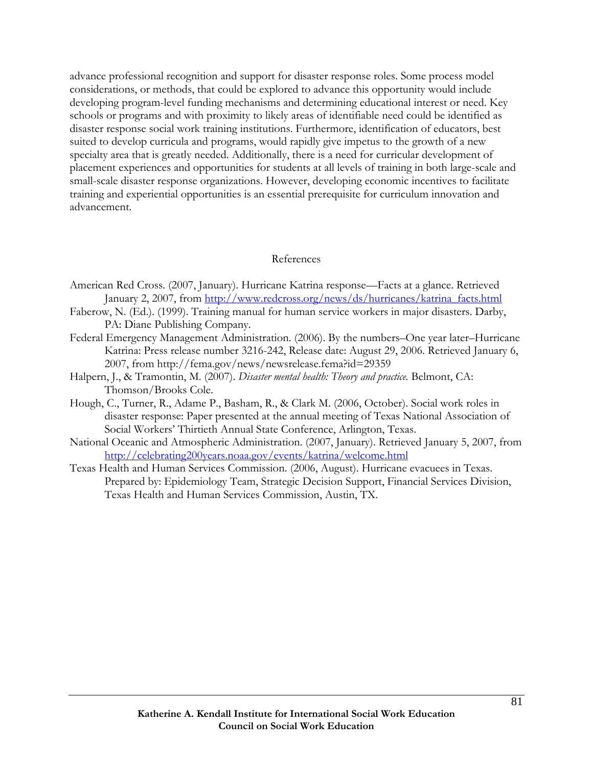advance professional recognition and support for disaster response roles. Some process model considerations, or methods, that could be explored to advance this opportunity would include developing program-level funding mechanisms and determining educational interest or need. Key schools or programs and with proximity to likely areas of identifiable need could be identified as disaster response social work training institutions. Furthermore, identification of educators, best suited to develop curricula and programs, would rapidly give impetus to the growth of a new specialty area that is greatly needed. Additionally, there is a need for curricular development of placement experiences and opportunities for students at all levels of training in both large-scale and small-scale disaster response organizations. However, developing economic incentives to facilitate training and experiential opportunities is an essential prerequisite for curriculum innovation and advancement.

## References

American Red Cross. (2007, January). Hurricane Katrina response—Facts at a glance. Retrieved January 2, 2007, from http://www.redcross.org/news/ds/hurricanes/katrina_facts.html

Faberow, N. (Ed.). (1999). Training manual for human service workers in major disasters. Darby, PA: Diane Publishing Company.

Federal Emergency Management Administration. (2006). By the numbers–One year later–Hurricane Katrina: Press release number 3216-242, Release date: August 29, 2006. Retrieved January 6, 2007, from http://fema.gov/news/newsrelease.fema?id=29359

Halpern, J., & Tramontin, M. (2007). *Disaster mental health: Theory and practice.* Belmont, CA: Thomson/Brooks Cole.

Hough, C., Turner, R., Adame P., Basham, R., & Clark M. (2006, October). Social work roles in disaster response: Paper presented at the annual meeting of Texas National Association of Social Workers' Thirtieth Annual State Conference, Arlington, Texas.

National Oceanic and Atmospheric Administration. (2007, January). Retrieved January 5, 2007, from http://celebrating200years.noaa.gov/events/katrina/welcome.html

Texas Health and Human Services Commission. (2006, August). Hurricane evacuees in Texas. Prepared by: Epidemiology Team, Strategic Decision Support, Financial Services Division, Texas Health and Human Services Commission, Austin, TX.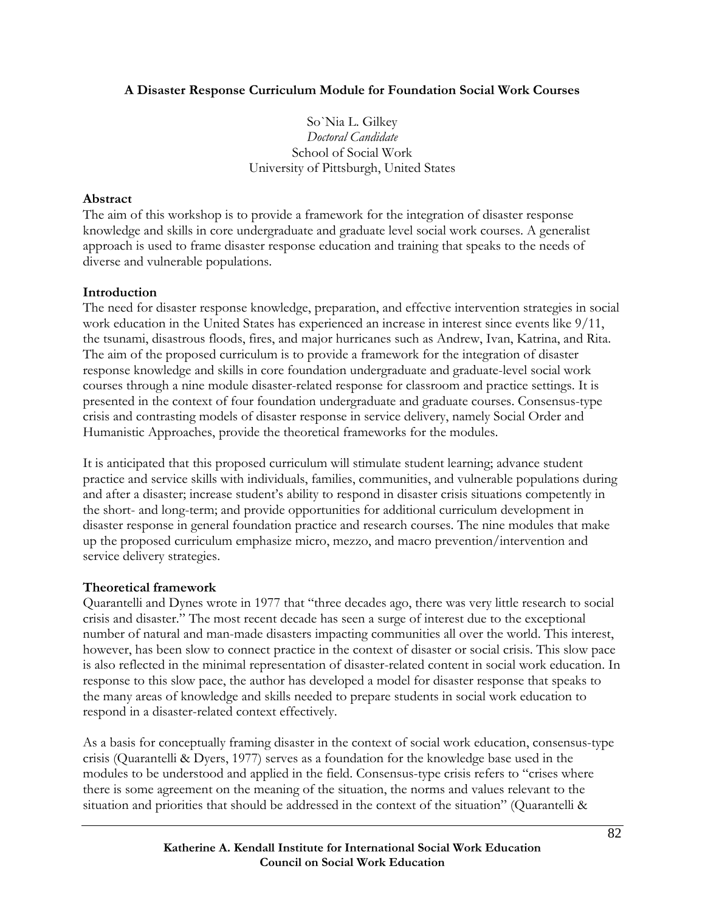**A Disaster Response Curriculum Module for Foundation Social Work Courses**

So`Nia L. Gilkey
*Doctoral Candidate*
School of Social Work
University of Pittsburgh, United States

**Abstract**

The aim of this workshop is to provide a framework for the integration of disaster response knowledge and skills in core undergraduate and graduate level social work courses. A generalist approach is used to frame disaster response education and training that speaks to the needs of diverse and vulnerable populations.

**Introduction**

The need for disaster response knowledge, preparation, and effective intervention strategies in social work education in the United States has experienced an increase in interest since events like 9/11, the tsunami, disastrous floods, fires, and major hurricanes such as Andrew, Ivan, Katrina, and Rita. The aim of the proposed curriculum is to provide a framework for the integration of disaster response knowledge and skills in core foundation undergraduate and graduate-level social work courses through a nine module disaster-related response for classroom and practice settings. It is presented in the context of four foundation undergraduate and graduate courses. Consensus-type crisis and contrasting models of disaster response in service delivery, namely Social Order and Humanistic Approaches, provide the theoretical frameworks for the modules.

It is anticipated that this proposed curriculum will stimulate student learning; advance student practice and service skills with individuals, families, communities, and vulnerable populations during and after a disaster; increase student's ability to respond in disaster crisis situations competently in the short- and long-term; and provide opportunities for additional curriculum development in disaster response in general foundation practice and research courses. The nine modules that make up the proposed curriculum emphasize micro, mezzo, and macro prevention/intervention and service delivery strategies.

**Theoretical framework**

Quarantelli and Dynes wrote in 1977 that "three decades ago, there was very little research to social crisis and disaster." The most recent decade has seen a surge of interest due to the exceptional number of natural and man-made disasters impacting communities all over the world. This interest, however, has been slow to connect practice in the context of disaster or social crisis. This slow pace is also reflected in the minimal representation of disaster-related content in social work education. In response to this slow pace, the author has developed a model for disaster response that speaks to the many areas of knowledge and skills needed to prepare students in social work education to respond in a disaster-related context effectively.

As a basis for conceptually framing disaster in the context of social work education, consensus-type crisis (Quarantelli & Dyers, 1977) serves as a foundation for the knowledge base used in the modules to be understood and applied in the field. Consensus-type crisis refers to "crises where there is some agreement on the meaning of the situation, the norms and values relevant to the situation and priorities that should be addressed in the context of the situation" (Quarantelli &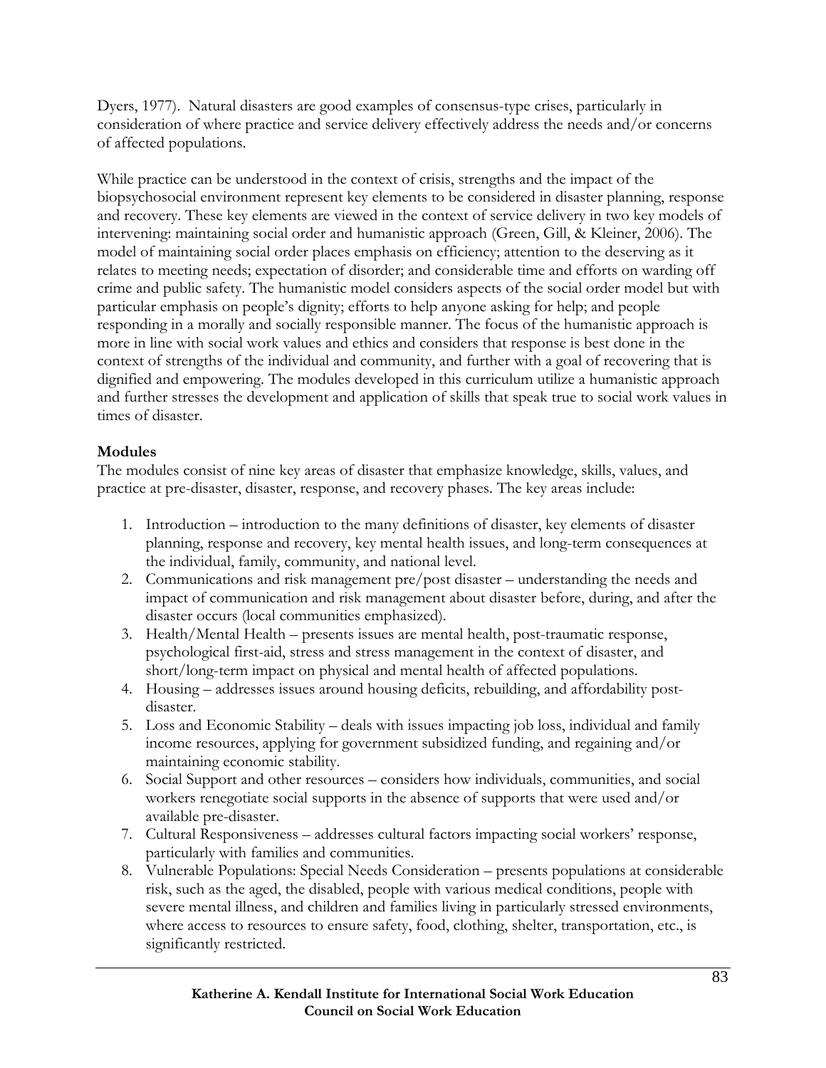Dyers, 1977). Natural disasters are good examples of consensus-type crises, particularly in consideration of where practice and service delivery effectively address the needs and/or concerns of affected populations.

While practice can be understood in the context of crisis, strengths and the impact of the biopsychosocial environment represent key elements to be considered in disaster planning, response and recovery. These key elements are viewed in the context of service delivery in two key models of intervening: maintaining social order and humanistic approach (Green, Gill, & Kleiner, 2006). The model of maintaining social order places emphasis on efficiency; attention to the deserving as it relates to meeting needs; expectation of disorder; and considerable time and efforts on warding off crime and public safety. The humanistic model considers aspects of the social order model but with particular emphasis on people's dignity; efforts to help anyone asking for help; and people responding in a morally and socially responsible manner. The focus of the humanistic approach is more in line with social work values and ethics and considers that response is best done in the context of strengths of the individual and community, and further with a goal of recovering that is dignified and empowering. The modules developed in this curriculum utilize a humanistic approach and further stresses the development and application of skills that speak true to social work values in times of disaster.

**Modules**

The modules consist of nine key areas of disaster that emphasize knowledge, skills, values, and practice at pre-disaster, disaster, response, and recovery phases. The key areas include:

1. Introduction – introduction to the many definitions of disaster, key elements of disaster planning, response and recovery, key mental health issues, and long-term consequences at the individual, family, community, and national level.
2. Communications and risk management pre/post disaster – understanding the needs and impact of communication and risk management about disaster before, during, and after the disaster occurs (local communities emphasized).
3. Health/Mental Health – presents issues are mental health, post-traumatic response, psychological first-aid, stress and stress management in the context of disaster, and short/long-term impact on physical and mental health of affected populations.
4. Housing – addresses issues around housing deficits, rebuilding, and affordability post-disaster.
5. Loss and Economic Stability – deals with issues impacting job loss, individual and family income resources, applying for government subsidized funding, and regaining and/or maintaining economic stability.
6. Social Support and other resources – considers how individuals, communities, and social workers renegotiate social supports in the absence of supports that were used and/or available pre-disaster.
7. Cultural Responsiveness – addresses cultural factors impacting social workers' response, particularly with families and communities.
8. Vulnerable Populations: Special Needs Consideration – presents populations at considerable risk, such as the aged, the disabled, people with various medical conditions, people with severe mental illness, and children and families living in particularly stressed environments, where access to resources to ensure safety, food, clothing, shelter, transportation, etc., is significantly restricted.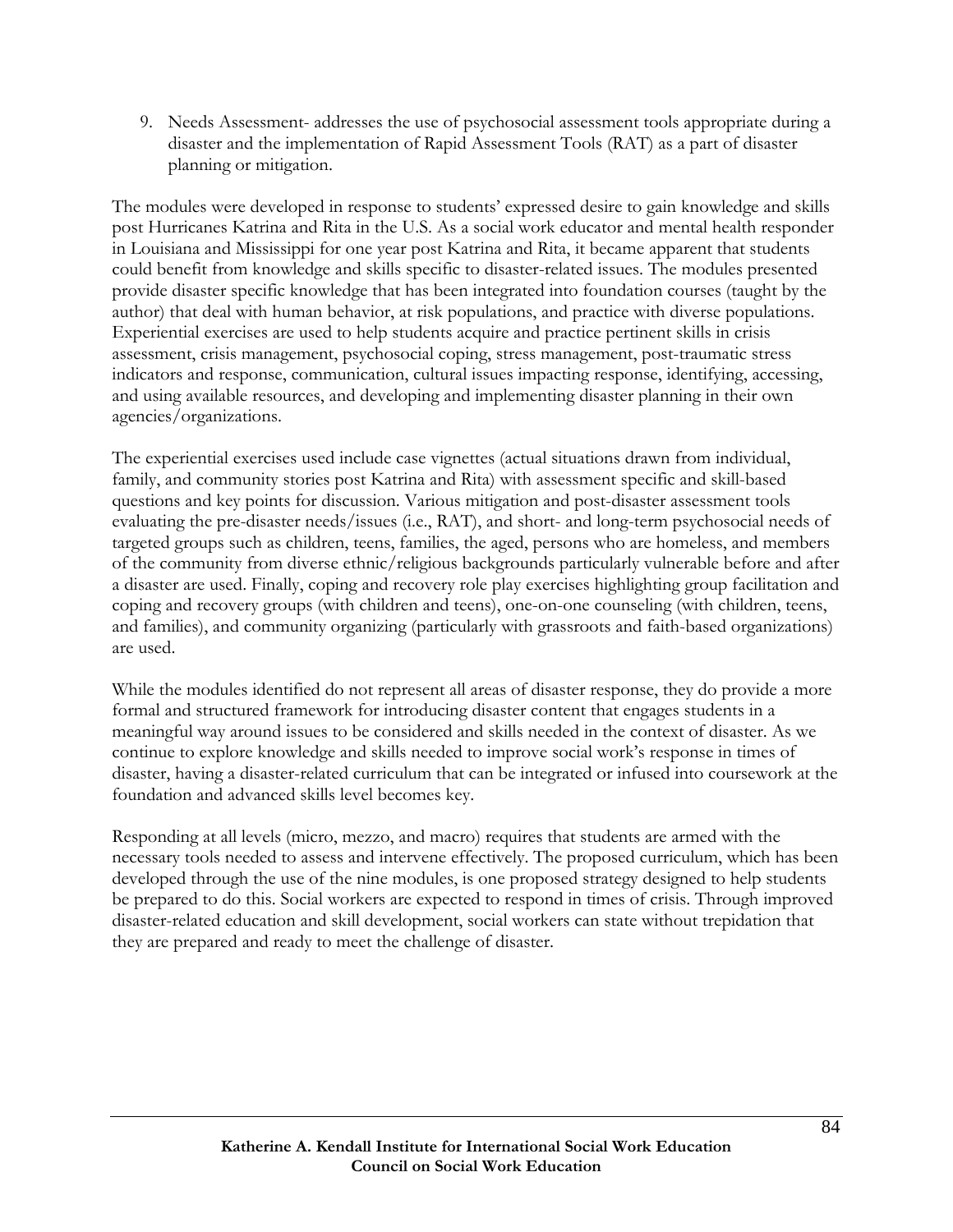9. Needs Assessment- addresses the use of psychosocial assessment tools appropriate during a disaster and the implementation of Rapid Assessment Tools (RAT) as a part of disaster planning or mitigation.

The modules were developed in response to students' expressed desire to gain knowledge and skills post Hurricanes Katrina and Rita in the U.S. As a social work educator and mental health responder in Louisiana and Mississippi for one year post Katrina and Rita, it became apparent that students could benefit from knowledge and skills specific to disaster-related issues. The modules presented provide disaster specific knowledge that has been integrated into foundation courses (taught by the author) that deal with human behavior, at risk populations, and practice with diverse populations. Experiential exercises are used to help students acquire and practice pertinent skills in crisis assessment, crisis management, psychosocial coping, stress management, post-traumatic stress indicators and response, communication, cultural issues impacting response, identifying, accessing, and using available resources, and developing and implementing disaster planning in their own agencies/organizations.

The experiential exercises used include case vignettes (actual situations drawn from individual, family, and community stories post Katrina and Rita) with assessment specific and skill-based questions and key points for discussion. Various mitigation and post-disaster assessment tools evaluating the pre-disaster needs/issues (i.e., RAT), and short- and long-term psychosocial needs of targeted groups such as children, teens, families, the aged, persons who are homeless, and members of the community from diverse ethnic/religious backgrounds particularly vulnerable before and after a disaster are used. Finally, coping and recovery role play exercises highlighting group facilitation and coping and recovery groups (with children and teens), one-on-one counseling (with children, teens, and families), and community organizing (particularly with grassroots and faith-based organizations) are used.

While the modules identified do not represent all areas of disaster response, they do provide a more formal and structured framework for introducing disaster content that engages students in a meaningful way around issues to be considered and skills needed in the context of disaster. As we continue to explore knowledge and skills needed to improve social work's response in times of disaster, having a disaster-related curriculum that can be integrated or infused into coursework at the foundation and advanced skills level becomes key.

Responding at all levels (micro, mezzo, and macro) requires that students are armed with the necessary tools needed to assess and intervene effectively. The proposed curriculum, which has been developed through the use of the nine modules, is one proposed strategy designed to help students be prepared to do this. Social workers are expected to respond in times of crisis. Through improved disaster-related education and skill development, social workers can state without trepidation that they are prepared and ready to meet the challenge of disaster.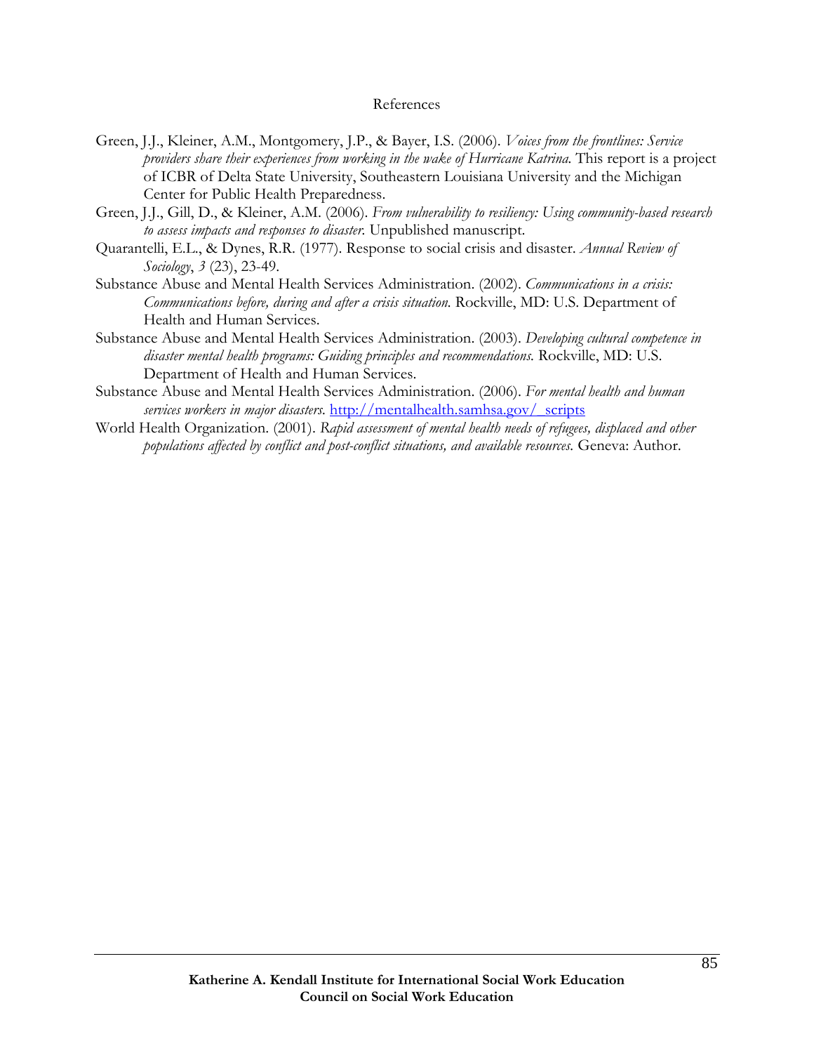# References

Green, J.J., Kleiner, A.M., Montgomery, J.P., & Bayer, I.S. (2006). *Voices from the frontlines: Service providers share their experiences from working in the wake of Hurricane Katrina.* This report is a project of ICBR of Delta State University, Southeastern Louisiana University and the Michigan Center for Public Health Preparedness.

Green, J.J., Gill, D., & Kleiner, A.M. (2006). *From vulnerability to resiliency: Using community-based research to assess impacts and responses to disaster.* Unpublished manuscript.

Quarantelli, E.L., & Dynes, R.R. (1977). Response to social crisis and disaster. *Annual Review of Sociology*, *3* (23), 23-49.

Substance Abuse and Mental Health Services Administration. (2002). *Communications in a crisis: Communications before, during and after a crisis situation.* Rockville, MD: U.S. Department of Health and Human Services.

Substance Abuse and Mental Health Services Administration. (2003). *Developing cultural competence in disaster mental health programs: Guiding principles and recommendations.* Rockville, MD: U.S. Department of Health and Human Services.

Substance Abuse and Mental Health Services Administration. (2006). *For mental health and human services workers in major disasters.* http://mentalhealth.samhsa.gov/_scripts

World Health Organization. (2001). *Rapid assessment of mental health needs of refugees, displaced and other populations affected by conflict and post-conflict situations, and available resources.* Geneva: Author.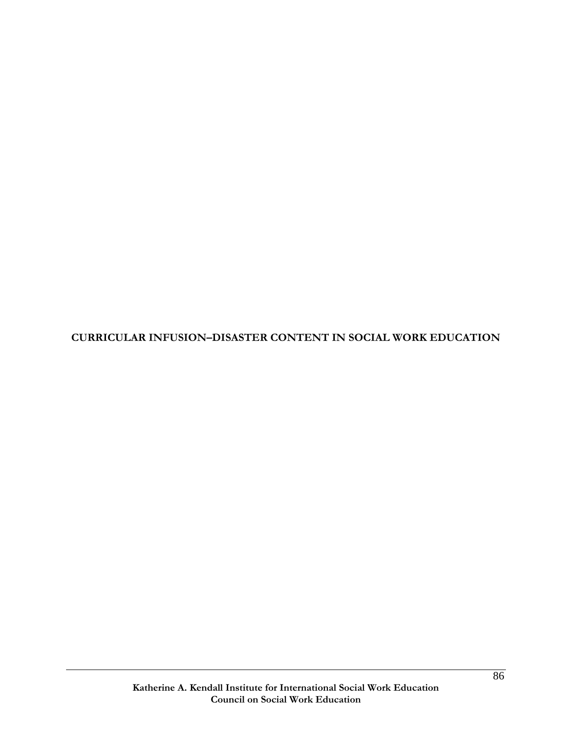# CURRICULAR INFUSION–DISASTER CONTENT IN SOCIAL WORK EDUCATION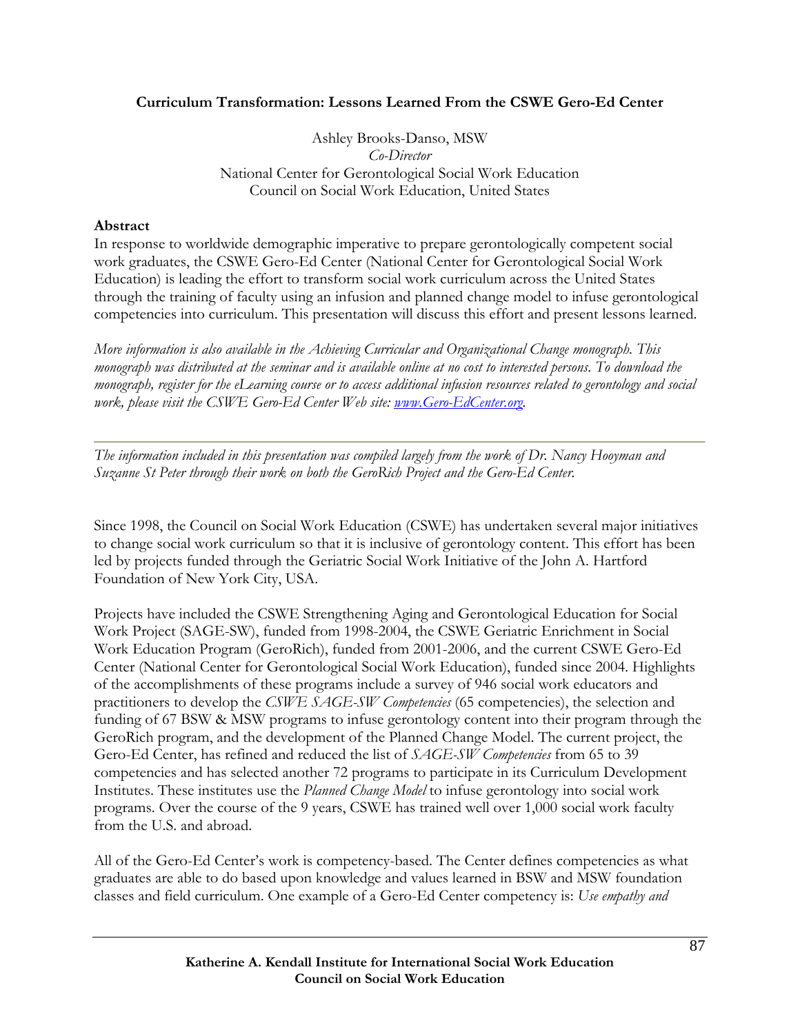**Curriculum Transformation: Lessons Learned From the CSWE Gero-Ed Center**

Ashley Brooks-Danso, MSW
*Co-Director*
National Center for Gerontological Social Work Education
Council on Social Work Education, United States

**Abstract**

In response to worldwide demographic imperative to prepare gerontologically competent social work graduates, the CSWE Gero-Ed Center (National Center for Gerontological Social Work Education) is leading the effort to transform social work curriculum across the United States through the training of faculty using an infusion and planned change model to infuse gerontological competencies into curriculum. This presentation will discuss this effort and present lessons learned.

*More information is also available in the Achieving Curricular and Organizational Change monograph. This monograph was distributed at the seminar and is available online at no cost to interested persons. To download the monograph, register for the eLearning course or to access additional infusion resources related to gerontology and social work, please visit the CSWE Gero-Ed Center Web site: [www.Gero-EdCenter.org](http://www.Gero-EdCenter.org).*

---

*The information included in this presentation was compiled largely from the work of Dr. Nancy Hooyman and Suzanne St Peter through their work on both the GeroRich Project and the Gero-Ed Center.*

Since 1998, the Council on Social Work Education (CSWE) has undertaken several major initiatives to change social work curriculum so that it is inclusive of gerontology content. This effort has been led by projects funded through the Geriatric Social Work Initiative of the John A. Hartford Foundation of New York City, USA.

Projects have included the CSWE Strengthening Aging and Gerontological Education for Social Work Project (SAGE-SW), funded from 1998-2004, the CSWE Geriatric Enrichment in Social Work Education Program (GeroRich), funded from 2001-2006, and the current CSWE Gero-Ed Center (National Center for Gerontological Social Work Education), funded since 2004. Highlights of the accomplishments of these programs include a survey of 946 social work educators and practitioners to develop the *CSWE SAGE-SW Competencies* (65 competencies), the selection and funding of 67 BSW & MSW programs to infuse gerontology content into their program through the GeroRich program, and the development of the Planned Change Model. The current project, the Gero-Ed Center, has refined and reduced the list of *SAGE-SW Competencies* from 65 to 39 competencies and has selected another 72 programs to participate in its Curriculum Development Institutes. These institutes use the *Planned Change Model* to infuse gerontology into social work programs. Over the course of the 9 years, CSWE has trained well over 1,000 social work faculty from the U.S. and abroad.

All of the Gero-Ed Center's work is competency-based. The Center defines competencies as what graduates are able to do based upon knowledge and values learned in BSW and MSW foundation classes and field curriculum. One example of a Gero-Ed Center competency is: *Use empathy and*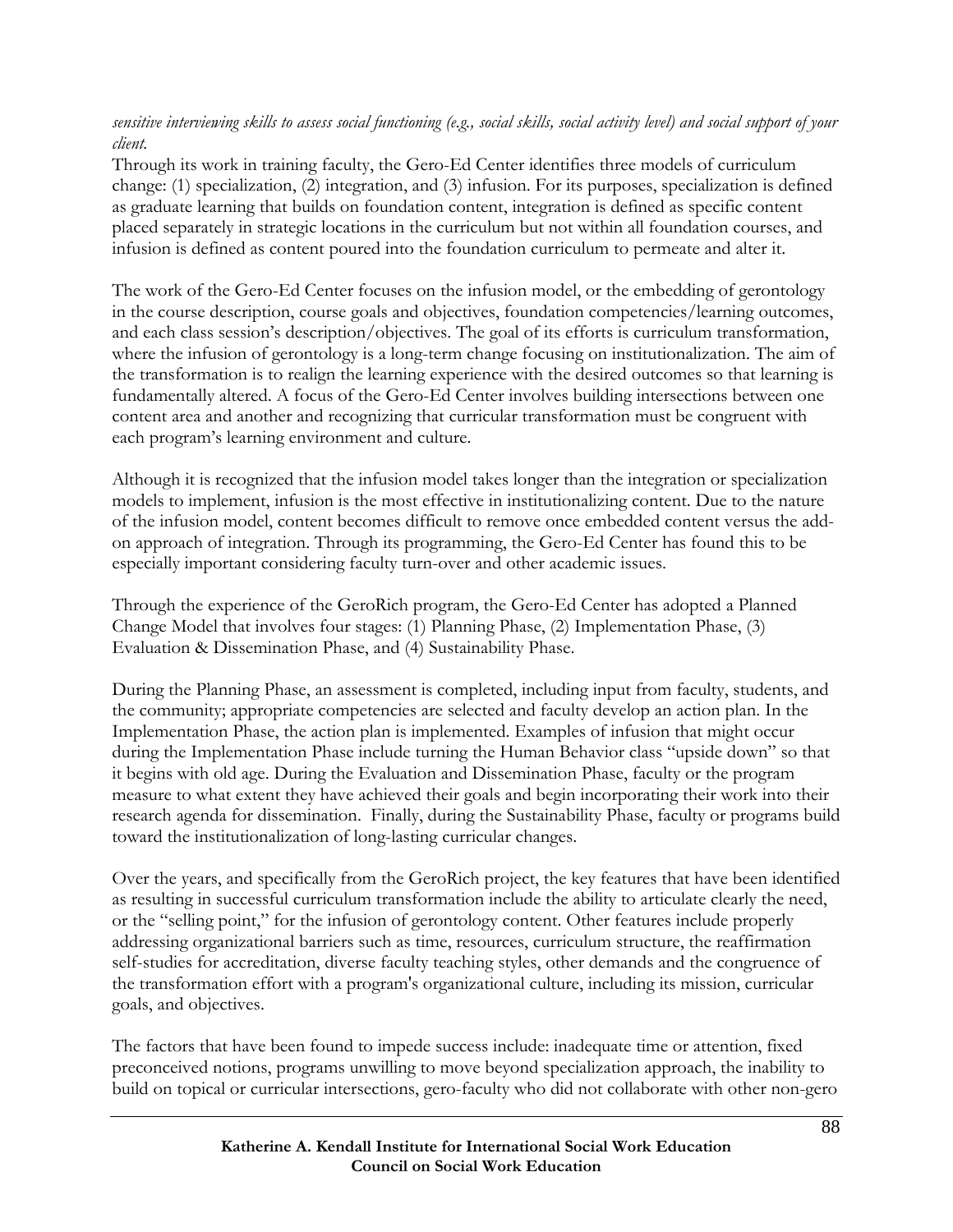*sensitive interviewing skills to assess social functioning (e.g., social skills, social activity level) and social support of your client.*

Through its work in training faculty, the Gero-Ed Center identifies three models of curriculum change: (1) specialization, (2) integration, and (3) infusion. For its purposes, specialization is defined as graduate learning that builds on foundation content, integration is defined as specific content placed separately in strategic locations in the curriculum but not within all foundation courses, and infusion is defined as content poured into the foundation curriculum to permeate and alter it.

The work of the Gero-Ed Center focuses on the infusion model, or the embedding of gerontology in the course description, course goals and objectives, foundation competencies/learning outcomes, and each class session's description/objectives. The goal of its efforts is curriculum transformation, where the infusion of gerontology is a long-term change focusing on institutionalization. The aim of the transformation is to realign the learning experience with the desired outcomes so that learning is fundamentally altered. A focus of the Gero-Ed Center involves building intersections between one content area and another and recognizing that curricular transformation must be congruent with each program's learning environment and culture.

Although it is recognized that the infusion model takes longer than the integration or specialization models to implement, infusion is the most effective in institutionalizing content. Due to the nature of the infusion model, content becomes difficult to remove once embedded content versus the add-on approach of integration. Through its programming, the Gero-Ed Center has found this to be especially important considering faculty turn-over and other academic issues.

Through the experience of the GeroRich program, the Gero-Ed Center has adopted a Planned Change Model that involves four stages: (1) Planning Phase, (2) Implementation Phase, (3) Evaluation & Dissemination Phase, and (4) Sustainability Phase.

During the Planning Phase, an assessment is completed, including input from faculty, students, and the community; appropriate competencies are selected and faculty develop an action plan. In the Implementation Phase, the action plan is implemented. Examples of infusion that might occur during the Implementation Phase include turning the Human Behavior class "upside down" so that it begins with old age. During the Evaluation and Dissemination Phase, faculty or the program measure to what extent they have achieved their goals and begin incorporating their work into their research agenda for dissemination. Finally, during the Sustainability Phase, faculty or programs build toward the institutionalization of long-lasting curricular changes.

Over the years, and specifically from the GeroRich project, the key features that have been identified as resulting in successful curriculum transformation include the ability to articulate clearly the need, or the "selling point," for the infusion of gerontology content. Other features include properly addressing organizational barriers such as time, resources, curriculum structure, the reaffirmation self-studies for accreditation, diverse faculty teaching styles, other demands and the congruence of the transformation effort with a program's organizational culture, including its mission, curricular goals, and objectives.

The factors that have been found to impede success include: inadequate time or attention, fixed preconceived notions, programs unwilling to move beyond specialization approach, the inability to build on topical or curricular intersections, gero-faculty who did not collaborate with other non-gero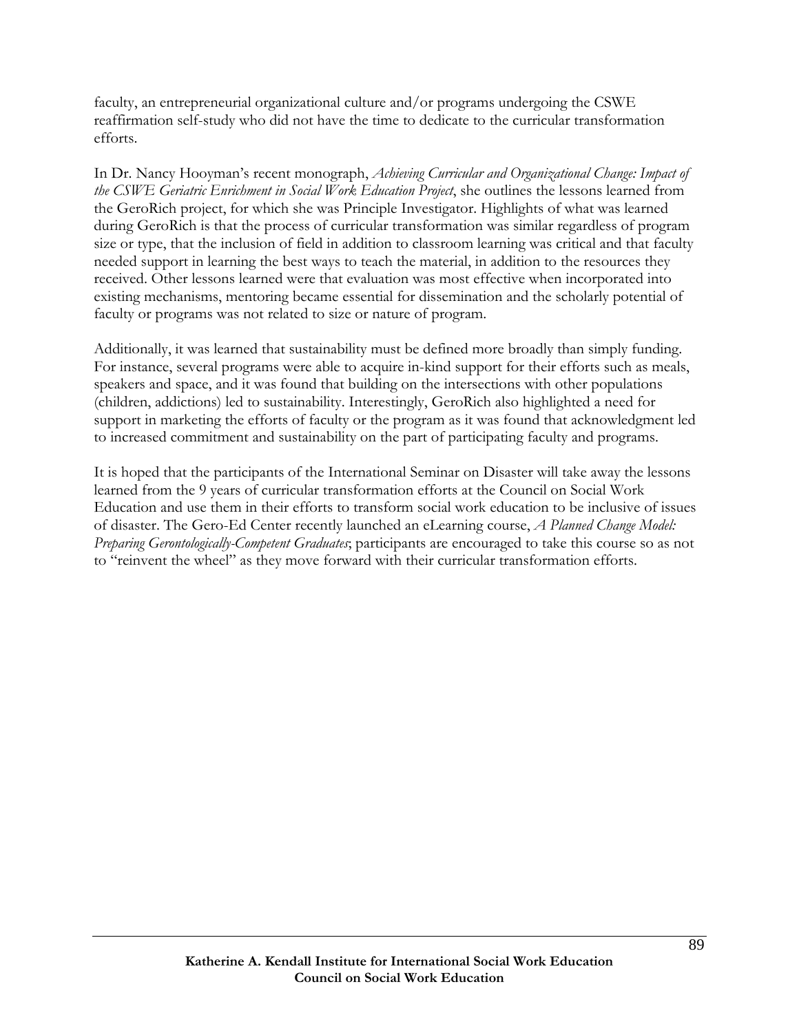faculty, an entrepreneurial organizational culture and/or programs undergoing the CSWE reaffirmation self-study who did not have the time to dedicate to the curricular transformation efforts.

In Dr. Nancy Hooyman's recent monograph, *Achieving Curricular and Organizational Change: Impact of the CSWE Geriatric Enrichment in Social Work Education Project*, she outlines the lessons learned from the GeroRich project, for which she was Principle Investigator. Highlights of what was learned during GeroRich is that the process of curricular transformation was similar regardless of program size or type, that the inclusion of field in addition to classroom learning was critical and that faculty needed support in learning the best ways to teach the material, in addition to the resources they received. Other lessons learned were that evaluation was most effective when incorporated into existing mechanisms, mentoring became essential for dissemination and the scholarly potential of faculty or programs was not related to size or nature of program.

Additionally, it was learned that sustainability must be defined more broadly than simply funding. For instance, several programs were able to acquire in-kind support for their efforts such as meals, speakers and space, and it was found that building on the intersections with other populations (children, addictions) led to sustainability. Interestingly, GeroRich also highlighted a need for support in marketing the efforts of faculty or the program as it was found that acknowledgment led to increased commitment and sustainability on the part of participating faculty and programs.

It is hoped that the participants of the International Seminar on Disaster will take away the lessons learned from the 9 years of curricular transformation efforts at the Council on Social Work Education and use them in their efforts to transform social work education to be inclusive of issues of disaster. The Gero-Ed Center recently launched an eLearning course, *A Planned Change Model: Preparing Gerontologically-Competent Graduates*; participants are encouraged to take this course so as not to "reinvent the wheel" as they move forward with their curricular transformation efforts.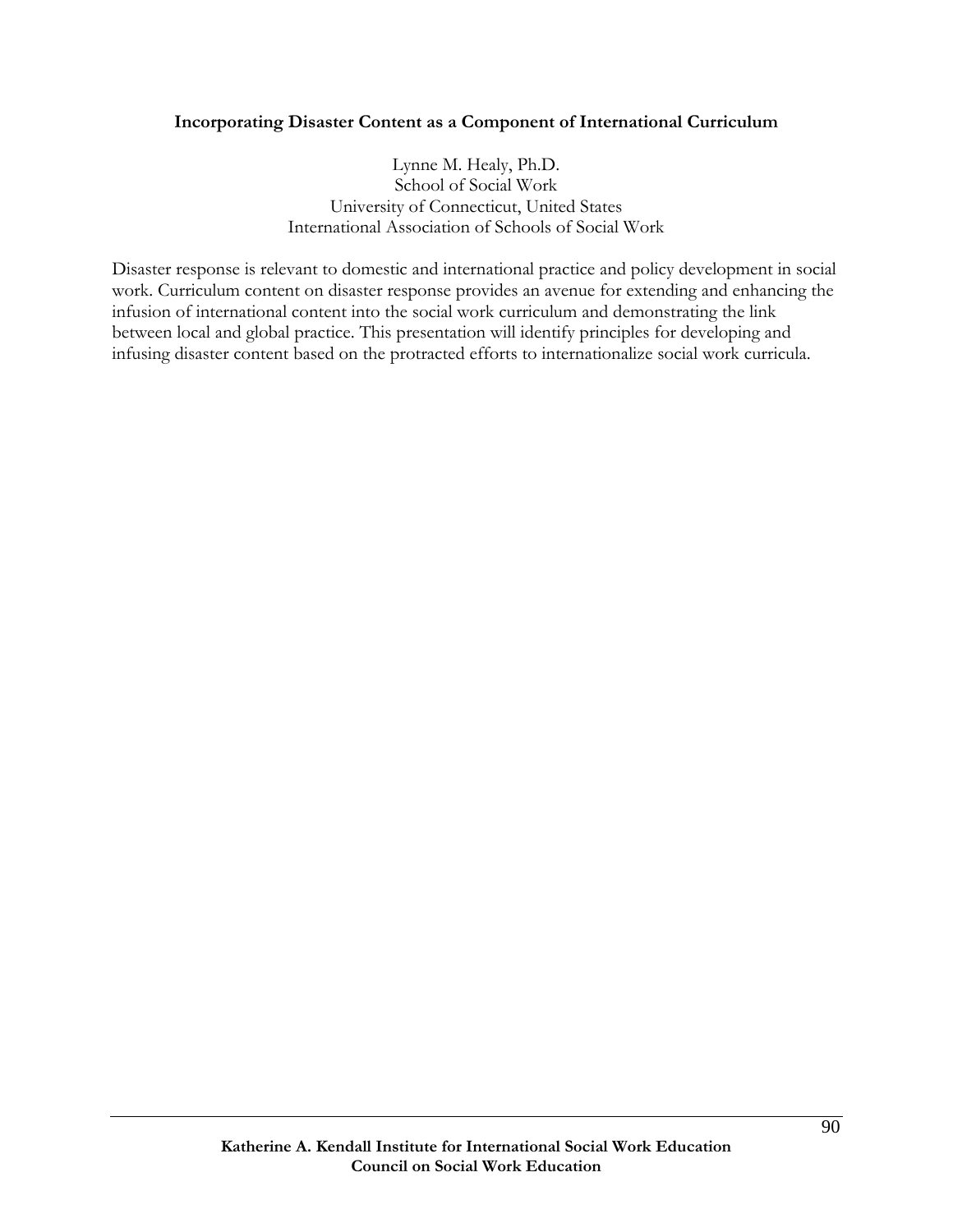## Incorporating Disaster Content as a Component of International Curriculum

Lynne M. Healy, Ph.D.
School of Social Work
University of Connecticut, United States
International Association of Schools of Social Work

Disaster response is relevant to domestic and international practice and policy development in social work. Curriculum content on disaster response provides an avenue for extending and enhancing the infusion of international content into the social work curriculum and demonstrating the link between local and global practice. This presentation will identify principles for developing and infusing disaster content based on the protracted efforts to internationalize social work curricula.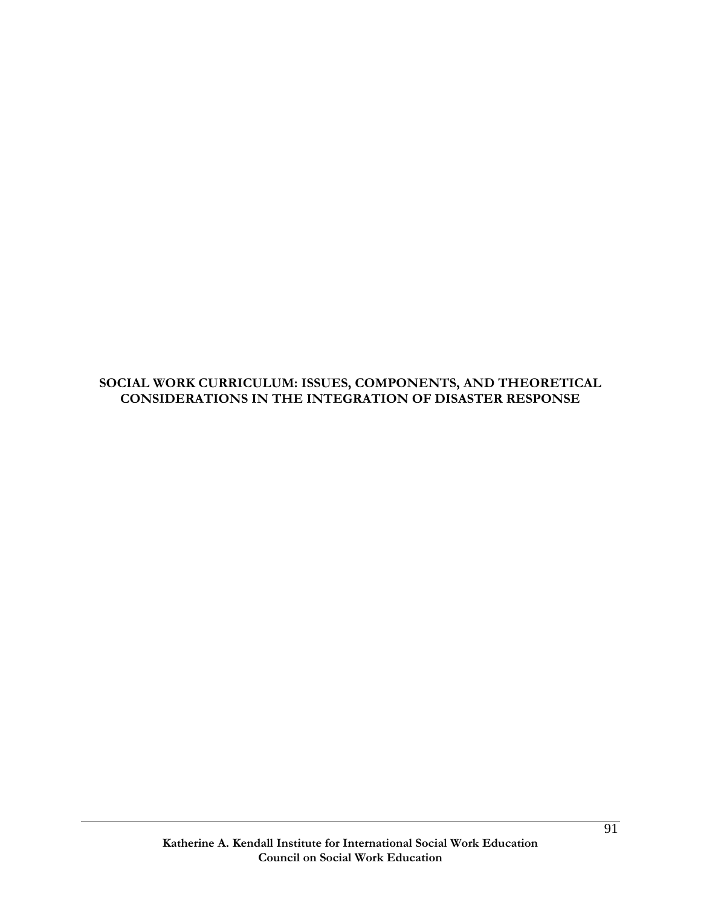# SOCIAL WORK CURRICULUM: ISSUES, COMPONENTS, AND THEORETICAL CONSIDERATIONS IN THE INTEGRATION OF DISASTER RESPONSE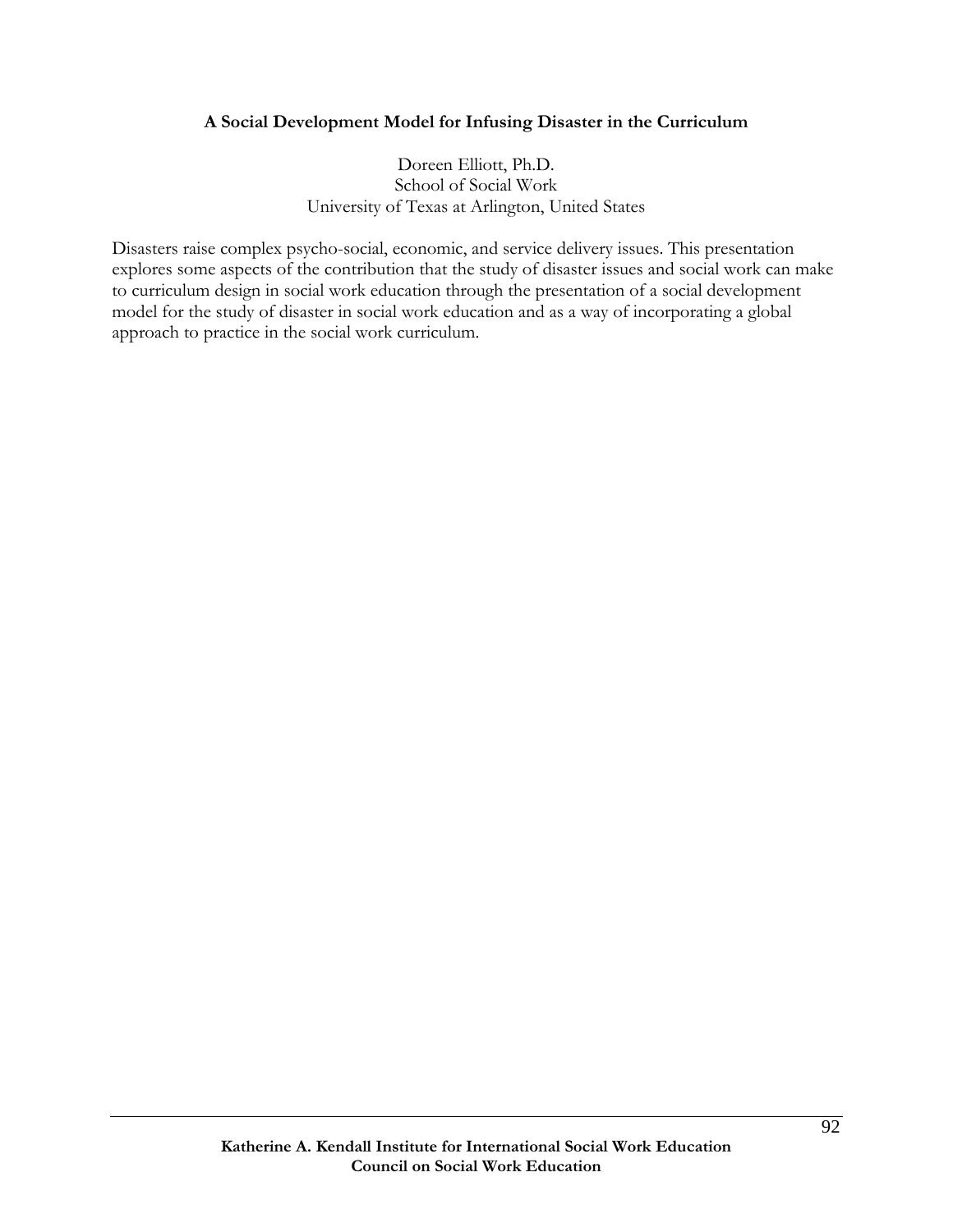## A Social Development Model for Infusing Disaster in the Curriculum

Doreen Elliott, Ph.D.
School of Social Work
University of Texas at Arlington, United States

Disasters raise complex psycho-social, economic, and service delivery issues. This presentation explores some aspects of the contribution that the study of disaster issues and social work can make to curriculum design in social work education through the presentation of a social development model for the study of disaster in social work education and as a way of incorporating a global approach to practice in the social work curriculum.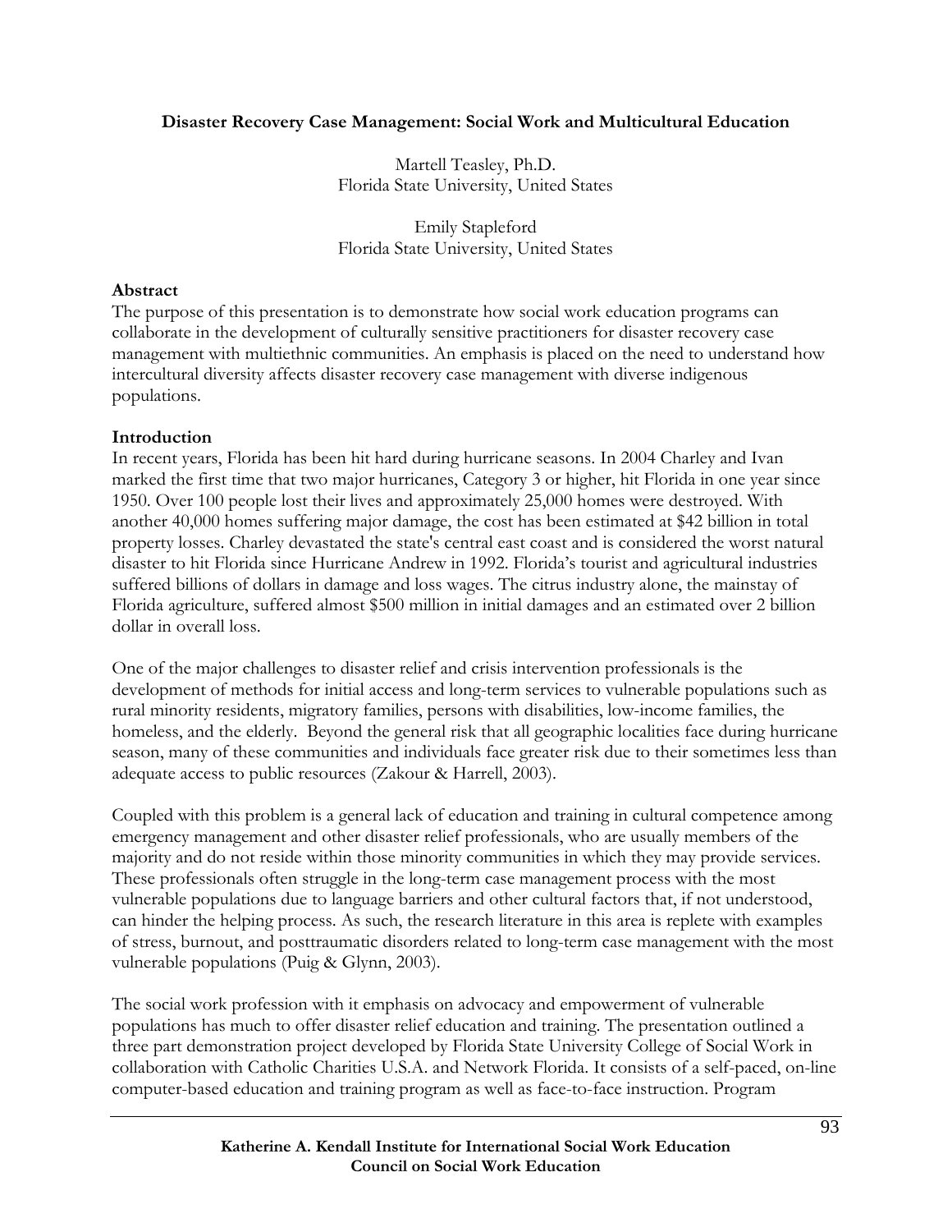**Disaster Recovery Case Management: Social Work and Multicultural Education**

Martell Teasley, Ph.D.
Florida State University, United States

Emily Stapleford
Florida State University, United States

**Abstract**

The purpose of this presentation is to demonstrate how social work education programs can collaborate in the development of culturally sensitive practitioners for disaster recovery case management with multiethnic communities. An emphasis is placed on the need to understand how intercultural diversity affects disaster recovery case management with diverse indigenous populations.

**Introduction**

In recent years, Florida has been hit hard during hurricane seasons. In 2004 Charley and Ivan marked the first time that two major hurricanes, Category 3 or higher, hit Florida in one year since 1950. Over 100 people lost their lives and approximately 25,000 homes were destroyed. With another 40,000 homes suffering major damage, the cost has been estimated at $42 billion in total property losses. Charley devastated the state's central east coast and is considered the worst natural disaster to hit Florida since Hurricane Andrew in 1992. Florida's tourist and agricultural industries suffered billions of dollars in damage and loss wages. The citrus industry alone, the mainstay of Florida agriculture, suffered almost $500 million in initial damages and an estimated over 2 billion dollar in overall loss.

One of the major challenges to disaster relief and crisis intervention professionals is the development of methods for initial access and long-term services to vulnerable populations such as rural minority residents, migratory families, persons with disabilities, low-income families, the homeless, and the elderly. Beyond the general risk that all geographic localities face during hurricane season, many of these communities and individuals face greater risk due to their sometimes less than adequate access to public resources (Zakour & Harrell, 2003).

Coupled with this problem is a general lack of education and training in cultural competence among emergency management and other disaster relief professionals, who are usually members of the majority and do not reside within those minority communities in which they may provide services. These professionals often struggle in the long-term case management process with the most vulnerable populations due to language barriers and other cultural factors that, if not understood, can hinder the helping process. As such, the research literature in this area is replete with examples of stress, burnout, and posttraumatic disorders related to long-term case management with the most vulnerable populations (Puig & Glynn, 2003).

The social work profession with it emphasis on advocacy and empowerment of vulnerable populations has much to offer disaster relief education and training. The presentation outlined a three part demonstration project developed by Florida State University College of Social Work in collaboration with Catholic Charities U.S.A. and Network Florida. It consists of a self-paced, on-line computer-based education and training program as well as face-to-face instruction. Program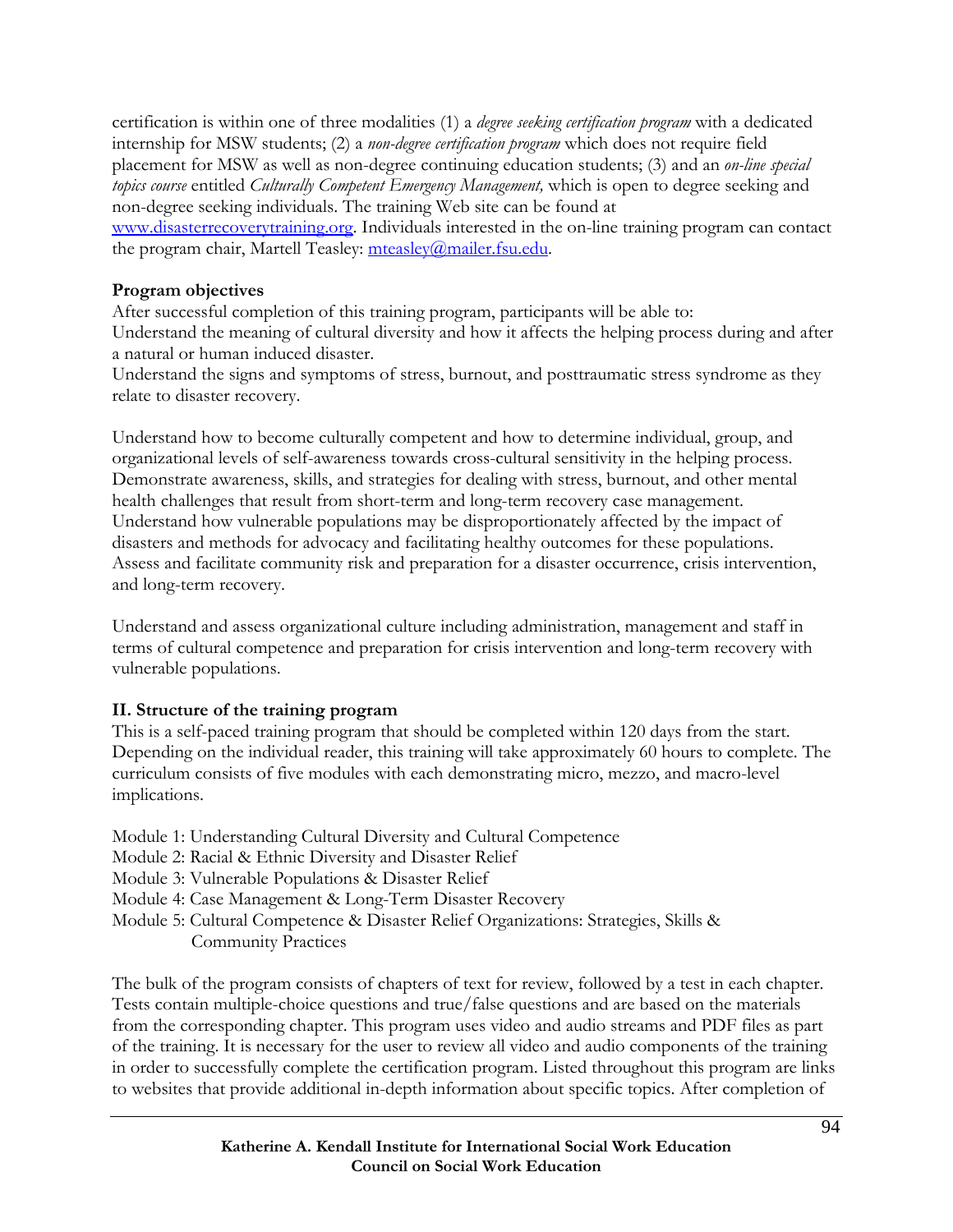certification is within one of three modalities (1) a *degree seeking certification program* with a dedicated internship for MSW students; (2) a *non-degree certification program* which does not require field placement for MSW as well as non-degree continuing education students; (3) and an *on-line special topics course* entitled *Culturally Competent Emergency Management,* which is open to degree seeking and non-degree seeking individuals. The training Web site can be found at [www.disasterrecoverytraining.org](http://www.disasterrecoverytraining.org). Individuals interested in the on-line training program can contact the program chair, Martell Teasley: [mteasley@mailer.fsu.edu](mailto:mteasley@mailer.fsu.edu).

**Program objectives**

After successful completion of this training program, participants will be able to:

Understand the meaning of cultural diversity and how it affects the helping process during and after a natural or human induced disaster.

Understand the signs and symptoms of stress, burnout, and posttraumatic stress syndrome as they relate to disaster recovery.

Understand how to become culturally competent and how to determine individual, group, and organizational levels of self-awareness towards cross-cultural sensitivity in the helping process.

Demonstrate awareness, skills, and strategies for dealing with stress, burnout, and other mental health challenges that result from short-term and long-term recovery case management.

Understand how vulnerable populations may be disproportionately affected by the impact of disasters and methods for advocacy and facilitating healthy outcomes for these populations.

Assess and facilitate community risk and preparation for a disaster occurrence, crisis intervention, and long-term recovery.

Understand and assess organizational culture including administration, management and staff in terms of cultural competence and preparation for crisis intervention and long-term recovery with vulnerable populations.

## II. Structure of the training program

This is a self-paced training program that should be completed within 120 days from the start. Depending on the individual reader, this training will take approximately 60 hours to complete. The curriculum consists of five modules with each demonstrating micro, mezzo, and macro-level implications.

Module 1: Understanding Cultural Diversity and Cultural Competence
Module 2: Racial & Ethnic Diversity and Disaster Relief
Module 3: Vulnerable Populations & Disaster Relief
Module 4: Case Management & Long-Term Disaster Recovery
Module 5: Cultural Competence & Disaster Relief Organizations: Strategies, Skills & Community Practices

The bulk of the program consists of chapters of text for review, followed by a test in each chapter. Tests contain multiple-choice questions and true/false questions and are based on the materials from the corresponding chapter. This program uses video and audio streams and PDF files as part of the training. It is necessary for the user to review all video and audio components of the training in order to successfully complete the certification program. Listed throughout this program are links to websites that provide additional in-depth information about specific topics. After completion of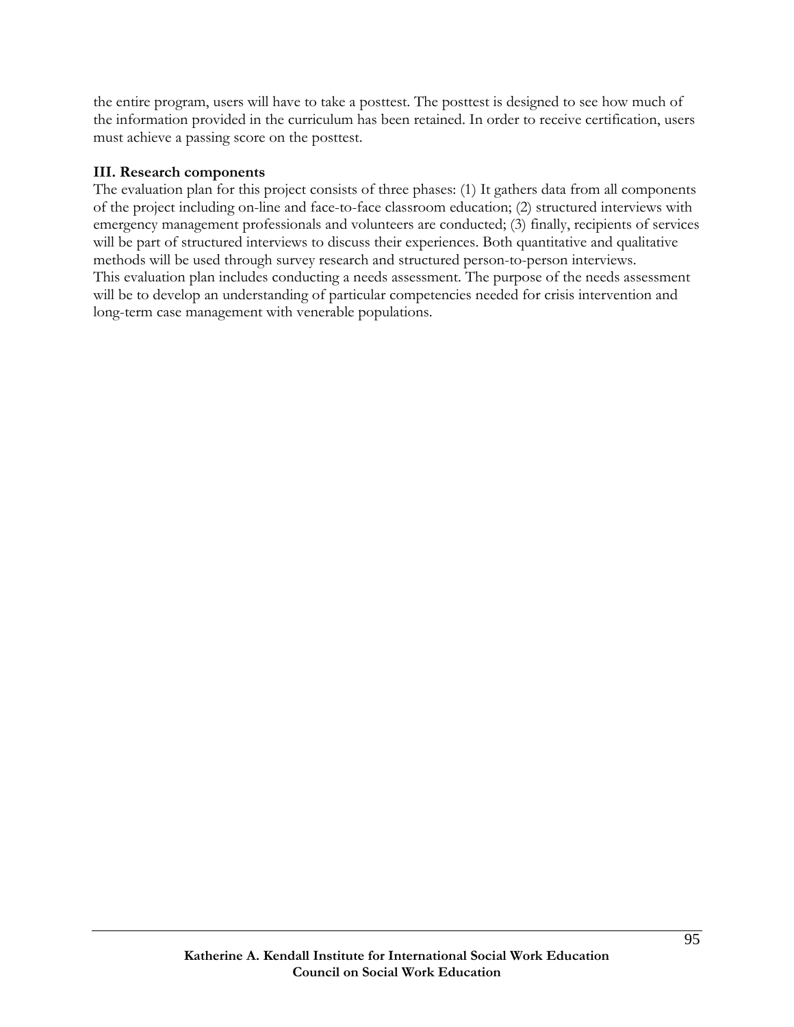the entire program, users will have to take a posttest. The posttest is designed to see how much of the information provided in the curriculum has been retained. In order to receive certification, users must achieve a passing score on the posttest.

**III. Research components**

The evaluation plan for this project consists of three phases: (1) It gathers data from all components of the project including on-line and face-to-face classroom education; (2) structured interviews with emergency management professionals and volunteers are conducted; (3) finally, recipients of services will be part of structured interviews to discuss their experiences. Both quantitative and qualitative methods will be used through survey research and structured person-to-person interviews.

This evaluation plan includes conducting a needs assessment. The purpose of the needs assessment will be to develop an understanding of particular competencies needed for crisis intervention and long-term case management with venerable populations.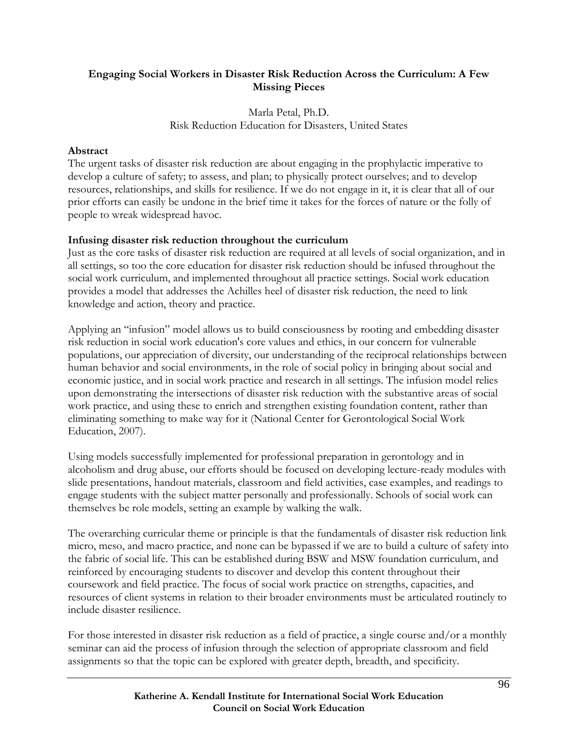**Engaging Social Workers in Disaster Risk Reduction Across the Curriculum: A Few Missing Pieces**

Marla Petal, Ph.D.
Risk Reduction Education for Disasters, United States

**Abstract**

The urgent tasks of disaster risk reduction are about engaging in the prophylactic imperative to develop a culture of safety; to assess, and plan; to physically protect ourselves; and to develop resources, relationships, and skills for resilience. If we do not engage in it, it is clear that all of our prior efforts can easily be undone in the brief time it takes for the forces of nature or the folly of people to wreak widespread havoc.

**Infusing disaster risk reduction throughout the curriculum**

Just as the core tasks of disaster risk reduction are required at all levels of social organization, and in all settings, so too the core education for disaster risk reduction should be infused throughout the social work curriculum, and implemented throughout all practice settings. Social work education provides a model that addresses the Achilles heel of disaster risk reduction, the need to link knowledge and action, theory and practice.

Applying an "infusion" model allows us to build consciousness by rooting and embedding disaster risk reduction in social work education's core values and ethics, in our concern for vulnerable populations, our appreciation of diversity, our understanding of the reciprocal relationships between human behavior and social environments, in the role of social policy in bringing about social and economic justice, and in social work practice and research in all settings. The infusion model relies upon demonstrating the intersections of disaster risk reduction with the substantive areas of social work practice, and using these to enrich and strengthen existing foundation content, rather than eliminating something to make way for it (National Center for Gerontological Social Work Education, 2007).

Using models successfully implemented for professional preparation in gerontology and in alcoholism and drug abuse, our efforts should be focused on developing lecture-ready modules with slide presentations, handout materials, classroom and field activities, case examples, and readings to engage students with the subject matter personally and professionally. Schools of social work can themselves be role models, setting an example by walking the walk.

The overarching curricular theme or principle is that the fundamentals of disaster risk reduction link micro, meso, and macro practice, and none can be bypassed if we are to build a culture of safety into the fabric of social life. This can be established during BSW and MSW foundation curriculum, and reinforced by encouraging students to discover and develop this content throughout their coursework and field practice. The focus of social work practice on strengths, capacities, and resources of client systems in relation to their broader environments must be articulated routinely to include disaster resilience.

For those interested in disaster risk reduction as a field of practice, a single course and/or a monthly seminar can aid the process of infusion through the selection of appropriate classroom and field assignments so that the topic can be explored with greater depth, breadth, and specificity.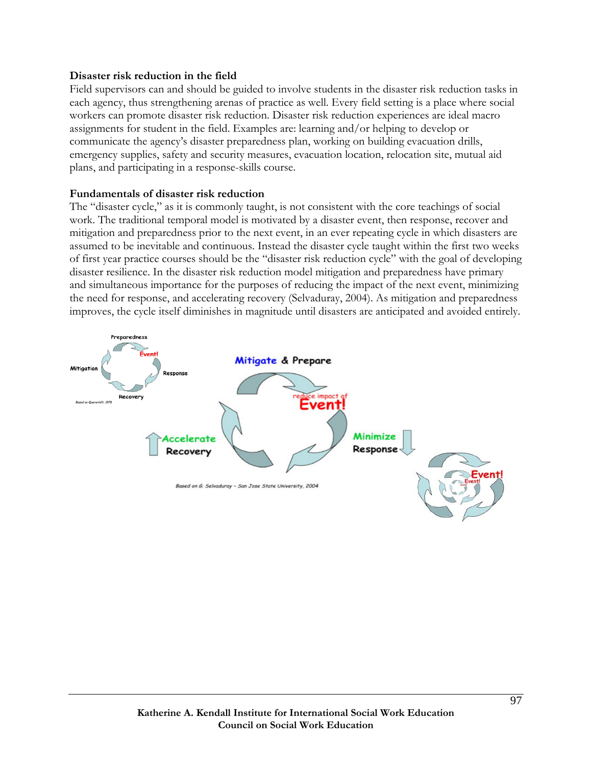**Disaster risk reduction in the field**

Field supervisors can and should be guided to involve students in the disaster risk reduction tasks in each agency, thus strengthening arenas of practice as well. Every field setting is a place where social workers can promote disaster risk reduction. Disaster risk reduction experiences are ideal macro assignments for student in the field. Examples are: learning and/or helping to develop or communicate the agency's disaster preparedness plan, working on building evacuation drills, emergency supplies, safety and security measures, evacuation location, relocation site, mutual aid plans, and participating in a response-skills course.

**Fundamentals of disaster risk reduction**

The "disaster cycle," as it is commonly taught, is not consistent with the core teachings of social work. The traditional temporal model is motivated by a disaster event, then response, recover and mitigation and preparedness prior to the next event, in an ever repeating cycle in which disasters are assumed to be inevitable and continuous. Instead the disaster cycle taught within the first two weeks of first year practice courses should be the "disaster risk reduction cycle" with the goal of developing disaster resilience. In the disaster risk reduction model mitigation and preparedness have primary and simultaneous importance for the purposes of reducing the impact of the next event, minimizing the need for response, and accelerating recovery (Selvaduray, 2004). As mitigation and preparedness improves, the cycle itself diminishes in magnitude until disasters are anticipated and avoided entirely.

Preparedness, Event!, Response, Recovery, Mitigation — Based on Quarantelli, 1978

Mitigate & Prepare — reduce impact of Event! — Minimize Response — Accelerate Recovery

Based on G. Selvaduray - San Jose State University, 2004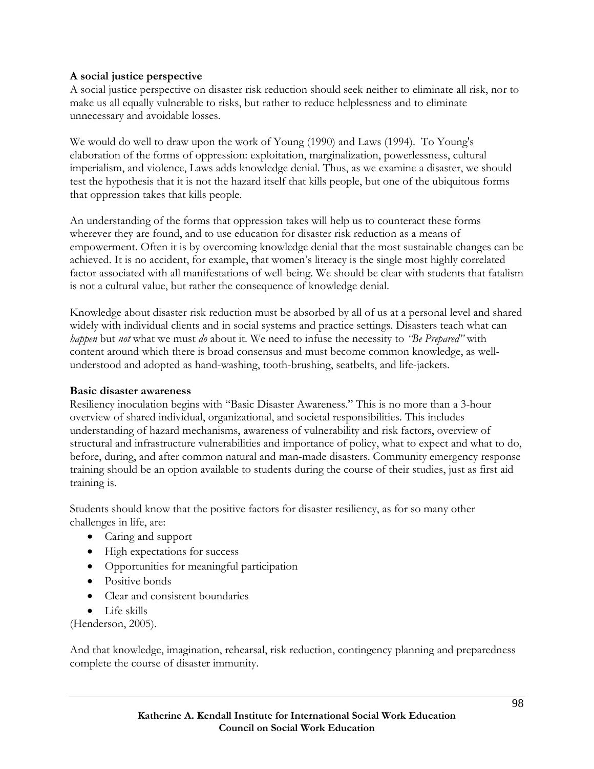**A social justice perspective**

A social justice perspective on disaster risk reduction should seek neither to eliminate all risk, nor to make us all equally vulnerable to risks, but rather to reduce helplessness and to eliminate unnecessary and avoidable losses.

We would do well to draw upon the work of Young (1990) and Laws (1994). To Young's elaboration of the forms of oppression: exploitation, marginalization, powerlessness, cultural imperialism, and violence, Laws adds knowledge denial. Thus, as we examine a disaster, we should test the hypothesis that it is not the hazard itself that kills people, but one of the ubiquitous forms that oppression takes that kills people.

An understanding of the forms that oppression takes will help us to counteract these forms wherever they are found, and to use education for disaster risk reduction as a means of empowerment. Often it is by overcoming knowledge denial that the most sustainable changes can be achieved. It is no accident, for example, that women's literacy is the single most highly correlated factor associated with all manifestations of well-being. We should be clear with students that fatalism is not a cultural value, but rather the consequence of knowledge denial.

Knowledge about disaster risk reduction must be absorbed by all of us at a personal level and shared widely with individual clients and in social systems and practice settings. Disasters teach what can *happen* but *not* what we must *do* about it. We need to infuse the necessity to *"Be Prepared"* with content around which there is broad consensus and must become common knowledge, as well-understood and adopted as hand-washing, tooth-brushing, seatbelts, and life-jackets.

**Basic disaster awareness**

Resiliency inoculation begins with "Basic Disaster Awareness." This is no more than a 3-hour overview of shared individual, organizational, and societal responsibilities. This includes understanding of hazard mechanisms, awareness of vulnerability and risk factors, overview of structural and infrastructure vulnerabilities and importance of policy, what to expect and what to do, before, during, and after common natural and man-made disasters. Community emergency response training should be an option available to students during the course of their studies, just as first aid training is.

Students should know that the positive factors for disaster resiliency, as for so many other challenges in life, are:

- Caring and support
- High expectations for success
- Opportunities for meaningful participation
- Positive bonds
- Clear and consistent boundaries
- Life skills

(Henderson, 2005).

And that knowledge, imagination, rehearsal, risk reduction, contingency planning and preparedness complete the course of disaster immunity.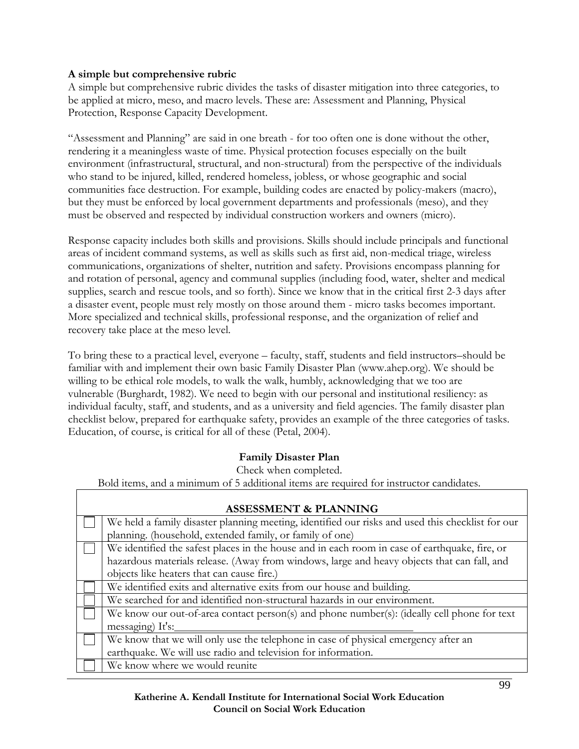**A simple but comprehensive rubric**

A simple but comprehensive rubric divides the tasks of disaster mitigation into three categories, to be applied at micro, meso, and macro levels. These are: Assessment and Planning, Physical Protection, Response Capacity Development.

"Assessment and Planning" are said in one breath - for too often one is done without the other, rendering it a meaningless waste of time. Physical protection focuses especially on the built environment (infrastructural, structural, and non-structural) from the perspective of the individuals who stand to be injured, killed, rendered homeless, jobless, or whose geographic and social communities face destruction. For example, building codes are enacted by policy-makers (macro), but they must be enforced by local government departments and professionals (meso), and they must be observed and respected by individual construction workers and owners (micro).

Response capacity includes both skills and provisions. Skills should include principals and functional areas of incident command systems, as well as skills such as first aid, non-medical triage, wireless communications, organizations of shelter, nutrition and safety. Provisions encompass planning for and rotation of personal, agency and communal supplies (including food, water, shelter and medical supplies, search and rescue tools, and so forth). Since we know that in the critical first 2-3 days after a disaster event, people must rely mostly on those around them - micro tasks becomes important. More specialized and technical skills, professional response, and the organization of relief and recovery take place at the meso level.

To bring these to a practical level, everyone – faculty, staff, students and field instructors–should be familiar with and implement their own basic Family Disaster Plan (www.ahep.org). We should be willing to be ethical role models, to walk the walk, humbly, acknowledging that we too are vulnerable (Burghardt, 1982). We need to begin with our personal and institutional resiliency: as individual faculty, staff, and students, and as a university and field agencies. The family disaster plan checklist below, prepared for earthquake safety, provides an example of the three categories of tasks. Education, of course, is critical for all of these (Petal, 2004).

**Family Disaster Plan**

Check when completed.

Bold items, and a minimum of 5 additional items are required for instructor candidates.

| | **ASSESSMENT & PLANNING** |
|---|---|
| ☐ | We held a family disaster planning meeting, identified our risks and used this checklist for our planning. (household, extended family, or family of one) |
| ☐ | We identified the safest places in the house and in each room in case of earthquake, fire, or hazardous materials release. (Away from windows, large and heavy objects that can fall, and objects like heaters that can cause fire.) |
| ☐ | We identified exits and alternative exits from our house and building. |
| ☐ | We searched for and identified non-structural hazards in our environment. |
| ☐ | We know our out-of-area contact person(s) and phone number(s): (ideally cell phone for text messaging) It's:\_\_\_\_\_\_\_\_\_\_\_\_\_\_\_\_\_\_\_\_\_\_\_\_\_\_\_\_\_\_\_\_\_\_\_\_\_\_\_\_ |
| ☐ | We know that we will only use the telephone in case of physical emergency after an earthquake. We will use radio and television for information. |
| ☐ | We know where we would reunite |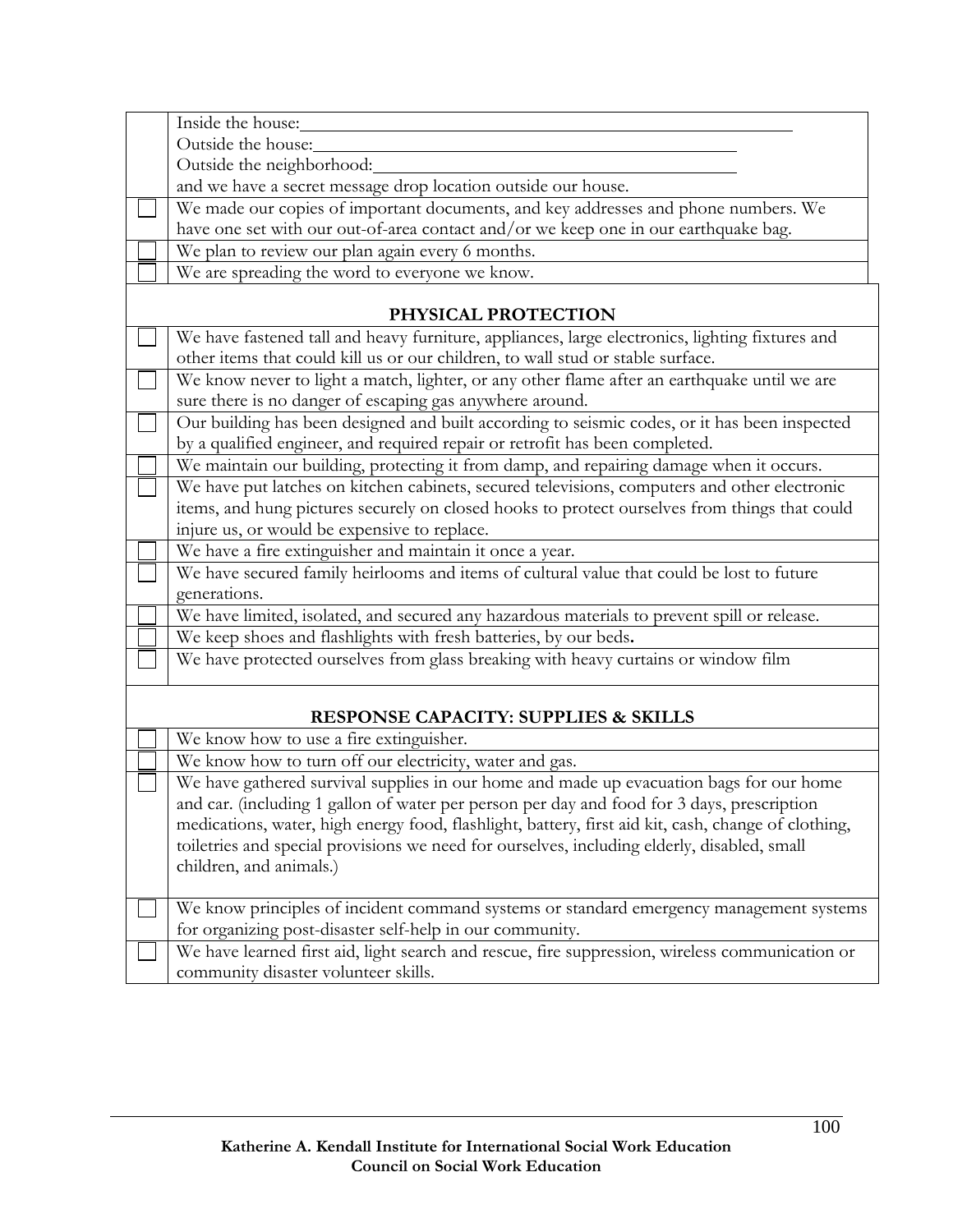| | |
|---|---|
| | Inside the house:\_\_\_\_\_\_\_\_\_\_\_\_\_\_\_\_\_\_\_\_\_\_\_\_\_\_\_\_\_\_<br>Outside the house:\_\_\_\_\_\_\_\_\_\_\_\_\_\_\_\_\_\_\_\_\_\_\_\_\_\_<br>Outside the neighborhood:\_\_\_\_\_\_\_\_\_\_\_\_\_\_\_\_\_\_\_\_\_<br>and we have a secret message drop location outside our house. |
| ☐ | We made our copies of important documents, and key addresses and phone numbers. We have one set with our out-of-area contact and/or we keep one in our earthquake bag. |
| ☐ | We plan to review our plan again every 6 months. |
| ☐ | We are spreading the word to everyone we know. |
| | **PHYSICAL PROTECTION** |
| ☐ | We have fastened tall and heavy furniture, appliances, large electronics, lighting fixtures and other items that could kill us or our children, to wall stud or stable surface. |
| ☐ | We know never to light a match, lighter, or any other flame after an earthquake until we are sure there is no danger of escaping gas anywhere around. |
| ☐ | Our building has been designed and built according to seismic codes, or it has been inspected by a qualified engineer, and required repair or retrofit has been completed. |
| ☐ | We maintain our building, protecting it from damp, and repairing damage when it occurs. |
| ☐ | We have put latches on kitchen cabinets, secured televisions, computers and other electronic items, and hung pictures securely on closed hooks to protect ourselves from things that could injure us, or would be expensive to replace. |
| ☐ | We have a fire extinguisher and maintain it once a year. |
| ☐ | We have secured family heirlooms and items of cultural value that could be lost to future generations. |
| ☐ | We have limited, isolated, and secured any hazardous materials to prevent spill or release. |
| ☐ | We keep shoes and flashlights with fresh batteries, by our beds**.** |
| ☐ | We have protected ourselves from glass breaking with heavy curtains or window film |
| | **RESPONSE CAPACITY: SUPPLIES & SKILLS** |
| ☐ | We know how to use a fire extinguisher. |
| ☐ | We know how to turn off our electricity, water and gas. |
| ☐ | We have gathered survival supplies in our home and made up evacuation bags for our home and car. (including 1 gallon of water per person per day and food for 3 days, prescription medications, water, high energy food, flashlight, battery, first aid kit, cash, change of clothing, toiletries and special provisions we need for ourselves, including elderly, disabled, small children, and animals.) |
| ☐ | We know principles of incident command systems or standard emergency management systems for organizing post-disaster self-help in our community. |
| ☐ | We have learned first aid, light search and rescue, fire suppression, wireless communication or community disaster volunteer skills. |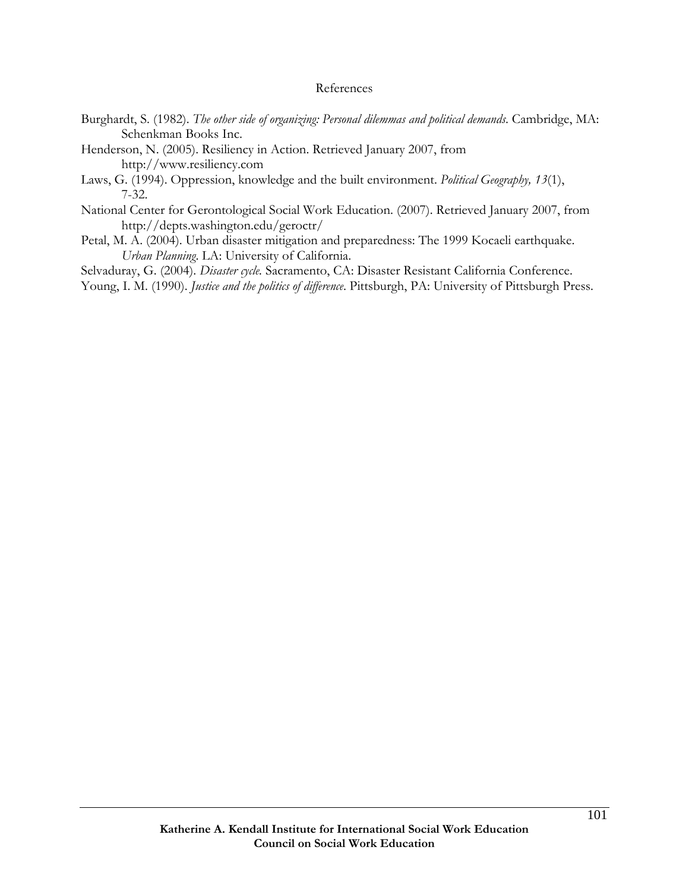## References

Burghardt, S. (1982). *The other side of organizing: Personal dilemmas and political demands*. Cambridge, MA: Schenkman Books Inc.

Henderson, N. (2005). Resiliency in Action. Retrieved January 2007, from http://www.resiliency.com

Laws, G. (1994). Oppression, knowledge and the built environment. *Political Geography, 13*(1), 7-32.

National Center for Gerontological Social Work Education. (2007). Retrieved January 2007, from http://depts.washington.edu/geroctr/

Petal, M. A. (2004). Urban disaster mitigation and preparedness: The 1999 Kocaeli earthquake. *Urban Planning*. LA: University of California.

Selvaduray, G. (2004). *Disaster cycle.* Sacramento, CA: Disaster Resistant California Conference.

Young, I. M. (1990). *Justice and the politics of difference*. Pittsburgh, PA: University of Pittsburgh Press.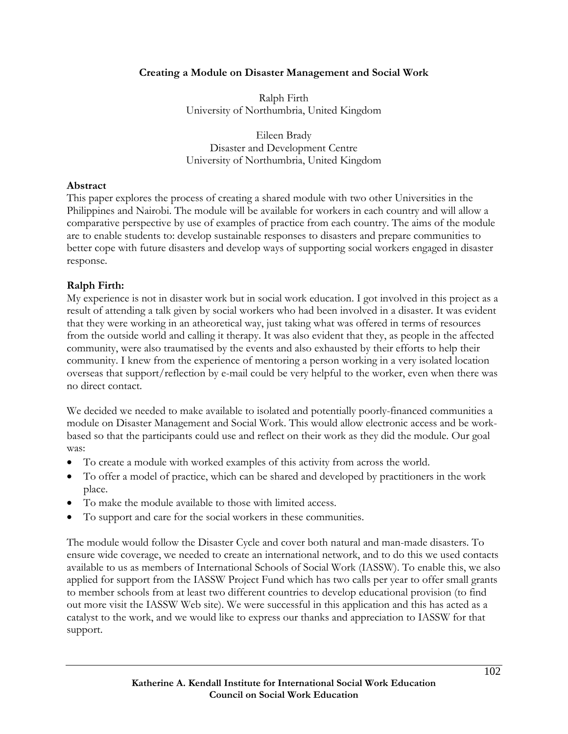**Creating a Module on Disaster Management and Social Work**

Ralph Firth
University of Northumbria, United Kingdom

Eileen Brady
Disaster and Development Centre
University of Northumbria, United Kingdom

**Abstract**

This paper explores the process of creating a shared module with two other Universities in the Philippines and Nairobi. The module will be available for workers in each country and will allow a comparative perspective by use of examples of practice from each country. The aims of the module are to enable students to: develop sustainable responses to disasters and prepare communities to better cope with future disasters and develop ways of supporting social workers engaged in disaster response.

**Ralph Firth:**

My experience is not in disaster work but in social work education. I got involved in this project as a result of attending a talk given by social workers who had been involved in a disaster. It was evident that they were working in an atheoretical way, just taking what was offered in terms of resources from the outside world and calling it therapy. It was also evident that they, as people in the affected community, were also traumatised by the events and also exhausted by their efforts to help their community. I knew from the experience of mentoring a person working in a very isolated location overseas that support/reflection by e-mail could be very helpful to the worker, even when there was no direct contact.

We decided we needed to make available to isolated and potentially poorly-financed communities a module on Disaster Management and Social Work. This would allow electronic access and be work-based so that the participants could use and reflect on their work as they did the module. Our goal was:

- To create a module with worked examples of this activity from across the world.
- To offer a model of practice, which can be shared and developed by practitioners in the work place.
- To make the module available to those with limited access.
- To support and care for the social workers in these communities.

The module would follow the Disaster Cycle and cover both natural and man-made disasters. To ensure wide coverage, we needed to create an international network, and to do this we used contacts available to us as members of International Schools of Social Work (IASSW). To enable this, we also applied for support from the IASSW Project Fund which has two calls per year to offer small grants to member schools from at least two different countries to develop educational provision (to find out more visit the IASSW Web site). We were successful in this application and this has acted as a catalyst to the work, and we would like to express our thanks and appreciation to IASSW for that support.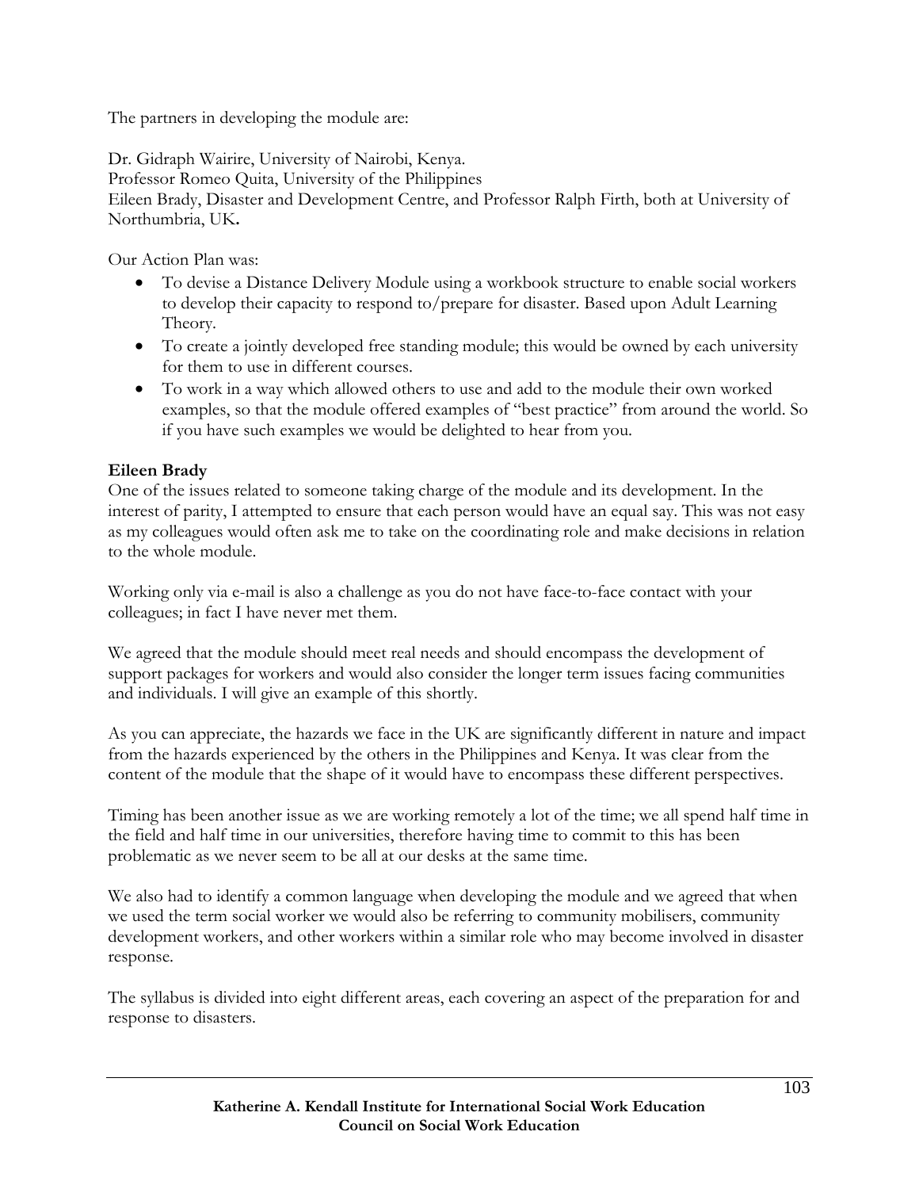The partners in developing the module are:

Dr. Gidraph Wairire, University of Nairobi, Kenya.
Professor Romeo Quita, University of the Philippines
Eileen Brady, Disaster and Development Centre, and Professor Ralph Firth, both at University of Northumbria, UK**.**

Our Action Plan was:

- To devise a Distance Delivery Module using a workbook structure to enable social workers to develop their capacity to respond to/prepare for disaster. Based upon Adult Learning Theory.
- To create a jointly developed free standing module; this would be owned by each university for them to use in different courses.
- To work in a way which allowed others to use and add to the module their own worked examples, so that the module offered examples of "best practice" from around the world. So if you have such examples we would be delighted to hear from you.

**Eileen Brady**
One of the issues related to someone taking charge of the module and its development. In the interest of parity, I attempted to ensure that each person would have an equal say. This was not easy as my colleagues would often ask me to take on the coordinating role and make decisions in relation to the whole module.

Working only via e-mail is also a challenge as you do not have face-to-face contact with your colleagues; in fact I have never met them.

We agreed that the module should meet real needs and should encompass the development of support packages for workers and would also consider the longer term issues facing communities and individuals. I will give an example of this shortly.

As you can appreciate, the hazards we face in the UK are significantly different in nature and impact from the hazards experienced by the others in the Philippines and Kenya. It was clear from the content of the module that the shape of it would have to encompass these different perspectives.

Timing has been another issue as we are working remotely a lot of the time; we all spend half time in the field and half time in our universities, therefore having time to commit to this has been problematic as we never seem to be all at our desks at the same time.

We also had to identify a common language when developing the module and we agreed that when we used the term social worker we would also be referring to community mobilisers, community development workers, and other workers within a similar role who may become involved in disaster response.

The syllabus is divided into eight different areas, each covering an aspect of the preparation for and response to disasters.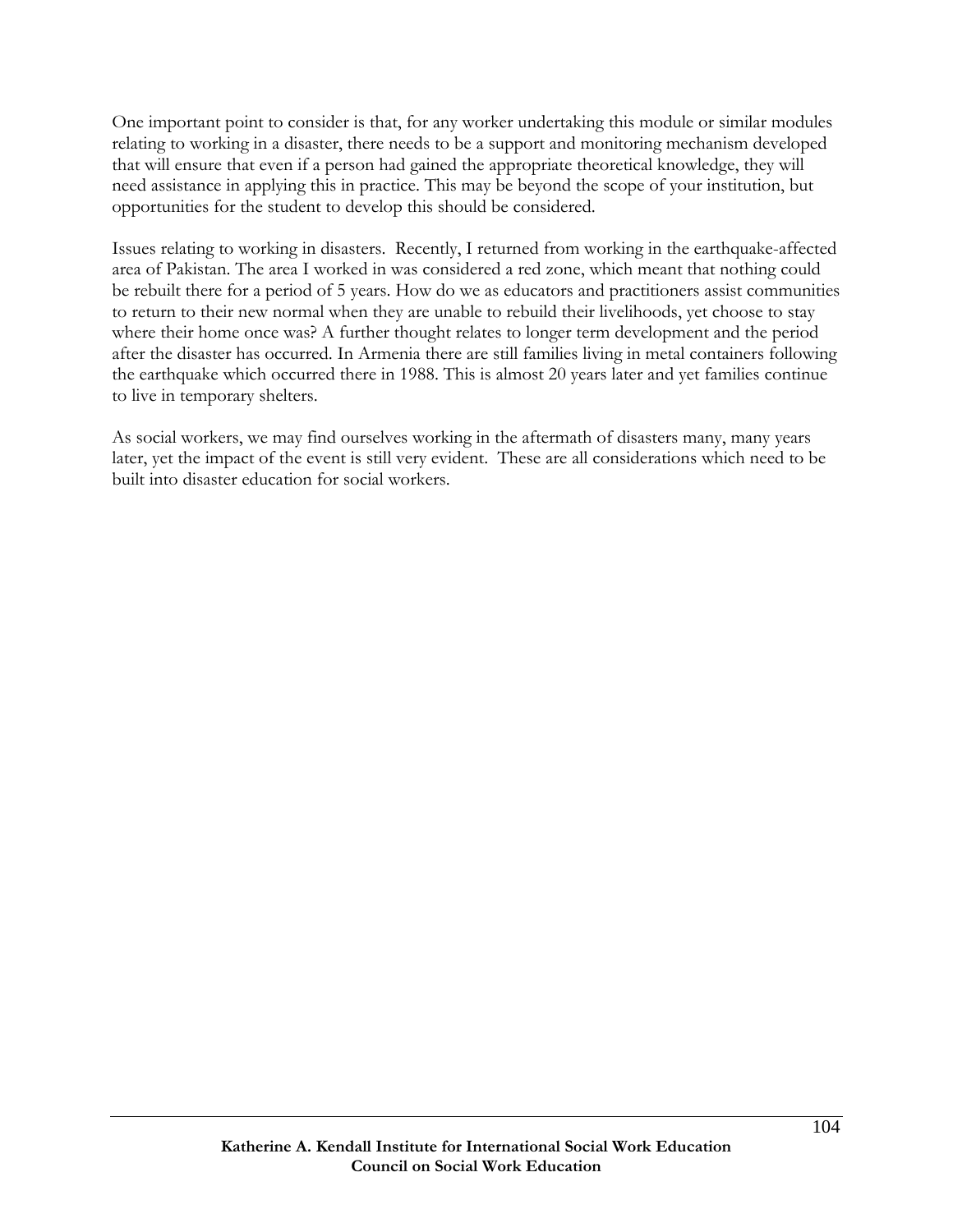One important point to consider is that, for any worker undertaking this module or similar modules relating to working in a disaster, there needs to be a support and monitoring mechanism developed that will ensure that even if a person had gained the appropriate theoretical knowledge, they will need assistance in applying this in practice. This may be beyond the scope of your institution, but opportunities for the student to develop this should be considered.

Issues relating to working in disasters. Recently, I returned from working in the earthquake-affected area of Pakistan. The area I worked in was considered a red zone, which meant that nothing could be rebuilt there for a period of 5 years. How do we as educators and practitioners assist communities to return to their new normal when they are unable to rebuild their livelihoods, yet choose to stay where their home once was? A further thought relates to longer term development and the period after the disaster has occurred. In Armenia there are still families living in metal containers following the earthquake which occurred there in 1988. This is almost 20 years later and yet families continue to live in temporary shelters.

As social workers, we may find ourselves working in the aftermath of disasters many, many years later, yet the impact of the event is still very evident. These are all considerations which need to be built into disaster education for social workers.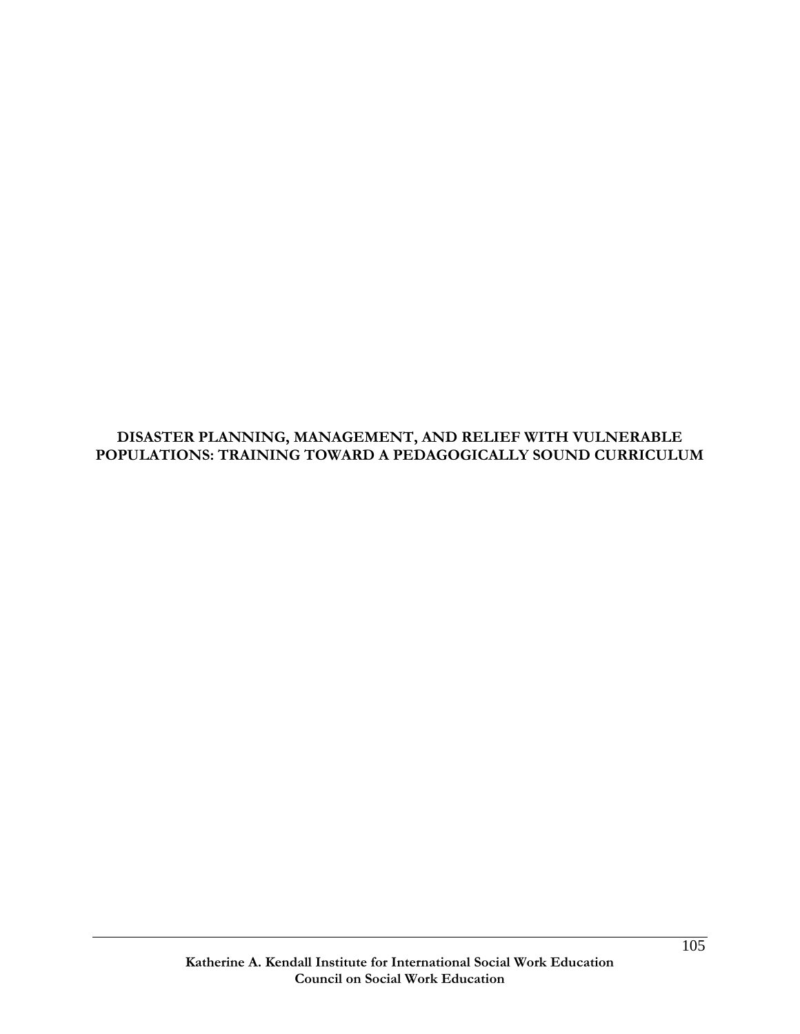# DISASTER PLANNING, MANAGEMENT, AND RELIEF WITH VULNERABLE POPULATIONS: TRAINING TOWARD A PEDAGOGICALLY SOUND CURRICULUM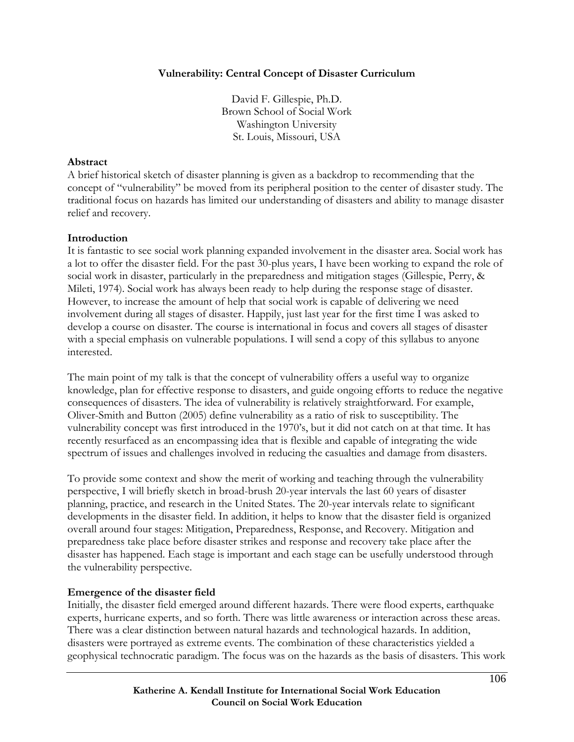**Vulnerability: Central Concept of Disaster Curriculum**

David F. Gillespie, Ph.D.
Brown School of Social Work
Washington University
St. Louis, Missouri, USA

**Abstract**

A brief historical sketch of disaster planning is given as a backdrop to recommending that the concept of "vulnerability" be moved from its peripheral position to the center of disaster study. The traditional focus on hazards has limited our understanding of disasters and ability to manage disaster relief and recovery.

**Introduction**

It is fantastic to see social work planning expanded involvement in the disaster area. Social work has a lot to offer the disaster field. For the past 30-plus years, I have been working to expand the role of social work in disaster, particularly in the preparedness and mitigation stages (Gillespie, Perry, & Mileti, 1974). Social work has always been ready to help during the response stage of disaster. However, to increase the amount of help that social work is capable of delivering we need involvement during all stages of disaster. Happily, just last year for the first time I was asked to develop a course on disaster. The course is international in focus and covers all stages of disaster with a special emphasis on vulnerable populations. I will send a copy of this syllabus to anyone interested.

The main point of my talk is that the concept of vulnerability offers a useful way to organize knowledge, plan for effective response to disasters, and guide ongoing efforts to reduce the negative consequences of disasters. The idea of vulnerability is relatively straightforward. For example, Oliver-Smith and Button (2005) define vulnerability as a ratio of risk to susceptibility. The vulnerability concept was first introduced in the 1970's, but it did not catch on at that time. It has recently resurfaced as an encompassing idea that is flexible and capable of integrating the wide spectrum of issues and challenges involved in reducing the casualties and damage from disasters.

To provide some context and show the merit of working and teaching through the vulnerability perspective, I will briefly sketch in broad-brush 20-year intervals the last 60 years of disaster planning, practice, and research in the United States. The 20-year intervals relate to significant developments in the disaster field. In addition, it helps to know that the disaster field is organized overall around four stages: Mitigation, Preparedness, Response, and Recovery. Mitigation and preparedness take place before disaster strikes and response and recovery take place after the disaster has happened. Each stage is important and each stage can be usefully understood through the vulnerability perspective.

**Emergence of the disaster field**

Initially, the disaster field emerged around different hazards. There were flood experts, earthquake experts, hurricane experts, and so forth. There was little awareness or interaction across these areas. There was a clear distinction between natural hazards and technological hazards. In addition, disasters were portrayed as extreme events. The combination of these characteristics yielded a geophysical technocratic paradigm. The focus was on the hazards as the basis of disasters. This work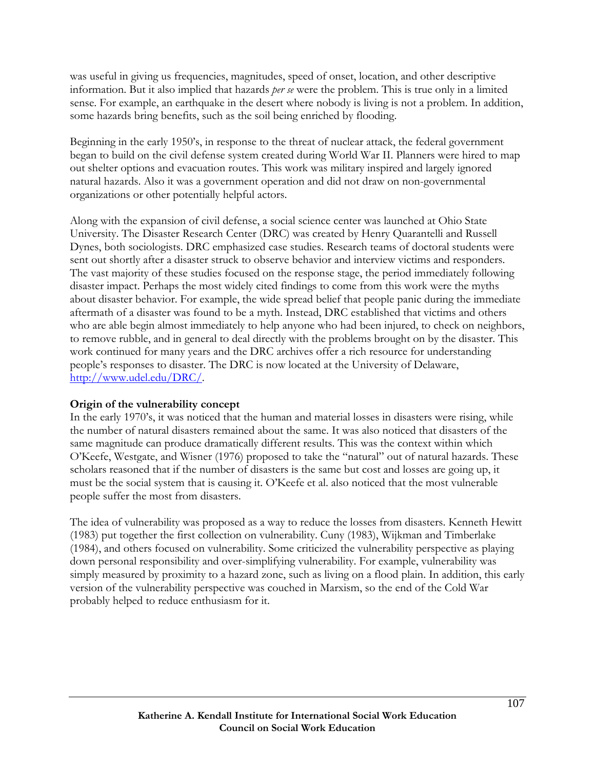was useful in giving us frequencies, magnitudes, speed of onset, location, and other descriptive information. But it also implied that hazards *per se* were the problem. This is true only in a limited sense. For example, an earthquake in the desert where nobody is living is not a problem. In addition, some hazards bring benefits, such as the soil being enriched by flooding.

Beginning in the early 1950's, in response to the threat of nuclear attack, the federal government began to build on the civil defense system created during World War II. Planners were hired to map out shelter options and evacuation routes. This work was military inspired and largely ignored natural hazards. Also it was a government operation and did not draw on non-governmental organizations or other potentially helpful actors.

Along with the expansion of civil defense, a social science center was launched at Ohio State University. The Disaster Research Center (DRC) was created by Henry Quarantelli and Russell Dynes, both sociologists. DRC emphasized case studies. Research teams of doctoral students were sent out shortly after a disaster struck to observe behavior and interview victims and responders. The vast majority of these studies focused on the response stage, the period immediately following disaster impact. Perhaps the most widely cited findings to come from this work were the myths about disaster behavior. For example, the wide spread belief that people panic during the immediate aftermath of a disaster was found to be a myth. Instead, DRC established that victims and others who are able begin almost immediately to help anyone who had been injured, to check on neighbors, to remove rubble, and in general to deal directly with the problems brought on by the disaster. This work continued for many years and the DRC archives offer a rich resource for understanding people's responses to disaster. The DRC is now located at the University of Delaware, http://www.udel.edu/DRC/.

**Origin of the vulnerability concept**

In the early 1970's, it was noticed that the human and material losses in disasters were rising, while the number of natural disasters remained about the same. It was also noticed that disasters of the same magnitude can produce dramatically different results. This was the context within which O'Keefe, Westgate, and Wisner (1976) proposed to take the "natural" out of natural hazards. These scholars reasoned that if the number of disasters is the same but cost and losses are going up, it must be the social system that is causing it. O'Keefe et al. also noticed that the most vulnerable people suffer the most from disasters.

The idea of vulnerability was proposed as a way to reduce the losses from disasters. Kenneth Hewitt (1983) put together the first collection on vulnerability. Cuny (1983), Wijkman and Timberlake (1984), and others focused on vulnerability. Some criticized the vulnerability perspective as playing down personal responsibility and over-simplifying vulnerability. For example, vulnerability was simply measured by proximity to a hazard zone, such as living on a flood plain. In addition, this early version of the vulnerability perspective was couched in Marxism, so the end of the Cold War probably helped to reduce enthusiasm for it.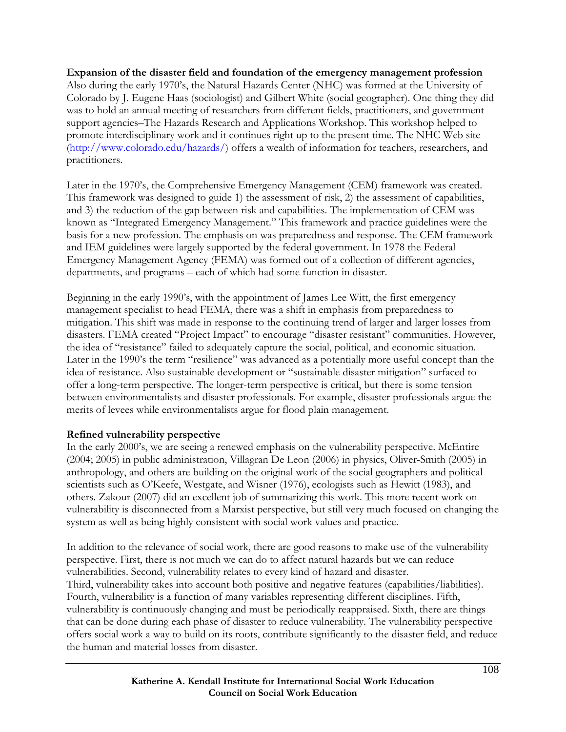**Expansion of the disaster field and foundation of the emergency management profession**
Also during the early 1970's, the Natural Hazards Center (NHC) was formed at the University of Colorado by J. Eugene Haas (sociologist) and Gilbert White (social geographer). One thing they did was to hold an annual meeting of researchers from different fields, practitioners, and government support agencies–The Hazards Research and Applications Workshop. This workshop helped to promote interdisciplinary work and it continues right up to the present time. The NHC Web site (http://www.colorado.edu/hazards/) offers a wealth of information for teachers, researchers, and practitioners.

Later in the 1970's, the Comprehensive Emergency Management (CEM) framework was created. This framework was designed to guide 1) the assessment of risk, 2) the assessment of capabilities, and 3) the reduction of the gap between risk and capabilities. The implementation of CEM was known as "Integrated Emergency Management." This framework and practice guidelines were the basis for a new profession. The emphasis on was preparedness and response. The CEM framework and IEM guidelines were largely supported by the federal government. In 1978 the Federal Emergency Management Agency (FEMA) was formed out of a collection of different agencies, departments, and programs – each of which had some function in disaster.

Beginning in the early 1990's, with the appointment of James Lee Witt, the first emergency management specialist to head FEMA, there was a shift in emphasis from preparedness to mitigation. This shift was made in response to the continuing trend of larger and larger losses from disasters. FEMA created "Project Impact" to encourage "disaster resistant" communities. However, the idea of "resistance" failed to adequately capture the social, political, and economic situation. Later in the 1990's the term "resilience" was advanced as a potentially more useful concept than the idea of resistance. Also sustainable development or "sustainable disaster mitigation" surfaced to offer a long-term perspective. The longer-term perspective is critical, but there is some tension between environmentalists and disaster professionals. For example, disaster professionals argue the merits of levees while environmentalists argue for flood plain management.

**Refined vulnerability perspective**
In the early 2000's, we are seeing a renewed emphasis on the vulnerability perspective. McEntire (2004; 2005) in public administration, Villagran De Leon (2006) in physics, Oliver-Smith (2005) in anthropology, and others are building on the original work of the social geographers and political scientists such as O'Keefe, Westgate, and Wisner (1976), ecologists such as Hewitt (1983), and others. Zakour (2007) did an excellent job of summarizing this work. This more recent work on vulnerability is disconnected from a Marxist perspective, but still very much focused on changing the system as well as being highly consistent with social work values and practice.

In addition to the relevance of social work, there are good reasons to make use of the vulnerability perspective. First, there is not much we can do to affect natural hazards but we can reduce vulnerabilities. Second, vulnerability relates to every kind of hazard and disaster.
Third, vulnerability takes into account both positive and negative features (capabilities/liabilities). Fourth, vulnerability is a function of many variables representing different disciplines. Fifth, vulnerability is continuously changing and must be periodically reappraised. Sixth, there are things that can be done during each phase of disaster to reduce vulnerability. The vulnerability perspective offers social work a way to build on its roots, contribute significantly to the disaster field, and reduce the human and material losses from disaster.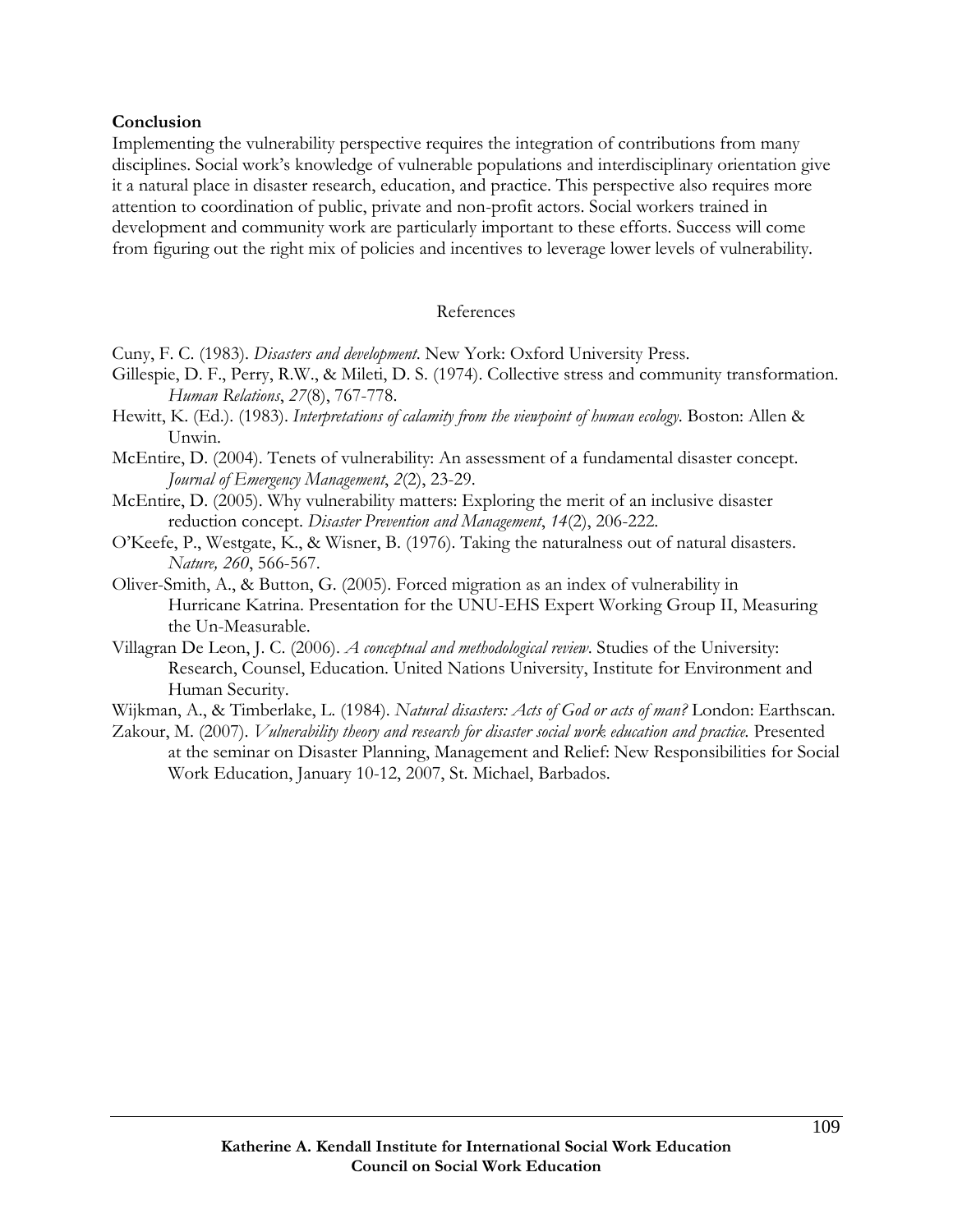**Conclusion**

Implementing the vulnerability perspective requires the integration of contributions from many disciplines. Social work's knowledge of vulnerable populations and interdisciplinary orientation give it a natural place in disaster research, education, and practice. This perspective also requires more attention to coordination of public, private and non-profit actors. Social workers trained in development and community work are particularly important to these efforts. Success will come from figuring out the right mix of policies and incentives to leverage lower levels of vulnerability.

References

Cuny, F. C. (1983). *Disasters and development*. New York: Oxford University Press.

Gillespie, D. F., Perry, R.W., & Mileti, D. S. (1974). Collective stress and community transformation. *Human Relations*, *27*(8), 767-778.

Hewitt, K. (Ed.). (1983). *Interpretations of calamity from the viewpoint of human ecology*. Boston: Allen & Unwin.

McEntire, D. (2004). Tenets of vulnerability: An assessment of a fundamental disaster concept. *Journal of Emergency Management*, *2*(2), 23-29.

McEntire, D. (2005). Why vulnerability matters: Exploring the merit of an inclusive disaster reduction concept. *Disaster Prevention and Management*, *14*(2), 206-222.

O'Keefe, P., Westgate, K., & Wisner, B. (1976). Taking the naturalness out of natural disasters. *Nature, 260*, 566-567.

Oliver-Smith, A., & Button, G. (2005). Forced migration as an index of vulnerability in Hurricane Katrina. Presentation for the UNU-EHS Expert Working Group II, Measuring the Un-Measurable.

Villagran De Leon, J. C. (2006). *A conceptual and methodological review*. Studies of the University: Research, Counsel, Education. United Nations University, Institute for Environment and Human Security.

Wijkman, A., & Timberlake, L. (1984). *Natural disasters: Acts of God or acts of man?* London: Earthscan.

Zakour, M. (2007). *Vulnerability theory and research for disaster social work education and practice.* Presented at the seminar on Disaster Planning, Management and Relief: New Responsibilities for Social Work Education, January 10-12, 2007, St. Michael, Barbados.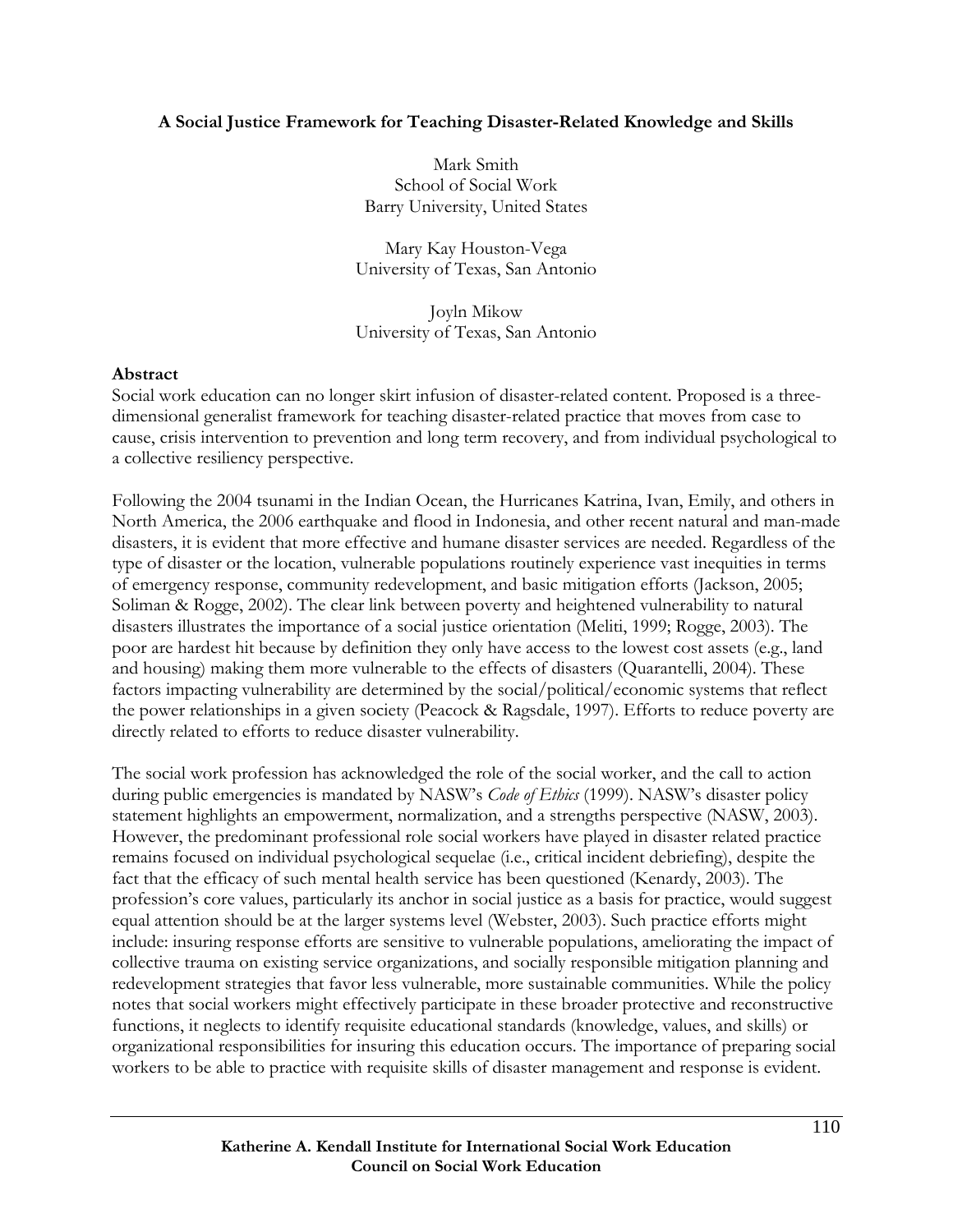**A Social Justice Framework for Teaching Disaster-Related Knowledge and Skills**

Mark Smith
School of Social Work
Barry University, United States

Mary Kay Houston-Vega
University of Texas, San Antonio

Joyln Mikow
University of Texas, San Antonio

**Abstract**

Social work education can no longer skirt infusion of disaster-related content. Proposed is a three-dimensional generalist framework for teaching disaster-related practice that moves from case to cause, crisis intervention to prevention and long term recovery, and from individual psychological to a collective resiliency perspective.

Following the 2004 tsunami in the Indian Ocean, the Hurricanes Katrina, Ivan, Emily, and others in North America, the 2006 earthquake and flood in Indonesia, and other recent natural and man-made disasters, it is evident that more effective and humane disaster services are needed. Regardless of the type of disaster or the location, vulnerable populations routinely experience vast inequities in terms of emergency response, community redevelopment, and basic mitigation efforts (Jackson, 2005; Soliman & Rogge, 2002). The clear link between poverty and heightened vulnerability to natural disasters illustrates the importance of a social justice orientation (Meliti, 1999; Rogge, 2003). The poor are hardest hit because by definition they only have access to the lowest cost assets (e.g., land and housing) making them more vulnerable to the effects of disasters (Quarantelli, 2004). These factors impacting vulnerability are determined by the social/political/economic systems that reflect the power relationships in a given society (Peacock & Ragsdale, 1997). Efforts to reduce poverty are directly related to efforts to reduce disaster vulnerability.

The social work profession has acknowledged the role of the social worker, and the call to action during public emergencies is mandated by NASW's *Code of Ethics* (1999). NASW's disaster policy statement highlights an empowerment, normalization, and a strengths perspective (NASW, 2003). However, the predominant professional role social workers have played in disaster related practice remains focused on individual psychological sequelae (i.e., critical incident debriefing), despite the fact that the efficacy of such mental health service has been questioned (Kenardy, 2003). The profession's core values, particularly its anchor in social justice as a basis for practice, would suggest equal attention should be at the larger systems level (Webster, 2003). Such practice efforts might include: insuring response efforts are sensitive to vulnerable populations, ameliorating the impact of collective trauma on existing service organizations, and socially responsible mitigation planning and redevelopment strategies that favor less vulnerable, more sustainable communities. While the policy notes that social workers might effectively participate in these broader protective and reconstructive functions, it neglects to identify requisite educational standards (knowledge, values, and skills) or organizational responsibilities for insuring this education occurs. The importance of preparing social workers to be able to practice with requisite skills of disaster management and response is evident.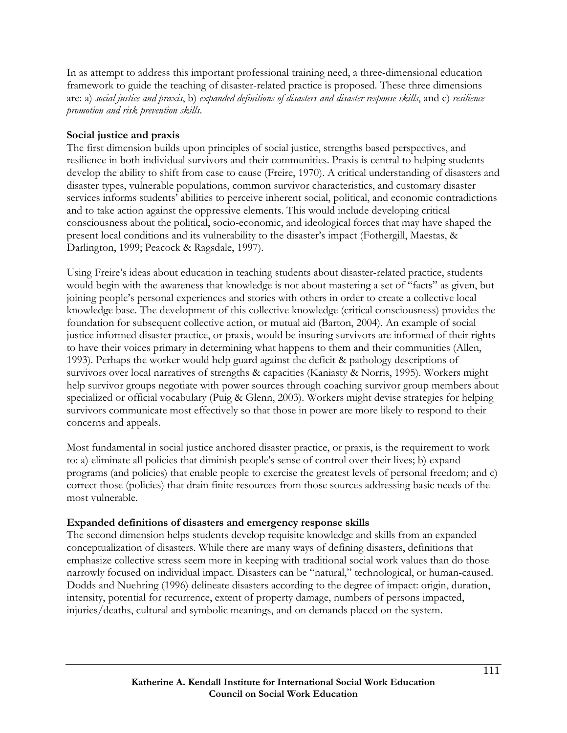In as attempt to address this important professional training need, a three-dimensional education framework to guide the teaching of disaster-related practice is proposed. These three dimensions are: a) *social justice and praxis*, b) *expanded definitions of disasters and disaster response skills*, and c) *resilience promotion and risk prevention skills*.

**Social justice and praxis**

The first dimension builds upon principles of social justice, strengths based perspectives, and resilience in both individual survivors and their communities. Praxis is central to helping students develop the ability to shift from case to cause (Freire, 1970). A critical understanding of disasters and disaster types, vulnerable populations, common survivor characteristics, and customary disaster services informs students' abilities to perceive inherent social, political, and economic contradictions and to take action against the oppressive elements. This would include developing critical consciousness about the political, socio-economic, and ideological forces that may have shaped the present local conditions and its vulnerability to the disaster's impact (Fothergill, Maestas, & Darlington, 1999; Peacock & Ragsdale, 1997).

Using Freire's ideas about education in teaching students about disaster-related practice, students would begin with the awareness that knowledge is not about mastering a set of "facts" as given, but joining people's personal experiences and stories with others in order to create a collective local knowledge base. The development of this collective knowledge (critical consciousness) provides the foundation for subsequent collective action, or mutual aid (Barton, 2004). An example of social justice informed disaster practice, or praxis, would be insuring survivors are informed of their rights to have their voices primary in determining what happens to them and their communities (Allen, 1993). Perhaps the worker would help guard against the deficit & pathology descriptions of survivors over local narratives of strengths & capacities (Kaniasty & Norris, 1995). Workers might help survivor groups negotiate with power sources through coaching survivor group members about specialized or official vocabulary (Puig & Glenn, 2003). Workers might devise strategies for helping survivors communicate most effectively so that those in power are more likely to respond to their concerns and appeals.

Most fundamental in social justice anchored disaster practice, or praxis, is the requirement to work to: a) eliminate all policies that diminish people's sense of control over their lives; b) expand programs (and policies) that enable people to exercise the greatest levels of personal freedom; and c) correct those (policies) that drain finite resources from those sources addressing basic needs of the most vulnerable.

**Expanded definitions of disasters and emergency response skills**

The second dimension helps students develop requisite knowledge and skills from an expanded conceptualization of disasters. While there are many ways of defining disasters, definitions that emphasize collective stress seem more in keeping with traditional social work values than do those narrowly focused on individual impact. Disasters can be "natural," technological, or human-caused. Dodds and Nuehring (1996) delineate disasters according to the degree of impact: origin, duration, intensity, potential for recurrence, extent of property damage, numbers of persons impacted, injuries/deaths, cultural and symbolic meanings, and on demands placed on the system.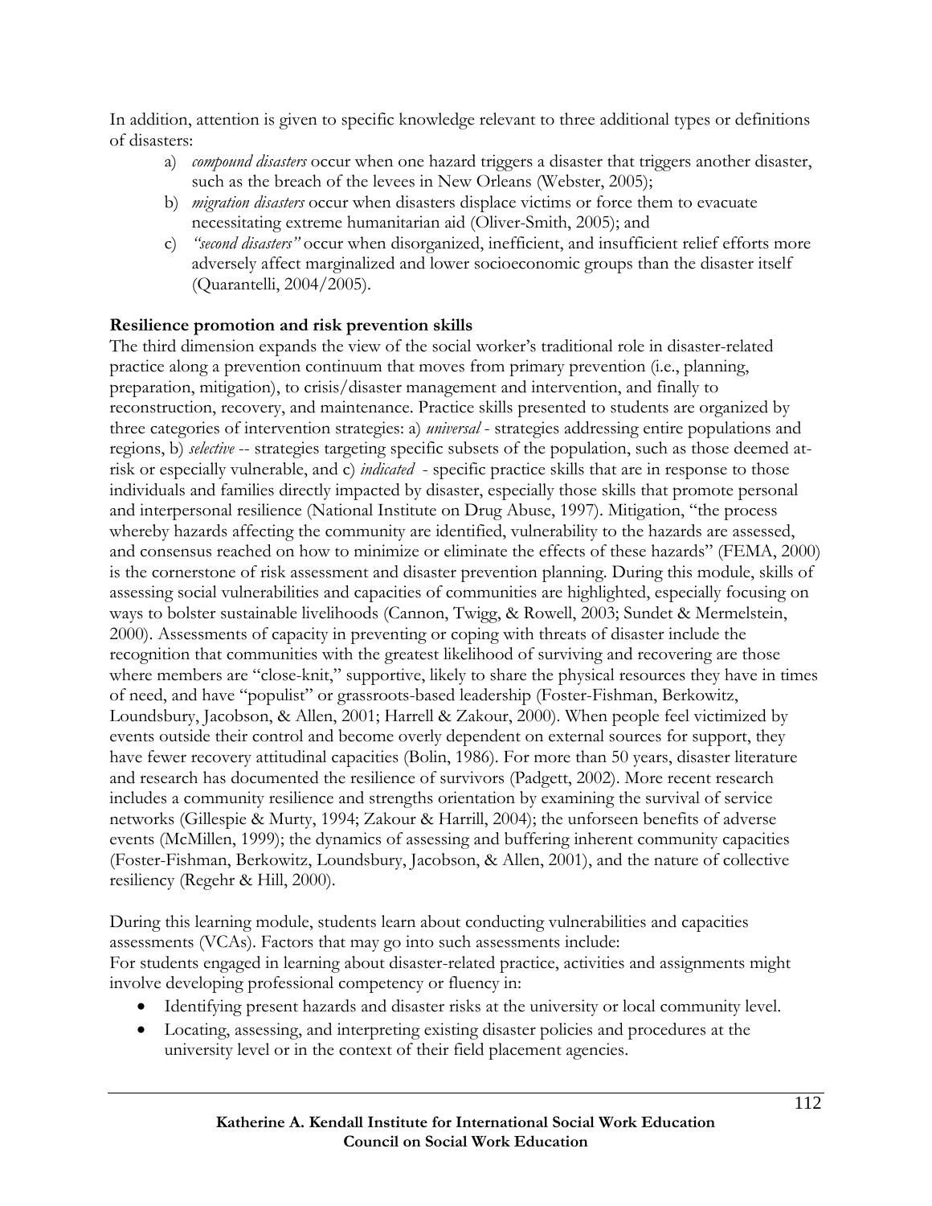In addition, attention is given to specific knowledge relevant to three additional types or definitions of disasters:

a) *compound disasters* occur when one hazard triggers a disaster that triggers another disaster, such as the breach of the levees in New Orleans (Webster, 2005);
b) *migration disasters* occur when disasters displace victims or force them to evacuate necessitating extreme humanitarian aid (Oliver-Smith, 2005); and
c) *"second disasters"* occur when disorganized, inefficient, and insufficient relief efforts more adversely affect marginalized and lower socioeconomic groups than the disaster itself (Quarantelli, 2004/2005).

**Resilience promotion and risk prevention skills**

The third dimension expands the view of the social worker's traditional role in disaster-related practice along a prevention continuum that moves from primary prevention (i.e., planning, preparation, mitigation), to crisis/disaster management and intervention, and finally to reconstruction, recovery, and maintenance. Practice skills presented to students are organized by three categories of intervention strategies: a) *universal* - strategies addressing entire populations and regions, b) *selective* -- strategies targeting specific subsets of the population, such as those deemed at-risk or especially vulnerable, and c) *indicated* - specific practice skills that are in response to those individuals and families directly impacted by disaster, especially those skills that promote personal and interpersonal resilience (National Institute on Drug Abuse, 1997). Mitigation, "the process whereby hazards affecting the community are identified, vulnerability to the hazards are assessed, and consensus reached on how to minimize or eliminate the effects of these hazards" (FEMA, 2000) is the cornerstone of risk assessment and disaster prevention planning. During this module, skills of assessing social vulnerabilities and capacities of communities are highlighted, especially focusing on ways to bolster sustainable livelihoods (Cannon, Twigg, & Rowell, 2003; Sundet & Mermelstein, 2000). Assessments of capacity in preventing or coping with threats of disaster include the recognition that communities with the greatest likelihood of surviving and recovering are those where members are "close-knit," supportive, likely to share the physical resources they have in times of need, and have "populist" or grassroots-based leadership (Foster-Fishman, Berkowitz, Loundsbury, Jacobson, & Allen, 2001; Harrell & Zakour, 2000). When people feel victimized by events outside their control and become overly dependent on external sources for support, they have fewer recovery attitudinal capacities (Bolin, 1986). For more than 50 years, disaster literature and research has documented the resilience of survivors (Padgett, 2002). More recent research includes a community resilience and strengths orientation by examining the survival of service networks (Gillespie & Murty, 1994; Zakour & Harrill, 2004); the unforseen benefits of adverse events (McMillen, 1999); the dynamics of assessing and buffering inherent community capacities (Foster-Fishman, Berkowitz, Loundsbury, Jacobson, & Allen, 2001), and the nature of collective resiliency (Regehr & Hill, 2000).

During this learning module, students learn about conducting vulnerabilities and capacities assessments (VCAs). Factors that may go into such assessments include:
For students engaged in learning about disaster-related practice, activities and assignments might involve developing professional competency or fluency in:

- Identifying present hazards and disaster risks at the university or local community level.
- Locating, assessing, and interpreting existing disaster policies and procedures at the university level or in the context of their field placement agencies.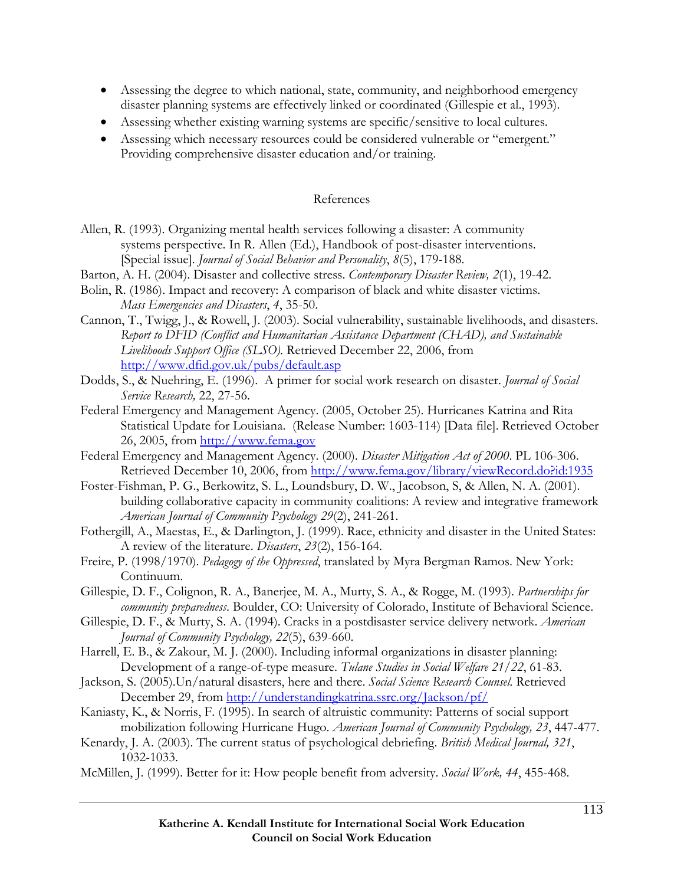- Assessing the degree to which national, state, community, and neighborhood emergency disaster planning systems are effectively linked or coordinated (Gillespie et al., 1993).
- Assessing whether existing warning systems are specific/sensitive to local cultures.
- Assessing which necessary resources could be considered vulnerable or "emergent." Providing comprehensive disaster education and/or training.

## References

Allen, R. (1993). Organizing mental health services following a disaster: A community systems perspective. In R. Allen (Ed.), Handbook of post-disaster interventions. [Special issue]. *Journal of Social Behavior and Personality*, *8*(5), 179-188.

Barton, A. H. (2004). Disaster and collective stress. *Contemporary Disaster Review, 2*(1), 19-42.

Bolin, R. (1986). Impact and recovery: A comparison of black and white disaster victims. *Mass Emergencies and Disasters*, *4*, 35-50.

Cannon, T., Twigg, J., & Rowell, J. (2003). Social vulnerability, sustainable livelihoods, and disasters. *Report to DFID (Conflict and Humanitarian Assistance Department (CHAD), and Sustainable Livelihoods Support Office (SLSO).* Retrieved December 22, 2006, from http://www.dfid.gov.uk/pubs/default.asp

Dodds, S., & Nuehring, E. (1996). A primer for social work research on disaster. *Journal of Social Service Research,* 22, 27-56.

Federal Emergency and Management Agency. (2005, October 25). Hurricanes Katrina and Rita Statistical Update for Louisiana. (Release Number: 1603-114) [Data file]. Retrieved October 26, 2005, from http://www.fema.gov

Federal Emergency and Management Agency. (2000). *Disaster Mitigation Act of 2000*. PL 106-306. Retrieved December 10, 2006, from http://www.fema.gov/library/viewRecord.do?id:1935

Foster-Fishman, P. G., Berkowitz, S. L., Loundsbury, D. W., Jacobson, S, & Allen, N. A. (2001). building collaborative capacity in community coalitions: A review and integrative framework *American Journal of Community Psychology 29*(2), 241-261.

Fothergill, A., Maestas, E., & Darlington, J. (1999). Race, ethnicity and disaster in the United States: A review of the literature. *Disasters*, *23*(2), 156-164.

Freire, P. (1998/1970). *Pedagogy of the Oppressed*, translated by Myra Bergman Ramos. New York: Continuum.

Gillespie, D. F., Colignon, R. A., Banerjee, M. A., Murty, S. A., & Rogge, M. (1993). *Partnerships for community preparedness*. Boulder, CO: University of Colorado, Institute of Behavioral Science.

Gillespie, D. F., & Murty, S. A. (1994). Cracks in a postdisaster service delivery network. *American Journal of Community Psychology, 22*(5), 639-660.

Harrell, E. B., & Zakour, M. J. (2000). Including informal organizations in disaster planning: Development of a range-of-type measure. *Tulane Studies in Social Welfare 21/22*, 61-83.

Jackson, S. (2005).Un/natural disasters, here and there. *Social Science Research Counsel.* Retrieved December 29, from http://understandingkatrina.ssrc.org/Jackson/pf/

Kaniasty, K., & Norris, F. (1995). In search of altruistic community: Patterns of social support mobilization following Hurricane Hugo. *American Journal of Community Psychology, 23*, 447-477.

Kenardy, J. A. (2003). The current status of psychological debriefing. *British Medical Journal, 321*, 1032-1033.

McMillen, J. (1999). Better for it: How people benefit from adversity. *Social Work, 44*, 455-468.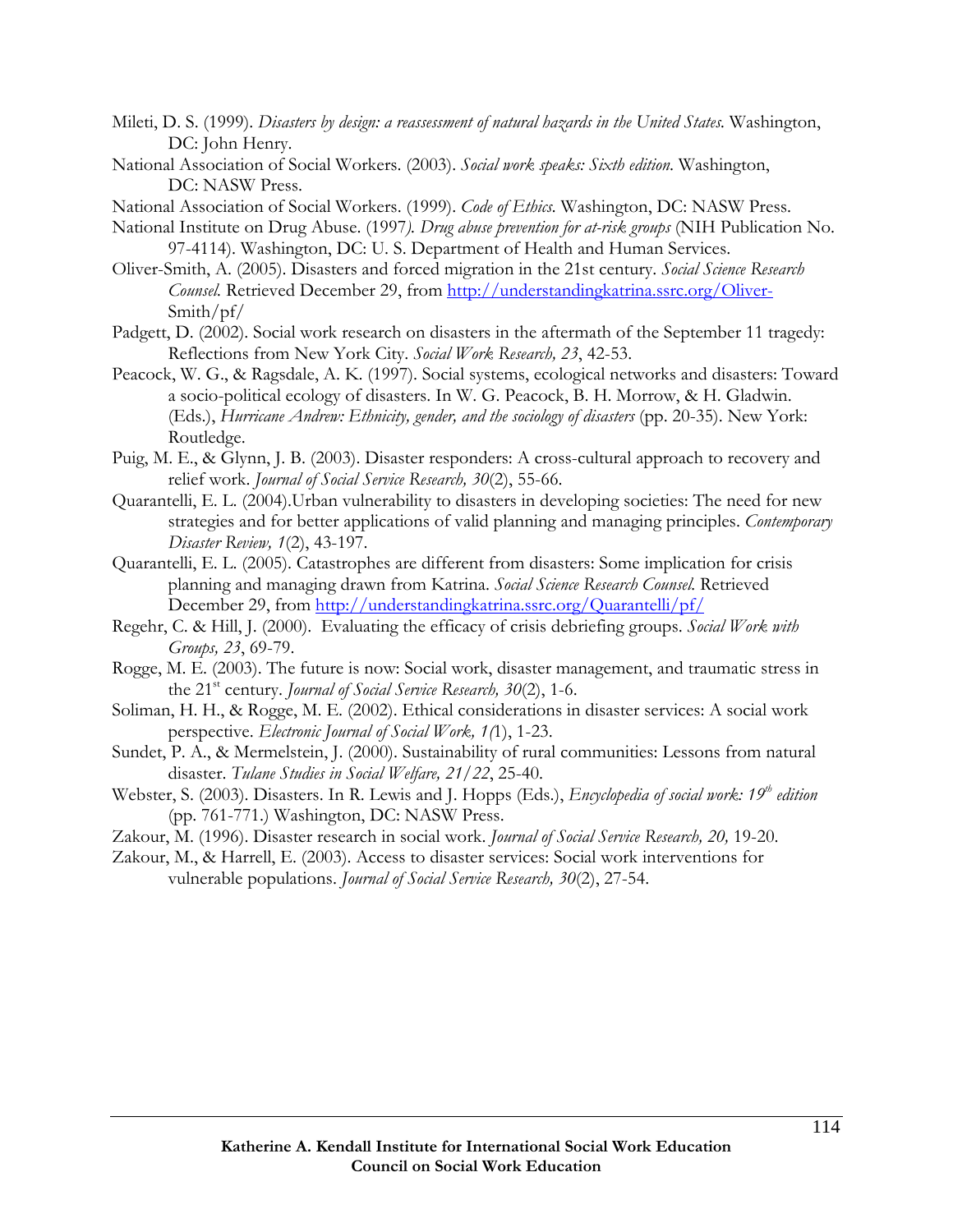Mileti, D. S. (1999). *Disasters by design: a reassessment of natural hazards in the United States.* Washington, DC: John Henry.

National Association of Social Workers. (2003). *Social work speaks: Sixth edition.* Washington, DC: NASW Press.

National Association of Social Workers. (1999). *Code of Ethics.* Washington, DC: NASW Press.

National Institute on Drug Abuse. (1997*). Drug abuse prevention for at-risk groups* (NIH Publication No. 97-4114). Washington, DC: U. S. Department of Health and Human Services.

Oliver-Smith, A. (2005). Disasters and forced migration in the 21st century. *Social Science Research Counsel.* Retrieved December 29, from http://understandingkatrina.ssrc.org/Oliver-Smith/pf/

Padgett, D. (2002). Social work research on disasters in the aftermath of the September 11 tragedy: Reflections from New York City. *Social Work Research, 23*, 42-53.

Peacock, W. G., & Ragsdale, A. K. (1997). Social systems, ecological networks and disasters: Toward a socio-political ecology of disasters. In W. G. Peacock, B. H. Morrow, & H. Gladwin. (Eds.), *Hurricane Andrew: Ethnicity, gender, and the sociology of disasters* (pp. 20-35). New York: Routledge.

Puig, M. E., & Glynn, J. B. (2003). Disaster responders: A cross-cultural approach to recovery and relief work. *Journal of Social Service Research, 30*(2), 55-66.

Quarantelli, E. L. (2004).Urban vulnerability to disasters in developing societies: The need for new strategies and for better applications of valid planning and managing principles. *Contemporary Disaster Review, 1*(2), 43-197.

Quarantelli, E. L. (2005). Catastrophes are different from disasters: Some implication for crisis planning and managing drawn from Katrina. *Social Science Research Counsel.* Retrieved December 29, from http://understandingkatrina.ssrc.org/Quarantelli/pf/

Regehr, C. & Hill, J. (2000). Evaluating the efficacy of crisis debriefing groups. *Social Work with Groups, 23*, 69-79.

Rogge, M. E. (2003). The future is now: Social work, disaster management, and traumatic stress in the 21st century. *Journal of Social Service Research, 30*(2), 1-6.

Soliman, H. H., & Rogge, M. E. (2002). Ethical considerations in disaster services: A social work perspective. *Electronic Journal of Social Work, 1(*1), 1-23.

Sundet, P. A., & Mermelstein, J. (2000). Sustainability of rural communities: Lessons from natural disaster. *Tulane Studies in Social Welfare, 21/22*, 25-40.

Webster, S. (2003). Disasters. In R. Lewis and J. Hopps (Eds.), *Encyclopedia of social work: 19th edition* (pp. 761-771.) Washington, DC: NASW Press.

Zakour, M. (1996). Disaster research in social work. *Journal of Social Service Research, 20,* 19-20.

Zakour, M., & Harrell, E. (2003). Access to disaster services: Social work interventions for vulnerable populations. *Journal of Social Service Research, 30*(2), 27-54.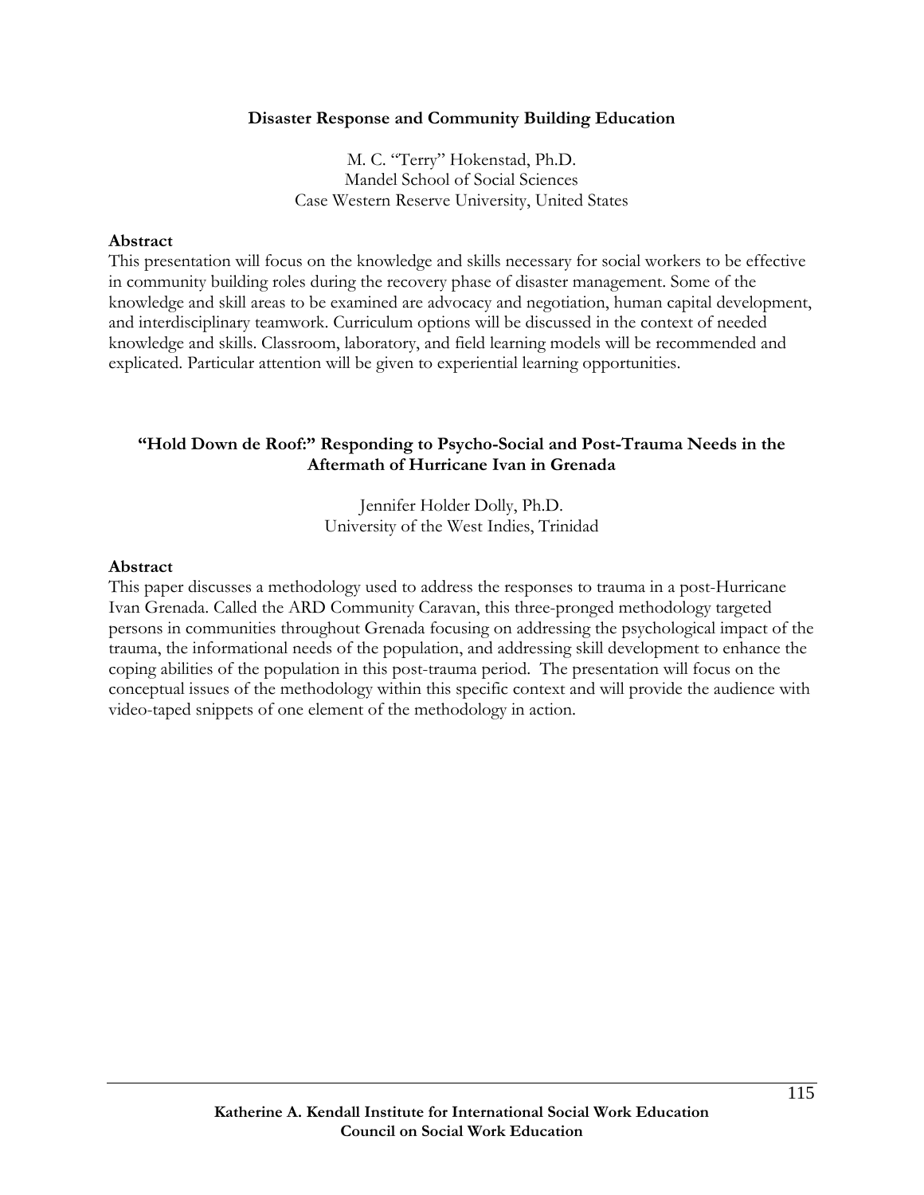## Disaster Response and Community Building Education

M. C. "Terry" Hokenstad, Ph.D.
Mandel School of Social Sciences
Case Western Reserve University, United States

**Abstract**

This presentation will focus on the knowledge and skills necessary for social workers to be effective in community building roles during the recovery phase of disaster management. Some of the knowledge and skill areas to be examined are advocacy and negotiation, human capital development, and interdisciplinary teamwork. Curriculum options will be discussed in the context of needed knowledge and skills. Classroom, laboratory, and field learning models will be recommended and explicated. Particular attention will be given to experiential learning opportunities.

## "Hold Down de Roof:" Responding to Psycho-Social and Post-Trauma Needs in the Aftermath of Hurricane Ivan in Grenada

Jennifer Holder Dolly, Ph.D.
University of the West Indies, Trinidad

**Abstract**

This paper discusses a methodology used to address the responses to trauma in a post-Hurricane Ivan Grenada. Called the ARD Community Caravan, this three-pronged methodology targeted persons in communities throughout Grenada focusing on addressing the psychological impact of the trauma, the informational needs of the population, and addressing skill development to enhance the coping abilities of the population in this post-trauma period. The presentation will focus on the conceptual issues of the methodology within this specific context and will provide the audience with video-taped snippets of one element of the methodology in action.